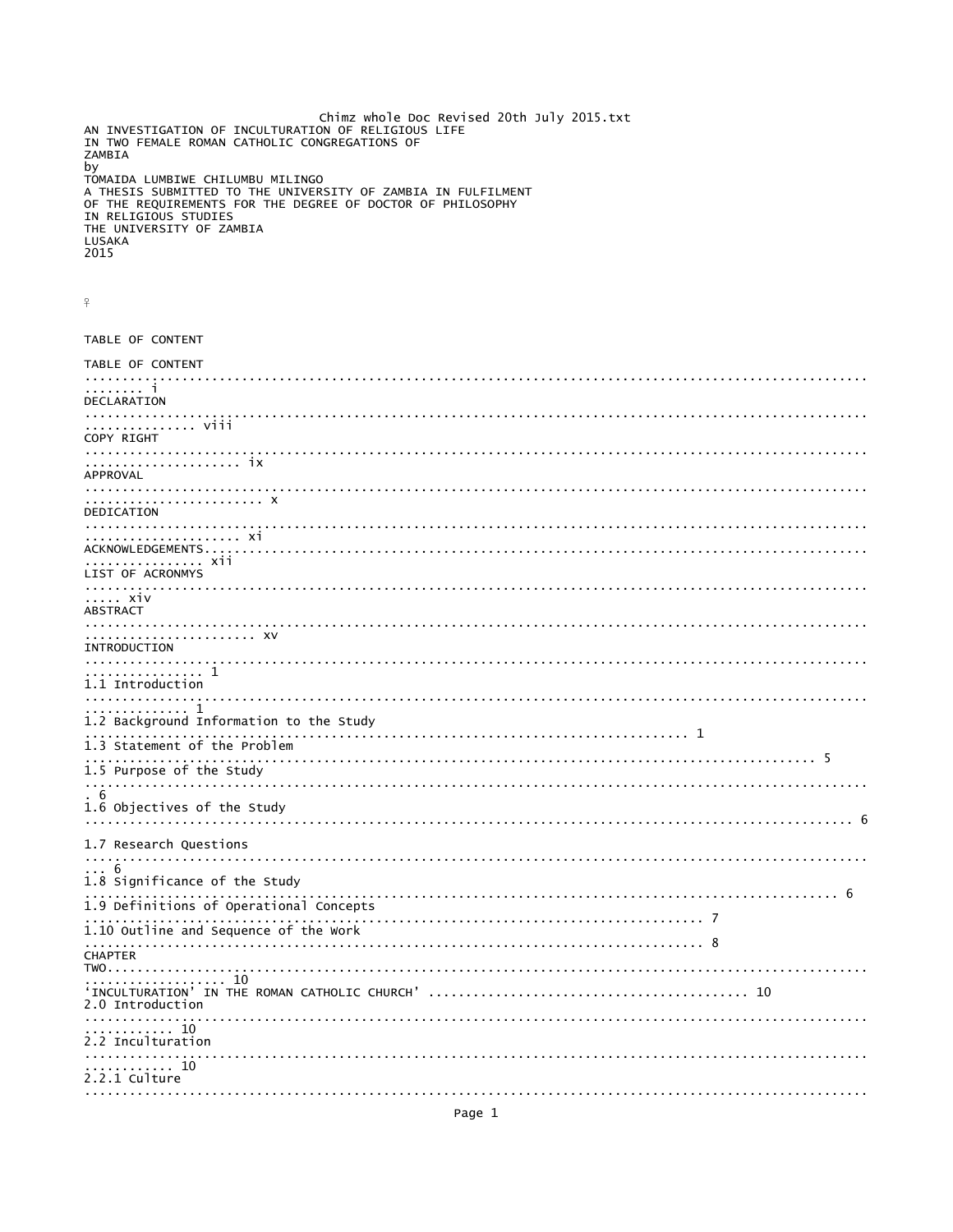AN INVESTIGATION OF INCULTURATION OF RELIGIOUS LIFE
IN TWO FEMALE ROMAN CATHOLIC CONGREGATIONS OF
ZAMBIA

by

TOMAIDA LUMBIWE CHILUMBU MILINGO

A THESIS SUBMITTED TO THE UNIVERSITY OF ZAMBIA IN FULFILMENT
OF THE REQUIREMENTS FOR THE DEGREE OF DOCTOR OF PHILOSOPHY
IN RELIGIOUS STUDIES

THE UNIVERSITY OF ZAMBIA
LUSAKA
2015

## TABLE OF CONTENT

| | |
|---|---|
| TABLE OF CONTENT | i |
| DECLARATION | viii |
| COPY RIGHT | ix |
| APPROVAL | x |
| DEDICATION | xi |
| ACKNOWLEDGEMENTS | xii |
| LIST OF ACRONMYS | xiv |
| ABSTRACT | xv |
| INTRODUCTION | 1 |
| 1.1 Introduction | 1 |
| 1.2 Background Information to the Study | 1 |
| 1.3 Statement of the Problem | 5 |
| 1.5 Purpose of the Study | 6 |
| 1.6 Objectives of the Study | 6 |
| 1.7 Research Questions | 6 |
| 1.8 Significance of the Study | 6 |
| 1.9 Definitions of Operational Concepts | 7 |
| 1.10 Outline and Sequence of the Work | 8 |
| CHAPTER TWO | 10 |
| 'INCULTURATION' IN THE ROMAN CATHOLIC CHURCH' | 10 |
| 2.0 Introduction | 10 |
| 2.2 Inculturation | 10 |
| 2.2.1 Culture | |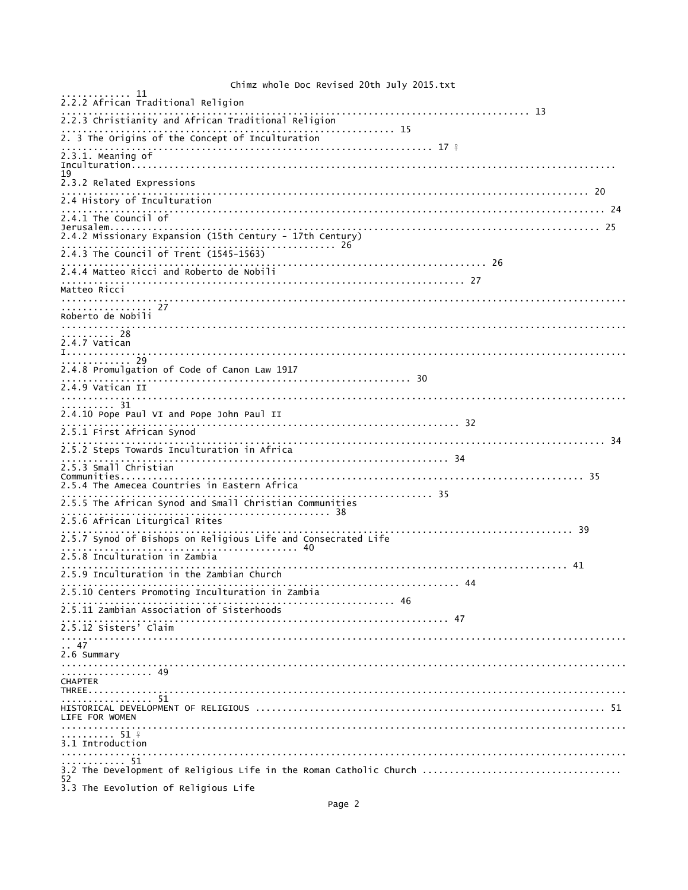............. 11
2.2.2 African Traditional Religion ............................................................................................ 13
2.2.3 Christianity and African Traditional Religion ............................................................... 15
2. 3 The Origins of the Concept of Inculturation ................................................................. 17 ♀
2.3.1. Meaning of Inculturation.................................................................................................. 19
2.3.2 Related Expressions ........................................................................................................ 20
2.4 History of Inculturation ...................................................................................................... 24
2.4.1 The Council of Jerusalem................................................................................................. 25
2.4.2 Missionary Expansion (15th Century - 17th Century) .................................................. 26
2.4.3 The Council of Trent (1545-1563) ................................................................................ 26
2.4.4 Matteo Ricci and Roberto de Nobili .............................................................................. 27
Matteo Ricci .......................................................................................................................... 27
Roberto de Nobili .................................................................................................................. 28
2.4.7 Vatican I............................................................................................................................. 29
2.4.8 Promulgation of Code of Canon Law 1917 ................................................................ 30
2.4.9 Vatican II ............................................................................................................................ 31
2.4.10 Pope Paul VI and Pope John Paul II ........................................................................... 32
2.5.1 First African Synod ........................................................................................................... 34
2.5.2 Steps Towards Inculturation in Africa .......................................................................... 34
2.5.3 Small Christian Communities.......................................................................................... 35
2.5.4 The Amecea Countries in Eastern Africa .................................................................... 35
2.5.5 The African Synod and Small Christian Communities ................................................. 38
2.5.6 African Liturgical Rites .................................................................................................... 39
2.5.7 Synod of Bishops on Religious Life and Consecrated Life ........................................ 40
2.5.8 Inculturation in Zambia .................................................................................................. 41
2.5.9 Inculturation in the Zambian Church ............................................................................ 44
2.5.10 Centers Promoting Inculturation in Zambia .............................................................. 46
2.5.11 Zambian Association of Sisterhoods .......................................................................... 47
2.5.12 Sisters' Claim ................................................................................................................. 47
2.6 Summary ................................................................................................................................. 49
CHAPTER THREE.......................................................................................................................... 51
HISTORICAL DEVELOPMENT OF RELIGIOUS LIFE FOR WOMEN .................................................. 51 ♀
3.1 Introduction ............................................................................................................................ 51
3.2 The Development of Religious Life in the Roman Catholic Church .................................... 52
3.3 The Eevolution of Religious Life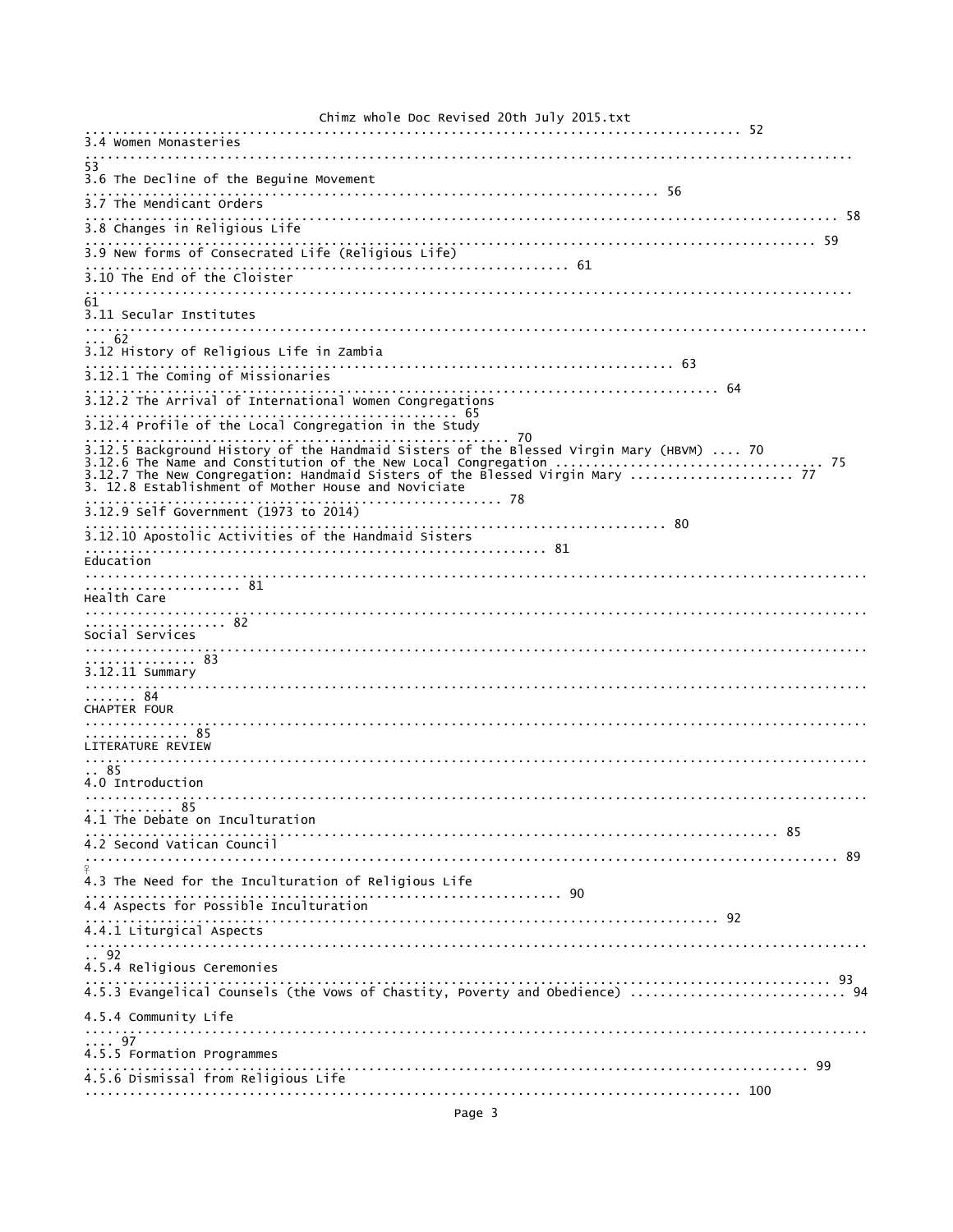.......... 52

3.4 Women Monasteries .......... 53

3.6 The Decline of the Beguine Movement .......... 56

3.7 The Mendicant Orders .......... 58

3.8 Changes in Religious Life .......... 59

3.9 New forms of Consecrated Life (Religious Life) .......... 61

3.10 The End of the Cloister .......... 61

3.11 Secular Institutes .......... 62

3.12 History of Religious Life in Zambia .......... 63

3.12.1 The Coming of Missionaries .......... 64

3.12.2 The Arrival of International Women Congregations .......... 65

3.12.4 Profile of the Local Congregation in the Study .......... 70

3.12.5 Background History of the Handmaid Sisters of the Blessed Virgin Mary (HBVM) .... 70

3.12.6 The Name and Constitution of the New Local Congregation .......... 75

3.12.7 The New Congregation: Handmaid Sisters of the Blessed Virgin Mary .......... 77

3. 12.8 Establishment of Mother House and Noviciate .......... 78

3.12.9 Self Government (1973 to 2014) .......... 80

3.12.10 Apostolic Activities of the Handmaid Sisters .......... 81

Education .......... 81

Health Care .......... 82

Social Services .......... 83

3.12.11 Summary .......... 84

CHAPTER FOUR .......... 85

LITERATURE REVIEW .......... 85

4.0 Introduction .......... 85

4.1 The Debate on Inculturation .......... 85

4.2 Second Vatican Council .......... 89

4.3 The Need for the Inculturation of Religious Life .......... 90

4.4 Aspects for Possible Inculturation .......... 92

4.4.1 Liturgical Aspects .......... 92

4.5.4 Religious Ceremonies .......... 93

4.5.3 Evangelical Counsels (the Vows of Chastity, Poverty and Obedience) .......... 94

4.5.4 Community Life .......... 97

4.5.5 Formation Programmes .......... 99

4.5.6 Dismissal from Religious Life .......... 100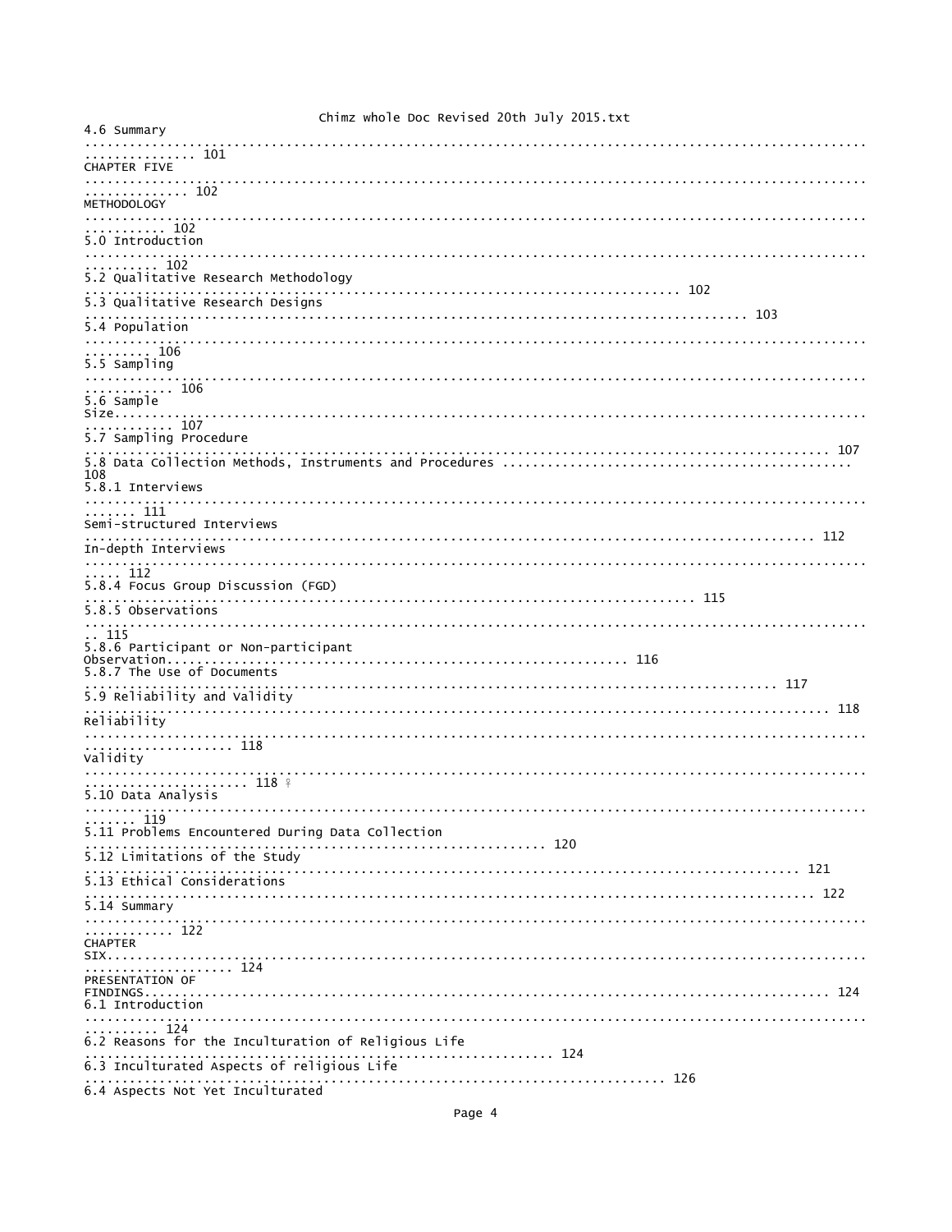4.6 Summary .......... 101

CHAPTER FIVE .......... 102

METHODOLOGY .......... 102

5.0 Introduction .......... 102

5.2 Qualitative Research Methodology .......... 102

5.3 Qualitative Research Designs .......... 103

5.4 Population .......... 106

5.5 Sampling .......... 106

5.6 Sample Size .......... 107

5.7 Sampling Procedure .......... 107

5.8 Data Collection Methods, Instruments and Procedures .......... 108

5.8.1 Interviews .......... 111

Semi-structured Interviews .......... 112

In-depth Interviews .......... 112

5.8.4 Focus Group Discussion (FGD) .......... 115

5.8.5 Observations .......... 115

5.8.6 Participant or Non-participant Observation .......... 116

5.8.7 The Use of Documents .......... 117

5.9 Reliability and Validity .......... 118

Reliability .......... 118

Validity .......... 118 ♀

5.10 Data Analysis .......... 119

5.11 Problems Encountered During Data Collection .......... 120

5.12 Limitations of the Study .......... 121

5.13 Ethical Considerations .......... 122

5.14 Summary .......... 122

CHAPTER SIX .......... 124

PRESENTATION OF FINDINGS .......... 124

6.1 Introduction .......... 124

6.2 Reasons for the Inculturation of Religious Life .......... 124

6.3 Inculturated Aspects of religious Life .......... 126

6.4 Aspects Not Yet Inculturated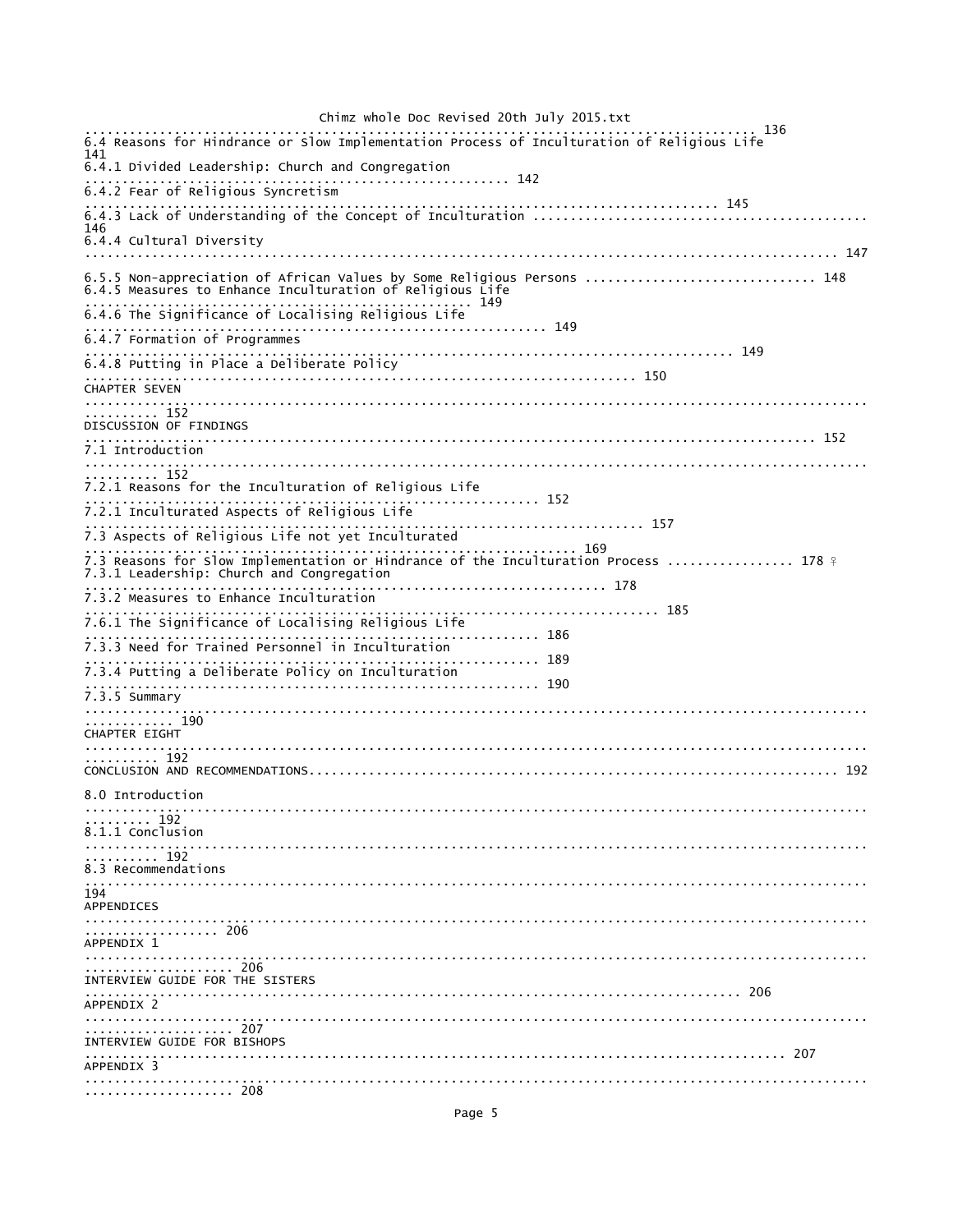..................................................................................................... 136

6.4 Reasons for Hindrance or Slow Implementation Process of Inculturation of Religious Life 141

6.4.1 Divided Leadership: Church and Congregation ........................................................ 142

6.4.2 Fear of Religious Syncretism ................................................................................ 145

6.4.3 Lack of Understanding of the Concept of Inculturation ........................................ 146

6.4.4 Cultural Diversity ................................................................................................. 147

6.5.5 Non-appreciation of African Values by Some Religious Persons .............................. 148

6.4.5 Measures to Enhance Inculturation of Religious Life ................................................ 149

6.4.6 The Significance of Localising Religious Life ........................................................ 149

6.4.7 Formation of Programmes ..................................................................................... 149

6.4.8 Putting in Place a Deliberate Policy ...................................................................... 150

CHAPTER SEVEN ............................................................................................................ 152

DISCUSSION OF FINDINGS ............................................................................................ 152

7.1 Introduction ............................................................................................................. 152

7.2.1 Reasons for the Inculturation of Religious Life ........................................................ 152

7.2.1 Inculturated Aspects of Religious Life .................................................................. 157

7.3 Aspects of Religious Life not yet Inculturated ........................................................ 169

7.3 Reasons for Slow Implementation or Hindrance of the Inculturation Process ................. 178 ♀

7.3.1 Leadership: Church and Congregation .................................................................. 178

7.3.2 Measures to Enhance Inculturation ...................................................................... 185

7.6.1 The Significance of Localising Religious Life ........................................................ 186

7.3.3 Need for Trained Personnel in Inculturation .......................................................... 189

7.3.4 Putting a Deliberate Policy on Inculturation .......................................................... 190

7.3.5 Summary ............................................................................................................ 190

CHAPTER EIGHT ............................................................................................................ 192

CONCLUSION AND RECOMMENDATIONS........................................................................ 192

8.0 Introduction ............................................................................................................. 192

8.1.1 Conclusion .......................................................................................................... 192

8.3 Recommendations ................................................................................................... 194

APPENDICES .................................................................................................................. 206

APPENDIX 1 .................................................................................................................. 206

INTERVIEW GUIDE FOR THE SISTERS ............................................................................ 206

APPENDIX 2 .................................................................................................................. 207

INTERVIEW GUIDE FOR BISHOPS .................................................................................. 207

APPENDIX 3 .................................................................................................................. 208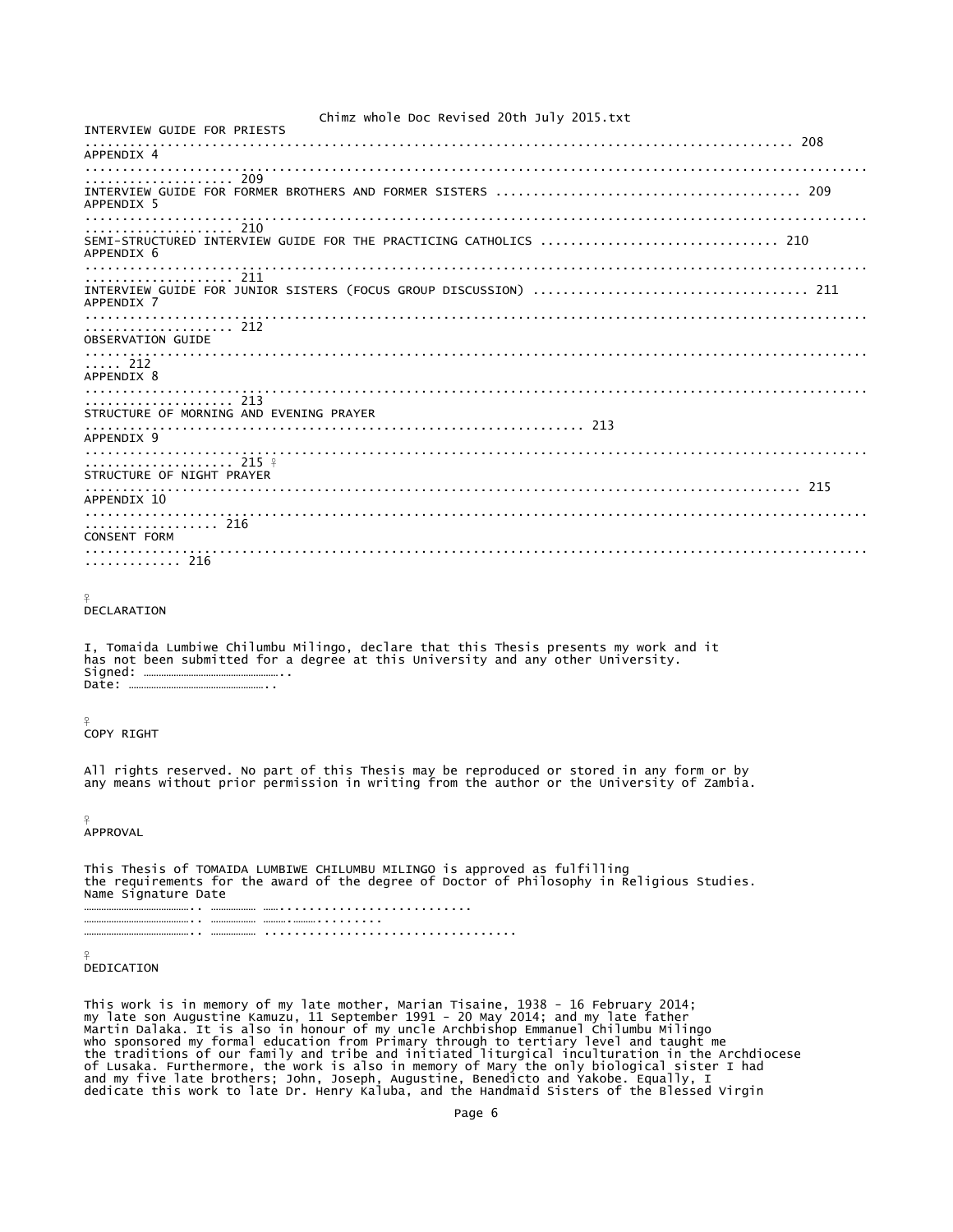INTERVIEW GUIDE FOR PRIESTS ........................................................................................... 208

APPENDIX 4 ........................................................................................................ 209

INTERVIEW GUIDE FOR FORMER BROTHERS AND FORMER SISTERS ........................................ 209

APPENDIX 5 ........................................................................................................ 210

SEMI-STRUCTURED INTERVIEW GUIDE FOR THE PRACTICING CATHOLICS .............................. 210

APPENDIX 6 ........................................................................................................ 211

INTERVIEW GUIDE FOR JUNIOR SISTERS (FOCUS GROUP DISCUSSION) .................................... 211

APPENDIX 7 ........................................................................................................ 212

OBSERVATION GUIDE ........................................................................................................ 212

APPENDIX 8 ........................................................................................................ 213

STRUCTURE OF MORNING AND EVENING PRAYER ........................................................................ 213

APPENDIX 9 ........................................................................................................ 215

STRUCTURE OF NIGHT PRAYER ........................................................................................... 215

APPENDIX 10 ........................................................................................................ 216

CONSENT FORM ........................................................................................................ 216

## DECLARATION

I, Tomaida Lumbiwe Chilumbu Milingo, declare that this Thesis presents my work and it has not been submitted for a degree at this University and any other University.

Signed: ………………………………………..

Date: ………………………………………..

## COPY RIGHT

All rights reserved. No part of this Thesis may be reproduced or stored in any form or by any means without prior permission in writing from the author or the University of Zambia.

## APPROVAL

This Thesis of TOMAIDA LUMBIWE CHILUMBU MILINGO is approved as fulfilling the requirements for the award of the degree of Doctor of Philosophy in Religious Studies.

Name Signature Date

……………………………….. ……………… ……..........................

……………………………….. ……………… ………..……….........

……………………………….. ……………… .................................

## DEDICATION

This work is in memory of my late mother, Marian Tisaine, 1938 - 16 February 2014; my late son Augustine Kamuzu, 11 September 1991 - 20 May 2014; and my late father Martin Dalaka. It is also in honour of my uncle Archbishop Emmanuel Chilumbu Milingo who sponsored my formal education from Primary through to tertiary level and taught me the traditions of our family and tribe and initiated liturgical inculturation in the Archdiocese of Lusaka. Furthermore, the work is also in memory of Mary the only biological sister I had and my five late brothers; John, Joseph, Augustine, Benedicto and Yakobe. Equally, I dedicate this work to late Dr. Henry Kaluba, and the Handmaid Sisters of the Blessed Virgin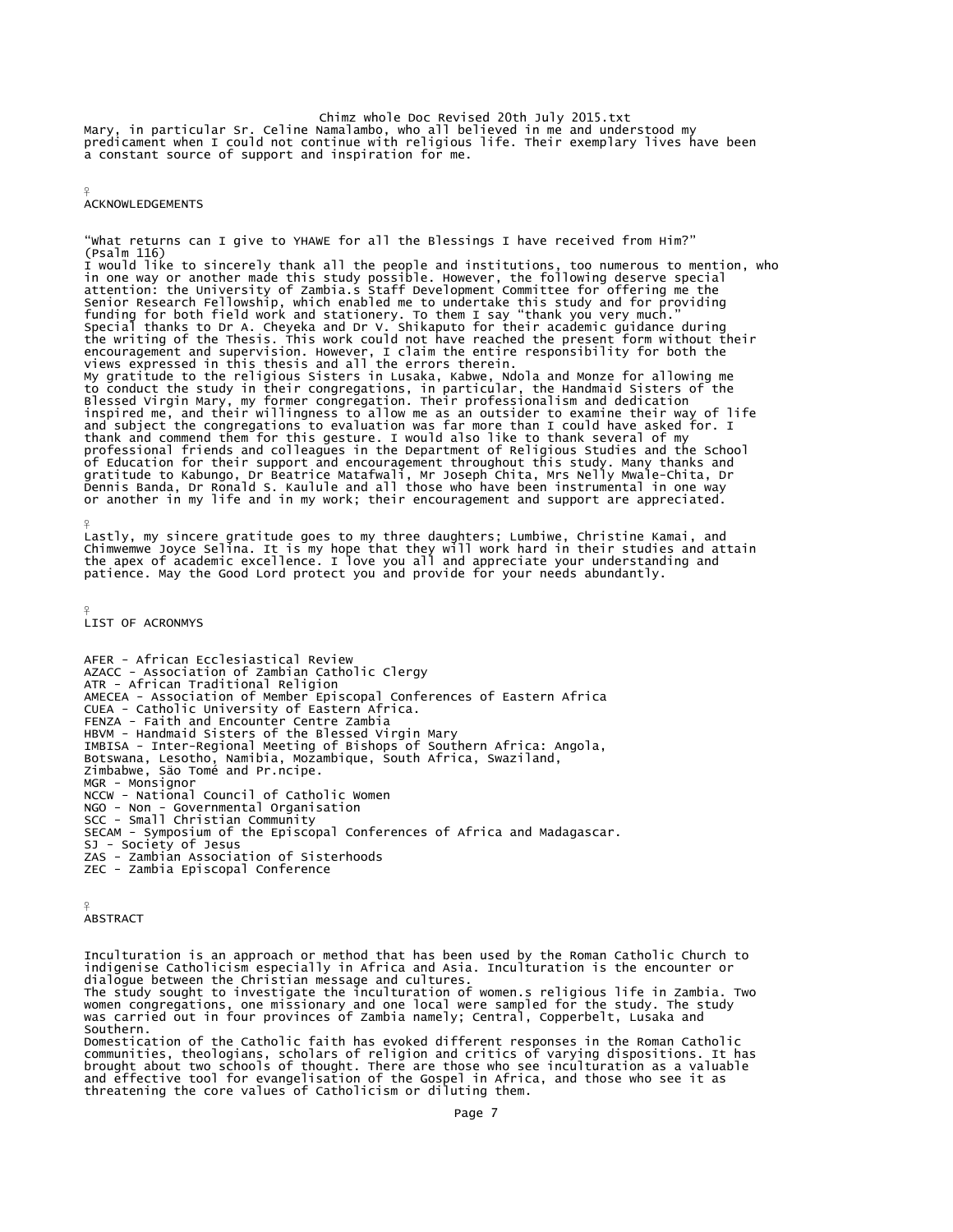Mary, in particular Sr. Celine Namalambo, who all believed in me and understood my predicament when I could not continue with religious life. Their exemplary lives have been a constant source of support and inspiration for me.

## ACKNOWLEDGEMENTS

"What returns can I give to YHAWE for all the Blessings I have received from Him?" (Psalm 116)

I would like to sincerely thank all the people and institutions, too numerous to mention, who in one way or another made this study possible. However, the following deserve special attention: the University of Zambia.s Staff Development Committee for offering me the Senior Research Fellowship, which enabled me to undertake this study and for providing funding for both field work and stationery. To them I say "thank you very much."

Special thanks to Dr A. Cheyeka and Dr V. Shikaputo for their academic guidance during the writing of the Thesis. This work could not have reached the present form without their encouragement and supervision. However, I claim the entire responsibility for both the views expressed in this thesis and all the errors therein.

My gratitude to the religious Sisters in Lusaka, Kabwe, Ndola and Monze for allowing me to conduct the study in their congregations, in particular, the Handmaid Sisters of the Blessed Virgin Mary, my former congregation. Their professionalism and dedication inspired me, and their willingness to allow me as an outsider to examine their way of life and subject the congregations to evaluation was far more than I could have asked for. I thank and commend them for this gesture. I would also like to thank several of my professional friends and colleagues in the Department of Religious Studies and the School of Education for their support and encouragement throughout this study. Many thanks and gratitude to Kabungo, Dr Beatrice Matafwali, Mr Joseph Chita, Mrs Nelly Mwale-Chita, Dr Dennis Banda, Dr Ronald S. Kaulule and all those who have been instrumental in one way or another in my life and in my work; their encouragement and support are appreciated.

Lastly, my sincere gratitude goes to my three daughters; Lumbiwe, Christine Kamai, and Chimwemwe Joyce Selina. It is my hope that they will work hard in their studies and attain the apex of academic excellence. I love you all and appreciate your understanding and patience. May the Good Lord protect you and provide for your needs abundantly.

## LIST OF ACRONMYS

AFER - African Ecclesiastical Review
AZACC - Association of Zambian Catholic Clergy
ATR - African Traditional Religion
AMECEA - Association of Member Episcopal Conferences of Eastern Africa
CUEA - Catholic University of Eastern Africa.
FENZA - Faith and Encounter Centre Zambia
HBVM - Handmaid Sisters of the Blessed Virgin Mary
IMBISA - Inter-Regional Meeting of Bishops of Southern Africa: Angola, Botswana, Lesotho, Namibia, Mozambique, South Africa, Swaziland, Zimbabwe, São Tomé and Pr.ncipe.
MGR - Monsignor
NCCW - National Council of Catholic Women
NGO - Non - Governmental Organisation
SCC - Small Christian Community
SECAM - Symposium of the Episcopal Conferences of Africa and Madagascar.
SJ - Society of Jesus
ZAS - Zambian Association of Sisterhoods
ZEC - Zambia Episcopal Conference

## ABSTRACT

Inculturation is an approach or method that has been used by the Roman Catholic Church to indigenise Catholicism especially in Africa and Asia. Inculturation is the encounter or dialogue between the Christian message and cultures.

The study sought to investigate the inculturation of women.s religious life in Zambia. Two women congregations, one missionary and one local were sampled for the study. The study was carried out in four provinces of Zambia namely; Central, Copperbelt, Lusaka and Southern.

Domestication of the Catholic faith has evoked different responses in the Roman Catholic communities, theologians, scholars of religion and critics of varying dispositions. It has brought about two schools of thought. There are those who see inculturation as a valuable and effective tool for evangelisation of the Gospel in Africa, and those who see it as threatening the core values of Catholicism or diluting them.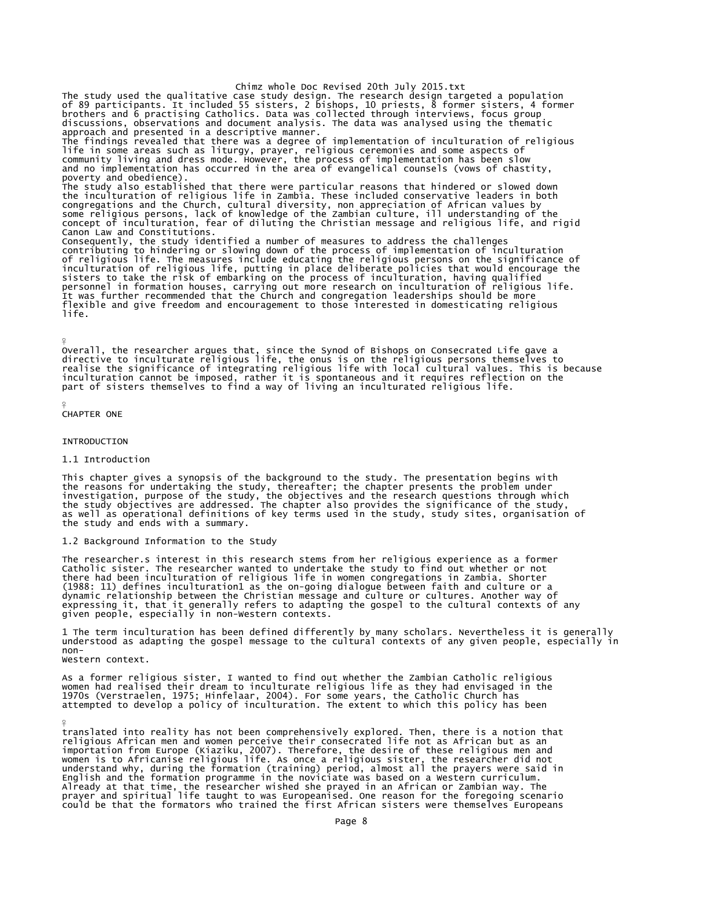The study used the qualitative case study design. The research design targeted a population of 89 participants. It included 55 sisters, 2 bishops, 10 priests, 8 former sisters, 4 former brothers and 6 practising Catholics. Data was collected through interviews, focus group discussions, observations and document analysis. The data was analysed using the thematic approach and presented in a descriptive manner.

The findings revealed that there was a degree of implementation of inculturation of religious life in some areas such as liturgy, prayer, religious ceremonies and some aspects of community living and dress mode. However, the process of implementation has been slow and no implementation has occurred in the area of evangelical counsels (vows of chastity, poverty and obedience).

The study also established that there were particular reasons that hindered or slowed down the inculturation of religious life in Zambia. These included conservative leaders in both congregations and the Church, cultural diversity, non appreciation of African values by some religious persons, lack of knowledge of the Zambian culture, ill understanding of the concept of inculturation, fear of diluting the Christian message and religious life, and rigid Canon Law and Constitutions.

Consequently, the study identified a number of measures to address the challenges contributing to hindering or slowing down of the process of implementation of inculturation of religious life. The measures include educating the religious persons on the significance of inculturation of religious life, putting in place deliberate policies that would encourage the sisters to take the risk of embarking on the process of inculturation, having qualified personnel in formation houses, carrying out more research on inculturation of religious life. It was further recommended that the Church and congregation leaderships should be more flexible and give freedom and encouragement to those interested in domesticating religious life.

Overall, the researcher argues that, since the Synod of Bishops on Consecrated Life gave a directive to inculturate religious life, the onus is on the religious persons themselves to realise the significance of integrating religious life with local cultural values. This is because inculturation cannot be imposed, rather it is spontaneous and it requires reflection on the part of sisters themselves to find a way of living an inculturated religious life.

# CHAPTER ONE

## INTRODUCTION

### 1.1 Introduction

This chapter gives a synopsis of the background to the study. The presentation begins with the reasons for undertaking the study, thereafter; the chapter presents the problem under investigation, purpose of the study, the objectives and the research questions through which the study objectives are addressed. The chapter also provides the significance of the study, as well as operational definitions of key terms used in the study, study sites, organisation of the study and ends with a summary.

### 1.2 Background Information to the Study

The researcher.s interest in this research stems from her religious experience as a former Catholic sister. The researcher wanted to undertake the study to find out whether or not there had been inculturation of religious life in women congregations in Zambia. Shorter (1988: 11) defines inculturation[1] as the on-going dialogue between faith and culture or a dynamic relationship between the Christian message and culture or cultures. Another way of expressing it, that it generally refers to adapting the gospel to the cultural contexts of any given people, especially in non-Western contexts.

[1] The term inculturation has been defined differently by many scholars. Nevertheless it is generally understood as adapting the gospel message to the cultural contexts of any given people, especially in non-Western context.

As a former religious sister, I wanted to find out whether the Zambian Catholic religious women had realised their dream to inculturate religious life as they had envisaged in the 1970s (Verstraelen, 1975; Hinfelaar, 2004). For some years, the Catholic Church has attempted to develop a policy of inculturation. The extent to which this policy has been

translated into reality has not been comprehensively explored. Then, there is a notion that religious African men and women perceive their consecrated life not as African but as an importation from Europe (Kiaziku, 2007). Therefore, the desire of these religious men and women is to Africanise religious life. As once a religious sister, the researcher did not understand why, during the formation (training) period, almost all the prayers were said in English and the formation programme in the noviciate was based on a Western curriculum. Already at that time, the researcher wished she prayed in an African or Zambian way. The prayer and spiritual life taught to was Europeanised. One reason for the foregoing scenario could be that the formators who trained the first African sisters were themselves Europeans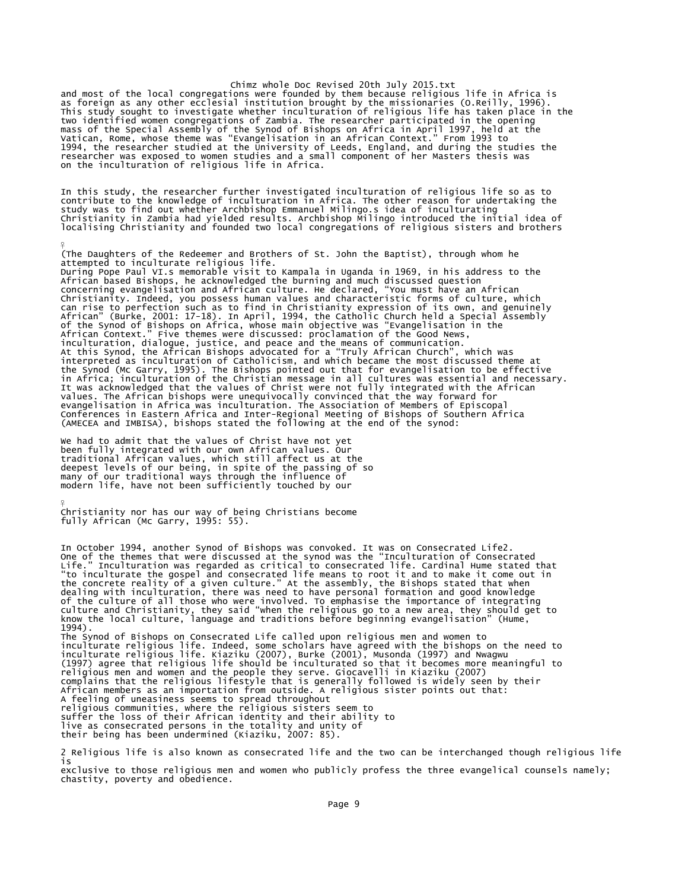and most of the local congregations were founded by them because religious life in Africa is as foreign as any other ecclesial institution brought by the missionaries (O.Reilly, 1996). This study sought to investigate whether inculturation of religious life has taken place in the two identified women congregations of Zambia. The researcher participated in the opening mass of the Special Assembly of the Synod of Bishops on Africa in April 1997, held at the Vatican, Rome, whose theme was "Evangelisation in an African Context." From 1993 to 1994, the researcher studied at the University of Leeds, England, and during the studies the researcher was exposed to women studies and a small component of her Masters thesis was on the inculturation of religious life in Africa.

In this study, the researcher further investigated inculturation of religious life so as to contribute to the knowledge of inculturation in Africa. The other reason for undertaking the study was to find out whether Archbishop Emmanuel Milingo.s idea of inculturating Christianity in Zambia had yielded results. Archbishop Milingo introduced the initial idea of localising Christianity and founded two local congregations of religious sisters and brothers (The Daughters of the Redeemer and Brothers of St. John the Baptist), through whom he attempted to inculturate religious life.

During Pope Paul VI.s memorable visit to Kampala in Uganda in 1969, in his address to the African based Bishops, he acknowledged the burning and much discussed question concerning evangelisation and African culture. He declared, "You must have an African Christianity. Indeed, you possess human values and characteristic forms of culture, which can rise to perfection such as to find in Christianity expression of its own, and genuinely African" (Burke, 2001: 17-18). In April, 1994, the Catholic Church held a Special Assembly of the Synod of Bishops on Africa, whose main objective was "Evangelisation in the African Context." Five themes were discussed: proclamation of the Good News, inculturation, dialogue, justice, and peace and the means of communication.

At this Synod, the African Bishops advocated for a "Truly African Church", which was interpreted as inculturation of Catholicism, and which became the most discussed theme at the Synod (Mc Garry, 1995). The Bishops pointed out that for evangelisation to be effective in Africa; inculturation of the Christian message in all cultures was essential and necessary. It was acknowledged that the values of Christ were not fully integrated with the African values. The African bishops were unequivocally convinced that the way forward for evangelisation in Africa was inculturation. The Association of Members of Episcopal Conferences in Eastern Africa and Inter-Regional Meeting of Bishops of Southern Africa (AMECEA and IMBISA), bishops stated the following at the end of the synod:

> We had to admit that the values of Christ have not yet been fully integrated with our own African values. Our traditional African values, which still affect us at the deepest levels of our being, in spite of the passing of so many of our traditional ways through the influence of modern life, have not been sufficiently touched by our Christianity nor has our way of being Christians become fully African (Mc Garry, 1995: 55).

In October 1994, another Synod of Bishops was convoked. It was on Consecrated Life[2]. One of the themes that were discussed at the synod was the "Inculturation of Consecrated Life." Inculturation was regarded as critical to consecrated life. Cardinal Hume stated that "to inculturate the gospel and consecrated life means to root it and to make it come out in the concrete reality of a given culture." At the assembly, the Bishops stated that when dealing with inculturation, there was need to have personal formation and good knowledge of the culture of all those who were involved. To emphasise the importance of integrating culture and Christianity, they said "when the religious go to a new area, they should get to know the local culture, language and traditions before beginning evangelisation" (Hume, 1994).

The Synod of Bishops on Consecrated Life called upon religious men and women to inculturate religious life. Indeed, some scholars have agreed with the bishops on the need to inculturate religious life. Kiaziku (2007), Burke (2001), Musonda (1997) and Nwagwu (1997) agree that religious life should be inculturated so that it becomes more meaningful to religious men and women and the people they serve. Giocavelli in Kiaziku (2007) complains that the religious lifestyle that is generally followed is widely seen by their African members as an importation from outside. A religious sister points out that:

> A feeling of uneasiness seems to spread throughout religious communities, where the religious sisters seem to suffer the loss of their African identity and their ability to live as consecrated persons in the totality and unity of their being has been undermined (Kiaziku, 2007: 85).

[2] Religious life is also known as consecrated life and the two can be interchanged though religious life is exclusive to those religious men and women who publicly profess the three evangelical counsels namely; chastity, poverty and obedience.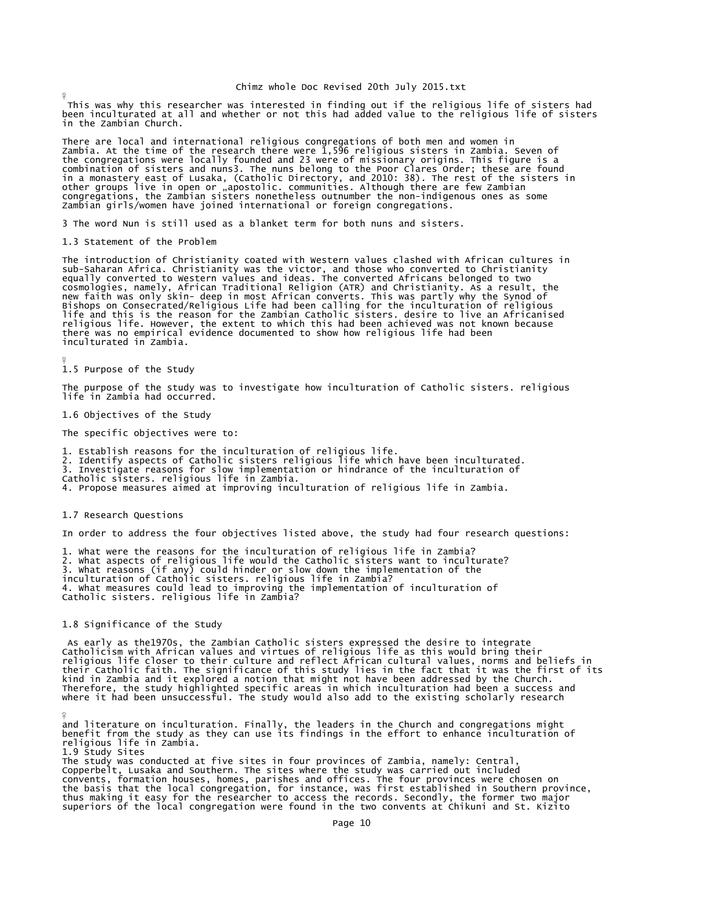This was why this researcher was interested in finding out if the religious life of sisters had been inculturated at all and whether or not this had added value to the religious life of sisters in the Zambian Church.

There are local and international religious congregations of both men and women in Zambia. At the time of the research there were 1,596 religious sisters in Zambia. Seven of the congregations were locally founded and 23 were of missionary origins. This figure is a combination of sisters and nuns3. The nuns belong to the Poor Clares Order; these are found in a monastery east of Lusaka, (Catholic Directory, and 2010: 38). The rest of the sisters in other groups live in open or „apostolic. communities. Although there are few Zambian congregations, the Zambian sisters nonetheless outnumber the non-indigenous ones as some Zambian girls/women have joined international or foreign congregations.

3 The word Nun is still used as a blanket term for both nuns and sisters.

## 1.3 Statement of the Problem

The introduction of Christianity coated with Western values clashed with African cultures in sub-Saharan Africa. Christianity was the victor, and those who converted to Christianity equally converted to Western values and ideas. The converted Africans belonged to two cosmologies, namely, African Traditional Religion (ATR) and Christianity. As a result, the new faith was only skin- deep in most African converts. This was partly why the Synod of Bishops on Consecrated/Religious Life had been calling for the inculturation of religious life and this is the reason for the Zambian Catholic sisters. desire to live an Africanised religious life. However, the extent to which this had been achieved was not known because there was no empirical evidence documented to show how religious life had been inculturated in Zambia.

## 1.5 Purpose of the Study

The purpose of the study was to investigate how inculturation of Catholic sisters. religious life in Zambia had occurred.

## 1.6 Objectives of the Study

The specific objectives were to:

1. Establish reasons for the inculturation of religious life.
2. Identify aspects of Catholic sisters religious life which have been inculturated.
3. Investigate reasons for slow implementation or hindrance of the inculturation of Catholic sisters. religious life in Zambia.
4. Propose measures aimed at improving inculturation of religious life in Zambia.

## 1.7 Research Questions

In order to address the four objectives listed above, the study had four research questions:

1. What were the reasons for the inculturation of religious life in Zambia?
2. What aspects of religious life would the Catholic sisters want to inculturate?
3. What reasons (if any) could hinder or slow down the implementation of the inculturation of Catholic sisters. religious life in Zambia?
4. What measures could lead to improving the implementation of inculturation of Catholic sisters. religious life in Zambia?

## 1.8 Significance of the Study

As early as the1970s, the Zambian Catholic sisters expressed the desire to integrate Catholicism with African values and virtues of religious life as this would bring their religious life closer to their culture and reflect African cultural values, norms and beliefs in their Catholic faith. The significance of this study lies in the fact that it was the first of its kind in Zambia and it explored a notion that might not have been addressed by the Church. Therefore, the study highlighted specific areas in which inculturation had been a success and where it had been unsuccessful. The study would also add to the existing scholarly research and literature on inculturation. Finally, the leaders in the Church and congregations might benefit from the study as they can use its findings in the effort to enhance inculturation of religious life in Zambia.

## 1.9 Study Sites

The study was conducted at five sites in four provinces of Zambia, namely: Central, Copperbelt, Lusaka and Southern. The sites where the study was carried out included convents, formation houses, homes, parishes and offices. The four provinces were chosen on the basis that the local congregation, for instance, was first established in Southern province, thus making it easy for the researcher to access the records. Secondly, the former two major superiors of the local congregation were found in the two convents at Chikuni and St. Kizito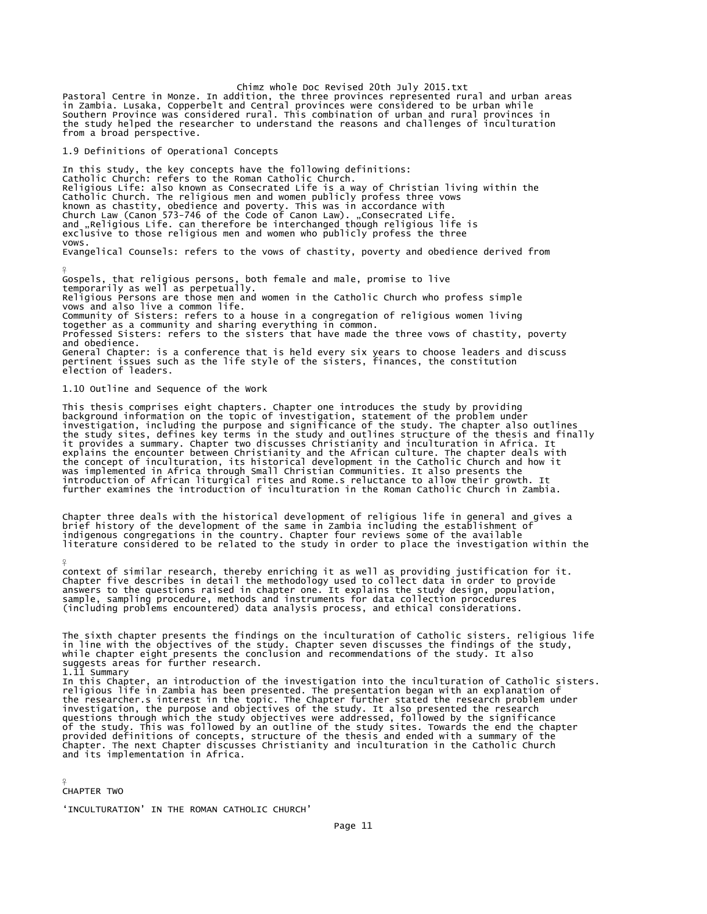Pastoral Centre in Monze. In addition, the three provinces represented rural and urban areas in Zambia. Lusaka, Copperbelt and Central provinces were considered to be urban while Southern Province was considered rural. This combination of urban and rural provinces in the study helped the researcher to understand the reasons and challenges of inculturation from a broad perspective.

## 1.9 Definitions of Operational Concepts

In this study, the key concepts have the following definitions:
Catholic Church: refers to the Roman Catholic Church.
Religious Life: also known as Consecrated Life is a way of Christian living within the Catholic Church. The religious men and women publicly profess three vows known as chastity, obedience and poverty. This was in accordance with Church Law (Canon 573-746 of the Code of Canon Law). „Consecrated Life. and „Religious Life. can therefore be interchanged though religious life is exclusive to those religious men and women who publicly profess the three vows.
Evangelical Counsels: refers to the vows of chastity, poverty and obedience derived from

Gospels, that religious persons, both female and male, promise to live temporarily as well as perpetually.
Religious Persons are those men and women in the Catholic Church who profess simple vows and also live a common life.
Community of Sisters: refers to a house in a congregation of religious women living together as a community and sharing everything in common.
Professed Sisters: refers to the sisters that have made the three vows of chastity, poverty and obedience.
General Chapter: is a conference that is held every six years to choose leaders and discuss pertinent issues such as the life style of the sisters, finances, the constitution election of leaders.

## 1.10 Outline and Sequence of the Work

This thesis comprises eight chapters. Chapter one introduces the study by providing background information on the topic of investigation, statement of the problem under investigation, including the purpose and significance of the study. The chapter also outlines the study sites, defines key terms in the study and outlines structure of the thesis and finally it provides a summary. Chapter two discusses Christianity and inculturation in Africa. It explains the encounter between Christianity and the African culture. The chapter deals with the concept of inculturation, its historical development in the Catholic Church and how it was implemented in Africa through Small Christian Communities. It also presents the introduction of African liturgical rites and Rome.s reluctance to allow their growth. It further examines the introduction of inculturation in the Roman Catholic Church in Zambia.

Chapter three deals with the historical development of religious life in general and gives a brief history of the development of the same in Zambia including the establishment of indigenous congregations in the country. Chapter four reviews some of the available literature considered to be related to the study in order to place the investigation within the

context of similar research, thereby enriching it as well as providing justification for it. Chapter five describes in detail the methodology used to collect data in order to provide answers to the questions raised in chapter one. It explains the study design, population, sample, sampling procedure, methods and instruments for data collection procedures (including problems encountered) data analysis process, and ethical considerations.

The sixth chapter presents the findings on the inculturation of Catholic sisters. religious life in line with the objectives of the study. Chapter seven discusses the findings of the study, while chapter eight presents the conclusion and recommendations of the study. It also suggests areas for further research.

## 1.11 Summary

In this Chapter, an introduction of the investigation into the inculturation of Catholic sisters. religious life in Zambia has been presented. The presentation began with an explanation of the researcher.s interest in the topic. The Chapter further stated the research problem under investigation, the purpose and objectives of the study. It also presented the research questions through which the study objectives were addressed, followed by the significance of the study. This was followed by an outline of the study sites. Towards the end the chapter provided definitions of concepts, structure of the thesis and ended with a summary of the Chapter. The next Chapter discusses Christianity and inculturation in the Catholic Church and its implementation in Africa.

# CHAPTER TWO

## 'INCULTURATION' IN THE ROMAN CATHOLIC CHURCH'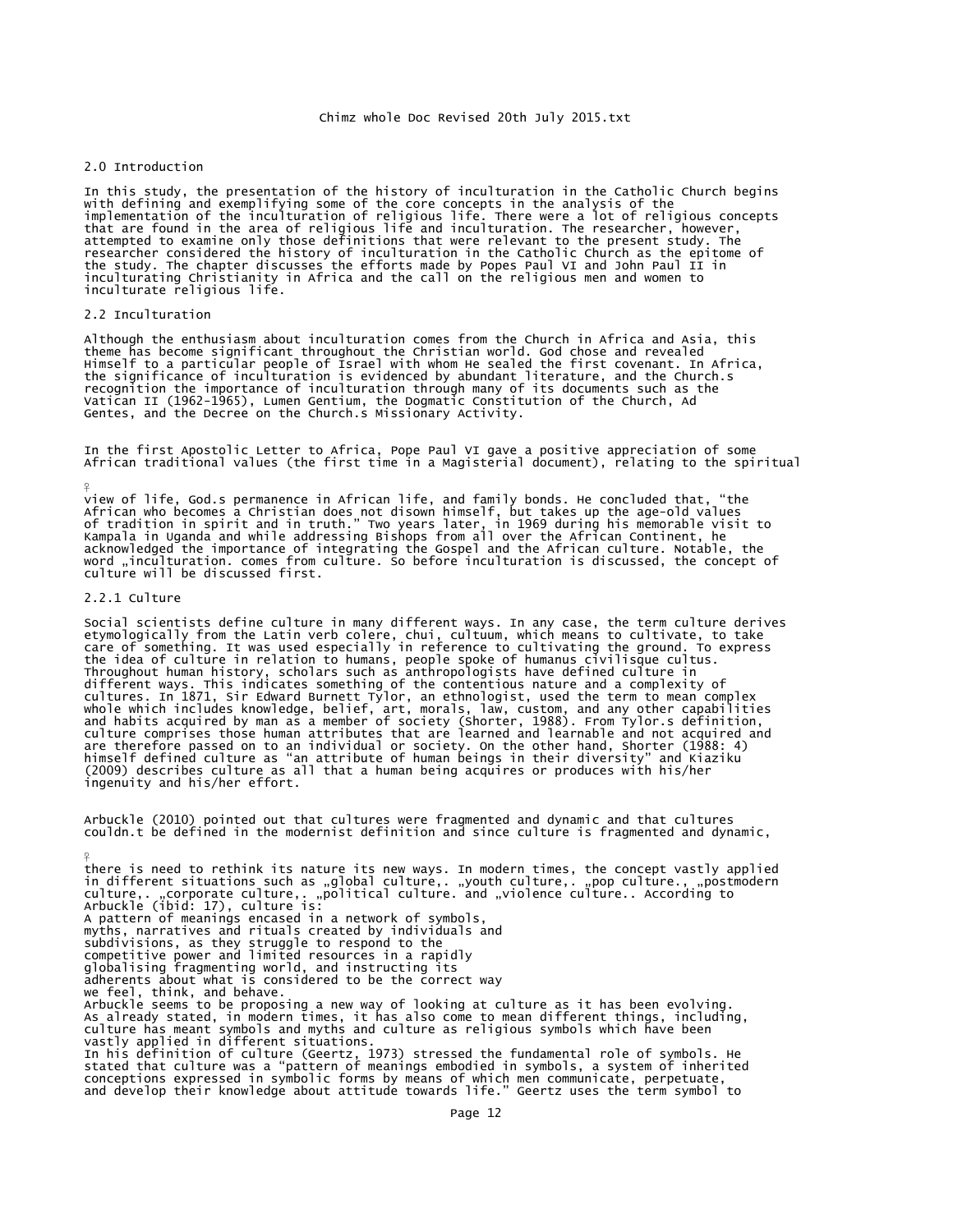## 2.0 Introduction

In this study, the presentation of the history of inculturation in the Catholic Church begins with defining and exemplifying some of the core concepts in the analysis of the implementation of the inculturation of religious life. There were a lot of religious concepts that are found in the area of religious life and inculturation. The researcher, however, attempted to examine only those definitions that were relevant to the present study. The researcher considered the history of inculturation in the Catholic Church as the epitome of the study. The chapter discusses the efforts made by Popes Paul VI and John Paul II in inculturating Christianity in Africa and the call on the religious men and women to inculturate religious life.

## 2.2 Inculturation

Although the enthusiasm about inculturation comes from the Church in Africa and Asia, this theme has become significant throughout the Christian world. God chose and revealed Himself to a particular people of Israel with whom He sealed the first covenant. In Africa, the significance of inculturation is evidenced by abundant literature, and the Church.s recognition the importance of inculturation through many of its documents such as the Vatican II (1962-1965), Lumen Gentium, the Dogmatic Constitution of the Church, Ad Gentes, and the Decree on the Church.s Missionary Activity.

In the first Apostolic Letter to Africa, Pope Paul VI gave a positive appreciation of some African traditional values (the first time in a Magisterial document), relating to the spiritual view of life, God.s permanence in African life, and family bonds. He concluded that, "the African who becomes a Christian does not disown himself, but takes up the age-old values of tradition in spirit and in truth." Two years later, in 1969 during his memorable visit to Kampala in Uganda and while addressing Bishops from all over the African Continent, he acknowledged the importance of integrating the Gospel and the African culture. Notable, the word „inculturation. comes from culture. So before inculturation is discussed, the concept of culture will be discussed first.

### 2.2.1 Culture

Social scientists define culture in many different ways. In any case, the term culture derives etymologically from the Latin verb colere, chui, cultuum, which means to cultivate, to take care of something. It was used especially in reference to cultivating the ground. To express the idea of culture in relation to humans, people spoke of humanus civilisque cultus. Throughout human history, scholars such as anthropologists have defined culture in different ways. This indicates something of the contentious nature and a complexity of cultures. In 1871, Sir Edward Burnett Tylor, an ethnologist, used the term to mean complex whole which includes knowledge, belief, art, morals, law, custom, and any other capabilities and habits acquired by man as a member of society (Shorter, 1988). From Tylor.s definition, culture comprises those human attributes that are learned and learnable and not acquired and are therefore passed on to an individual or society. On the other hand, Shorter (1988: 4) himself defined culture as "an attribute of human beings in their diversity" and Kiaziku (2009) describes culture as all that a human being acquires or produces with his/her ingenuity and his/her effort.

Arbuckle (2010) pointed out that cultures were fragmented and dynamic and that cultures couldn.t be defined in the modernist definition and since culture is fragmented and dynamic, there is need to rethink its nature its new ways. In modern times, the concept vastly applied in different situations such as „global culture,. „youth culture,. „pop culture., „postmodern culture,. „corporate culture,. „political culture. and „violence culture.. According to Arbuckle (ibid: 17), culture is:

A pattern of meanings encased in a network of symbols,
myths, narratives and rituals created by individuals and
subdivisions, as they struggle to respond to the
competitive power and limited resources in a rapidly
globalising fragmenting world, and instructing its
adherents about what is considered to be the correct way
we feel, think, and behave.

Arbuckle seems to be proposing a new way of looking at culture as it has been evolving. As already stated, in modern times, it has also come to mean different things, including, culture has meant symbols and myths and culture as religious symbols which have been vastly applied in different situations.

In his definition of culture (Geertz, 1973) stressed the fundamental role of symbols. He stated that culture was a "pattern of meanings embodied in symbols, a system of inherited conceptions expressed in symbolic forms by means of which men communicate, perpetuate, and develop their knowledge about attitude towards life." Geertz uses the term symbol to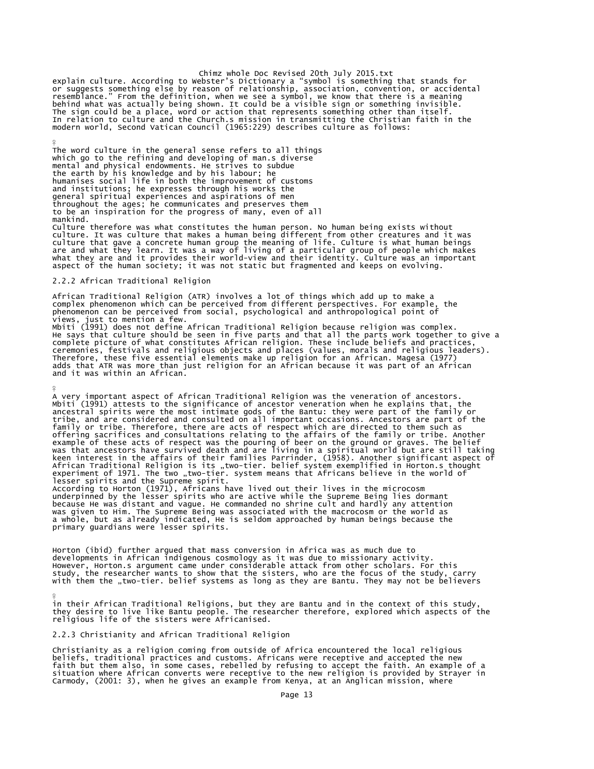explain culture. According to Webster's Dictionary a "symbol is something that stands for or suggests something else by reason of relationship, association, convention, or accidental resemblance." From the definition, when we see a symbol, we know that there is a meaning behind what was actually being shown. It could be a visible sign or something invisible. The sign could be a place, word or action that represents something other than itself. In relation to culture and the Church.s mission in transmitting the Christian faith in the modern world, Second Vatican Council (1965:229) describes culture as follows:

> The word culture in the general sense refers to all things which go to the refining and developing of man.s diverse mental and physical endowments. He strives to subdue the earth by his knowledge and by his labour; he humanises social life in both the improvement of customs and institutions; he expresses through his works the general spiritual experiences and aspirations of men throughout the ages; he communicates and preserves them to be an inspiration for the progress of many, even of all mankind.

Culture therefore was what constitutes the human person. No human being exists without culture. It was culture that makes a human being different from other creatures and it was culture that gave a concrete human group the meaning of life. Culture is what human beings are and what they learn. It was a way of living of a particular group of people which makes what they are and it provides their world-view and their identity. Culture was an important aspect of the human society; it was not static but fragmented and keeps on evolving.

### 2.2.2 African Traditional Religion

African Traditional Religion (ATR) involves a lot of things which add up to make a complex phenomenon which can be perceived from different perspectives. For example, the phenomenon can be perceived from social, psychological and anthropological point of views, just to mention a few.

Mbiti (1991) does not define African Traditional Religion because religion was complex. He says that culture should be seen in five parts and that all the parts work together to give a complete picture of what constitutes African religion. These include beliefs and practices, ceremonies, festivals and religious objects and places (values, morals and religious leaders). Therefore, these five essential elements make up religion for an African. Magesa (1977) adds that ATR was more than just religion for an African because it was part of an African and it was within an African.

A very important aspect of African Traditional Religion was the veneration of ancestors. Mbiti (1991) attests to the significance of ancestor veneration when he explains that, the ancestral spirits were the most intimate gods of the Bantu: they were part of the family or tribe, and are considered and consulted on all important occasions. Ancestors are part of the family or tribe. Therefore, there are acts of respect which are directed to them such as offering sacrifices and consultations relating to the affairs of the family or tribe. Another example of these acts of respect was the pouring of beer on the ground or graves. The belief was that ancestors have survived death and are living in a spiritual world but are still taking keen interest in the affairs of their families Parrinder, (1958). Another significant aspect of African Traditional Religion is its „two-tier. belief system exemplified in Horton.s thought experiment of 1971. The two „two-tier. system means that Africans believe in the world of lesser spirits and the Supreme spirit.

According to Horton (1971), Africans have lived out their lives in the microcosm underpinned by the lesser spirits who are active while the Supreme Being lies dormant because He was distant and vague. He commanded no shrine cult and hardly any attention was given to Him. The Supreme Being was associated with the macrocosm or the world as a whole, but as already indicated, He is seldom approached by human beings because the primary guardians were lesser spirits.

Horton (ibid) further argued that mass conversion in Africa was as much due to developments in African indigenous cosmology as it was due to missionary activity. However, Horton.s argument came under considerable attack from other scholars. For this study, the researcher wants to show that the sisters, who are the focus of the study, carry with them the „two-tier. belief systems as long as they are Bantu. They may not be believers in their African Traditional Religions, but they are Bantu and in the context of this study, they desire to live like Bantu people. The researcher therefore, explored which aspects of the religious life of the sisters were Africanised.

### 2.2.3 Christianity and African Traditional Religion

Christianity as a religion coming from outside of Africa encountered the local religious beliefs, traditional practices and customs. Africans were receptive and accepted the new faith but them also, in some cases, rebelled by refusing to accept the faith. An example of a situation where African converts were receptive to the new religion is provided by Strayer in Carmody, (2001: 3), when he gives an example from Kenya, at an Anglican mission, where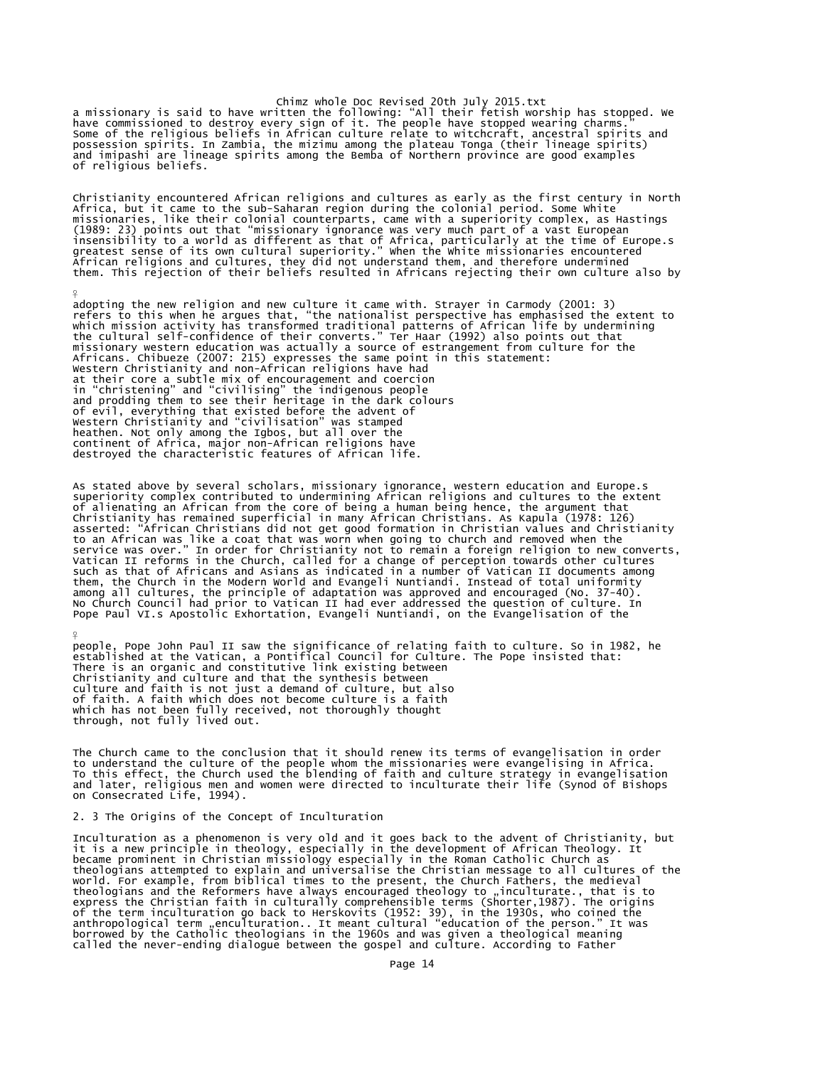a missionary is said to have written the following: "All their fetish worship has stopped. We have commissioned to destroy every sign of it. The people have stopped wearing charms." Some of the religious beliefs in African culture relate to witchcraft, ancestral spirits and possession spirits. In Zambia, the mizimu among the plateau Tonga (their lineage spirits) and imipashi are lineage spirits among the Bemba of Northern province are good examples of religious beliefs.

Christianity encountered African religions and cultures as early as the first century in North Africa, but it came to the sub-Saharan region during the colonial period. Some White missionaries, like their colonial counterparts, came with a superiority complex, as Hastings (1989: 23) points out that "missionary ignorance was very much part of a vast European insensibility to a world as different as that of Africa, particularly at the time of Europe.s greatest sense of its own cultural superiority." When the White missionaries encountered African religions and cultures, they did not understand them, and therefore undermined them. This rejection of their beliefs resulted in Africans rejecting their own culture also by adopting the new religion and new culture it came with. Strayer in Carmody (2001: 3) refers to this when he argues that, "the nationalist perspective has emphasised the extent to which mission activity has transformed traditional patterns of African life by undermining the cultural self-confidence of their converts." Ter Haar (1992) also points out that missionary western education was actually a source of estrangement from culture for the Africans. Chibueze (2007: 215) expresses the same point in this statement:

> Western Christianity and non-African religions have had at their core a subtle mix of encouragement and coercion in "christening" and "civilising" the indigenous people and prodding them to see their heritage in the dark colours of evil, everything that existed before the advent of Western Christianity and "civilisation" was stamped heathen. Not only among the Igbos, but all over the continent of Africa, major non-African religions have destroyed the characteristic features of African life.

As stated above by several scholars, missionary ignorance, western education and Europe.s superiority complex contributed to undermining African religions and cultures to the extent of alienating an African from the core of being a human being hence, the argument that Christianity has remained superficial in many African Christians. As Kapula (1978: 126) asserted: "African Christians did not get good formation in Christian values and Christianity to an African was like a coat that was worn when going to church and removed when the service was over." In order for Christianity not to remain a foreign religion to new converts, Vatican II reforms in the Church, called for a change of perception towards other cultures such as that of Africans and Asians as indicated in a number of Vatican II documents among them, the Church in the Modern World and Evangeli Nuntiandi. Instead of total uniformity among all cultures, the principle of adaptation was approved and encouraged (No. 37-40). No Church Council had prior to Vatican II had ever addressed the question of culture. In Pope Paul VI.s Apostolic Exhortation, Evangeli Nuntiandi, on the Evangelisation of the people, Pope John Paul II saw the significance of relating faith to culture. So in 1982, he established at the Vatican, a Pontifical Council for Culture. The Pope insisted that:

> There is an organic and constitutive link existing between Christianity and culture and that the synthesis between culture and faith is not just a demand of culture, but also of faith. A faith which does not become culture is a faith which has not been fully received, not thoroughly thought through, not fully lived out.

The Church came to the conclusion that it should renew its terms of evangelisation in order to understand the culture of the people whom the missionaries were evangelising in Africa. To this effect, the Church used the blending of faith and culture strategy in evangelisation and later, religious men and women were directed to inculturate their life (Synod of Bishops on Consecrated Life, 1994).

## 2. 3 The Origins of the Concept of Inculturation

Inculturation as a phenomenon is very old and it goes back to the advent of Christianity, but it is a new principle in theology, especially in the development of African Theology. It became prominent in Christian missiology especially in the Roman Catholic Church as theologians attempted to explain and universalise the Christian message to all cultures of the world. For example, from biblical times to the present, the Church Fathers, the medieval theologians and the Reformers have always encouraged theology to „inculturate., that is to express the Christian faith in culturally comprehensible terms (Shorter,1987). The origins of the term inculturation go back to Herskovits (1952: 39), in the 1930s, who coined the anthropological term „enculturation.. It meant cultural "education of the person." It was borrowed by the Catholic theologians in the 1960s and was given a theological meaning called the never-ending dialogue between the gospel and culture. According to Father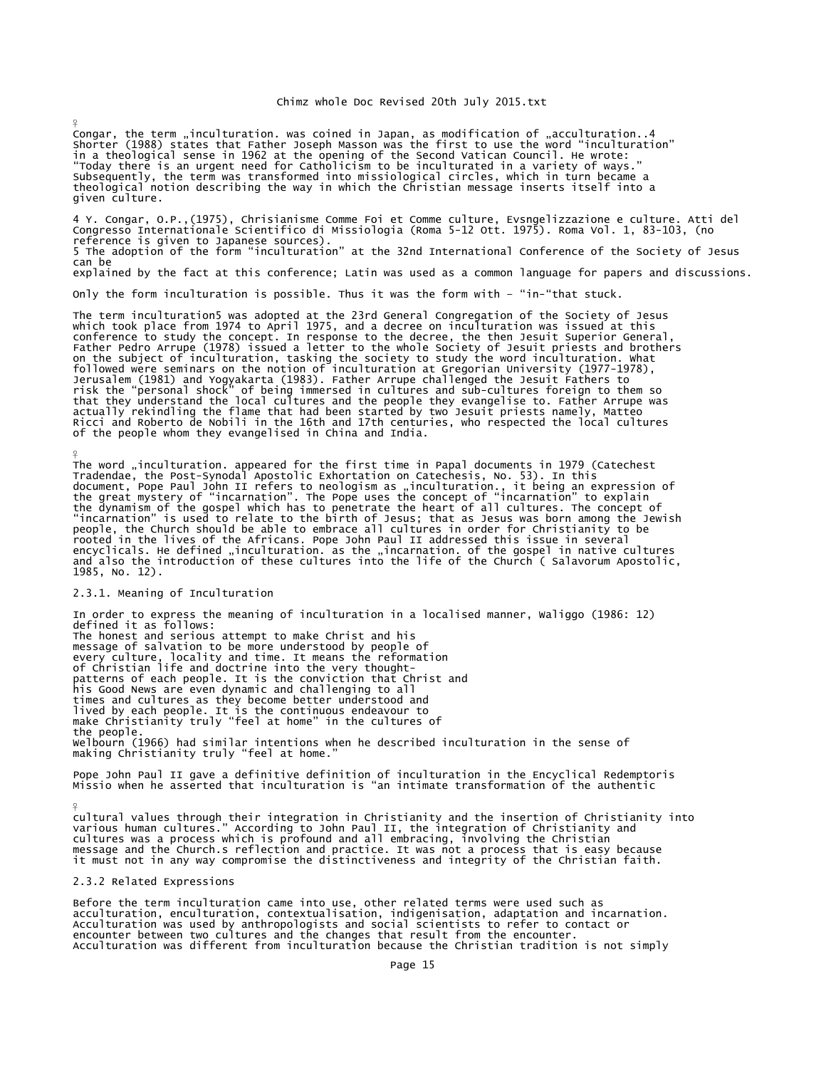Congar, the term „inculturation. was coined in Japan, as modification of „acculturation..4 Shorter (1988) states that Father Joseph Masson was the first to use the word "inculturation" in a theological sense in 1962 at the opening of the Second Vatican Council. He wrote: "Today there is an urgent need for Catholicism to be inculturated in a variety of ways." Subsequently, the term was transformed into missiological circles, which in turn became a theological notion describing the way in which the Christian message inserts itself into a given culture.

4 Y. Congar, O.P.,(1975), Chrisianisme Comme Foi et Comme culture, Evsngelizzazione e culture. Atti del Congresso Internationale Scientifico di Missiologia (Roma 5-12 Ott. 1975). Roma Vol. 1, 83-103, (no reference is given to Japanese sources).
5 The adoption of the form "inculturation" at the 32nd International Conference of the Society of Jesus can be
explained by the fact at this conference; Latin was used as a common language for papers and discussions.

Only the form inculturation is possible. Thus it was the form with – "in-"that stuck.

The term inculturation5 was adopted at the 23rd General Congregation of the Society of Jesus which took place from 1974 to April 1975, and a decree on inculturation was issued at this conference to study the concept. In response to the decree, the then Jesuit Superior General, Father Pedro Arrupe (1978) issued a letter to the whole Society of Jesuit priests and brothers on the subject of inculturation, tasking the society to study the word inculturation. What followed were seminars on the notion of inculturation at Gregorian University (1977-1978), Jerusalem (1981) and Yogyakarta (1983). Father Arrupe challenged the Jesuit Fathers to risk the "personal shock" of being immersed in cultures and sub-cultures foreign to them so that they understand the local cultures and the people they evangelise to. Father Arrupe was actually rekindling the flame that had been started by two Jesuit priests namely, Matteo Ricci and Roberto de Nobili in the 16th and 17th centuries, who respected the local cultures of the people whom they evangelised in China and India.

The word „inculturation. appeared for the first time in Papal documents in 1979 (Catechest Tradendae, the Post-Synodal Apostolic Exhortation on Catechesis, No. 53). In this document, Pope Paul John II refers to neologism as „inculturation., it being an expression of the great mystery of "incarnation". The Pope uses the concept of "incarnation" to explain the dynamism of the gospel which has to penetrate the heart of all cultures. The concept of "incarnation" is used to relate to the birth of Jesus; that as Jesus was born among the Jewish people, the Church should be able to embrace all cultures in order for Christianity to be rooted in the lives of the Africans. Pope John Paul II addressed this issue in several encyclicals. He defined „inculturation. as the „incarnation. of the gospel in native cultures and also the introduction of these cultures into the life of the Church ( Salavorum Apostolic, 1985, No. 12).

### 2.3.1. Meaning of Inculturation

In order to express the meaning of inculturation in a localised manner, Waliggo (1986: 12) defined it as follows:

The honest and serious attempt to make Christ and his message of salvation to be more understood by people of every culture, locality and time. It means the reformation of Christian life and doctrine into the very thought-patterns of each people. It is the conviction that Christ and his Good News are even dynamic and challenging to all times and cultures as they become better understood and lived by each people. It is the continuous endeavour to make Christianity truly "feel at home" in the cultures of the people.

Welbourn (1966) had similar intentions when he described inculturation in the sense of making Christianity truly "feel at home."

Pope John Paul II gave a definitive definition of inculturation in the Encyclical Redemptoris Missio when he asserted that inculturation is "an intimate transformation of the authentic cultural values through their integration in Christianity and the insertion of Christianity into various human cultures." According to John Paul II, the integration of Christianity and cultures was a process which is profound and all embracing, involving the Christian message and the Church.s reflection and practice. It was not a process that is easy because it must not in any way compromise the distinctiveness and integrity of the Christian faith.

### 2.3.2 Related Expressions

Before the term inculturation came into use, other related terms were used such as acculturation, enculturation, contextualisation, indigenisation, adaptation and incarnation. Acculturation was used by anthropologists and social scientists to refer to contact or encounter between two cultures and the changes that result from the encounter. Acculturation was different from inculturation because the Christian tradition is not simply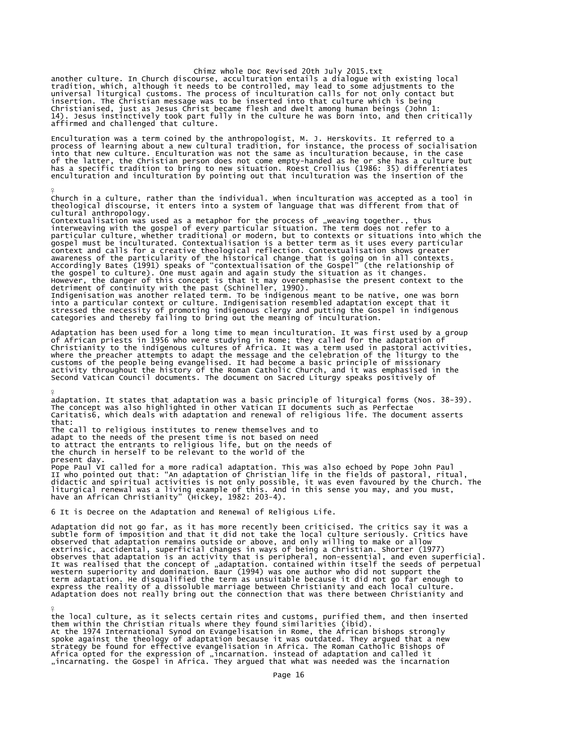another culture. In Church discourse, acculturation entails a dialogue with existing local tradition, which, although it needs to be controlled, may lead to some adjustments to the universal liturgical customs. The process of inculturation calls for not only contact but insertion. The Christian message was to be inserted into that culture which is being Christianised, just as Jesus Christ became flesh and dwelt among human beings (John 1: 14). Jesus instinctively took part fully in the culture he was born into, and then critically affirmed and challenged that culture.

Enculturation was a term coined by the anthropologist, M. J. Herskovits. It referred to a process of learning about a new cultural tradition, for instance, the process of socialisation into that new culture. Enculturation was not the same as inculturation because, in the case of the latter, the Christian person does not come empty-handed as he or she has a culture but has a specific tradition to bring to new situation. Roest Crollius (1986: 35) differentiates enculturation and inculturation by pointing out that inculturation was the insertion of the Church in a culture, rather than the individual. When inculturation was accepted as a tool in theological discourse, it enters into a system of language that was different from that of cultural anthropology.

Contextualisation was used as a metaphor for the process of „weaving together., thus interweaving with the gospel of every particular situation. The term does not refer to a particular culture, whether traditional or modern, but to contexts or situations into which the gospel must be inculturated. Contextualisation is a better term as it uses every particular context and calls for a creative theological reflection. Contextualisation shows greater awareness of the particularity of the historical change that is going on in all contexts. Accordingly Bates (1991) speaks of "contextualisation of the Gospel" (the relationship of the gospel to culture). One must again and again study the situation as it changes. However, the danger of this concept is that it may overemphasise the present context to the detriment of continuity with the past (Schineller, 1990).

Indigenisation was another related term. To be indigenous meant to be native, one was born into a particular context or culture. Indigenisation resembled adaptation except that it stressed the necessity of promoting indigenous clergy and putting the Gospel in indigenous categories and thereby failing to bring out the meaning of inculturation.

Adaptation has been used for a long time to mean inculturation. It was first used by a group of African priests in 1956 who were studying in Rome; they called for the adaptation of Christianity to the indigenous cultures of Africa. It was a term used in pastoral activities, where the preacher attempts to adapt the message and the celebration of the liturgy to the customs of the people being evangelised. It had become a basic principle of missionary activity throughout the history of the Roman Catholic Church, and it was emphasised in the Second Vatican Council documents. The document on Sacred Liturgy speaks positively of adaptation. It states that adaptation was a basic principle of liturgical forms (Nos. 38-39). The concept was also highlighted in other Vatican II documents such as Perfectae Caritatis6, which deals with adaptation and renewal of religious life. The document asserts that:

> The call to religious institutes to renew themselves and to adapt to the needs of the present time is not based on need to attract the entrants to religious life, but on the needs of the church in herself to be relevant to the world of the present day.

Pope Paul VI called for a more radical adaptation. This was also echoed by Pope John Paul II who pointed out that: "An adaptation of Christian life in the fields of pastoral, ritual, didactic and spiritual activities is not only possible, it was even favoured by the Church. The liturgical renewal was a living example of this. And in this sense you may, and you must, have an African Christianity" (Hickey, 1982: 203-4).

6 It is Decree on the Adaptation and Renewal of Religious Life.

Adaptation did not go far, as it has more recently been criticised. The critics say it was a subtle form of imposition and that it did not take the local culture seriously. Critics have observed that adaptation remains outside or above, and only willing to make or allow extrinsic, accidental, superficial changes in ways of being a Christian. Shorter (1977) observes that adaptation is an activity that is peripheral, non-essential, and even superficial. It was realised that the concept of „adaptation. contained within itself the seeds of perpetual western superiority and domination. Baur (1994) was one author who did not support the term adaptation. He disqualified the term as unsuitable because it did not go far enough to express the reality of a dissoluble marriage between Christianity and each local culture. Adaptation does not really bring out the connection that was there between Christianity and the local culture, as it selects certain rites and customs, purified them, and then inserted them within the Christian rituals where they found similarities (ibid).

At the 1974 International Synod on Evangelisation in Rome, the African bishops strongly spoke against the theology of adaptation because it was outdated. They argued that a new strategy be found for effective evangelisation in Africa. The Roman Catholic Bishops of Africa opted for the expression of „incarnation. instead of adaptation and called it „incarnating. the Gospel in Africa. They argued that what was needed was the incarnation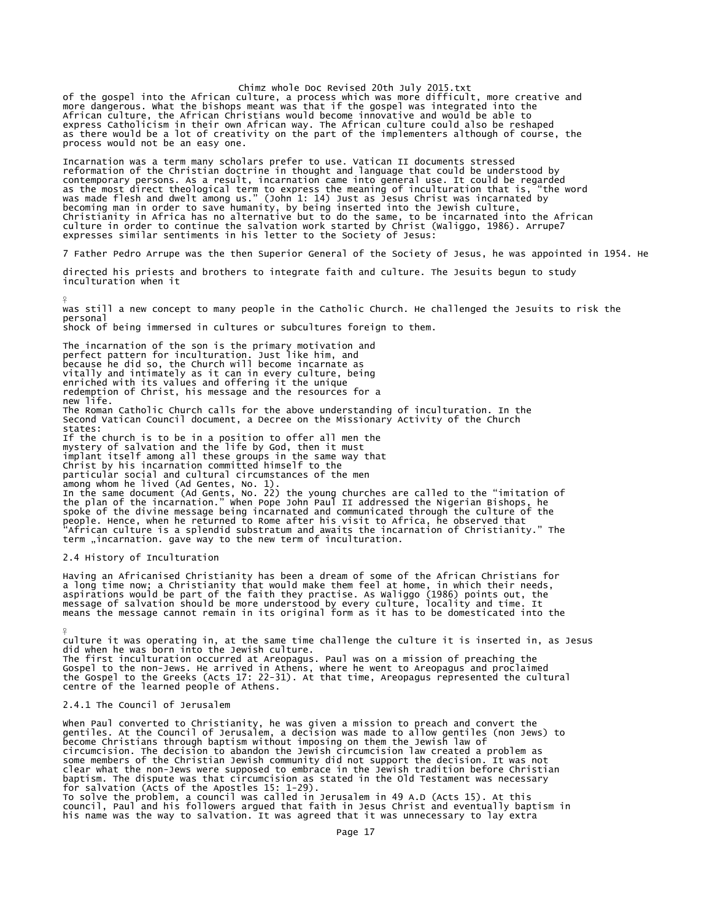of the gospel into the African culture, a process which was more difficult, more creative and more dangerous. What the bishops meant was that if the gospel was integrated into the African culture, the African Christians would become innovative and would be able to express Catholicism in their own African way. The African culture could also be reshaped as there would be a lot of creativity on the part of the implementers although of course, the process would not be an easy one.

Incarnation was a term many scholars prefer to use. Vatican II documents stressed reformation of the Christian doctrine in thought and language that could be understood by contemporary persons. As a result, incarnation came into general use. It could be regarded as the most direct theological term to express the meaning of inculturation that is, "the word was made flesh and dwelt among us." (John 1: 14) Just as Jesus Christ was incarnated by becoming man in order to save humanity, by being inserted into the Jewish culture, Christianity in Africa has no alternative but to do the same, to be incarnated into the African culture in order to continue the salvation work started by Christ (Waliggo, 1986). Arrupe[7] expresses similar sentiments in his letter to the Society of Jesus:

[7] Father Pedro Arrupe was the then Superior General of the Society of Jesus, he was appointed in 1954. He directed his priests and brothers to integrate faith and culture. The Jesuits begun to study inculturation when it was still a new concept to many people in the Catholic Church. He challenged the Jesuits to risk the personal shock of being immersed in cultures or subcultures foreign to them.

> The incarnation of the son is the primary motivation and perfect pattern for inculturation. Just like him, and because he did so, the Church will become incarnate as vitally and intimately as it can in every culture, being enriched with its values and offering it the unique redemption of Christ, his message and the resources for a new life.

The Roman Catholic Church calls for the above understanding of inculturation. In the Second Vatican Council document, a Decree on the Missionary Activity of the Church states:

> If the church is to be in a position to offer all men the mystery of salvation and the life by God, then it must implant itself among all these groups in the same way that Christ by his incarnation committed himself to the particular social and cultural circumstances of the men among whom he lived (Ad Gentes, No. 1).

In the same document (Ad Gents, No. 22) the young churches are called to the "imitation of the plan of the incarnation." When Pope John Paul II addressed the Nigerian Bishops, he spoke of the divine message being incarnated and communicated through the culture of the people. Hence, when he returned to Rome after his visit to Africa, he observed that "African culture is a splendid substratum and awaits the incarnation of Christianity." The term „incarnation. gave way to the new term of inculturation.

### 2.4 History of Inculturation

Having an Africanised Christianity has been a dream of some of the African Christians for a long time now; a Christianity that would make them feel at home, in which their needs, aspirations would be part of the faith they practise. As Waliggo (1986) points out, the message of salvation should be more understood by every culture, locality and time. It means the message cannot remain in its original form as it has to be domesticated into the culture it was operating in, at the same time challenge the culture it is inserted in, as Jesus did when he was born into the Jewish culture.

The first inculturation occurred at Areopagus. Paul was on a mission of preaching the Gospel to the non-Jews. He arrived in Athens, where he went to Areopagus and proclaimed the Gospel to the Greeks (Acts 17: 22-31). At that time, Areopagus represented the cultural centre of the learned people of Athens.

#### 2.4.1 The Council of Jerusalem

When Paul converted to Christianity, he was given a mission to preach and convert the gentiles. At the Council of Jerusalem, a decision was made to allow gentiles (non Jews) to become Christians through baptism without imposing on them the Jewish law of circumcision. The decision to abandon the Jewish circumcision law created a problem as some members of the Christian Jewish community did not support the decision. It was not clear what the non-Jews were supposed to embrace in the Jewish tradition before Christian baptism. The dispute was that circumcision as stated in the Old Testament was necessary for salvation (Acts of the Apostles 15: 1-29).

To solve the problem, a council was called in Jerusalem in 49 A.D (Acts 15). At this council, Paul and his followers argued that faith in Jesus Christ and eventually baptism in his name was the way to salvation. It was agreed that it was unnecessary to lay extra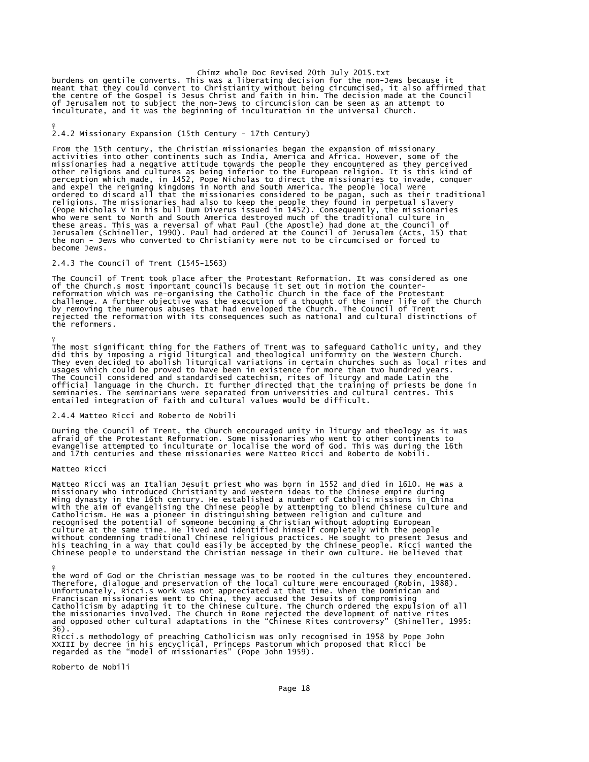burdens on gentile converts. This was a liberating decision for the non-Jews because it meant that they could convert to Christianity without being circumcised, it also affirmed that the centre of the Gospel is Jesus Christ and faith in him. The decision made at the Council of Jerusalem not to subject the non-Jews to circumcision can be seen as an attempt to inculturate, and it was the beginning of inculturation in the universal Church.

### 2.4.2 Missionary Expansion (15th Century - 17th Century)

From the 15th century, the Christian missionaries began the expansion of missionary activities into other continents such as India, America and Africa. However, some of the missionaries had a negative attitude towards the people they encountered as they perceived other religions and cultures as being inferior to the European religion. It is this kind of perception which made, in 1452, Pope Nicholas to direct the missionaries to invade, conquer and expel the reigning kingdoms in North and South America. The people local were ordered to discard all that the missionaries considered to be pagan, such as their traditional religions. The missionaries had also to keep the people they found in perpetual slavery (Pope Nicholas V in his bull Dum Diverus issued in 1452). Consequently, the missionaries who were sent to North and South America destroyed much of the traditional culture in these areas. This was a reversal of what Paul (the Apostle) had done at the Council of Jerusalem (Schineller, 1990). Paul had ordered at the Council of Jerusalem (Acts, 15) that the non - Jews who converted to Christianity were not to be circumcised or forced to become Jews.

### 2.4.3 The Council of Trent (1545-1563)

The Council of Trent took place after the Protestant Reformation. It was considered as one of the Church.s most important councils because it set out in motion the counter-reformation which was re-organising the Catholic Church in the face of the Protestant challenge. A further objective was the execution of a thought of the inner life of the Church by removing the numerous abuses that had enveloped the Church. The Council of Trent rejected the reformation with its consequences such as national and cultural distinctions of the reformers.

The most significant thing for the Fathers of Trent was to safeguard Catholic unity, and they did this by imposing a rigid liturgical and theological uniformity on the Western Church. They even decided to abolish liturgical variations in certain churches such as local rites and usages which could be proved to have been in existence for more than two hundred years. The Council considered and standardised catechism, rites of liturgy and made Latin the official language in the Church. It further directed that the training of priests be done in seminaries. The seminarians were separated from universities and cultural centres. This entailed integration of faith and cultural values would be difficult.

### 2.4.4 Matteo Ricci and Roberto de Nobili

During the Council of Trent, the Church encouraged unity in liturgy and theology as it was afraid of the Protestant Reformation. Some missionaries who went to other continents to evangelise attempted to inculturate or localise the word of God. This was during the 16th and 17th centuries and these missionaries were Matteo Ricci and Roberto de Nobili.

#### Matteo Ricci

Matteo Ricci was an Italian Jesuit priest who was born in 1552 and died in 1610. He was a missionary who introduced Christianity and western ideas to the Chinese empire during Ming dynasty in the 16th century. He established a number of Catholic missions in China with the aim of evangelising the Chinese people by attempting to blend Chinese culture and Catholicism. He was a pioneer in distinguishing between religion and culture and recognised the potential of someone becoming a Christian without adopting European culture at the same time. He lived and identified himself completely with the people without condemning traditional Chinese religious practices. He sought to present Jesus and his teaching in a way that could easily be accepted by the Chinese people. Ricci wanted the Chinese people to understand the Christian message in their own culture. He believed that the word of God or the Christian message was to be rooted in the cultures they encountered. Therefore, dialogue and preservation of the local culture were encouraged (Robin, 1988). Unfortunately, Ricci.s work was not appreciated at that time. When the Dominican and Franciscan missionaries went to China, they accused the Jesuits of compromising Catholicism by adapting it to the Chinese culture. The Church ordered the expulsion of all the missionaries involved. The Church in Rome rejected the development of native rites and opposed other cultural adaptations in the "Chinese Rites controversy" (Shineller, 1995: 36).
Ricci.s methodology of preaching Catholicism was only recognised in 1958 by Pope John XXIII by decree in his encyclical, Princeps Pastorum which proposed that Ricci be regarded as the "model of missionaries" (Pope John 1959).

#### Roberto de Nobili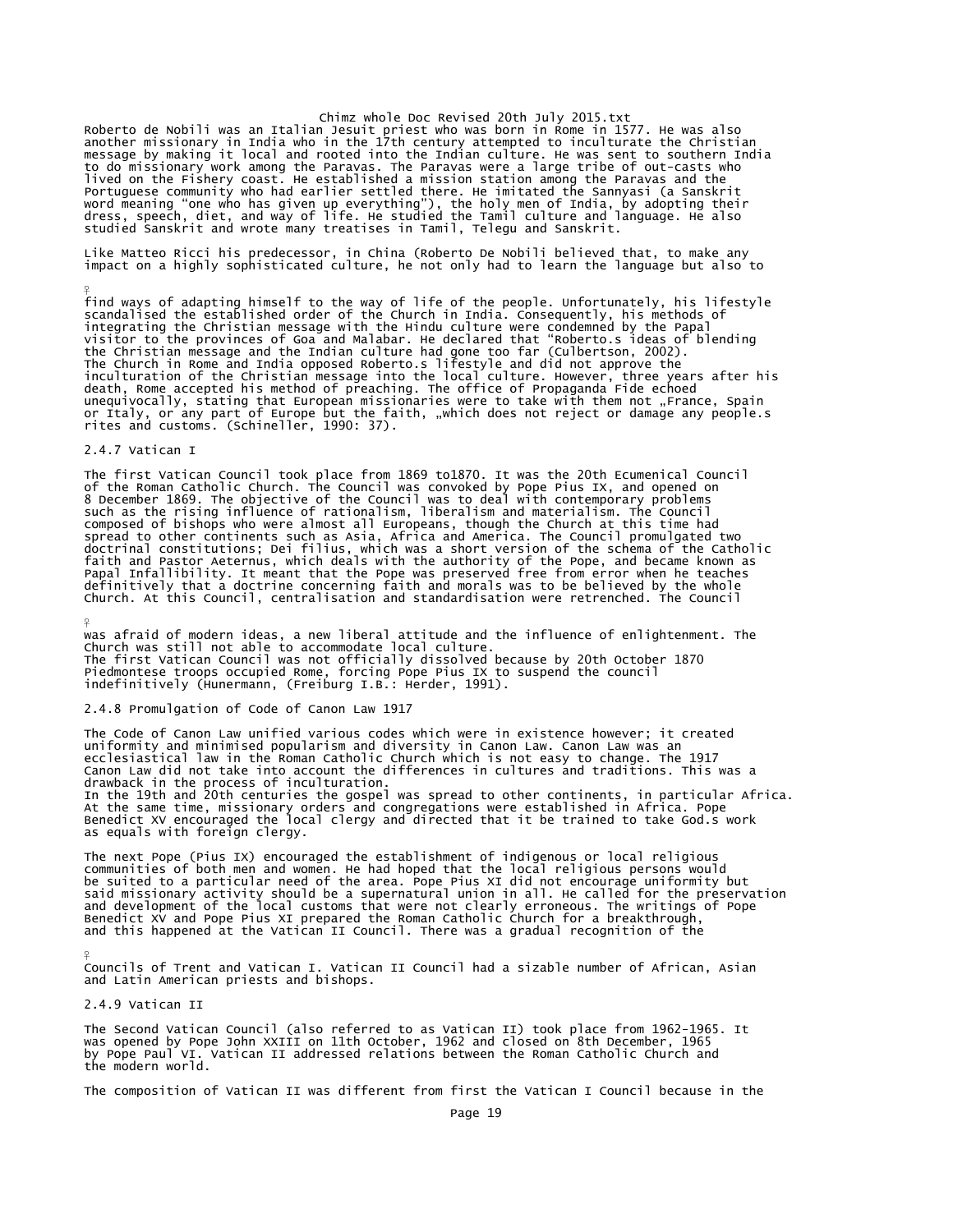Roberto de Nobili was an Italian Jesuit priest who was born in Rome in 1577. He was also another missionary in India who in the 17th century attempted to inculturate the Christian message by making it local and rooted into the Indian culture. He was sent to southern India to do missionary work among the Paravas. The Paravas were a large tribe of out-casts who lived on the Fishery coast. He established a mission station among the Paravas and the Portuguese community who had earlier settled there. He imitated the Sannyasi (a Sanskrit word meaning "one who has given up everything"), the holy men of India, by adopting their dress, speech, diet, and way of life. He studied the Tamil culture and language. He also studied Sanskrit and wrote many treatises in Tamil, Telegu and Sanskrit.

Like Matteo Ricci his predecessor, in China (Roberto De Nobili believed that, to make any impact on a highly sophisticated culture, he not only had to learn the language but also to find ways of adapting himself to the way of life of the people. Unfortunately, his lifestyle scandalised the established order of the Church in India. Consequently, his methods of integrating the Christian message with the Hindu culture were condemned by the Papal visitor to the provinces of Goa and Malabar. He declared that "Roberto.s ideas of blending the Christian message and the Indian culture had gone too far (Culbertson, 2002). The Church in Rome and India opposed Roberto.s lifestyle and did not approve the inculturation of the Christian message into the local culture. However, three years after his death, Rome accepted his method of preaching. The office of Propaganda Fide echoed unequivocally, stating that European missionaries were to take with them not „France, Spain or Italy, or any part of Europe but the faith, „which does not reject or damage any people.s rites and customs. (Schineller, 1990: 37).

### 2.4.7 Vatican I

The first Vatican Council took place from 1869 to1870. It was the 20th Ecumenical Council of the Roman Catholic Church. The Council was convoked by Pope Pius IX, and opened on 8 December 1869. The objective of the Council was to deal with contemporary problems such as the rising influence of rationalism, liberalism and materialism. The Council composed of bishops who were almost all Europeans, though the Church at this time had spread to other continents such as Asia, Africa and America. The Council promulgated two doctrinal constitutions; Dei filius, which was a short version of the schema of the Catholic faith and Pastor Aeternus, which deals with the authority of the Pope, and became known as Papal Infallibility. It meant that the Pope was preserved free from error when he teaches definitively that a doctrine concerning faith and morals was to be believed by the whole Church. At this Council, centralisation and standardisation were retrenched. The Council was afraid of modern ideas, a new liberal attitude and the influence of enlightenment. The Church was still not able to accommodate local culture.
The first Vatican Council was not officially dissolved because by 20th October 1870 Piedmontese troops occupied Rome, forcing Pope Pius IX to suspend the council indefinitively (Hunermann, (Freiburg I.B.: Herder, 1991).

### 2.4.8 Promulgation of Code of Canon Law 1917

The Code of Canon Law unified various codes which were in existence however; it created uniformity and minimised popularism and diversity in Canon Law. Canon Law was an ecclesiastical law in the Roman Catholic Church which is not easy to change. The 1917 Canon Law did not take into account the differences in cultures and traditions. This was a drawback in the process of inculturation.
In the 19th and 20th centuries the gospel was spread to other continents, in particular Africa. At the same time, missionary orders and congregations were established in Africa. Pope Benedict XV encouraged the local clergy and directed that it be trained to take God.s work as equals with foreign clergy.

The next Pope (Pius IX) encouraged the establishment of indigenous or local religious communities of both men and women. He had hoped that the local religious persons would be suited to a particular need of the area. Pope Pius XI did not encourage uniformity but said missionary activity should be a supernatural union in all. He called for the preservation and development of the local customs that were not clearly erroneous. The writings of Pope Benedict XV and Pope Pius XI prepared the Roman Catholic Church for a breakthrough, and this happened at the Vatican II Council. There was a gradual recognition of the Councils of Trent and Vatican I. Vatican II Council had a sizable number of African, Asian and Latin American priests and bishops.

### 2.4.9 Vatican II

The Second Vatican Council (also referred to as Vatican II) took place from 1962-1965. It was opened by Pope John XXIII on 11th October, 1962 and closed on 8th December, 1965 by Pope Paul VI. Vatican II addressed relations between the Roman Catholic Church and the modern world.

The composition of Vatican II was different from first the Vatican I Council because in the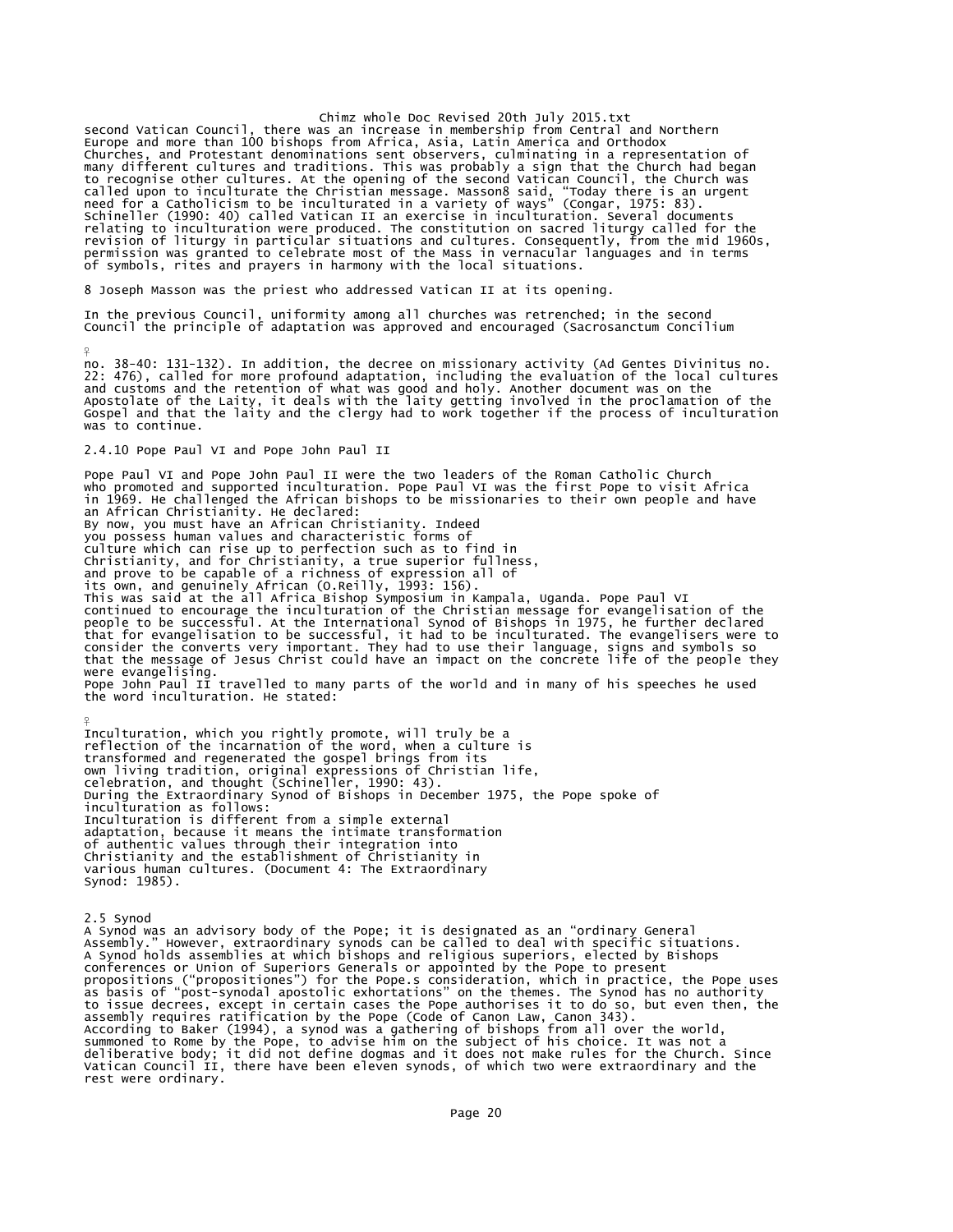second Vatican Council, there was an increase in membership from Central and Northern Europe and more than 100 bishops from Africa, Asia, Latin America and Orthodox Churches, and Protestant denominations sent observers, culminating in a representation of many different cultures and traditions. This was probably a sign that the Church had began to recognise other cultures. At the opening of the second Vatican Council, the Church was called upon to inculturate the Christian message. Masson[8] said, "Today there is an urgent need for a Catholicism to be inculturated in a variety of ways" (Congar, 1975: 83). Schineller (1990: 40) called Vatican II an exercise in inculturation. Several documents relating to inculturation were produced. The constitution on sacred liturgy called for the revision of liturgy in particular situations and cultures. Consequently, from the mid 1960s, permission was granted to celebrate most of the Mass in vernacular languages and in terms of symbols, rites and prayers in harmony with the local situations.

8 Joseph Masson was the priest who addressed Vatican II at its opening.

In the previous Council, uniformity among all churches was retrenched; in the second Council the principle of adaptation was approved and encouraged (Sacrosanctum Concilium no. 38-40: 131-132). In addition, the decree on missionary activity (Ad Gentes Divinitus no. 22: 476), called for more profound adaptation, including the evaluation of the local cultures and customs and the retention of what was good and holy. Another document was on the Apostolate of the Laity, it deals with the laity getting involved in the proclamation of the Gospel and that the laity and the clergy had to work together if the process of inculturation was to continue.

### 2.4.10 Pope Paul VI and Pope John Paul II

Pope Paul VI and Pope John Paul II were the two leaders of the Roman Catholic Church who promoted and supported inculturation. Pope Paul VI was the first Pope to visit Africa in 1969. He challenged the African bishops to be missionaries to their own people and have an African Christianity. He declared:

> By now, you must have an African Christianity. Indeed you possess human values and characteristic forms of culture which can rise up to perfection such as to find in Christianity, and for Christianity, a true superior fullness, and prove to be capable of a richness of expression all of its own, and genuinely African (O.Reilly, 1993: 156).

This was said at the all Africa Bishop Symposium in Kampala, Uganda. Pope Paul VI continued to encourage the inculturation of the Christian message for evangelisation of the people to be successful. At the International Synod of Bishops in 1975, he further declared that for evangelisation to be successful, it had to be inculturated. The evangelisers were to consider the converts very important. They had to use their language, signs and symbols so that the message of Jesus Christ could have an impact on the concrete life of the people they were evangelising.

Pope John Paul II travelled to many parts of the world and in many of his speeches he used the word inculturation. He stated:

> Inculturation, which you rightly promote, will truly be a reflection of the incarnation of the word, when a culture is transformed and regenerated the gospel brings from its own living tradition, original expressions of Christian life, celebration, and thought (Schineller, 1990: 43).

During the Extraordinary Synod of Bishops in December 1975, the Pope spoke of inculturation as follows:

> Inculturation is different from a simple external adaptation, because it means the intimate transformation of authentic values through their integration into Christianity and the establishment of Christianity in various human cultures. (Document 4: The Extraordinary Synod: 1985).

## 2.5 Synod

A Synod was an advisory body of the Pope; it is designated as an "ordinary General Assembly." However, extraordinary synods can be called to deal with specific situations. A Synod holds assemblies at which bishops and religious superiors, elected by Bishops conferences or Union of Superiors Generals or appointed by the Pope to present propositions ("propositiones") for the Pope.s consideration, which in practice, the Pope uses as basis of "post-synodal apostolic exhortations" on the themes. The Synod has no authority to issue decrees, except in certain cases the Pope authorises it to do so, but even then, the assembly requires ratification by the Pope (Code of Canon Law, Canon 343).

According to Baker (1994), a synod was a gathering of bishops from all over the world, summoned to Rome by the Pope, to advise him on the subject of his choice. It was not a deliberative body; it did not define dogmas and it does not make rules for the Church. Since Vatican Council II, there have been eleven synods, of which two were extraordinary and the rest were ordinary.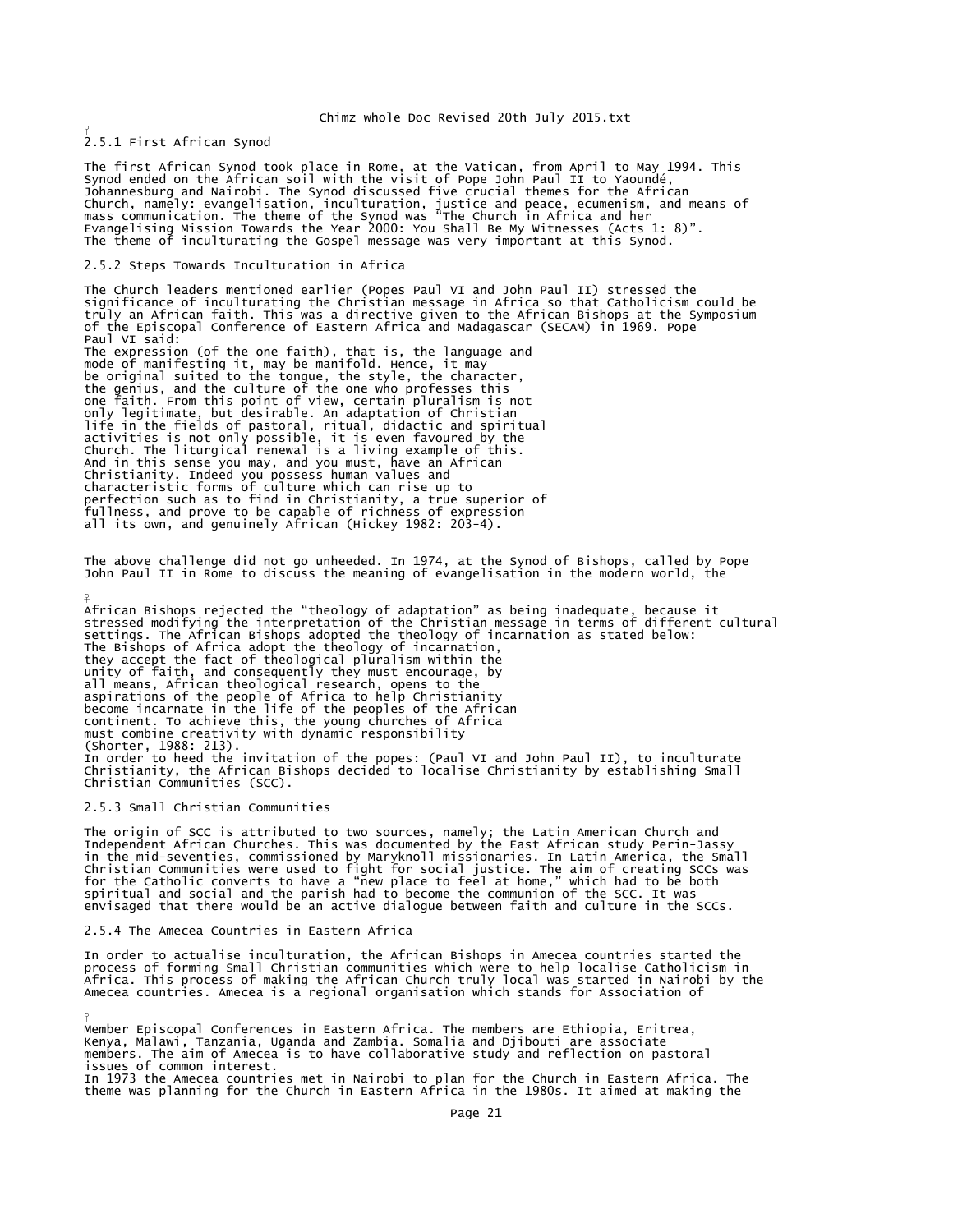### 2.5.1 First African Synod

The first African Synod took place in Rome, at the Vatican, from April to May 1994. This Synod ended on the African soil with the visit of Pope John Paul II to Yaoundé, Johannesburg and Nairobi. The Synod discussed five crucial themes for the African Church, namely: evangelisation, inculturation, justice and peace, ecumenism, and means of mass communication. The theme of the Synod was "The Church in Africa and her Evangelising Mission Towards the Year 2000: You Shall Be My Witnesses (Acts 1: 8)". The theme of inculturating the Gospel message was very important at this Synod.

### 2.5.2 Steps Towards Inculturation in Africa

The Church leaders mentioned earlier (Popes Paul VI and John Paul II) stressed the significance of inculturating the Christian message in Africa so that Catholicism could be truly an African faith. This was a directive given to the African Bishops at the Symposium of the Episcopal Conference of Eastern Africa and Madagascar (SECAM) in 1969. Pope Paul VI said:

> The expression (of the one faith), that is, the language and mode of manifesting it, may be manifold. Hence, it may be original suited to the tongue, the style, the character, the genius, and the culture of the one who professes this one faith. From this point of view, certain pluralism is not only legitimate, but desirable. An adaptation of Christian life in the fields of pastoral, ritual, didactic and spiritual activities is not only possible, it is even favoured by the Church. The liturgical renewal is a living example of this. And in this sense you may, and you must, have an African Christianity. Indeed you possess human values and characteristic forms of culture which can rise up to perfection such as to find in Christianity, a true superior of fullness, and prove to be capable of richness of expression all its own, and genuinely African (Hickey 1982: 203-4).

The above challenge did not go unheeded. In 1974, at the Synod of Bishops, called by Pope John Paul II in Rome to discuss the meaning of evangelisation in the modern world, the African Bishops rejected the "theology of adaptation" as being inadequate, because it stressed modifying the interpretation of the Christian message in terms of different cultural settings. The African Bishops adopted the theology of incarnation as stated below:

> The Bishops of Africa adopt the theology of incarnation, they accept the fact of theological pluralism within the unity of faith, and consequently they must encourage, by all means, African theological research, opens to the aspirations of the people of Africa to help Christianity become incarnate in the life of the peoples of the African continent. To achieve this, the young churches of Africa must combine creativity with dynamic responsibility (Shorter, 1988: 213).

In order to heed the invitation of the popes: (Paul VI and John Paul II), to inculturate Christianity, the African Bishops decided to localise Christianity by establishing Small Christian Communities (SCC).

### 2.5.3 Small Christian Communities

The origin of SCC is attributed to two sources, namely; the Latin American Church and Independent African Churches. This was documented by the East African study Perin-Jassy in the mid-seventies, commissioned by Maryknoll missionaries. In Latin America, the Small Christian Communities were used to fight for social justice. The aim of creating SCCs was for the Catholic converts to have a "new place to feel at home," which had to be both spiritual and social and the parish had to become the communion of the SCC. It was envisaged that there would be an active dialogue between faith and culture in the SCCs.

### 2.5.4 The Amecea Countries in Eastern Africa

In order to actualise inculturation, the African Bishops in Amecea countries started the process of forming Small Christian communities which were to help localise Catholicism in Africa. This process of making the African Church truly local was started in Nairobi by the Amecea countries. Amecea is a regional organisation which stands for Association of Member Episcopal Conferences in Eastern Africa. The members are Ethiopia, Eritrea, Kenya, Malawi, Tanzania, Uganda and Zambia. Somalia and Djibouti are associate members. The aim of Amecea is to have collaborative study and reflection on pastoral issues of common interest.

In 1973 the Amecea countries met in Nairobi to plan for the Church in Eastern Africa. The theme was planning for the Church in Eastern Africa in the 1980s. It aimed at making the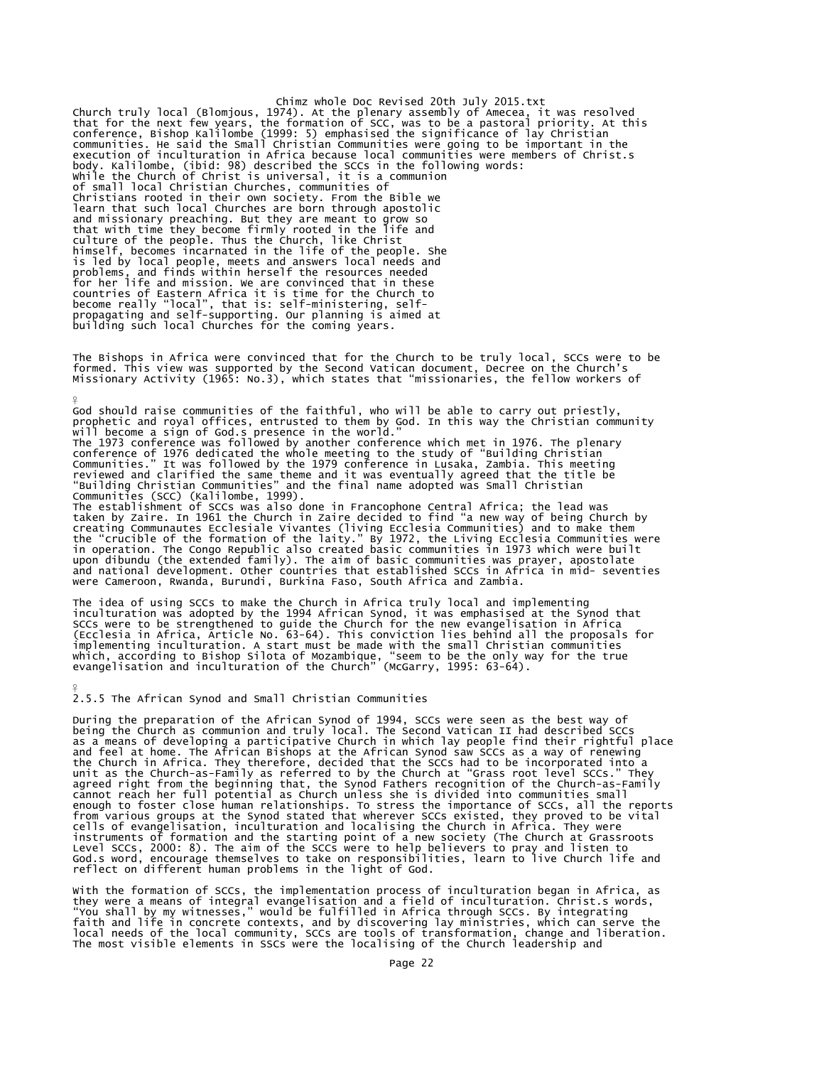Church truly local (Blomjous, 1974). At the plenary assembly of Amecea, it was resolved that for the next few years, the formation of SCC, was to be a pastoral priority. At this conference, Bishop Kalilombe (1999: 5) emphasised the significance of lay Christian communities. He said the Small Christian Communities were going to be important in the execution of inculturation in Africa because local communities were members of Christ.s body. Kalilombe, (ibid: 98) described the SCCs in the following words:

> While the Church of Christ is universal, it is a communion of small local Christian Churches, communities of Christians rooted in their own society. From the Bible we learn that such local Churches are born through apostolic and missionary preaching. But they are meant to grow so that with time they become firmly rooted in the life and culture of the people. Thus the Church, like Christ himself, becomes incarnated in the life of the people. She is led by local people, meets and answers local needs and problems, and finds within herself the resources needed for her life and mission. We are convinced that in these countries of Eastern Africa it is time for the Church to become really "local", that is: self-ministering, self-propagating and self-supporting. Our planning is aimed at building such local Churches for the coming years.

The Bishops in Africa were convinced that for the Church to be truly local, SCCs were to be formed. This view was supported by the Second Vatican document, Decree on the Church's Missionary Activity (1965: No.3), which states that "missionaries, the fellow workers of God should raise communities of the faithful, who will be able to carry out priestly, prophetic and royal offices, entrusted to them by God. In this way the Christian community will become a sign of God.s presence in the world."

The 1973 conference was followed by another conference which met in 1976. The plenary conference of 1976 dedicated the whole meeting to the study of "Building Christian Communities." It was followed by the 1979 conference in Lusaka, Zambia. This meeting reviewed and clarified the same theme and it was eventually agreed that the title be "Building Christian Communities" and the final name adopted was Small Christian Communities (SCC) (Kalilombe, 1999).

The establishment of SCCs was also done in Francophone Central Africa; the lead was taken by Zaire. In 1961 the Church in Zaire decided to find "a new way of being Church by creating Communautes Ecclesiale Vivantes (living Ecclesia Communities) and to make them the "crucible of the formation of the laity." By 1972, the Living Ecclesia Communities were in operation. The Congo Republic also created basic communities in 1973 which were built upon dibundu (the extended family). The aim of basic communities was prayer, apostolate and national development. Other countries that established SCCs in Africa in mid- seventies were Cameroon, Rwanda, Burundi, Burkina Faso, South Africa and Zambia.

The idea of using SCCs to make the Church in Africa truly local and implementing inculturation was adopted by the 1994 African Synod, it was emphasised at the Synod that SCCs were to be strengthened to guide the Church for the new evangelisation in Africa (Ecclesia in Africa, Article No. 63-64). This conviction lies behind all the proposals for implementing inculturation. A start must be made with the small Christian communities which, according to Bishop Silota of Mozambique, "seem to be the only way for the true evangelisation and inculturation of the Church" (McGarry, 1995: 63-64).

### 2.5.5 The African Synod and Small Christian Communities

During the preparation of the African Synod of 1994, SCCs were seen as the best way of being the Church as communion and truly local. The Second Vatican II had described SCCs as a means of developing a participative Church in which lay people find their rightful place and feel at home. The African Bishops at the African Synod saw SCCs as a way of renewing the Church in Africa. They therefore, decided that the SCCs had to be incorporated into a unit as the Church-as-Family as referred to by the Church at "Grass root level SCCs." They agreed right from the beginning that, the Synod Fathers recognition of the Church-as-Family cannot reach her full potential as Church unless she is divided into communities small enough to foster close human relationships. To stress the importance of SCCs, all the reports from various groups at the Synod stated that wherever SCCs existed, they proved to be vital cells of evangelisation, inculturation and localising the Church in Africa. They were instruments of formation and the starting point of a new society (The Church at Grassroots Level SCCs, 2000: 8). The aim of the SCCs were to help believers to pray and listen to God.s word, encourage themselves to take on responsibilities, learn to live Church life and reflect on different human problems in the light of God.

With the formation of SCCs, the implementation process of inculturation began in Africa, as they were a means of integral evangelisation and a field of inculturation. Christ.s words, "You shall by my witnesses," would be fulfilled in Africa through SCCs. By integrating faith and life in concrete contexts, and by discovering lay ministries, which can serve the local needs of the local community, SCCs are tools of transformation, change and liberation. The most visible elements in SSCs were the localising of the Church leadership and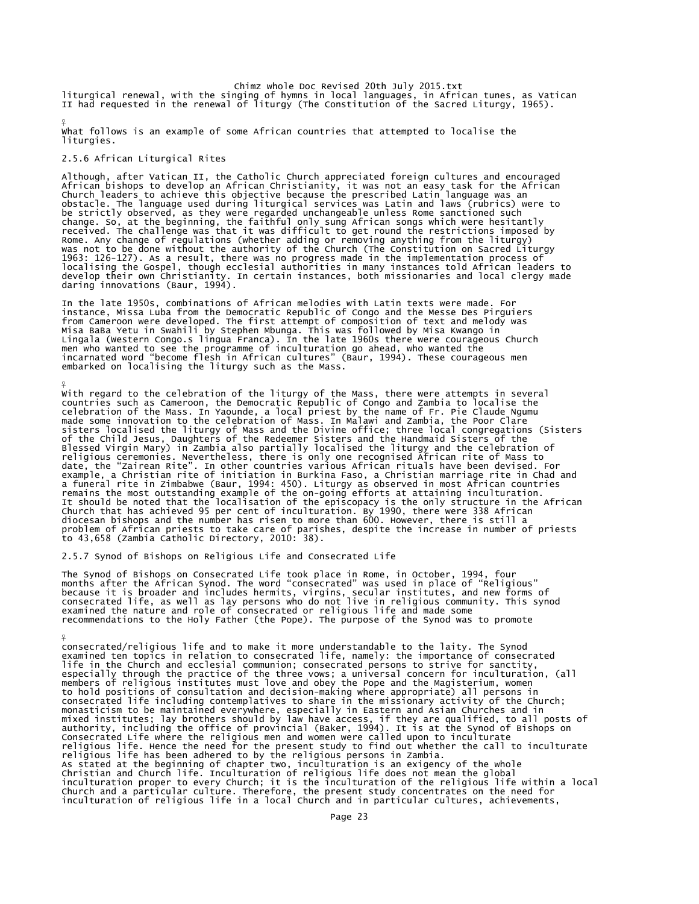liturgical renewal, with the singing of hymns in local languages, in African tunes, as Vatican II had requested in the renewal of liturgy (The Constitution of the Sacred Liturgy, 1965).

What follows is an example of some African countries that attempted to localise the liturgies.

### 2.5.6 African Liturgical Rites

Although, after Vatican II, the Catholic Church appreciated foreign cultures and encouraged African bishops to develop an African Christianity, it was not an easy task for the African Church leaders to achieve this objective because the prescribed Latin language was an obstacle. The language used during liturgical services was Latin and laws (rubrics) were to be strictly observed, as they were regarded unchangeable unless Rome sanctioned such change. So, at the beginning, the faithful only sung African songs which were hesitantly received. The challenge was that it was difficult to get round the restrictions imposed by Rome. Any change of regulations (whether adding or removing anything from the liturgy) was not to be done without the authority of the Church (The Constitution on Sacred Liturgy 1963: 126-127). As a result, there was no progress made in the implementation process of localising the Gospel, though ecclesial authorities in many instances told African leaders to develop their own Christianity. In certain instances, both missionaries and local clergy made daring innovations (Baur, 1994).

In the late 1950s, combinations of African melodies with Latin texts were made. For instance, Missa Luba from the Democratic Republic of Congo and the Messe Des Pirguiers from Cameroon were developed. The first attempt of composition of text and melody was Misa BaBa Yetu in Swahili by Stephen Mbunga. This was followed by Misa Kwango in Lingala (Western Congo.s lingua Franca). In the late 1960s there were courageous Church men who wanted to see the programme of inculturation go ahead, who wanted the incarnated word "become flesh in African cultures" (Baur, 1994). These courageous men embarked on localising the liturgy such as the Mass.

With regard to the celebration of the liturgy of the Mass, there were attempts in several countries such as Cameroon, the Democratic Republic of Congo and Zambia to localise the celebration of the Mass. In Yaounde, a local priest by the name of Fr. Pie Claude Ngumu made some innovation to the celebration of Mass. In Malawi and Zambia, the Poor Clare sisters localised the liturgy of Mass and the Divine office; three local congregations (Sisters of the Child Jesus, Daughters of the Redeemer Sisters and the Handmaid Sisters of the Blessed Virgin Mary) in Zambia also partially localised the liturgy and the celebration of religious ceremonies. Nevertheless, there is only one recognised African rite of Mass to date, the "Zairean Rite". In other countries various African rituals have been devised. For example, a Christian rite of initiation in Burkina Faso, a Christian marriage rite in Chad and a funeral rite in Zimbabwe (Baur, 1994: 450). Liturgy as observed in most African countries remains the most outstanding example of the on-going efforts at attaining inculturation. It should be noted that the localisation of the episcopacy is the only structure in the African Church that has achieved 95 per cent of inculturation. By 1990, there were 338 African diocesan bishops and the number has risen to more than 600. However, there is still a problem of African priests to take care of parishes, despite the increase in number of priests to 43,658 (Zambia Catholic Directory, 2010: 38).

### 2.5.7 Synod of Bishops on Religious Life and Consecrated Life

The Synod of Bishops on Consecrated Life took place in Rome, in October, 1994, four months after the African Synod. The word "consecrated" was used in place of "Religious" because it is broader and includes hermits, virgins, secular institutes, and new forms of consecrated life, as well as lay persons who do not live in religious community. This synod examined the nature and role of consecrated or religious life and made some recommendations to the Holy Father (the Pope). The purpose of the Synod was to promote consecrated/religious life and to make it more understandable to the laity. The Synod examined ten topics in relation to consecrated life, namely: the importance of consecrated life in the Church and ecclesial communion; consecrated persons to strive for sanctity, especially through the practice of the three vows; a universal concern for inculturation, (all members of religious institutes must love and obey the Pope and the Magisterium, women to hold positions of consultation and decision-making where appropriate) all persons in consecrated life including contemplatives to share in the missionary activity of the Church; monasticism to be maintained everywhere, especially in Eastern and Asian Churches and in mixed institutes; lay brothers should by law have access, if they are qualified, to all posts of authority, including the office of provincial (Baker, 1994). It is at the Synod of Bishops on Consecrated Life where the religious men and women were called upon to inculturate religious life. Hence the need for the present study to find out whether the call to inculturate religious life has been adhered to by the religious persons in Zambia.
As stated at the beginning of chapter two, inculturation is an exigency of the whole Christian and Church life. Inculturation of religious life does not mean the global inculturation proper to every Church; it is the inculturation of the religious life within a local Church and a particular culture. Therefore, the present study concentrates on the need for inculturation of religious life in a local Church and in particular cultures, achievements,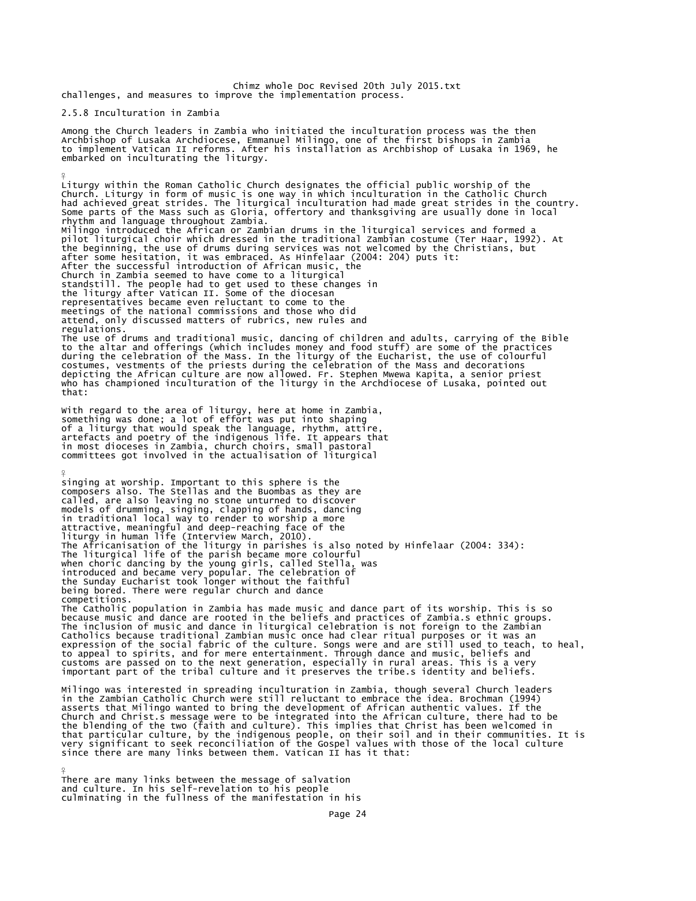challenges, and measures to improve the implementation process.

### 2.5.8 Inculturation in Zambia

Among the Church leaders in Zambia who initiated the inculturation process was the then Archbishop of Lusaka Archdiocese, Emmanuel Milingo, one of the first bishops in Zambia to implement Vatican II reforms. After his installation as Archbishop of Lusaka in 1969, he embarked on inculturating the liturgy.

Liturgy within the Roman Catholic Church designates the official public worship of the Church. Liturgy in form of music is one way in which inculturation in the Catholic Church had achieved great strides. The liturgical inculturation had made great strides in the country. Some parts of the Mass such as Gloria, offertory and thanksgiving are usually done in local rhythm and language throughout Zambia.

Milingo introduced the African or Zambian drums in the liturgical services and formed a pilot liturgical choir which dressed in the traditional Zambian costume (Ter Haar, 1992). At the beginning, the use of drums during services was not welcomed by the Christians, but after some hesitation, it was embraced. As Hinfelaar (2004: 204) puts it:

> After the successful introduction of African music, the Church in Zambia seemed to have come to a liturgical standstill. The people had to get used to these changes in the liturgy after Vatican II. Some of the diocesan representatives became even reluctant to come to the meetings of the national commissions and those who did attend, only discussed matters of rubrics, new rules and regulations.

The use of drums and traditional music, dancing of children and adults, carrying of the Bible to the altar and offerings (which includes money and food stuff) are some of the practices during the celebration of the Mass. In the liturgy of the Eucharist, the use of colourful costumes, vestments of the priests during the celebration of the Mass and decorations depicting the African culture are now allowed. Fr. Stephen Mwewa Kapita, a senior priest who has championed inculturation of the liturgy in the Archdiocese of Lusaka, pointed out that:

> With regard to the area of liturgy, here at home in Zambia, something was done; a lot of effort was put into shaping of a liturgy that would speak the language, rhythm, attire, artefacts and poetry of the indigenous life. It appears that in most dioceses in Zambia, church choirs, small pastoral committees got involved in the actualisation of liturgical singing at worship. Important to this sphere is the composers also. The Stellas and the Buombas as they are called, are also leaving no stone unturned to discover models of drumming, singing, clapping of hands, dancing in traditional local way to render to worship a more attractive, meaningful and deep-reaching face of the liturgy in human life (Interview March, 2010).

The Africanisation of the liturgy in parishes is also noted by Hinfelaar (2004: 334):

> The liturgical life of the parish became more colourful when choric dancing by the young girls, called Stella, was introduced and became very popular. The celebration of the Sunday Eucharist took longer without the faithful being bored. There were regular church and dance competitions.

The Catholic population in Zambia has made music and dance part of its worship. This is so because music and dance are rooted in the beliefs and practices of Zambia.s ethnic groups. The inclusion of music and dance in liturgical celebration is not foreign to the Zambian Catholics because traditional Zambian music once had clear ritual purposes or it was an expression of the social fabric of the culture. Songs were and are still used to teach, to heal, to appeal to spirits, and for mere entertainment. Through dance and music, beliefs and customs are passed on to the next generation, especially in rural areas. This is a very important part of the tribal culture and it preserves the tribe.s identity and beliefs.

Milingo was interested in spreading inculturation in Zambia, though several Church leaders in the Zambian Catholic Church were still reluctant to embrace the idea. Brochman (1994) asserts that Milingo wanted to bring the development of African authentic values. If the Church and Christ.s message were to be integrated into the African culture, there had to be the blending of the two (faith and culture). This implies that Christ has been welcomed in that particular culture, by the indigenous people, on their soil and in their communities. It is very significant to seek reconciliation of the Gospel values with those of the local culture since there are many links between them. Vatican II has it that:

> There are many links between the message of salvation and culture. In his self-revelation to his people culminating in the fullness of the manifestation in his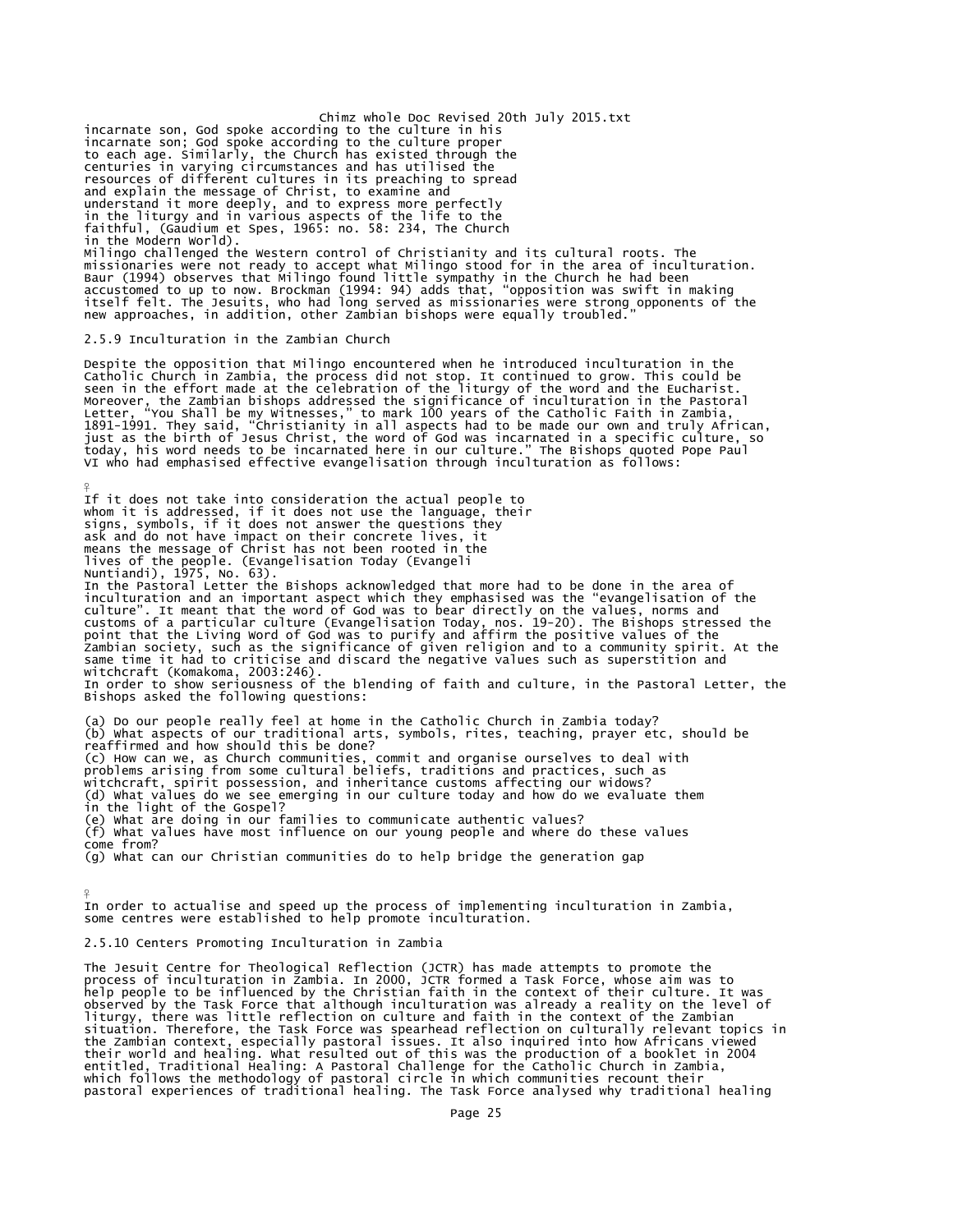incarnate son, God spoke according to the culture in his incarnate son; God spoke according to the culture proper to each age. Similarly, the Church has existed through the centuries in varying circumstances and has utilised the resources of different cultures in its preaching to spread and explain the message of Christ, to examine and understand it more deeply, and to express more perfectly in the liturgy and in various aspects of the life to the faithful, (Gaudium et Spes, 1965: no. 58: 234, The Church in the Modern World).

Milingo challenged the Western control of Christianity and its cultural roots. The missionaries were not ready to accept what Milingo stood for in the area of inculturation. Baur (1994) observes that Milingo found little sympathy in the Church he had been accustomed to up to now. Brockman (1994: 94) adds that, "opposition was swift in making itself felt. The Jesuits, who had long served as missionaries were strong opponents of the new approaches, in addition, other Zambian bishops were equally troubled."

### 2.5.9 Inculturation in the Zambian Church

Despite the opposition that Milingo encountered when he introduced inculturation in the Catholic Church in Zambia, the process did not stop. It continued to grow. This could be seen in the effort made at the celebration of the liturgy of the word and the Eucharist. Moreover, the Zambian bishops addressed the significance of inculturation in the Pastoral Letter, "You Shall be my Witnesses," to mark 100 years of the Catholic Faith in Zambia, 1891-1991. They said, "Christianity in all aspects had to be made our own and truly African, just as the birth of Jesus Christ, the word of God was incarnated in a specific culture, so today, his word needs to be incarnated here in our culture." The Bishops quoted Pope Paul VI who had emphasised effective evangelisation through inculturation as follows:

> If it does not take into consideration the actual people to whom it is addressed, if it does not use the language, their signs, symbols, if it does not answer the questions they ask and do not have impact on their concrete lives, it means the message of Christ has not been rooted in the lives of the people. (Evangelisation Today (Evangeli Nuntiandi), 1975, No. 63).

In the Pastoral Letter the Bishops acknowledged that more had to be done in the area of inculturation and an important aspect which they emphasised was the "evangelisation of the culture". It meant that the word of God was to bear directly on the values, norms and customs of a particular culture (Evangelisation Today, nos. 19-20). The Bishops stressed the point that the Living Word of God was to purify and affirm the positive values of the Zambian society, such as the significance of given religion and to a community spirit. At the same time it had to criticise and discard the negative values such as superstition and witchcraft (Komakoma, 2003:246).

In order to show seriousness of the blending of faith and culture, in the Pastoral Letter, the Bishops asked the following questions:

(a) Do our people really feel at home in the Catholic Church in Zambia today?
(b) What aspects of our traditional arts, symbols, rites, teaching, prayer etc, should be reaffirmed and how should this be done?
(c) How can we, as Church communities, commit and organise ourselves to deal with problems arising from some cultural beliefs, traditions and practices, such as witchcraft, spirit possession, and inheritance customs affecting our widows?
(d) What values do we see emerging in our culture today and how do we evaluate them in the light of the Gospel?
(e) What are doing in our families to communicate authentic values?
(f) What values have most influence on our young people and where do these values come from?
(g) What can our Christian communities do to help bridge the generation gap

In order to actualise and speed up the process of implementing inculturation in Zambia, some centres were established to help promote inculturation.

### 2.5.10 Centers Promoting Inculturation in Zambia

The Jesuit Centre for Theological Reflection (JCTR) has made attempts to promote the process of inculturation in Zambia. In 2000, JCTR formed a Task Force, whose aim was to help people to be influenced by the Christian faith in the context of their culture. It was observed by the Task Force that although inculturation was already a reality on the level of liturgy, there was little reflection on culture and faith in the context of the Zambian situation. Therefore, the Task Force was spearhead reflection on culturally relevant topics in the Zambian context, especially pastoral issues. It also inquired into how Africans viewed their world and healing. What resulted out of this was the production of a booklet in 2004 entitled, Traditional Healing: A Pastoral Challenge for the Catholic Church in Zambia, which follows the methodology of pastoral circle in which communities recount their pastoral experiences of traditional healing. The Task Force analysed why traditional healing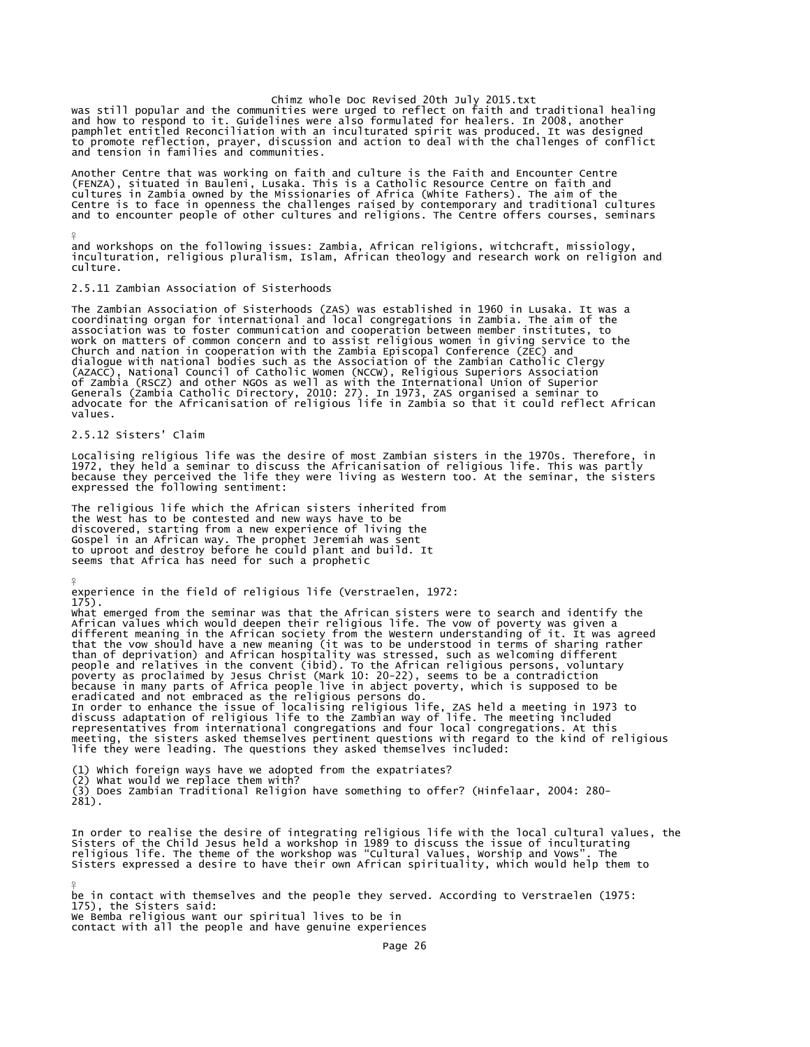was still popular and the communities were urged to reflect on faith and traditional healing and how to respond to it. Guidelines were also formulated for healers. In 2008, another pamphlet entitled Reconciliation with an inculturated spirit was produced. It was designed to promote reflection, prayer, discussion and action to deal with the challenges of conflict and tension in families and communities.

Another Centre that was working on faith and culture is the Faith and Encounter Centre (FENZA), situated in Bauleni, Lusaka. This is a Catholic Resource Centre on faith and cultures in Zambia owned by the Missionaries of Africa (White Fathers). The aim of the Centre is to face in openness the challenges raised by contemporary and traditional cultures and to encounter people of other cultures and religions. The Centre offers courses, seminars and workshops on the following issues: Zambia, African religions, witchcraft, missiology, inculturation, religious pluralism, Islam, African theology and research work on religion and culture.

### 2.5.11 Zambian Association of Sisterhoods

The Zambian Association of Sisterhoods (ZAS) was established in 1960 in Lusaka. It was a coordinating organ for international and local congregations in Zambia. The aim of the association was to foster communication and cooperation between member institutes, to work on matters of common concern and to assist religious women in giving service to the Church and nation in cooperation with the Zambia Episcopal Conference (ZEC) and dialogue with national bodies such as the Association of the Zambian Catholic Clergy (AZACC), National Council of Catholic Women (NCCW), Religious Superiors Association of Zambia (RSCZ) and other NGOs as well as with the International Union of Superior Generals (Zambia Catholic Directory, 2010: 27). In 1973, ZAS organised a seminar to advocate for the Africanisation of religious life in Zambia so that it could reflect African values.

### 2.5.12 Sisters' Claim

Localising religious life was the desire of most Zambian sisters in the 1970s. Therefore, in 1972, they held a seminar to discuss the Africanisation of religious life. This was partly because they perceived the life they were living as Western too. At the seminar, the sisters expressed the following sentiment:

> The religious life which the African sisters inherited from the West has to be contested and new ways have to be discovered, starting from a new experience of living the Gospel in an African way. The prophet Jeremiah was sent to uproot and destroy before he could plant and build. It seems that Africa has need for such a prophetic experience in the field of religious life (Verstraelen, 1972: 175).

What emerged from the seminar was that the African sisters were to search and identify the African values which would deepen their religious life. The vow of poverty was given a different meaning in the African society from the Western understanding of it. It was agreed that the vow should have a new meaning (it was to be understood in terms of sharing rather than of deprivation) and African hospitality was stressed, such as welcoming different people and relatives in the convent (ibid). To the African religious persons, voluntary poverty as proclaimed by Jesus Christ (Mark 10: 20-22), seems to be a contradiction because in many parts of Africa people live in abject poverty, which is supposed to be eradicated and not embraced as the religious persons do.

In order to enhance the issue of localising religious life, ZAS held a meeting in 1973 to discuss adaptation of religious life to the Zambian way of life. The meeting included representatives from international congregations and four local congregations. At this meeting, the sisters asked themselves pertinent questions with regard to the kind of religious life they were leading. The questions they asked themselves included:

(1) Which foreign ways have we adopted from the expatriates?
(2) What would we replace them with?
(3) Does Zambian Traditional Religion have something to offer? (Hinfelaar, 2004: 280-281).

In order to realise the desire of integrating religious life with the local cultural values, the Sisters of the Child Jesus held a workshop in 1989 to discuss the issue of inculturating religious life. The theme of the workshop was "Cultural Values, Worship and Vows". The Sisters expressed a desire to have their own African spirituality, which would help them to be in contact with themselves and the people they served. According to Verstraelen (1975: 175), the Sisters said:

> We Bemba religious want our spiritual lives to be in contact with all the people and have genuine experiences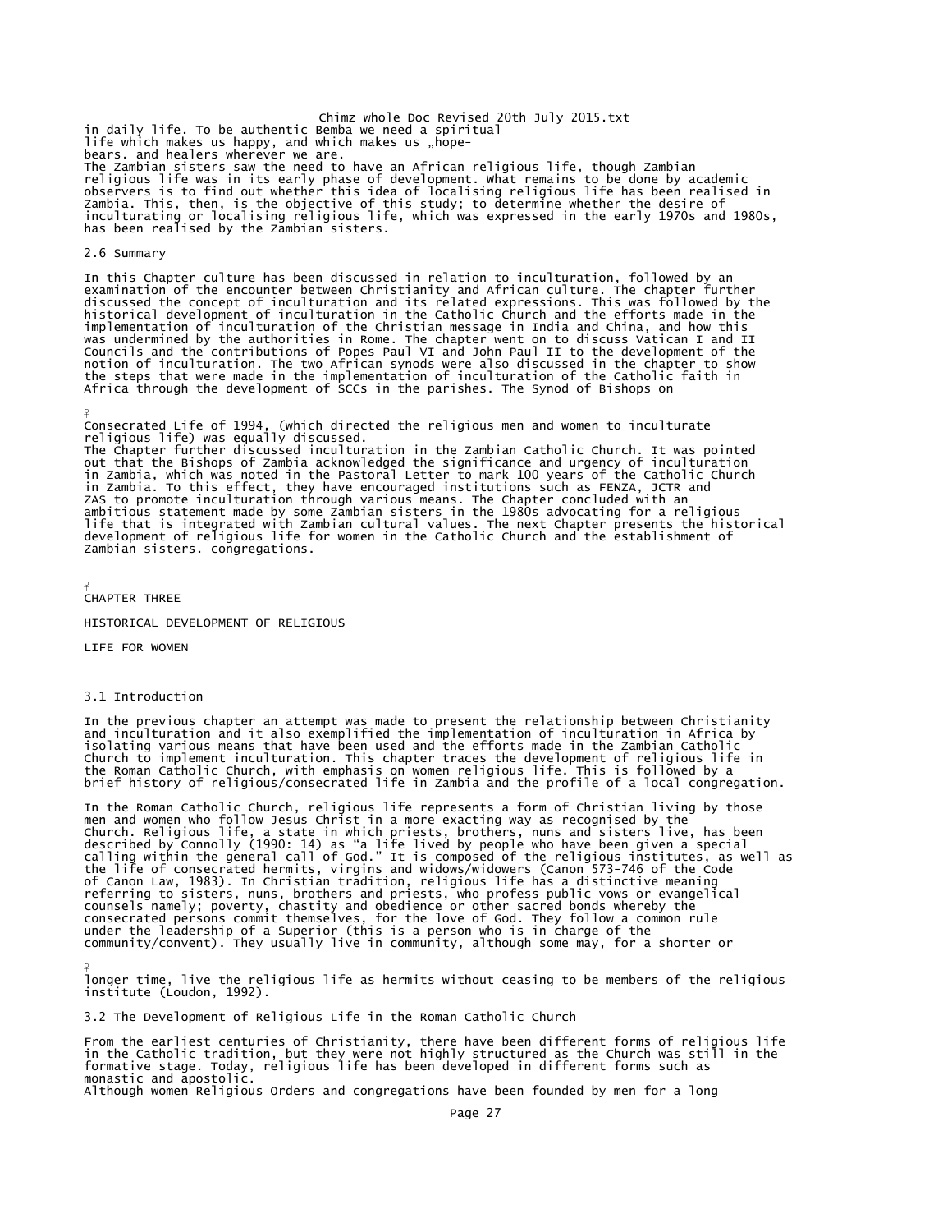in daily life. To be authentic Bemba we need a spiritual
life which makes us happy, and which makes us „hope-
bears. and healers wherever we are.

The Zambian sisters saw the need to have an African religious life, though Zambian religious life was in its early phase of development. What remains to be done by academic observers is to find out whether this idea of localising religious life has been realised in Zambia. This, then, is the objective of this study; to determine whether the desire of inculturating or localising religious life, which was expressed in the early 1970s and 1980s, has been realised by the Zambian sisters.

## 2.6 Summary

In this Chapter culture has been discussed in relation to inculturation, followed by an examination of the encounter between Christianity and African culture. The chapter further discussed the concept of inculturation and its related expressions. This was followed by the historical development of inculturation in the Catholic Church and the efforts made in the implementation of inculturation of the Christian message in India and China, and how this was undermined by the authorities in Rome. The chapter went on to discuss Vatican I and II Councils and the contributions of Popes Paul VI and John Paul II to the development of the notion of inculturation. The two African synods were also discussed in the chapter to show the steps that were made in the implementation of inculturation of the Catholic faith in Africa through the development of SCCs in the parishes. The Synod of Bishops on Consecrated Life of 1994, (which directed the religious men and women to inculturate religious life) was equally discussed.

The Chapter further discussed inculturation in the Zambian Catholic Church. It was pointed out that the Bishops of Zambia acknowledged the significance and urgency of inculturation in Zambia, which was noted in the Pastoral Letter to mark 100 years of the Catholic Church in Zambia. To this effect, they have encouraged institutions such as FENZA, JCTR and ZAS to promote inculturation through various means. The Chapter concluded with an ambitious statement made by some Zambian sisters in the 1980s advocating for a religious life that is integrated with Zambian cultural values. The next Chapter presents the historical development of religious life for women in the Catholic Church and the establishment of Zambian sisters. congregations.

# CHAPTER THREE

# HISTORICAL DEVELOPMENT OF RELIGIOUS LIFE FOR WOMEN

## 3.1 Introduction

In the previous chapter an attempt was made to present the relationship between Christianity and inculturation and it also exemplified the implementation of inculturation in Africa by isolating various means that have been used and the efforts made in the Zambian Catholic Church to implement inculturation. This chapter traces the development of religious life in the Roman Catholic Church, with emphasis on women religious life. This is followed by a brief history of religious/consecrated life in Zambia and the profile of a local congregation.

In the Roman Catholic Church, religious life represents a form of Christian living by those men and women who follow Jesus Christ in a more exacting way as recognised by the Church. Religious life, a state in which priests, brothers, nuns and sisters live, has been described by Connolly (1990: 14) as "a life lived by people who have been given a special calling within the general call of God." It is composed of the religious institutes, as well as the life of consecrated hermits, virgins and widows/widowers (Canon 573-746 of the Code of Canon Law, 1983). In Christian tradition, religious life has a distinctive meaning referring to sisters, nuns, brothers and priests, who profess public vows or evangelical counsels namely; poverty, chastity and obedience or other sacred bonds whereby the consecrated persons commit themselves, for the love of God. They follow a common rule under the leadership of a Superior (this is a person who is in charge of the community/convent). They usually live in community, although some may, for a shorter or longer time, live the religious life as hermits without ceasing to be members of the religious institute (Loudon, 1992).

## 3.2 The Development of Religious Life in the Roman Catholic Church

From the earliest centuries of Christianity, there have been different forms of religious life in the Catholic tradition, but they were not highly structured as the Church was still in the formative stage. Today, religious life has been developed in different forms such as monastic and apostolic.

Although women Religious Orders and congregations have been founded by men for a long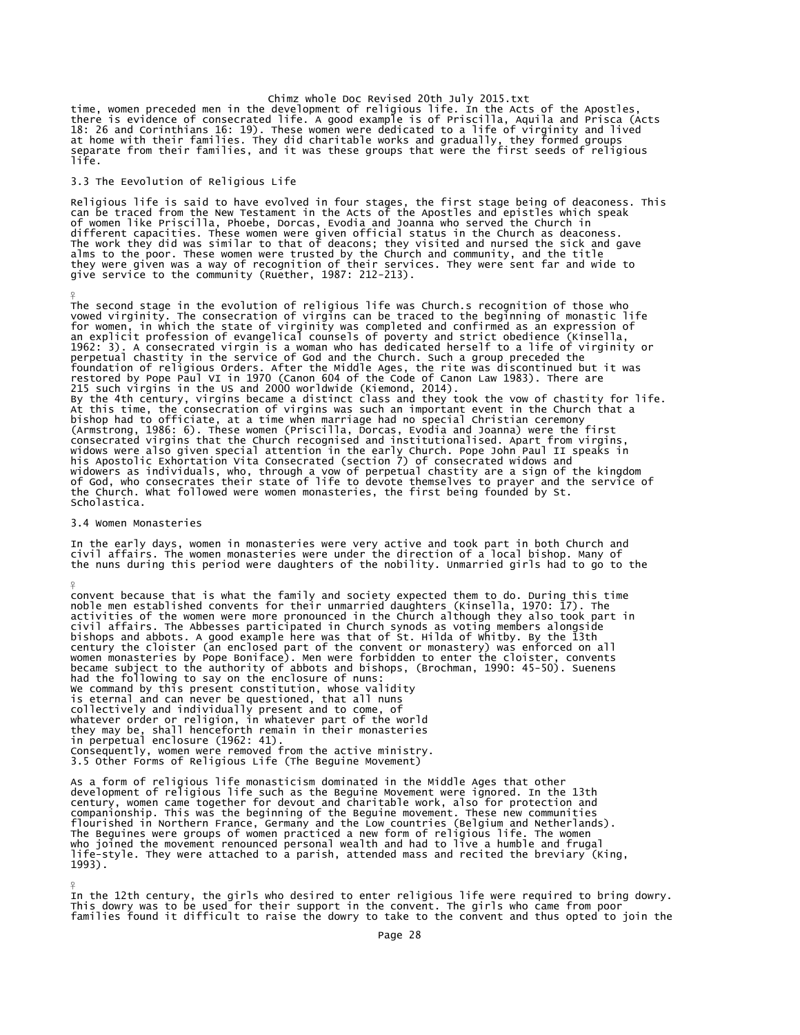time, women preceded men in the development of religious life. In the Acts of the Apostles, there is evidence of consecrated life. A good example is of Priscilla, Aquila and Prisca (Acts 18: 26 and Corinthians 16: 19). These women were dedicated to a life of virginity and lived at home with their families. They did charitable works and gradually, they formed groups separate from their families, and it was these groups that were the first seeds of religious life.

## 3.3 The Eevolution of Religious Life

Religious life is said to have evolved in four stages, the first stage being of deaconess. This can be traced from the New Testament in the Acts of the Apostles and epistles which speak of women like Priscilla, Phoebe, Dorcas, Evodia and Joanna who served the Church in different capacities. These women were given official status in the Church as deaconess. The work they did was similar to that of deacons; they visited and nursed the sick and gave alms to the poor. These women were trusted by the Church and community, and the title they were given was a way of recognition of their services. They were sent far and wide to give service to the community (Ruether, 1987: 212-213).

The second stage in the evolution of religious life was Church.s recognition of those who vowed virginity. The consecration of virgins can be traced to the beginning of monastic life for women, in which the state of virginity was completed and confirmed as an expression of an explicit profession of evangelical counsels of poverty and strict obedience (Kinsella, 1962: 3). A consecrated virgin is a woman who has dedicated herself to a life of virginity or perpetual chastity in the service of God and the Church. Such a group preceded the foundation of religious Orders. After the Middle Ages, the rite was discontinued but it was restored by Pope Paul VI in 1970 (Canon 604 of the Code of Canon Law 1983). There are 215 such virgins in the US and 2000 worldwide (Kiemond, 2014).
By the 4th century, virgins became a distinct class and they took the vow of chastity for life. At this time, the consecration of virgins was such an important event in the Church that a bishop had to officiate, at a time when marriage had no special Christian ceremony (Armstrong, 1986: 6). These women (Priscilla, Dorcas, Evodia and Joanna) were the first consecrated virgins that the Church recognised and institutionalised. Apart from virgins, widows were also given special attention in the early Church. Pope John Paul II speaks in his Apostolic Exhortation Vita Consecrated (section 7) of consecrated widows and widowers as individuals, who, through a vow of perpetual chastity are a sign of the kingdom of God, who consecrates their state of life to devote themselves to prayer and the service of the Church. What followed were women monasteries, the first being founded by St. Scholastica.

## 3.4 Women Monasteries

In the early days, women in monasteries were very active and took part in both Church and civil affairs. The women monasteries were under the direction of a local bishop. Many of the nuns during this period were daughters of the nobility. Unmarried girls had to go to the convent because that is what the family and society expected them to do. During this time noble men established convents for their unmarried daughters (Kinsella, 1970: 17). The activities of the women were more pronounced in the Church although they also took part in civil affairs. The Abbesses participated in Church synods as voting members alongside bishops and abbots. A good example here was that of St. Hilda of Whitby. By the 13th century the cloister (an enclosed part of the convent or monastery) was enforced on all women monasteries by Pope Boniface). Men were forbidden to enter the cloister, convents became subject to the authority of abbots and bishops, (Brochman, 1990: 45-50). Suenens had the following to say on the enclosure of nuns:

We command by this present constitution, whose validity
is eternal and can never be questioned, that all nuns
collectively and individually present and to come, of
whatever order or religion, in whatever part of the world
they may be, shall henceforth remain in their monasteries
in perpetual enclosure (1962: 41).

Consequently, women were removed from the active ministry.

## 3.5 Other Forms of Religious Life (The Beguine Movement)

As a form of religious life monasticism dominated in the Middle Ages that other development of religious life such as the Beguine Movement were ignored. In the 13th century, women came together for devout and charitable work, also for protection and companionship. This was the beginning of the Beguine movement. These new communities flourished in Northern France, Germany and the Low Countries (Belgium and Netherlands). The Beguines were groups of women practiced a new form of religious life. The women who joined the movement renounced personal wealth and had to live a humble and frugal life-style. They were attached to a parish, attended mass and recited the breviary (King, 1993).

In the 12th century, the girls who desired to enter religious life were required to bring dowry. This dowry was to be used for their support in the convent. The girls who came from poor families found it difficult to raise the dowry to take to the convent and thus opted to join the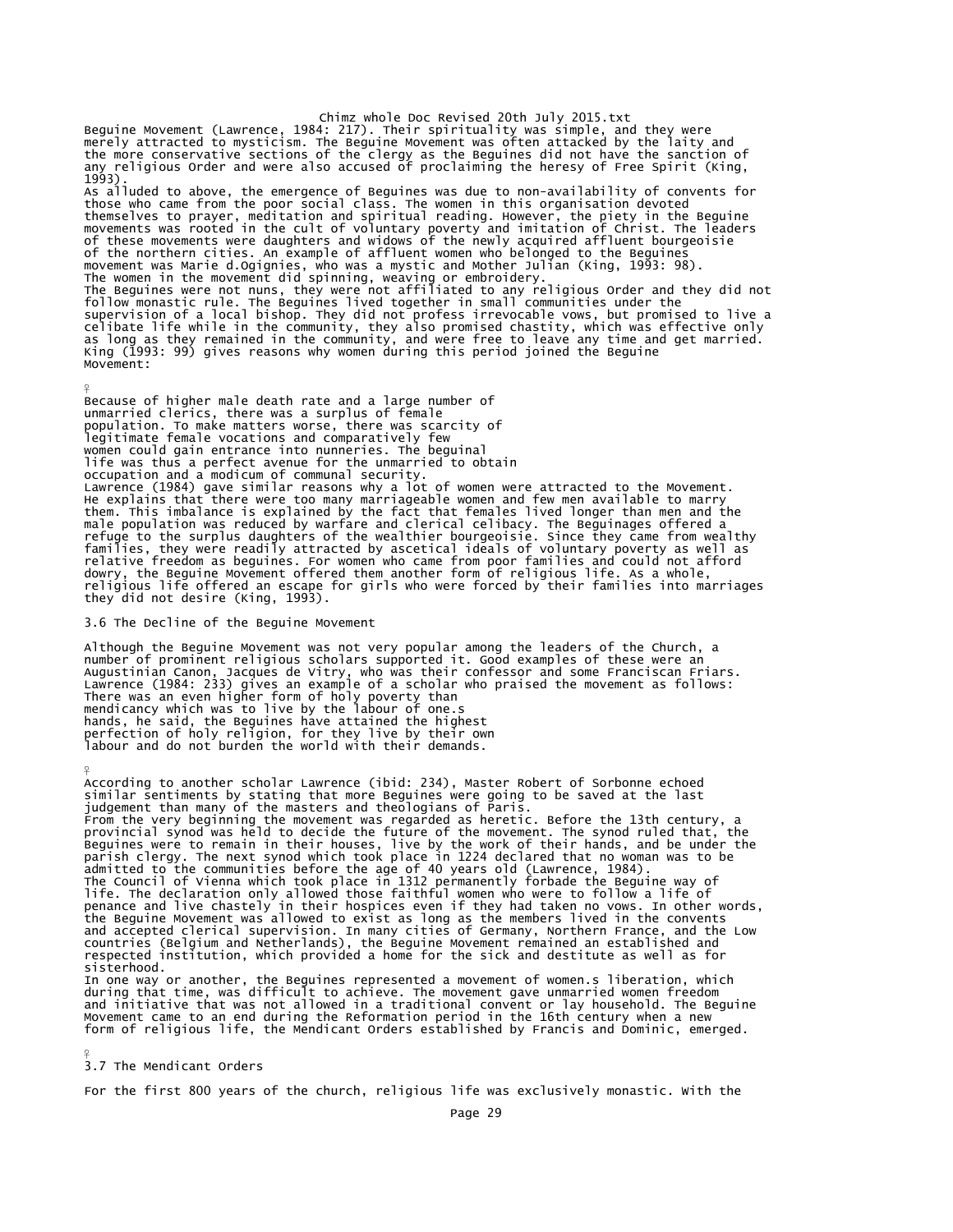Beguine Movement (Lawrence, 1984: 217). Their spirituality was simple, and they were merely attracted to mysticism. The Beguine Movement was often attacked by the laity and the more conservative sections of the clergy as the Beguines did not have the sanction of any religious Order and were also accused of proclaiming the heresy of Free Spirit (King, 1993).

As alluded to above, the emergence of Beguines was due to non-availability of convents for those who came from the poor social class. The women in this organisation devoted themselves to prayer, meditation and spiritual reading. However, the piety in the Beguine movements was rooted in the cult of voluntary poverty and imitation of Christ. The leaders of these movements were daughters and widows of the newly acquired affluent bourgeoisie of the northern cities. An example of affluent women who belonged to the Beguines movement was Marie d.Ogignies, who was a mystic and Mother Julian (King, 1993: 98). The women in the movement did spinning, weaving or embroidery.

The Beguines were not nuns, they were not affiliated to any religious Order and they did not follow monastic rule. The Beguines lived together in small communities under the supervision of a local bishop. They did not profess irrevocable vows, but promised to live a celibate life while in the community, they also promised chastity, which was effective only as long as they remained in the community, and were free to leave any time and get married. King (1993: 99) gives reasons why women during this period joined the Beguine Movement:

> Because of higher male death rate and a large number of unmarried clerics, there was a surplus of female population. To make matters worse, there was scarcity of legitimate female vocations and comparatively few women could gain entrance into nunneries. The beguinal life was thus a perfect avenue for the unmarried to obtain occupation and a modicum of communal security.

Lawrence (1984) gave similar reasons why a lot of women were attracted to the Movement. He explains that there were too many marriageable women and few men available to marry them. This imbalance is explained by the fact that females lived longer than men and the male population was reduced by warfare and clerical celibacy. The Beguinages offered a refuge to the surplus daughters of the wealthier bourgeoisie. Since they came from wealthy families, they were readily attracted by ascetical ideals of voluntary poverty as well as relative freedom as beguines. For women who came from poor families and could not afford dowry, the Beguine Movement offered them another form of religious life. As a whole, religious life offered an escape for girls who were forced by their families into marriages they did not desire (King, 1993).

## 3.6 The Decline of the Beguine Movement

Although the Beguine Movement was not very popular among the leaders of the Church, a number of prominent religious scholars supported it. Good examples of these were an Augustinian Canon, Jacques de Vitry, who was their confessor and some Franciscan Friars. Lawrence (1984: 233) gives an example of a scholar who praised the movement as follows:

> There was an even higher form of holy poverty than mendicancy which was to live by the labour of one.s hands, he said, the Beguines have attained the highest perfection of holy religion, for they live by their own labour and do not burden the world with their demands.

According to another scholar Lawrence (ibid: 234), Master Robert of Sorbonne echoed similar sentiments by stating that more Beguines were going to be saved at the last judgement than many of the masters and theologians of Paris.

From the very beginning the movement was regarded as heretic. Before the 13th century, a provincial synod was held to decide the future of the movement. The synod ruled that, the Beguines were to remain in their houses, live by the work of their hands, and be under the parish clergy. The next synod which took place in 1224 declared that no woman was to be admitted to the communities before the age of 40 years old (Lawrence, 1984).

The Council of Vienna which took place in 1312 permanently forbade the Beguine way of life. The declaration only allowed those faithful women who were to follow a life of penance and live chastely in their hospices even if they had taken no vows. In other words, the Beguine Movement was allowed to exist as long as the members lived in the convents and accepted clerical supervision. In many cities of Germany, Northern France, and the Low countries (Belgium and Netherlands), the Beguine Movement remained an established and respected institution, which provided a home for the sick and destitute as well as for sisterhood.

In one way or another, the Beguines represented a movement of women.s liberation, which during that time, was difficult to achieve. The movement gave unmarried women freedom and initiative that was not allowed in a traditional convent or lay household. The Beguine Movement came to an end during the Reformation period in the 16th century when a new form of religious life, the Mendicant Orders established by Francis and Dominic, emerged.

## 3.7 The Mendicant Orders

For the first 800 years of the church, religious life was exclusively monastic. With the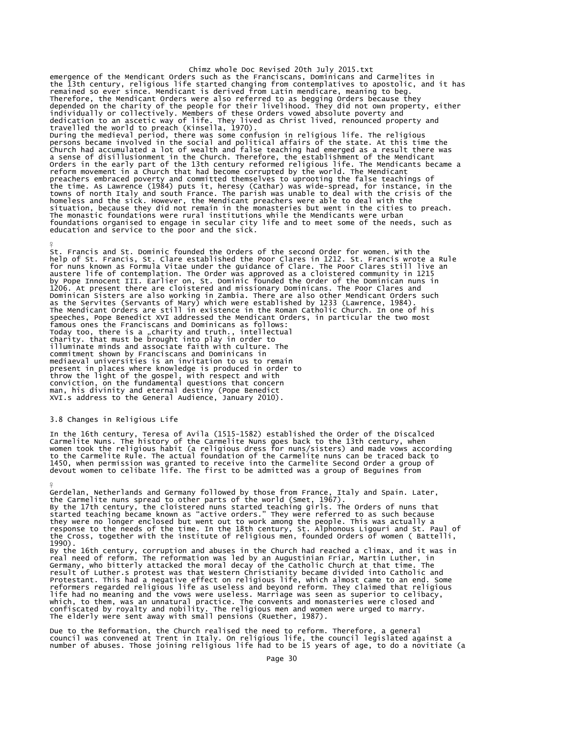emergence of the Mendicant Orders such as the Franciscans, Dominicans and Carmelites in the 13th century, religious life started changing from contemplatives to apostolic, and it has remained so ever since. Mendicant is derived from Latin mendicare, meaning to beg. Therefore, the Mendicant Orders were also referred to as begging Orders because they depended on the charity of the people for their livelihood. They did not own property, either individually or collectively. Members of these Orders vowed absolute poverty and dedication to an ascetic way of life. They lived as Christ lived, renounced property and travelled the world to preach (Kinsella, 1970).

During the medieval period, there was some confusion in religious life. The religious persons became involved in the social and political affairs of the state. At this time the Church had accumulated a lot of wealth and false teaching had emerged as a result there was a sense of disillusionment in the Church. Therefore, the establishment of the Mendicant Orders in the early part of the 13th century reformed religious life. The Mendicants became a reform movement in a Church that had become corrupted by the world. The Mendicant preachers embraced poverty and committed themselves to uprooting the false teachings of the time. As Lawrence (1984) puts it, heresy (Cathar) was wide-spread, for instance, in the towns of north Italy and south France. The parish was unable to deal with the crisis of the homeless and the sick. However, the Mendicant preachers were able to deal with the situation, because they did not remain in the monasteries but went in the cities to preach. The monastic foundations were rural institutions while the Mendicants were urban foundations organised to engage in secular city life and to meet some of the needs, such as education and service to the poor and the sick.

St. Francis and St. Dominic founded the Orders of the second Order for women. With the help of St. Francis, St. Clare established the Poor Clares in 1212. St. Francis wrote a Rule for nuns known as Formula Vitae under the guidance of Clare. The Poor Clares still live an austere life of contemplation. The Order was approved as a cloistered community in 1215 by Pope Innocent III. Earlier on, St. Dominic founded the Order of the Dominican nuns in 1206. At present there are cloistered and missionary Dominicans. The Poor Clares and Dominican Sisters are also working in Zambia. There are also other Mendicant Orders such as the Servites (Servants of Mary) which were established by 1233 (Lawrence, 1984). The Mendicant Orders are still in existence in the Roman Catholic Church. In one of his speeches, Pope Benedict XVI addressed the Mendicant Orders, in particular the two most famous ones the Franciscans and Dominicans as follows:

> Today too, there is a „charity and truth., intellectual charity. that must be brought into play in order to illuminate minds and associate faith with culture. The commitment shown by Franciscans and Dominicans in mediaeval universities is an invitation to us to remain present in places where knowledge is produced in order to throw the light of the gospel, with respect and with conviction, on the fundamental questions that concern man, his divinity and eternal destiny (Pope Benedict XVI.s address to the General Audience, January 2010).

## 3.8 Changes in Religious Life

In the 16th century, Teresa of Avila (1515-1582) established the Order of the Discalced Carmelite Nuns. The history of the Carmelite Nuns goes back to the 13th century, when women took the religious habit (a religious dress for nuns/sisters) and made vows according to the Carmelite Rule. The actual foundation of the Carmelite nuns can be traced back to 1450, when permission was granted to receive into the Carmelite Second Order a group of devout women to celibate life. The first to be admitted was a group of Beguines from Gerdelan, Netherlands and Germany followed by those from France, Italy and Spain. Later, the Carmelite nuns spread to other parts of the world (Smet, 1967).

By the 17th century, the cloistered nuns started teaching girls. The Orders of nuns that started teaching became known as "active orders." They were referred to as such because they were no longer enclosed but went out to work among the people. This was actually a response to the needs of the time. In the 18th century, St. Alphonous Ligouri and St. Paul of the Cross, together with the institute of religious men, founded Orders of women ( Battelli, 1990).

By the 16th century, corruption and abuses in the Church had reached a climax, and it was in real need of reform. The reformation was led by an Augustinian Friar, Martin Luther, in Germany, who bitterly attacked the moral decay of the Catholic Church at that time. The result of Luther.s protest was that Western Christianity became divided into Catholic and Protestant. This had a negative effect on religious life, which almost came to an end. Some reformers regarded religious life as useless and beyond reform. They claimed that religious life had no meaning and the vows were useless. Marriage was seen as superior to celibacy, which, to them, was an unnatural practice. The convents and monasteries were closed and confiscated by royalty and nobility. The religious men and women were urged to marry. The elderly were sent away with small pensions (Ruether, 1987).

Due to the Reformation, the Church realised the need to reform. Therefore, a general council was convened at Trent in Italy. On religious life, the council legislated against a number of abuses. Those joining religious life had to be 15 years of age, to do a novitiate (a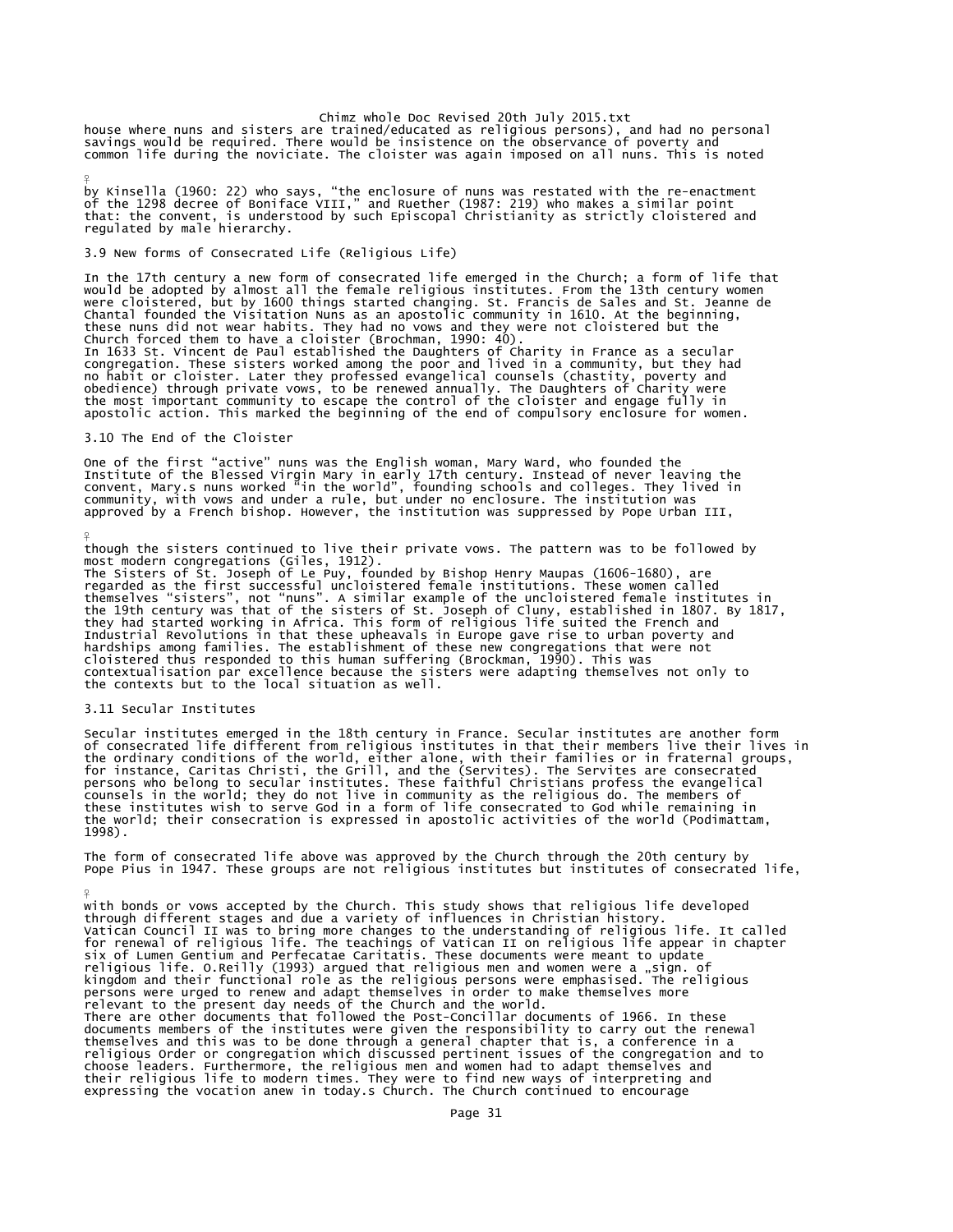house where nuns and sisters are trained/educated as religious persons), and had no personal savings would be required. There would be insistence on the observance of poverty and common life during the noviciate. The cloister was again imposed on all nuns. This is noted

by Kinsella (1960: 22) who says, "the enclosure of nuns was restated with the re-enactment of the 1298 decree of Boniface VIII," and Ruether (1987: 219) who makes a similar point that: the convent, is understood by such Episcopal Christianity as strictly cloistered and regulated by male hierarchy.

## 3.9 New forms of Consecrated Life (Religious Life)

In the 17th century a new form of consecrated life emerged in the Church; a form of life that would be adopted by almost all the female religious institutes. From the 13th century women were cloistered, but by 1600 things started changing. St. Francis de Sales and St. Jeanne de Chantal founded the Visitation Nuns as an apostolic community in 1610. At the beginning, these nuns did not wear habits. They had no vows and they were not cloistered but the Church forced them to have a cloister (Brochman, 1990: 40).
In 1633 St. Vincent de Paul established the Daughters of Charity in France as a secular congregation. These sisters worked among the poor and lived in a community, but they had no habit or cloister. Later they professed evangelical counsels (chastity, poverty and obedience) through private vows, to be renewed annually. The Daughters of Charity were the most important community to escape the control of the cloister and engage fully in apostolic action. This marked the beginning of the end of compulsory enclosure for women.

## 3.10 The End of the Cloister

One of the first "active" nuns was the English woman, Mary Ward, who founded the Institute of the Blessed Virgin Mary in early 17th century. Instead of never leaving the convent, Mary.s nuns worked "in the world", founding schools and colleges. They lived in community, with vows and under a rule, but under no enclosure. The institution was approved by a French bishop. However, the institution was suppressed by Pope Urban III,

though the sisters continued to live their private vows. The pattern was to be followed by most modern congregations (Giles, 1912).
The Sisters of St. Joseph of Le Puy, founded by Bishop Henry Maupas (1606-1680), are regarded as the first successful uncloistered female institutions. These women called themselves "sisters", not "nuns". A similar example of the uncloistered female institutes in the 19th century was that of the sisters of St. Joseph of Cluny, established in 1807. By 1817, they had started working in Africa. This form of religious life suited the French and Industrial Revolutions in that these upheavals in Europe gave rise to urban poverty and hardships among families. The establishment of these new congregations that were not cloistered thus responded to this human suffering (Brockman, 1990). This was contextualisation par excellence because the sisters were adapting themselves not only to the contexts but to the local situation as well.

## 3.11 Secular Institutes

Secular institutes emerged in the 18th century in France. Secular institutes are another form of consecrated life different from religious institutes in that their members live their lives in the ordinary conditions of the world, either alone, with their families or in fraternal groups, for instance, Caritas Christi, the Grill, and the (Servites). The Servites are consecrated persons who belong to secular institutes. These faithful Christians profess the evangelical counsels in the world; they do not live in community as the religious do. The members of these institutes wish to serve God in a form of life consecrated to God while remaining in the world; their consecration is expressed in apostolic activities of the world (Podimattam, 1998).

The form of consecrated life above was approved by the Church through the 20th century by Pope Pius in 1947. These groups are not religious institutes but institutes of consecrated life,

with bonds or vows accepted by the Church. This study shows that religious life developed through different stages and due a variety of influences in Christian history.
Vatican Council II was to bring more changes to the understanding of religious life. It called for renewal of religious life. The teachings of Vatican II on religious life appear in chapter six of Lumen Gentium and Perfecatae Caritatis. These documents were meant to update religious life. O.Reilly (1993) argued that religious men and women were a „sign. of kingdom and their functional role as the religious persons were emphasised. The religious persons were urged to renew and adapt themselves in order to make themselves more relevant to the present day needs of the Church and the world.
There are other documents that followed the Post-Concillar documents of 1966. In these documents members of the institutes were given the responsibility to carry out the renewal themselves and this was to be done through a general chapter that is, a conference in a religious Order or congregation which discussed pertinent issues of the congregation and to choose leaders. Furthermore, the religious men and women had to adapt themselves and their religious life to modern times. They were to find new ways of interpreting and expressing the vocation anew in today.s Church. The Church continued to encourage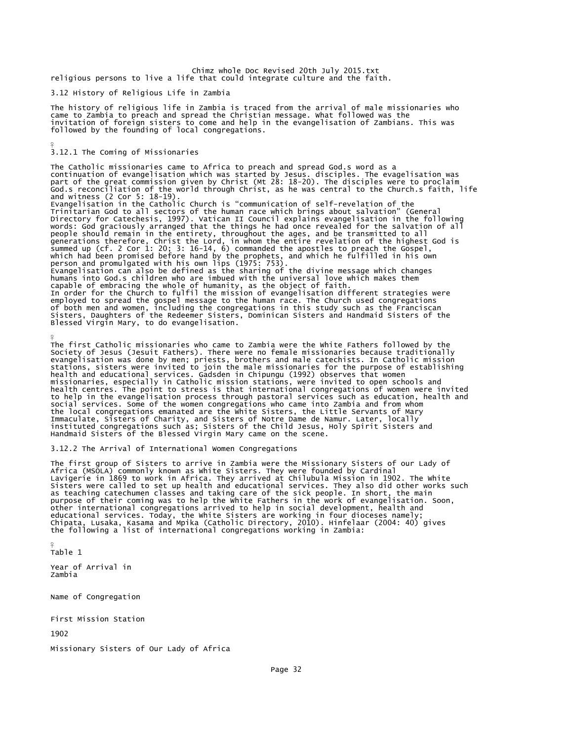religious persons to live a life that could integrate culture and the faith.

## 3.12 History of Religious Life in Zambia

The history of religious life in Zambia is traced from the arrival of male missionaries who came to Zambia to preach and spread the Christian message. What followed was the invitation of foreign sisters to come and help in the evangelisation of Zambians. This was followed by the founding of local congregations.

### 3.12.1 The Coming of Missionaries

The Catholic missionaries came to Africa to preach and spread God.s word as a continuation of evangelisation which was started by Jesus. disciples. The evagelisation was part of the great commission given by Christ (Mt 28: 18-20). The disciples were to proclaim God.s reconciliation of the world through Christ, as he was central to the Church.s faith, life and witness (2 Cor 5: 18-19).

Evangelisation in the Catholic Church is "communication of self-revelation of the Trinitarian God to all sectors of the human race which brings about salvation" (General Directory for Catechesis, 1997). Vatican II Council explains evangelisation in the following words: God graciously arranged that the things he had once revealed for the salvation of all people should remain in the entirety, throughout the ages, and be transmitted to all generations therefore, Christ the Lord, in whom the entire revelation of the highest God is summed up (cf. 2 Cor 1: 20; 3: 16-14, 6) commanded the apostles to preach the Gospel, which had been promised before hand by the prophets, and which he fulfilled in his own person and promulgated with his own lips (1975: 753).

Evangelisation can also be defined as the sharing of the divine message which changes humans into God.s children who are imbued with the universal love which makes them capable of embracing the whole of humanity, as the object of faith.

In order for the Church to fulfil the mission of evangelisation different strategies were employed to spread the gospel message to the human race. The Church used congregations of both men and women, including the congregations in this study such as the Franciscan Sisters, Daughters of the Redeemer Sisters, Dominican Sisters and Handmaid Sisters of the Blessed Virgin Mary, to do evangelisation.

The first Catholic missionaries who came to Zambia were the White Fathers followed by the Society of Jesus (Jesuit Fathers). There were no female missionaries because traditionally evangelisation was done by men; priests, brothers and male catechists. In Catholic mission stations, sisters were invited to join the male missionaries for the purpose of establishing health and educational services. Gadsden in Chipungu (1992) observes that women missionaries, especially in Catholic mission stations, were invited to open schools and health centres. The point to stress is that international congregations of women were invited to help in the evangelisation process through pastoral services such as education, health and social services. Some of the women congregations who came into Zambia and from whom the local congregations emanated are the White Sisters, the Little Servants of Mary Immaculate, Sisters of Charity, and Sisters of Notre Dame de Namur. Later, locally instituted congregations such as; Sisters of the Child Jesus, Holy Spirit Sisters and Handmaid Sisters of the Blessed Virgin Mary came on the scene.

### 3.12.2 The Arrival of International Women Congregations

The first group of Sisters to arrive in Zambia were the Missionary Sisters of our Lady of Africa (MSOLA) commonly known as White Sisters. They were founded by Cardinal Lavigerie in 1869 to work in Africa. They arrived at Chilubula Mission in 1902. The White Sisters were called to set up health and educational services. They also did other works such as teaching catechumen classes and taking care of the sick people. In short, the main purpose of their coming was to help the White Fathers in the work of evangelisation. Soon, other international congregations arrived to help in social development, health and educational services. Today, the White Sisters are working in four dioceses namely; Chipata, Lusaka, Kasama and Mpika (Catholic Directory, 2010). Hinfelaar (2004: 40) gives the following a list of international congregations working in Zambia:

Table 1

| Year of Arrival in Zambia | Name of Congregation | First Mission Station |
|---|---|---|
| 1902 | Missionary Sisters of Our Lady of Africa | |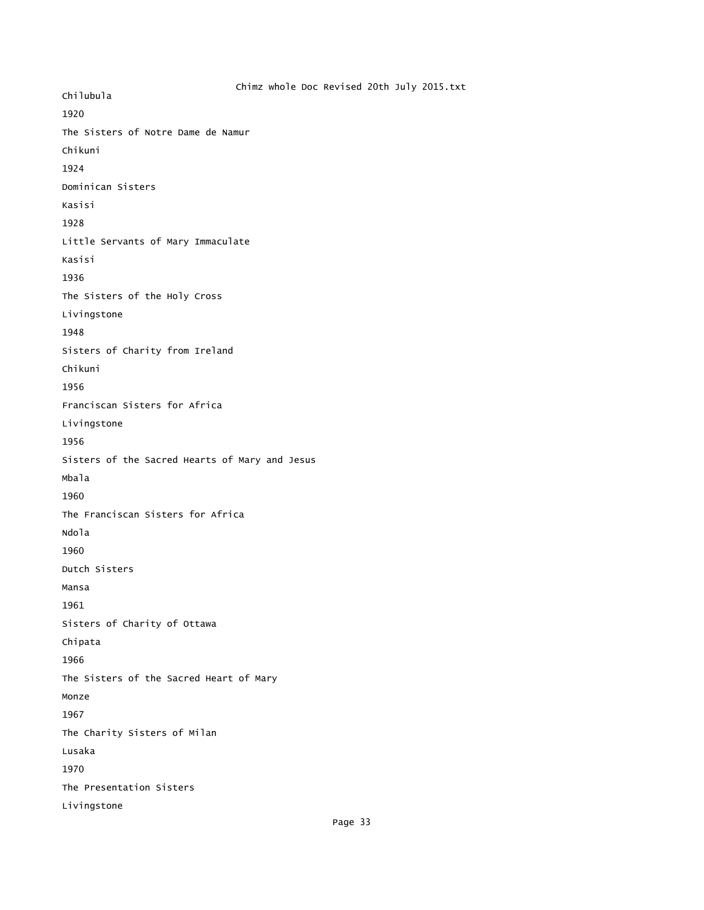Chilubula

1920

The Sisters of Notre Dame de Namur

Chikuni

1924

Dominican Sisters

Kasisi

1928

Little Servants of Mary Immaculate

Kasisi

1936

The Sisters of the Holy Cross

Livingstone

1948

Sisters of Charity from Ireland

Chikuni

1956

Franciscan Sisters for Africa

Livingstone

1956

Sisters of the Sacred Hearts of Mary and Jesus

Mbala

1960

The Franciscan Sisters for Africa

Ndola

1960

Dutch Sisters

Mansa

1961

Sisters of Charity of Ottawa

Chipata

1966

The Sisters of the Sacred Heart of Mary

Monze

1967

The Charity Sisters of Milan

Lusaka

1970

The Presentation Sisters

Livingstone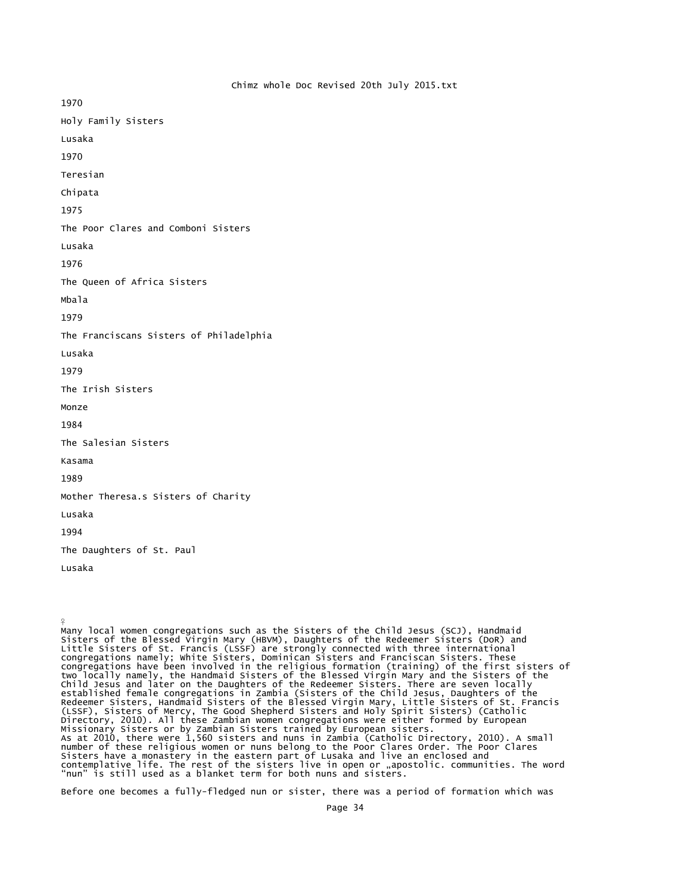1970

Holy Family Sisters

Lusaka

1970

Teresian

Chipata

1975

The Poor Clares and Comboni Sisters

Lusaka

1976

The Queen of Africa Sisters

Mbala

1979

The Franciscans Sisters of Philadelphia

Lusaka

1979

The Irish Sisters

Monze

1984

The Salesian Sisters

Kasama

1989

Mother Theresa.s Sisters of Charity

Lusaka

1994

The Daughters of St. Paul

Lusaka

♀
Many local women congregations such as the Sisters of the Child Jesus (SCJ), Handmaid Sisters of the Blessed Virgin Mary (HBVM), Daughters of the Redeemer Sisters (DoR) and Little Sisters of St. Francis (LSSF) are strongly connected with three international congregations namely; White Sisters, Dominican Sisters and Franciscan Sisters. These congregations have been involved in the religious formation (training) of the first sisters of two locally namely, the Handmaid Sisters of the Blessed Virgin Mary and the Sisters of the Child Jesus and later on the Daughters of the Redeemer Sisters. There are seven locally established female congregations in Zambia (Sisters of the Child Jesus, Daughters of the Redeemer Sisters, Handmaid Sisters of the Blessed Virgin Mary, Little Sisters of St. Francis (LSSF), Sisters of Mercy, The Good Shepherd Sisters and Holy Spirit Sisters) (Catholic Directory, 2010). All these Zambian women congregations were either formed by European Missionary Sisters or by Zambian Sisters trained by European sisters.
As at 2010, there were 1,560 sisters and nuns in Zambia (Catholic Directory, 2010). A small number of these religious women or nuns belong to the Poor Clares Order. The Poor Clares Sisters have a monastery in the eastern part of Lusaka and live an enclosed and contemplative life. The rest of the sisters live in open or „apostolic. communities. The word "nun" is still used as a blanket term for both nuns and sisters.

Before one becomes a fully-fledged nun or sister, there was a period of formation which was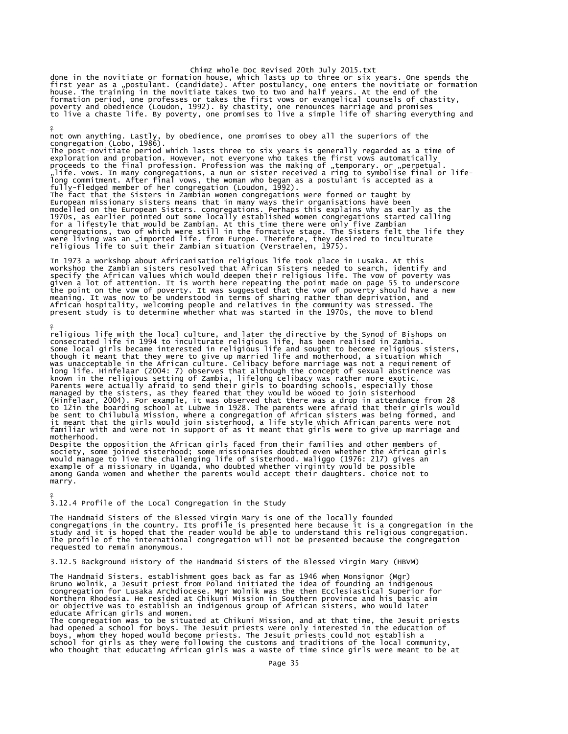done in the novitiate or formation house, which lasts up to three or six years. One spends the first year as a „postulant. (candidate). After postulancy, one enters the novitiate or formation house. The training in the novitiate takes two to two and half years. At the end of the formation period, one professes or takes the first vows or evangelical counsels of chastity, poverty and obedience (Loudon, 1992). By chastity, one renounces marriage and promises to live a chaste life. By poverty, one promises to live a simple life of sharing everything and

not own anything. Lastly, by obedience, one promises to obey all the superiors of the congregation (Lobo, 1986).

The post-novitiate period which lasts three to six years is generally regarded as a time of exploration and probation. However, not everyone who takes the first vows automatically proceeds to the final profession. Profession was the making of „temporary. or „perpetual. „life. vows. In many congregations, a nun or sister received a ring to symbolise final or life-long commitment. After final vows, the woman who began as a postulant is accepted as a fully-fledged member of her congregation (Loudon, 1992).

The fact that the Sisters in Zambian women congregations were formed or taught by European missionary sisters means that in many ways their organisations have been modelled on the European Sisters. congregations. Perhaps this explains why as early as the 1970s, as earlier pointed out some locally established women congregations started calling for a lifestyle that would be Zambian. At this time there were only five Zambian congregations, two of which were still in the formative stage. The Sisters felt the life they were living was an „imported life. from Europe. Therefore, they desired to inculturate religious life to suit their Zambian situation (Verstraelen, 1975).

In 1973 a workshop about Africanisation religious life took place in Lusaka. At this workshop the Zambian sisters resolved that African Sisters needed to search, identify and specify the African values which would deepen their religious life. The vow of poverty was given a lot of attention. It is worth here repeating the point made on page 55 to underscore the point on the vow of poverty. It was suggested that the vow of poverty should have a new meaning. It was now to be understood in terms of sharing rather than deprivation, and African hospitality, welcoming people and relatives in the community was stressed. The present study is to determine whether what was started in the 1970s, the move to blend

religious life with the local culture, and later the directive by the Synod of Bishops on consecrated life in 1994 to inculturate religious life, has been realised in Zambia.

Some local girls became interested in religious life and sought to become religious sisters, though it meant that they were to give up married life and motherhood, a situation which was unacceptable in the African culture. Celibacy before marriage was not a requirement of long life. Hinfelaar (2004: 7) observes that although the concept of sexual abstinence was known in the religious setting of Zambia, lifelong celibacy was rather more exotic. Parents were actually afraid to send their girls to boarding schools, especially those managed by the sisters, as they feared that they would be wooed to join sisterhood (Hinfelaar, 2004). For example, it was observed that there was a drop in attendance from 28 to 12in the boarding school at Lubwe in 1928. The parents were afraid that their girls would be sent to Chilubula Mission, where a congregation of African sisters was being formed, and it meant that the girls would join sisterhood, a life style which African parents were not familiar with and were not in support of as it meant that girls were to give up marriage and motherhood.

Despite the opposition the African girls faced from their families and other members of society, some joined sisterhood; some missionaries doubted even whether the African girls would manage to live the challenging life of sisterhood. Waliggo (1976: 217) gives an example of a missionary in Uganda, who doubted whether virginity would be possible among Ganda women and whether the parents would accept their daughters. choice not to marry.

### 3.12.4 Profile of the Local Congregation in the Study

The Handmaid Sisters of the Blessed Virgin Mary is one of the locally founded congregations in the country. Its profile is presented here because it is a congregation in the study and it is hoped that the reader would be able to understand this religious congregation. The profile of the international congregation will not be presented because the congregation requested to remain anonymous.

### 3.12.5 Background History of the Handmaid Sisters of the Blessed Virgin Mary (HBVM)

The Handmaid Sisters. establishment goes back as far as 1946 when Monsignor (Mgr) Bruno Wolnik, a Jesuit priest from Poland initiated the idea of founding an indigenous congregation for Lusaka Archdiocese. Mgr Wolnik was the then Ecclesiastical Superior for Northern Rhodesia. He resided at Chikuni Mission in Southern province and his basic aim or objective was to establish an indigenous group of African sisters, who would later educate African girls and women.

The congregation was to be situated at Chikuni Mission, and at that time, the Jesuit priests had opened a school for boys. The Jesuit priests were only interested in the education of boys, whom they hoped would become priests. The Jesuit priests could not establish a school for girls as they were following the customs and traditions of the local community, who thought that educating African girls was a waste of time since girls were meant to be at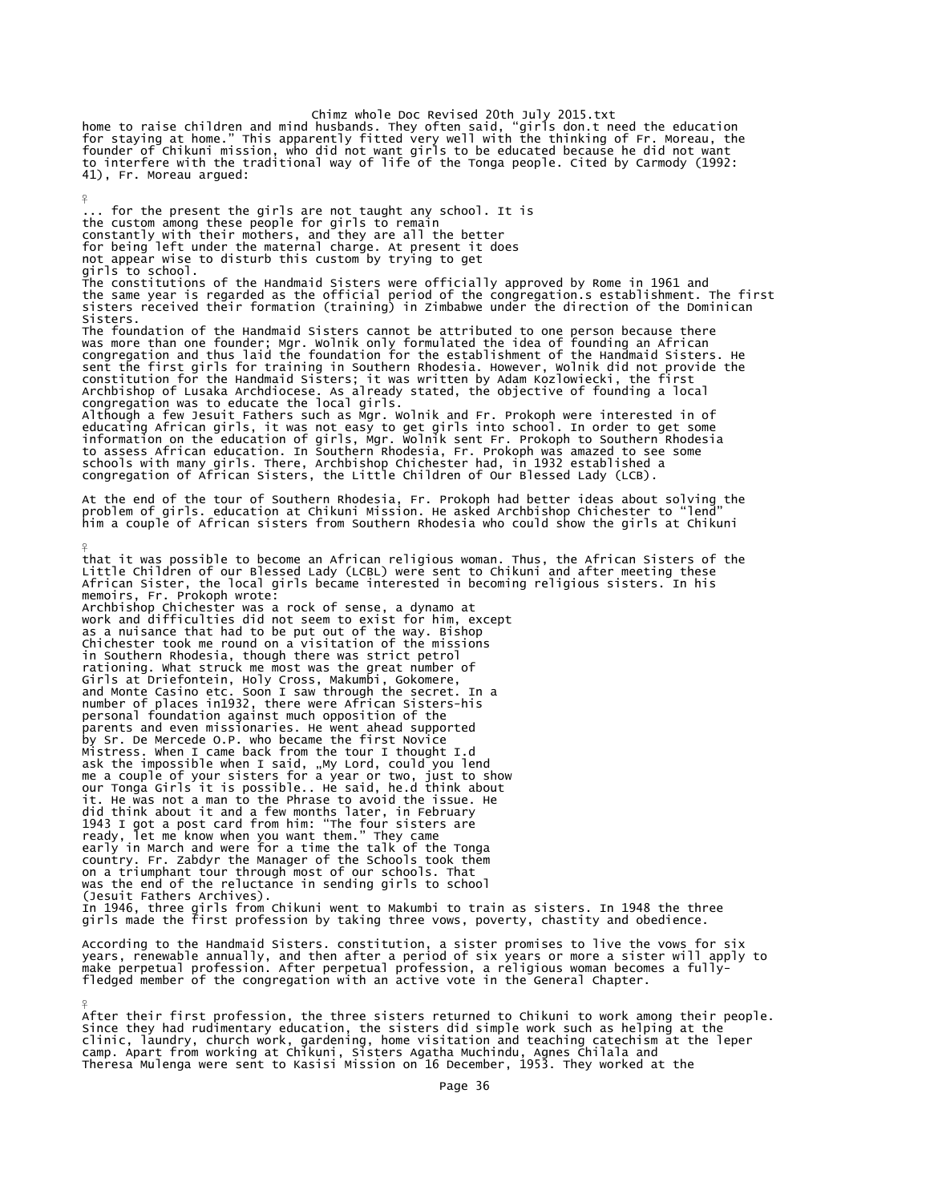home to raise children and mind husbands. They often said, "girls don.t need the education for staying at home." This apparently fitted very well with the thinking of Fr. Moreau, the founder of Chikuni mission, who did not want girls to be educated because he did not want to interfere with the traditional way of life of the Tonga people. Cited by Carmody (1992: 41), Fr. Moreau argued:

> ... for the present the girls are not taught any school. It is the custom among these people for girls to remain constantly with their mothers, and they are all the better for being left under the maternal charge. At present it does not appear wise to disturb this custom by trying to get girls to school.

The constitutions of the Handmaid Sisters were officially approved by Rome in 1961 and the same year is regarded as the official period of the congregation.s establishment. The first sisters received their formation (training) in Zimbabwe under the direction of the Dominican Sisters.

The foundation of the Handmaid Sisters cannot be attributed to one person because there was more than one founder; Mgr. Wolnik only formulated the idea of founding an African congregation and thus laid the foundation for the establishment of the Handmaid Sisters. He sent the first girls for training in Southern Rhodesia. However, Wolnik did not provide the constitution for the Handmaid Sisters; it was written by Adam Kozlowiecki, the first Archbishop of Lusaka Archdiocese. As already stated, the objective of founding a local congregation was to educate the local girls.

Although a few Jesuit Fathers such as Mgr. Wolnik and Fr. Prokoph were interested in of educating African girls, it was not easy to get girls into school. In order to get some information on the education of girls, Mgr. Wolnik sent Fr. Prokoph to Southern Rhodesia to assess African education. In Southern Rhodesia, Fr. Prokoph was amazed to see some schools with many girls. There, Archbishop Chichester had, in 1932 established a congregation of African Sisters, the Little Children of Our Blessed Lady (LCB).

At the end of the tour of Southern Rhodesia, Fr. Prokoph had better ideas about solving the problem of girls. education at Chikuni Mission. He asked Archbishop Chichester to "lend" him a couple of African sisters from Southern Rhodesia who could show the girls at Chikuni that it was possible to become an African religious woman. Thus, the African Sisters of the Little Children of our Blessed Lady (LCBL) were sent to Chikuni and after meeting these African Sister, the local girls became interested in becoming religious sisters. In his memoirs, Fr. Prokoph wrote:

> Archbishop Chichester was a rock of sense, a dynamo at work and difficulties did not seem to exist for him, except as a nuisance that had to be put out of the way. Bishop Chichester took me round on a visitation of the missions in Southern Rhodesia, though there was strict petrol rationing. What struck me most was the great number of Girls at Driefontein, Holy Cross, Makumbi, Gokomere, and Monte Casino etc. Soon I saw through the secret. In a number of places in1932, there were African Sisters-his personal foundation against much opposition of the parents and even missionaries. He went ahead supported by Sr. De Mercede O.P. who became the first Novice Mistress. When I came back from the tour I thought I.d ask the impossible when I said, „My Lord, could you lend me a couple of your sisters for a year or two, just to show our Tonga Girls it is possible.. He said, he.d think about it. He was not a man to the Phrase to avoid the issue. He did think about it and a few months later, in February 1943 I got a post card from him: "The four sisters are ready, let me know when you want them." They came early in March and were for a time the talk of the Tonga country. Fr. Zabdyr the Manager of the Schools took them on a triumphant tour through most of our schools. That was the end of the reluctance in sending girls to school (Jesuit Fathers Archives).

In 1946, three girls from Chikuni went to Makumbi to train as sisters. In 1948 the three girls made the first profession by taking three vows, poverty, chastity and obedience.

According to the Handmaid Sisters. constitution, a sister promises to live the vows for six years, renewable annually, and then after a period of six years or more a sister will apply to make perpetual profession. After perpetual profession, a religious woman becomes a fully-fledged member of the congregation with an active vote in the General Chapter.

After their first profession, the three sisters returned to Chikuni to work among their people. Since they had rudimentary education, the sisters did simple work such as helping at the clinic, laundry, church work, gardening, home visitation and teaching catechism at the leper camp. Apart from working at Chikuni, Sisters Agatha Muchindu, Agnes Chilala and Theresa Mulenga were sent to Kasisi Mission on 16 December, 1953. They worked at the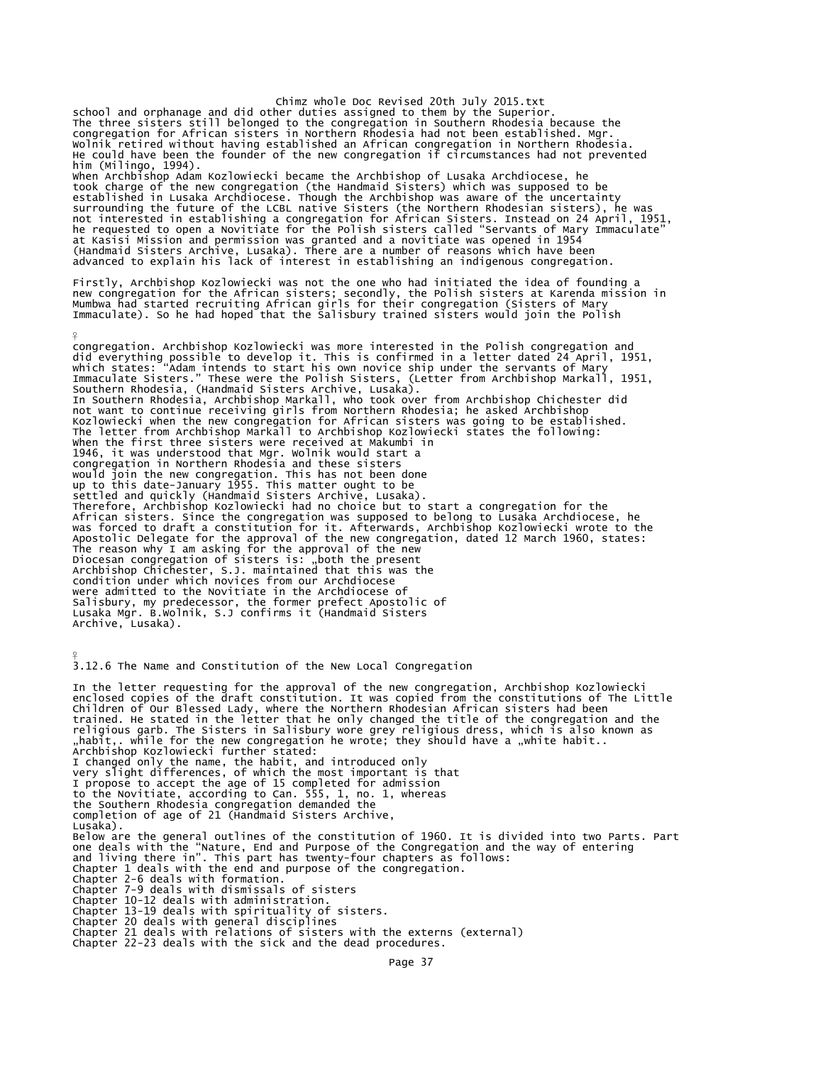school and orphanage and did other duties assigned to them by the Superior. The three sisters still belonged to the congregation in Southern Rhodesia because the congregation for African sisters in Northern Rhodesia had not been established. Mgr. Wolnik retired without having established an African congregation in Northern Rhodesia. He could have been the founder of the new congregation if circumstances had not prevented him (Milingo, 1994).

When Archbishop Adam Kozlowiecki became the Archbishop of Lusaka Archdiocese, he took charge of the new congregation (the Handmaid Sisters) which was supposed to be established in Lusaka Archdiocese. Though the Archbishop was aware of the uncertainty surrounding the future of the LCBL native Sisters (the Northern Rhodesian sisters), he was not interested in establishing a congregation for African Sisters. Instead on 24 April, 1951, he requested to open a Novitiate for the Polish sisters called "Servants of Mary Immaculate" at Kasisi Mission and permission was granted and a novitiate was opened in 1954 (Handmaid Sisters Archive, Lusaka). There are a number of reasons which have been advanced to explain his lack of interest in establishing an indigenous congregation.

Firstly, Archbishop Kozlowiecki was not the one who had initiated the idea of founding a new congregation for the African sisters; secondly, the Polish sisters at Karenda mission in Mumbwa had started recruiting African girls for their congregation (Sisters of Mary Immaculate). So he had hoped that the Salisbury trained sisters would join the Polish congregation. Archbishop Kozlowiecki was more interested in the Polish congregation and did everything possible to develop it. This is confirmed in a letter dated 24 April, 1951, which states: "Adam intends to start his own novice ship under the servants of Mary Immaculate Sisters." These were the Polish Sisters, (Letter from Archbishop Markall, 1951, Southern Rhodesia, (Handmaid Sisters Archive, Lusaka).

In Southern Rhodesia, Archbishop Markall, who took over from Archbishop Chichester did not want to continue receiving girls from Northern Rhodesia; he asked Archbishop Kozlowiecki when the new congregation for African sisters was going to be established. The letter from Archbishop Markall to Archbishop Kozlowiecki states the following:

> When the first three sisters were received at Makumbi in 1946, it was understood that Mgr. Wolnik would start a congregation in Northern Rhodesia and these sisters would join the new congregation. This has not been done up to this date-January 1955. This matter ought to be settled and quickly (Handmaid Sisters Archive, Lusaka).

Therefore, Archbishop Kozlowiecki had no choice but to start a congregation for the African sisters. Since the congregation was supposed to belong to Lusaka Archdiocese, he was forced to draft a constitution for it. Afterwards, Archbishop Kozlowiecki wrote to the Apostolic Delegate for the approval of the new congregation, dated 12 March 1960, states:

> The reason why I am asking for the approval of the new Diocesan congregation of sisters is: „both the present Archbishop Chichester, S.J. maintained that this was the condition under which novices from our Archdiocese were admitted to the Novitiate in the Archdiocese of Salisbury, my predecessor, the former prefect Apostolic of Lusaka Mgr. B.Wolnik, S.J confirms it (Handmaid Sisters Archive, Lusaka).

### 3.12.6 The Name and Constitution of the New Local Congregation

In the letter requesting for the approval of the new congregation, Archbishop Kozlowiecki enclosed copies of the draft constitution. It was copied from the constitutions of The Little Children of Our Blessed Lady, where the Northern Rhodesian African sisters had been trained. He stated in the letter that he only changed the title of the congregation and the religious garb. The Sisters in Salisbury wore grey religious dress, which is also known as „habit,. while for the new congregation he wrote; they should have a „white habit.. Archbishop Kozlowiecki further stated:

> I changed only the name, the habit, and introduced only very slight differences, of which the most important is that I propose to accept the age of 15 completed for admission to the Novitiate, according to Can. 555, 1, no. 1, whereas the Southern Rhodesia congregation demanded the completion of age of 21 (Handmaid Sisters Archive, Lusaka).

Below are the general outlines of the constitution of 1960. It is divided into two Parts. Part one deals with the "Nature, End and Purpose of the Congregation and the way of entering and living there in". This part has twenty-four chapters as follows:

Chapter 1 deals with the end and purpose of the congregation.
Chapter 2-6 deals with formation.
Chapter 7-9 deals with dismissals of sisters
Chapter 10-12 deals with administration.
Chapter 13-19 deals with spirituality of sisters.
Chapter 20 deals with general disciplines
Chapter 21 deals with relations of sisters with the externs (external)
Chapter 22-23 deals with the sick and the dead procedures.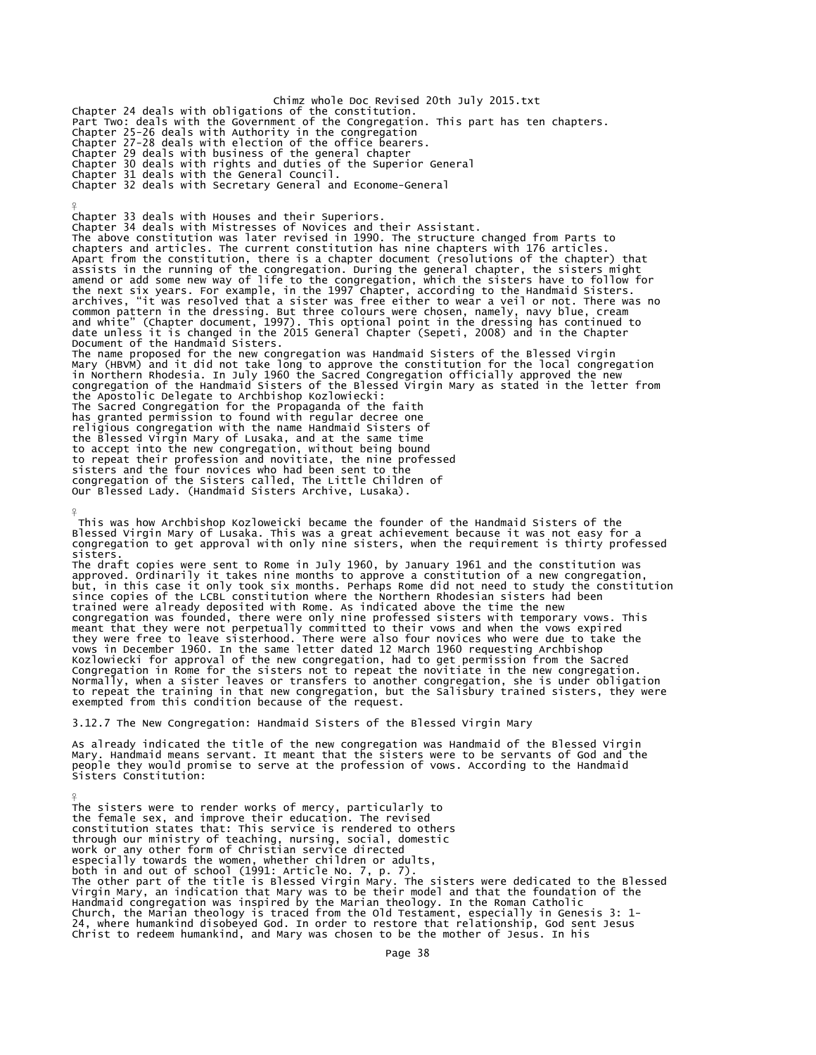Chapter 24 deals with obligations of the constitution.
Part Two: deals with the Government of the Congregation. This part has ten chapters.
Chapter 25-26 deals with Authority in the congregation
Chapter 27-28 deals with election of the office bearers.
Chapter 29 deals with business of the general chapter
Chapter 30 deals with rights and duties of the Superior General
Chapter 31 deals with the General Council.
Chapter 32 deals with Secretary General and Econome-General

Chapter 33 deals with Houses and their Superiors.
Chapter 34 deals with Mistresses of Novices and their Assistant.
The above constitution was later revised in 1990. The structure changed from Parts to chapters and articles. The current constitution has nine chapters with 176 articles. Apart from the constitution, there is a chapter document (resolutions of the chapter) that assists in the running of the congregation. During the general chapter, the sisters might amend or add some new way of life to the congregation, which the sisters have to follow for the next six years. For example, in the 1997 Chapter, according to the Handmaid Sisters. archives, "it was resolved that a sister was free either to wear a veil or not. There was no common pattern in the dressing. But three colours were chosen, namely, navy blue, cream and white" (Chapter document, 1997). This optional point in the dressing has continued to date unless it is changed in the 2015 General Chapter (Sepeti, 2008) and in the Chapter Document of the Handmaid Sisters.
The name proposed for the new congregation was Handmaid Sisters of the Blessed Virgin Mary (HBVM) and it did not take long to approve the constitution for the local congregation in Northern Rhodesia. In July 1960 the Sacred Congregation officially approved the new congregation of the Handmaid Sisters of the Blessed Virgin Mary as stated in the letter from the Apostolic Delegate to Archbishop Kozlowiecki:

> The Sacred Congregation for the Propaganda of the faith has granted permission to found with regular decree one religious congregation with the name Handmaid Sisters of the Blessed Virgin Mary of Lusaka, and at the same time to accept into the new congregation, without being bound to repeat their profession and novitiate, the nine professed sisters and the four novices who had been sent to the congregation of the Sisters called, The Little Children of Our Blessed Lady. (Handmaid Sisters Archive, Lusaka).

This was how Archbishop Kozloweicki became the founder of the Handmaid Sisters of the Blessed Virgin Mary of Lusaka. This was a great achievement because it was not easy for a congregation to get approval with only nine sisters, when the requirement is thirty professed sisters.
The draft copies were sent to Rome in July 1960, by January 1961 and the constitution was approved. Ordinarily it takes nine months to approve a constitution of a new congregation, but, in this case it only took six months. Perhaps Rome did not need to study the constitution since copies of the LCBL constitution where the Northern Rhodesian sisters had been trained were already deposited with Rome. As indicated above the time the new congregation was founded, there were only nine professed sisters with temporary vows. This meant that they were not perpetually committed to their vows and when the vows expired they were free to leave sisterhood. There were also four novices who were due to take the vows in December 1960. In the same letter dated 12 March 1960 requesting Archbishop Kozlowiecki for approval of the new congregation, had to get permission from the Sacred Congregation in Rome for the sisters not to repeat the novitiate in the new congregation. Normally, when a sister leaves or transfers to another congregation, she is under obligation to repeat the training in that new congregation, but the Salisbury trained sisters, they were exempted from this condition because of the request.

### 3.12.7 The New Congregation: Handmaid Sisters of the Blessed Virgin Mary

As already indicated the title of the new congregation was Handmaid of the Blessed Virgin Mary. Handmaid means servant. It meant that the sisters were to be servants of God and the people they would promise to serve at the profession of vows. According to the Handmaid Sisters Constitution:

> The sisters were to render works of mercy, particularly to the female sex, and improve their education. The revised constitution states that: This service is rendered to others through our ministry of teaching, nursing, social, domestic work or any other form of Christian service directed especially towards the women, whether children or adults, both in and out of school (1991: Article No. 7, p. 7).

The other part of the title is Blessed Virgin Mary. The sisters were dedicated to the Blessed Virgin Mary, an indication that Mary was to be their model and that the foundation of the Handmaid congregation was inspired by the Marian theology. In the Roman Catholic Church, the Marian theology is traced from the Old Testament, especially in Genesis 3: 1-24, where humankind disobeyed God. In order to restore that relationship, God sent Jesus Christ to redeem humankind, and Mary was chosen to be the mother of Jesus. In his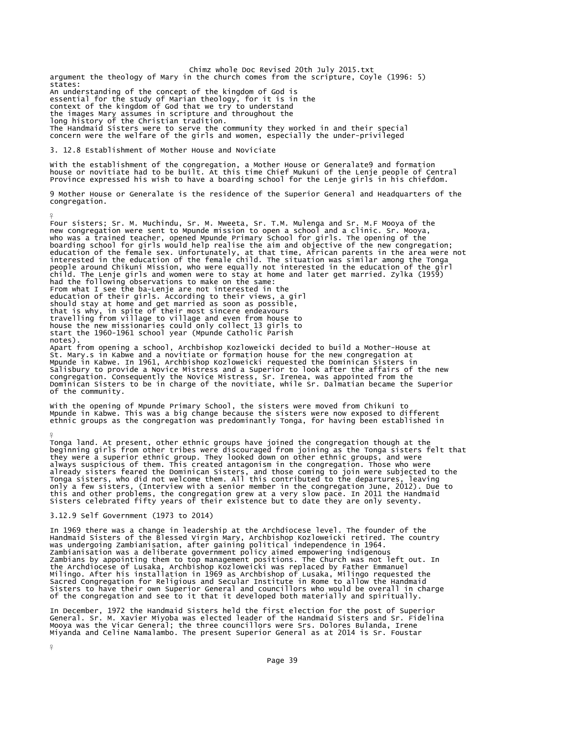argument the theology of Mary in the church comes from the scripture, Coyle (1996: 5) states:

> An understanding of the concept of the kingdom of God is essential for the study of Marian theology, for it is in the context of the kingdom of God that we try to understand the images Mary assumes in scripture and throughout the long history of the Christian tradition.

The Handmaid Sisters were to serve the community they worked in and their special concern were the welfare of the girls and women, especially the under-privileged

### 3. 12.8 Establishment of Mother House and Noviciate

With the establishment of the congregation, a Mother House or Generalate[9] and formation house or novitiate had to be built. At this time Chief Mukuni of the Lenje people of Central Province expressed his wish to have a boarding school for the Lenje girls in his chiefdom.

[9] Mother House or Generalate is the residence of the Superior General and Headquarters of the congregation.

Four sisters; Sr. M. Muchindu, Sr. M. Mweeta, Sr. T.M. Mulenga and Sr. M.F Mooya of the new congregation were sent to Mpunde mission to open a school and a clinic. Sr. Mooya, who was a trained teacher, opened Mpunde Primary School for girls. The opening of the boarding school for girls would help realise the aim and objective of the new congregation; education of the female sex. Unfortunately, at that time, African parents in the area were not interested in the education of the female child. The situation was similar among the Tonga people around Chikuni Mission, who were equally not interested in the education of the girl child. The Lenje girls and women were to stay at home and later get married. Zylka (1959) had the following observations to make on the same:

> From what I see the ba-Lenje are not interested in the education of their girls. According to their views, a girl should stay at home and get married as soon as possible, that is why, in spite of their most sincere endeavours travelling from village to village and even from house to house the new missionaries could only collect 13 girls to start the 1960-1961 school year (Mpunde Catholic Parish notes).

Apart from opening a school, Archbishop Kozloweicki decided to build a Mother-House at St. Mary.s in Kabwe and a novitiate or formation house for the new congregation at Mpunde in Kabwe. In 1961, Archbishop Kozloweicki requested the Dominican Sisters in Salisbury to provide a Novice Mistress and a Superior to look after the affairs of the new congregation. Consequently the Novice Mistress, Sr. Irenea, was appointed from the Dominican Sisters to be in charge of the novitiate, while Sr. Dalmatian became the Superior of the community.

With the opening of Mpunde Primary School, the sisters were moved from Chikuni to Mpunde in Kabwe. This was a big change because the sisters were now exposed to different ethnic groups as the congregation was predominantly Tonga, for having been established in Tonga land. At present, other ethnic groups have joined the congregation though at the beginning girls from other tribes were discouraged from joining as the Tonga sisters felt that they were a superior ethnic group. They looked down on other ethnic groups, and were always suspicious of them. This created antagonism in the congregation. Those who were already sisters feared the Dominican Sisters, and those coming to join were subjected to the Tonga sisters, who did not welcome them. All this contributed to the departures, leaving only a few sisters, (Interview with a senior member in the congregation June, 2012). Due to this and other problems, the congregation grew at a very slow pace. In 2011 the Handmaid Sisters celebrated fifty years of their existence but to date they are only seventy.

### 3.12.9 Self Government (1973 to 2014)

In 1969 there was a change in leadership at the Archdiocese level. The founder of the Handmaid Sisters of the Blessed Virgin Mary, Archbishop Kozloweicki retired. The country was undergoing Zambianisation, after gaining political independence in 1964. Zambianisation was a deliberate government policy aimed empowering indigenous Zambians by appointing them to top management positions. The Church was not left out. In the Archdiocese of Lusaka, Archbishop Kozloweicki was replaced by Father Emmanuel Milingo. After his installation in 1969 as Archbishop of Lusaka, Milingo requested the Sacred Congregation for Religious and Secular Institute in Rome to allow the Handmaid Sisters to have their own Superior General and councillors who would be overall in charge of the congregation and see to it that it developed both materially and spiritually.

In December, 1972 the Handmaid Sisters held the first election for the post of Superior General. Sr. M. Xavier Miyoba was elected leader of the Handmaid Sisters and Sr. Fidelina Mooya was the Vicar General; the three councillors were Srs. Dolores Bulanda, Irene Miyanda and Celine Namalambo. The present Superior General as at 2014 is Sr. Foustar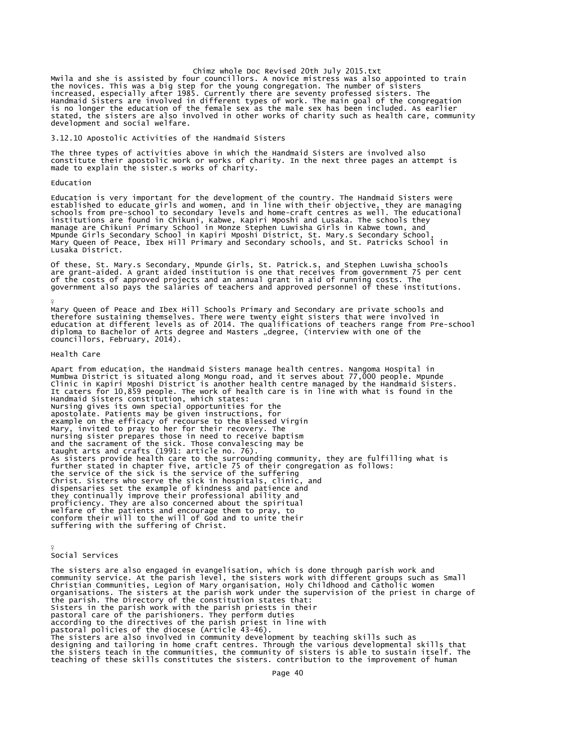Mwila and she is assisted by four councillors. A novice mistress was also appointed to train the novices. This was a big step for the young congregation. The number of sisters increased, especially after 1985. Currently there are seventy professed sisters. The Handmaid Sisters are involved in different types of work. The main goal of the congregation is no longer the education of the female sex as the male sex has been included. As earlier stated, the sisters are also involved in other works of charity such as health care, community development and social welfare.

### 3.12.10 Apostolic Activities of the Handmaid Sisters

The three types of activities above in which the Handmaid Sisters are involved also constitute their apostolic work or works of charity. In the next three pages an attempt is made to explain the sister.s works of charity.

#### Education

Education is very important for the development of the country. The Handmaid Sisters were established to educate girls and women, and in line with their objective, they are managing schools from pre-school to secondary levels and home-craft centres as well. The educational institutions are found in Chikuni, Kabwe, Kapiri Mposhi and Lusaka. The schools they manage are Chikuni Primary School in Monze Stephen Luwisha Girls in Kabwe town, and Mpunde Girls Secondary School in Kapiri Mposhi District, St. Mary.s Secondary School, Mary Queen of Peace, Ibex Hill Primary and Secondary schools, and St. Patricks School in Lusaka District.

Of these, St. Mary.s Secondary, Mpunde Girls, St. Patrick.s, and Stephen Luwisha schools are grant-aided. A grant aided institution is one that receives from government 75 per cent of the costs of approved projects and an annual grant in aid of running costs. The government also pays the salaries of teachers and approved personnel of these institutions.

Mary Queen of Peace and Ibex Hill Schools Primary and Secondary are private schools and therefore sustaining themselves. There were twenty eight sisters that were involved in education at different levels as of 2014. The qualifications of teachers range from Pre-school diploma to Bachelor of Arts degree and Masters „degree, (interview with one of the councillors, February, 2014).

#### Health Care

Apart from education, the Handmaid Sisters manage health centres. Nangoma Hospital in Mumbwa District is situated along Mongu road, and it serves about 77,000 people. Mpunde Clinic in Kapiri Mposhi District is another health centre managed by the Handmaid Sisters. It caters for 10,859 people. The work of health care is in line with what is found in the Handmaid Sisters constitution, which states:

> Nursing gives its own special opportunities for the apostolate. Patients may be given instructions, for example on the efficacy of recourse to the Blessed Virgin Mary, invited to pray to her for their recovery. The nursing sister prepares those in need to receive baptism and the sacrament of the sick. Those convalescing may be taught arts and crafts (1991: article no. 76).

As sisters provide health care to the surrounding community, they are fulfilling what is further stated in chapter five, article 75 of their congregation as follows:

> the service of the sick is the service of the suffering Christ. Sisters who serve the sick in hospitals, clinic, and dispensaries set the example of kindness and patience and they continually improve their professional ability and proficiency. They are also concerned about the spiritual welfare of the patients and encourage them to pray, to conform their will to the will of God and to unite their suffering with the suffering of Christ.

#### Social Services

The sisters are also engaged in evangelisation, which is done through parish work and community service. At the parish level, the sisters work with different groups such as Small Christian Communities, Legion of Mary organisation, Holy Childhood and Catholic Women organisations. The sisters at the parish work under the supervision of the priest in charge of the parish. The Directory of the constitution states that:

> Sisters in the parish work with the parish priests in their pastoral care of the parishioners. They perform duties according to the directives of the parish priest in line with pastoral policies of the diocese (Article 43-46).

The sisters are also involved in community development by teaching skills such as designing and tailoring in home craft centres. Through the various developmental skills that the sisters teach in the communities, the community of sisters is able to sustain itself. The teaching of these skills constitutes the sisters. contribution to the improvement of human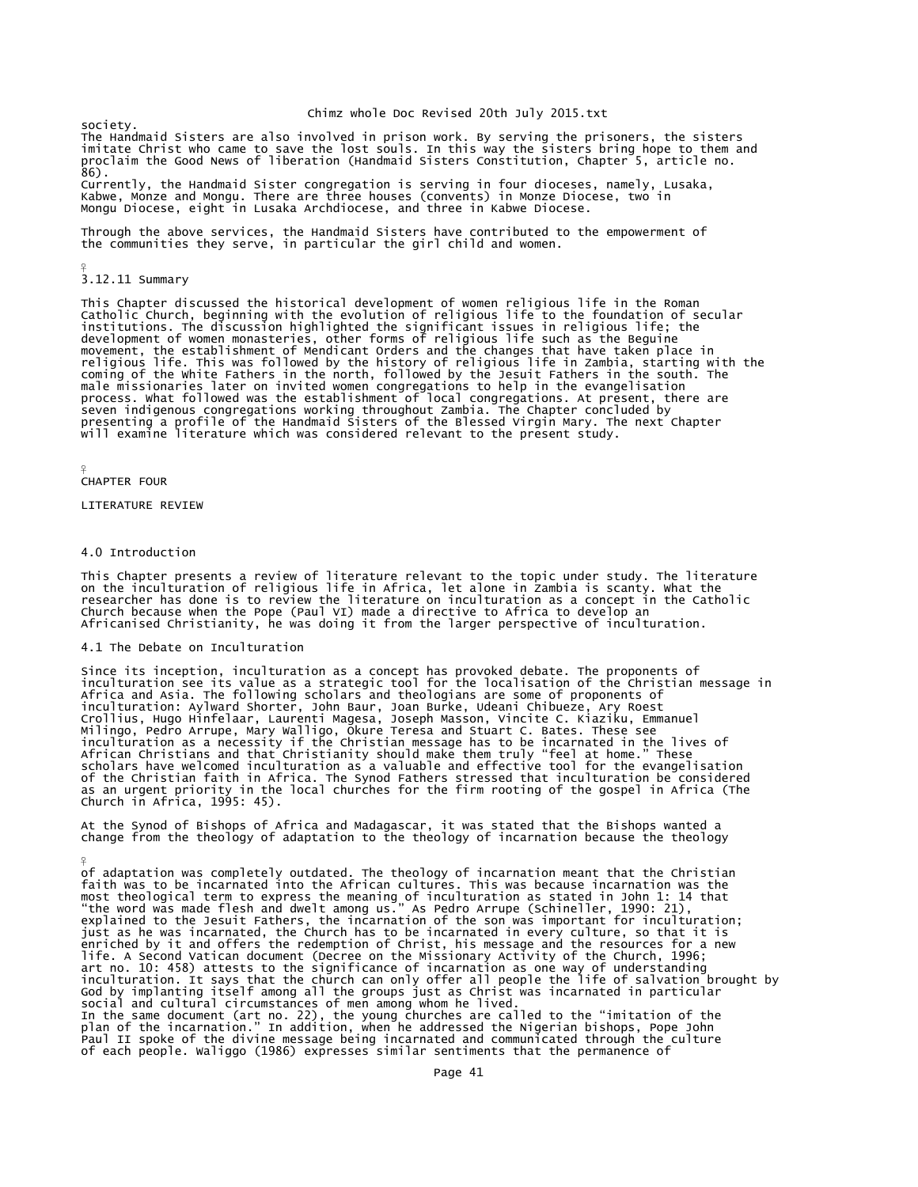society.
The Handmaid Sisters are also involved in prison work. By serving the prisoners, the sisters imitate Christ who came to save the lost souls. In this way the sisters bring hope to them and proclaim the Good News of liberation (Handmaid Sisters Constitution, Chapter 5, article no. 86).
Currently, the Handmaid Sister congregation is serving in four dioceses, namely, Lusaka, Kabwe, Monze and Mongu. There are three houses (convents) in Monze Diocese, two in Mongu Diocese, eight in Lusaka Archdiocese, and three in Kabwe Diocese.

Through the above services, the Handmaid Sisters have contributed to the empowerment of the communities they serve, in particular the girl child and women.

### 3.12.11 Summary

This Chapter discussed the historical development of women religious life in the Roman Catholic Church, beginning with the evolution of religious life to the foundation of secular institutions. The discussion highlighted the significant issues in religious life; the development of women monasteries, other forms of religious life such as the Beguine movement, the establishment of Mendicant Orders and the changes that have taken place in religious life. This was followed by the history of religious life in Zambia, starting with the coming of the White Fathers in the north, followed by the Jesuit Fathers in the south. The male missionaries later on invited women congregations to help in the evangelisation process. What followed was the establishment of local congregations. At present, there are seven indigenous congregations working throughout Zambia. The Chapter concluded by presenting a profile of the Handmaid Sisters of the Blessed Virgin Mary. The next Chapter will examine literature which was considered relevant to the present study.

# CHAPTER FOUR

# LITERATURE REVIEW

## 4.0 Introduction

This Chapter presents a review of literature relevant to the topic under study. The literature on the inculturation of religious life in Africa, let alone in Zambia is scanty. What the researcher has done is to review the literature on inculturation as a concept in the Catholic Church because when the Pope (Paul VI) made a directive to Africa to develop an Africanised Christianity, he was doing it from the larger perspective of inculturation.

## 4.1 The Debate on Inculturation

Since its inception, inculturation as a concept has provoked debate. The proponents of inculturation see its value as a strategic tool for the localisation of the Christian message in Africa and Asia. The following scholars and theologians are some of proponents of inculturation: Aylward Shorter, John Baur, Joan Burke, Udeani Chibueze, Ary Roest Crollius, Hugo Hinfelaar, Laurenti Magesa, Joseph Masson, Vincite C. Kiaziku, Emmanuel Milingo, Pedro Arrupe, Mary Walligo, Okure Teresa and Stuart C. Bates. These see inculturation as a necessity if the Christian message has to be incarnated in the lives of African Christians and that Christianity should make them truly "feel at home." These scholars have welcomed inculturation as a valuable and effective tool for the evangelisation of the Christian faith in Africa. The Synod Fathers stressed that inculturation be considered as an urgent priority in the local churches for the firm rooting of the gospel in Africa (The Church in Africa, 1995: 45).

At the Synod of Bishops of Africa and Madagascar, it was stated that the Bishops wanted a change from the theology of adaptation to the theology of incarnation because the theology of adaptation was completely outdated. The theology of incarnation meant that the Christian faith was to be incarnated into the African cultures. This was because incarnation was the most theological term to express the meaning of inculturation as stated in John 1: 14 that "the word was made flesh and dwelt among us." As Pedro Arrupe (Schineller, 1990: 21), explained to the Jesuit Fathers, the incarnation of the son was important for inculturation; just as he was incarnated, the Church has to be incarnated in every culture, so that it is enriched by it and offers the redemption of Christ, his message and the resources for a new life. A Second Vatican document (Decree on the Missionary Activity of the Church, 1996; art no. 10: 458) attests to the significance of incarnation as one way of understanding inculturation. It says that the church can only offer all people the life of salvation brought by God by implanting itself among all the groups just as Christ was incarnated in particular social and cultural circumstances of men among whom he lived.
In the same document (art no. 22), the young Churches are called to the "imitation of the plan of the incarnation." In addition, when he addressed the Nigerian bishops, Pope John Paul II spoke of the divine message being incarnated and communicated through the culture of each people. Waliggo (1986) expresses similar sentiments that the permanence of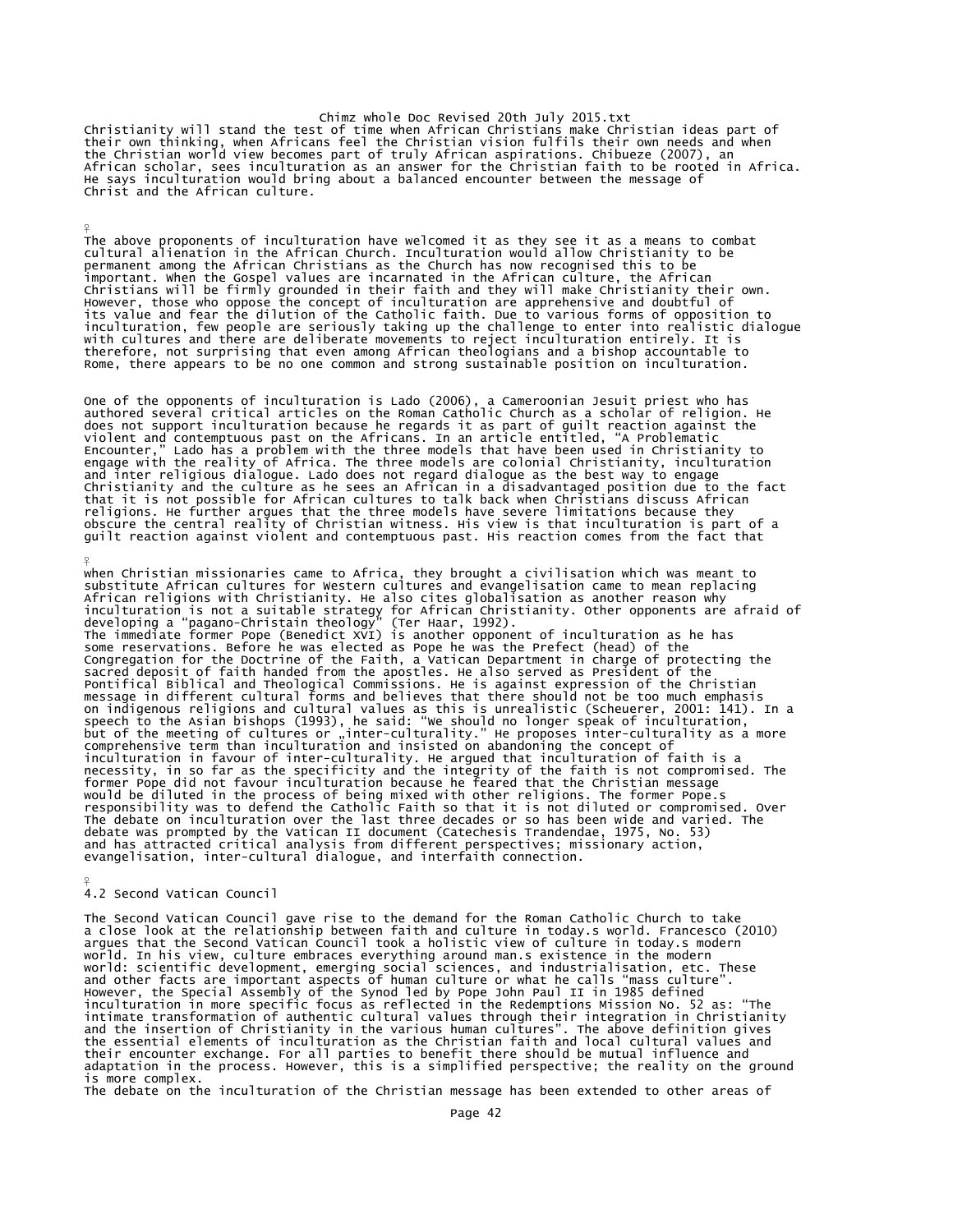Christianity will stand the test of time when African Christians make Christian ideas part of their own thinking, when Africans feel the Christian vision fulfils their own needs and when the Christian world view becomes part of truly African aspirations. Chibueze (2007), an African scholar, sees inculturation as an answer for the Christian faith to be rooted in Africa. He says inculturation would bring about a balanced encounter between the message of Christ and the African culture.

The above proponents of inculturation have welcomed it as they see it as a means to combat cultural alienation in the African Church. Inculturation would allow Christianity to be permanent among the African Christians as the Church has now recognised this to be important. When the Gospel values are incarnated in the African culture, the African Christians will be firmly grounded in their faith and they will make Christianity their own. However, those who oppose the concept of inculturation are apprehensive and doubtful of its value and fear the dilution of the Catholic faith. Due to various forms of opposition to inculturation, few people are seriously taking up the challenge to enter into realistic dialogue with cultures and there are deliberate movements to reject inculturation entirely. It is therefore, not surprising that even among African theologians and a bishop accountable to Rome, there appears to be no one common and strong sustainable position on inculturation.

One of the opponents of inculturation is Lado (2006), a Cameroonian Jesuit priest who has authored several critical articles on the Roman Catholic Church as a scholar of religion. He does not support inculturation because he regards it as part of guilt reaction against the violent and contemptuous past on the Africans. In an article entitled, "A Problematic Encounter," Lado has a problem with the three models that have been used in Christianity to engage with the reality of Africa. The three models are colonial Christianity, inculturation and inter religious dialogue. Lado does not regard dialogue as the best way to engage Christianity and the culture as he sees an African in a disadvantaged position due to the fact that it is not possible for African cultures to talk back when Christians discuss African religions. He further argues that the three models have severe limitations because they obscure the central reality of Christian witness. His view is that inculturation is part of a guilt reaction against violent and contemptuous past. His reaction comes from the fact that when Christian missionaries came to Africa, they brought a civilisation which was meant to substitute African cultures for Western cultures and evangelisation came to mean replacing African religions with Christianity. He also cites globalisation as another reason why inculturation is not a suitable strategy for African Christianity. Other opponents are afraid of developing a "pagano-Christain theology" (Ter Haar, 1992).

The immediate former Pope (Benedict XVI) is another opponent of inculturation as he has some reservations. Before he was elected as Pope he was the Prefect (head) of the Congregation for the Doctrine of the Faith, a Vatican Department in charge of protecting the sacred deposit of faith handed from the apostles. He also served as President of the Pontifical Biblical and Theological Commissions. He is against expression of the Christian message in different cultural forms and believes that there should not be too much emphasis on indigenous religions and cultural values as this is unrealistic (Scheuerer, 2001: 141). In a speech to the Asian bishops (1993), he said: "We should no longer speak of inculturation, but of the meeting of cultures or „inter-culturality." He proposes inter-culturality as a more comprehensive term than inculturation and insisted on abandoning the concept of inculturation in favour of inter-culturality. He argued that inculturation of faith is a necessity, in so far as the specificity and the integrity of the faith is not compromised. The former Pope did not favour inculturation because he feared that the Christian message would be diluted in the process of being mixed with other religions. The former Pope.s responsibility was to defend the Catholic Faith so that it is not diluted or compromised. Over The debate on inculturation over the last three decades or so has been wide and varied. The debate was prompted by the Vatican II document (Catechesis Trandendae, 1975, No. 53) and has attracted critical analysis from different perspectives; missionary action, evangelisation, inter-cultural dialogue, and interfaith connection.

## 4.2 Second Vatican Council

The Second Vatican Council gave rise to the demand for the Roman Catholic Church to take a close look at the relationship between faith and culture in today.s world. Francesco (2010) argues that the Second Vatican Council took a holistic view of culture in today.s modern world. In his view, culture embraces everything around man.s existence in the modern world: scientific development, emerging social sciences, and industrialisation, etc. These and other facts are important aspects of human culture or what he calls "mass culture". However, the Special Assembly of the Synod led by Pope John Paul II in 1985 defined inculturation in more specific focus as reflected in the Redemptions Mission No. 52 as: "The intimate transformation of authentic cultural values through their integration in Christianity and the insertion of Christianity in the various human cultures". The above definition gives the essential elements of inculturation as the Christian faith and local cultural values and their encounter exchange. For all parties to benefit there should be mutual influence and adaptation in the process. However, this is a simplified perspective; the reality on the ground is more complex.

The debate on the inculturation of the Christian message has been extended to other areas of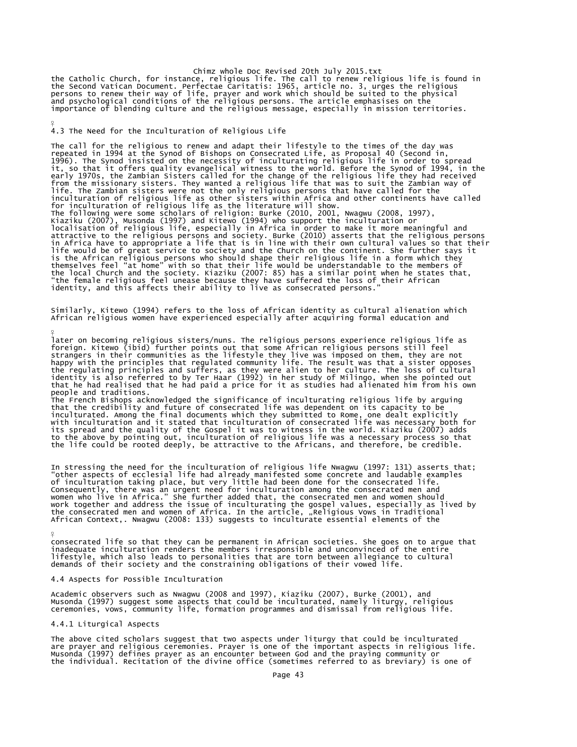the Catholic Church, for instance, religious life. The call to renew religious life is found in the Second Vatican Document. Perfectae Caritatis: 1965, article no. 3, urges the religious persons to renew their way of life, prayer and work which should be suited to the physical and psychological conditions of the religious persons. The article emphasises on the importance of blending culture and the religious message, especially in mission territories.

## 4.3 The Need for the Inculturation of Religious Life

The call for the religious to renew and adapt their lifestyle to the times of the day was repeated in 1994 at the Synod of Bishops on Consecrated Life, as Proposal 40 (Second in, 1996). The Synod insisted on the necessity of inculturating religious life in order to spread it, so that it offers quality evangelical witness to the world. Before the Synod of 1994, in the early 1970s, the Zambian Sisters called for the change of the religious life they had received from the missionary sisters. They wanted a religious life that was to suit the Zambian way of life. The Zambian sisters were not the only religious persons that have called for the inculturation of religious life as other sisters within Africa and other continents have called for inculturation of religious life as the literature will show.

The following were some scholars of religion: Burke (2010, 2001, Nwagwu (2008, 1997), Kiaziku (2007), Musonda (1997) and Kitewo (1994) who support the inculturation or localisation of religious life, especially in Africa in order to make it more meaningful and attractive to the religious persons and society. Burke (2010) asserts that the religious persons in Africa have to appropriate a life that is in line with their own cultural values so that their life would be of great service to society and the Church on the continent. She further says it is the African religious persons who should shape their religious life in a form which they themselves feel "at home" with so that their life would be understandable to the members of the local Church and the society. Kiaziku (2007: 85) has a similar point when he states that, "the female religious feel unease because they have suffered the loss of their African identity, and this affects their ability to live as consecrated persons."

Similarly, Kitewo (1994) refers to the loss of African identity as cultural alienation which African religious women have experienced especially after acquiring formal education and later on becoming religious sisters/nuns. The religious persons experience religious life as foreign. Kitewo (ibid) further points out that some African religious persons still feel strangers in their communities as the lifestyle they live was imposed on them, they are not happy with the principles that regulated community life. The result was that a sister opposes the regulating principles and suffers, as they were alien to her culture. The loss of cultural identity is also referred to by Ter Haar (1992) in her study of Milingo, when she pointed out that he had realised that he had paid a price for it as studies had alienated him from his own people and traditions.

The French Bishops acknowledged the significance of inculturating religious life by arguing that the credibility and future of consecrated life was dependent on its capacity to be inculturated. Among the final documents which they submitted to Rome, one dealt explicitly with inculturation and it stated that inculturation of consecrated life was necessary both for its spread and the quality of the Gospel it was to witness in the world. Kiaziku (2007) adds to the above by pointing out, inculturation of religious life was a necessary process so that the life could be rooted deeply, be attractive to the Africans, and therefore, be credible.

In stressing the need for the inculturation of religious life Nwagwu (1997: 131) asserts that; "other aspects of ecclesial life had already manifested some concrete and laudable examples of inculturation taking place, but very little had been done for the consecrated life. Consequently, there was an urgent need for inculturation among the consecrated men and women who live in Africa." She further added that, the consecrated men and women should work together and address the issue of inculturating the gospel values, especially as lived by the consecrated men and women of Africa. In the article, „Religious Vows in Traditional African Context,. Nwagwu (2008: 133) suggests to inculturate essential elements of the consecrated life so that they can be permanent in African societies. She goes on to argue that inadequate inculturation renders the members irresponsible and unconvinced of the entire lifestyle, which also leads to personalities that are torn between allegiance to cultural demands of their society and the constraining obligations of their vowed life.

## 4.4 Aspects for Possible Inculturation

Academic observers such as Nwagwu (2008 and 1997), Kiaziku (2007), Burke (2001), and Musonda (1997) suggest some aspects that could be inculturated, namely liturgy, religious ceremonies, vows, community life, formation programmes and dismissal from religious life.

### 4.4.1 Liturgical Aspects

The above cited scholars suggest that two aspects under liturgy that could be inculturated are prayer and religious ceremonies. Prayer is one of the important aspects in religious life. Musonda (1997) defines prayer as an encounter between God and the praying community or the individual. Recitation of the divine office (sometimes referred to as breviary) is one of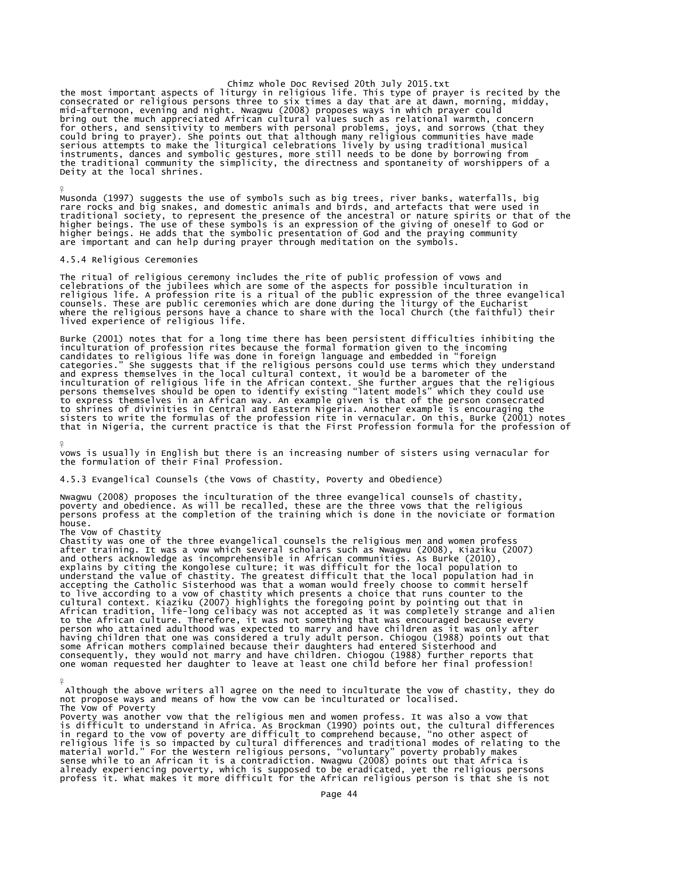the most important aspects of liturgy in religious life. This type of prayer is recited by the consecrated or religious persons three to six times a day that are at dawn, morning, midday, mid-afternoon, evening and night. Nwagwu (2008) proposes ways in which prayer could bring out the much appreciated African cultural values such as relational warmth, concern for others, and sensitivity to members with personal problems, joys, and sorrows (that they could bring to prayer). She points out that although many religious communities have made serious attempts to make the liturgical celebrations lively by using traditional musical instruments, dances and symbolic gestures, more still needs to be done by borrowing from the traditional community the simplicity, the directness and spontaneity of worshippers of a Deity at the local shrines.

Musonda (1997) suggests the use of symbols such as big trees, river banks, waterfalls, big rare rocks and big snakes, and domestic animals and birds, and artefacts that were used in traditional society, to represent the presence of the ancestral or nature spirits or that of the higher beings. The use of these symbols is an expression of the giving of oneself to God or higher beings. He adds that the symbolic presentation of God and the praying community are important and can help during prayer through meditation on the symbols.

### 4.5.4 Religious Ceremonies

The ritual of religious ceremony includes the rite of public profession of vows and celebrations of the jubilees which are some of the aspects for possible inculturation in religious life. A profession rite is a ritual of the public expression of the three evangelical counsels. These are public ceremonies which are done during the liturgy of the Eucharist where the religious persons have a chance to share with the local Church (the faithful) their lived experience of religious life.

Burke (2001) notes that for a long time there has been persistent difficulties inhibiting the inculturation of profession rites because the formal formation given to the incoming candidates to religious life was done in foreign language and embedded in "foreign categories." She suggests that if the religious persons could use terms which they understand and express themselves in the local cultural context, it would be a barometer of the inculturation of religious life in the African context. She further argues that the religious persons themselves should be open to identify existing "latent models" which they could use to express themselves in an African way. An example given is that of the person consecrated to shrines of divinities in Central and Eastern Nigeria. Another example is encouraging the sisters to write the formulas of the profession rite in vernacular. On this, Burke (2001) notes that in Nigeria, the current practice is that the First Profession formula for the profession of vows is usually in English but there is an increasing number of sisters using vernacular for the formulation of their Final Profession.

### 4.5.3 Evangelical Counsels (the Vows of Chastity, Poverty and Obedience)

Nwagwu (2008) proposes the inculturation of the three evangelical counsels of chastity, poverty and obedience. As will be recalled, these are the three vows that the religious persons profess at the completion of the training which is done in the noviciate or formation house.

#### The Vow of Chastity

Chastity was one of the three evangelical counsels the religious men and women profess after training. It was a vow which several scholars such as Nwagwu (2008), Kiaziku (2007) and others acknowledge as incomprehensible in African communities. As Burke (2010), explains by citing the Kongolese culture; it was difficult for the local population to understand the value of chastity. The greatest difficult that the local population had in accepting the Catholic Sisterhood was that a woman would freely choose to commit herself to live according to a vow of chastity which presents a choice that runs counter to the cultural context. Kiaziku (2007) highlights the foregoing point by pointing out that in African tradition, life-long celibacy was not accepted as it was completely strange and alien to the African culture. Therefore, it was not something that was encouraged because every person who attained adulthood was expected to marry and have children as it was only after having children that one was considered a truly adult person. Chiogou (1988) points out that some African mothers complained because their daughters had entered Sisterhood and consequently, they would not marry and have children. Chiogou (1988) further reports that one woman requested her daughter to leave at least one child before her final profession!

Although the above writers all agree on the need to inculturate the vow of chastity, they do not propose ways and means of how the vow can be inculturated or localised.

#### The Vow of Poverty

Poverty was another vow that the religious men and women profess. It was also a vow that is difficult to understand in Africa. As Brockman (1990) points out, the cultural differences in regard to the vow of poverty are difficult to comprehend because, "no other aspect of religious life is so impacted by cultural differences and traditional modes of relating to the material world." For the Western religious persons, "voluntary" poverty probably makes sense while to an African it is a contradiction. Nwagwu (2008) points out that Africa is already experiencing poverty, which is supposed to be eradicated, yet the religious persons profess it. What makes it more difficult for the African religious person is that she is not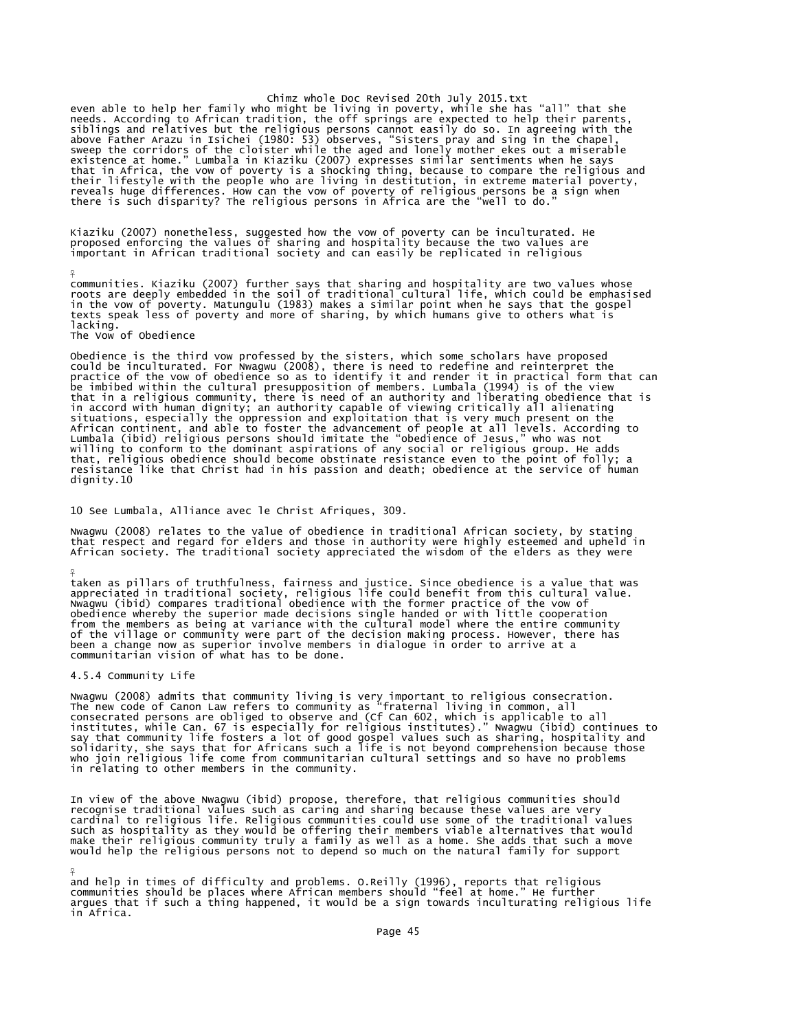even able to help her family who might be living in poverty, while she has "all" that she needs. According to African tradition, the off springs are expected to help their parents, siblings and relatives but the religious persons cannot easily do so. In agreeing with the above Father Arazu in Isichei (1980: 53) observes, "Sisters pray and sing in the chapel, sweep the corridors of the cloister while the aged and lonely mother ekes out a miserable existence at home." Lumbala in Kiaziku (2007) expresses similar sentiments when he says that in Africa, the vow of poverty is a shocking thing, because to compare the religious and their lifestyle with the people who are living in destitution, in extreme material poverty, reveals huge differences. How can the vow of poverty of religious persons be a sign when there is such disparity? The religious persons in Africa are the "well to do."

Kiaziku (2007) nonetheless, suggested how the vow of poverty can be inculturated. He proposed enforcing the values of sharing and hospitality because the two values are important in African traditional society and can easily be replicated in religious communities. Kiaziku (2007) further says that sharing and hospitality are two values whose roots are deeply embedded in the soil of traditional cultural life, which could be emphasised in the vow of poverty. Matungulu (1983) makes a similar point when he says that the gospel texts speak less of poverty and more of sharing, by which humans give to others what is lacking.

### The Vow of Obedience

Obedience is the third vow professed by the sisters, which some scholars have proposed could be inculturated. For Nwagwu (2008), there is need to redefine and reinterpret the practice of the vow of obedience so as to identify it and render it in practical form that can be imbibed within the cultural presupposition of members. Lumbala (1994) is of the view that in a religious community, there is need of an authority and liberating obedience that is in accord with human dignity; an authority capable of viewing critically all alienating situations, especially the oppression and exploitation that is very much present on the African continent, and able to foster the advancement of people at all levels. According to Lumbala (ibid) religious persons should imitate the "obedience of Jesus," who was not willing to conform to the dominant aspirations of any social or religious group. He adds that, religious obedience should become obstinate resistance even to the point of folly; a resistance like that Christ had in his passion and death; obedience at the service of human dignity.10

10 See Lumbala, Alliance avec le Christ Afriques, 309.

Nwagwu (2008) relates to the value of obedience in traditional African society, by stating that respect and regard for elders and those in authority were highly esteemed and upheld in African society. The traditional society appreciated the wisdom of the elders as they were taken as pillars of truthfulness, fairness and justice. Since obedience is a value that was appreciated in traditional society, religious life could benefit from this cultural value. Nwagwu (ibid) compares traditional obedience with the former practice of the vow of obedience whereby the superior made decisions single handed or with little cooperation from the members as being at variance with the cultural model where the entire community of the village or community were part of the decision making process. However, there has been a change now as superior involve members in dialogue in order to arrive at a communitarian vision of what has to be done.

### 4.5.4 Community Life

Nwagwu (2008) admits that community living is very important to religious consecration. The new code of Canon Law refers to community as "fraternal living in common, all consecrated persons are obliged to observe and (Cf Can 602, which is applicable to all institutes, while Can. 67 is especially for religious institutes)." Nwagwu (ibid) continues to say that community life fosters a lot of good gospel values such as sharing, hospitality and solidarity, she says that for Africans such a life is not beyond comprehension because those who join religious life come from communitarian cultural settings and so have no problems in relating to other members in the community.

In view of the above Nwagwu (ibid) propose, therefore, that religious communities should recognise traditional values such as caring and sharing because these values are very cardinal to religious life. Religious communities could use some of the traditional values such as hospitality as they would be offering their members viable alternatives that would make their religious community truly a family as well as a home. She adds that such a move would help the religious persons not to depend so much on the natural family for support and help in times of difficulty and problems. O.Reilly (1996), reports that religious communities should be places where African members should "feel at home." He further argues that if such a thing happened, it would be a sign towards inculturating religious life in Africa.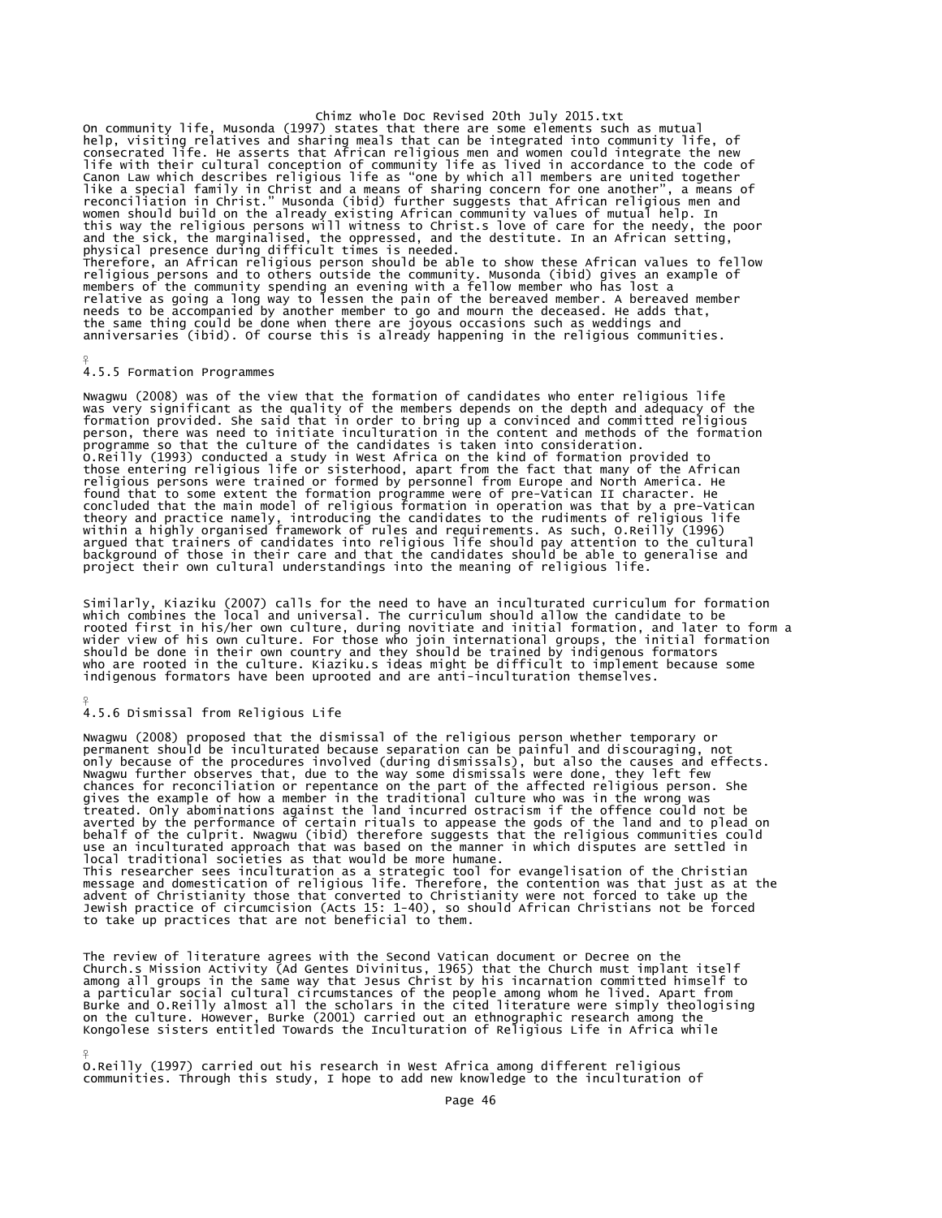On community life, Musonda (1997) states that there are some elements such as mutual help, visiting relatives and sharing meals that can be integrated into community life, of consecrated life. He asserts that African religious men and women could integrate the new life with their cultural conception of community life as lived in accordance to the code of Canon Law which describes religious life as "one by which all members are united together like a special family in Christ and a means of sharing concern for one another", a means of reconciliation in Christ." Musonda (ibid) further suggests that African religious men and women should build on the already existing African community values of mutual help. In this way the religious persons will witness to Christ.s love of care for the needy, the poor and the sick, the marginalised, the oppressed, and the destitute. In an African setting, physical presence during difficult times is needed.
Therefore, an African religious person should be able to show these African values to fellow religious persons and to others outside the community. Musonda (ibid) gives an example of members of the community spending an evening with a fellow member who has lost a relative as going a long way to lessen the pain of the bereaved member. A bereaved member needs to be accompanied by another member to go and mourn the deceased. He adds that, the same thing could be done when there are joyous occasions such as weddings and anniversaries (ibid). Of course this is already happening in the religious communities.

### 4.5.5 Formation Programmes

Nwagwu (2008) was of the view that the formation of candidates who enter religious life was very significant as the quality of the members depends on the depth and adequacy of the formation provided. She said that in order to bring up a convinced and committed religious person, there was need to initiate inculturation in the content and methods of the formation programme so that the culture of the candidates is taken into consideration.
O.Reilly (1993) conducted a study in West Africa on the kind of formation provided to those entering religious life or sisterhood, apart from the fact that many of the African religious persons were trained or formed by personnel from Europe and North America. He found that to some extent the formation programme were of pre-Vatican II character. He concluded that the main model of religious formation in operation was that by a pre-Vatican theory and practice namely, introducing the candidates to the rudiments of religious life within a highly organised framework of rules and requirements. As such, O.Reilly (1996) argued that trainers of candidates into religious life should pay attention to the cultural background of those in their care and that the candidates should be able to generalise and project their own cultural understandings into the meaning of religious life.

Similarly, Kiaziku (2007) calls for the need to have an inculturated curriculum for formation which combines the local and universal. The curriculum should allow the candidate to be rooted first in his/her own culture, during novitiate and initial formation, and later to form a wider view of his own culture. For those who join international groups, the initial formation should be done in their own country and they should be trained by indigenous formators who are rooted in the culture. Kiaziku.s ideas might be difficult to implement because some indigenous formators have been uprooted and are anti-inculturation themselves.

### 4.5.6 Dismissal from Religious Life

Nwagwu (2008) proposed that the dismissal of the religious person whether temporary or permanent should be inculturated because separation can be painful and discouraging, not only because of the procedures involved (during dismissals), but also the causes and effects. Nwagwu further observes that, due to the way some dismissals were done, they left few chances for reconciliation or repentance on the part of the affected religious person. She gives the example of how a member in the traditional culture who was in the wrong was treated. Only abominations against the land incurred ostracism if the offence could not be averted by the performance of certain rituals to appease the gods of the land and to plead on behalf of the culprit. Nwagwu (ibid) therefore suggests that the religious communities could use an inculturated approach that was based on the manner in which disputes are settled in local traditional societies as that would be more humane.
This researcher sees inculturation as a strategic tool for evangelisation of the Christian message and domestication of religious life. Therefore, the contention was that just as at the advent of Christianity those that converted to Christianity were not forced to take up the Jewish practice of circumcision (Acts 15: 1-40), so should African Christians not be forced to take up practices that are not beneficial to them.

The review of literature agrees with the Second Vatican document or Decree on the Church.s Mission Activity (Ad Gentes Divinitus, 1965) that the Church must implant itself among all groups in the same way that Jesus Christ by his incarnation committed himself to a particular social cultural circumstances of the people among whom he lived. Apart from Burke and O.Reilly almost all the scholars in the cited literature were simply theologising on the culture. However, Burke (2001) carried out an ethnographic research among the Kongolese sisters entitled Towards the Inculturation of Religious Life in Africa while

O.Reilly (1997) carried out his research in West Africa among different religious communities. Through this study, I hope to add new knowledge to the inculturation of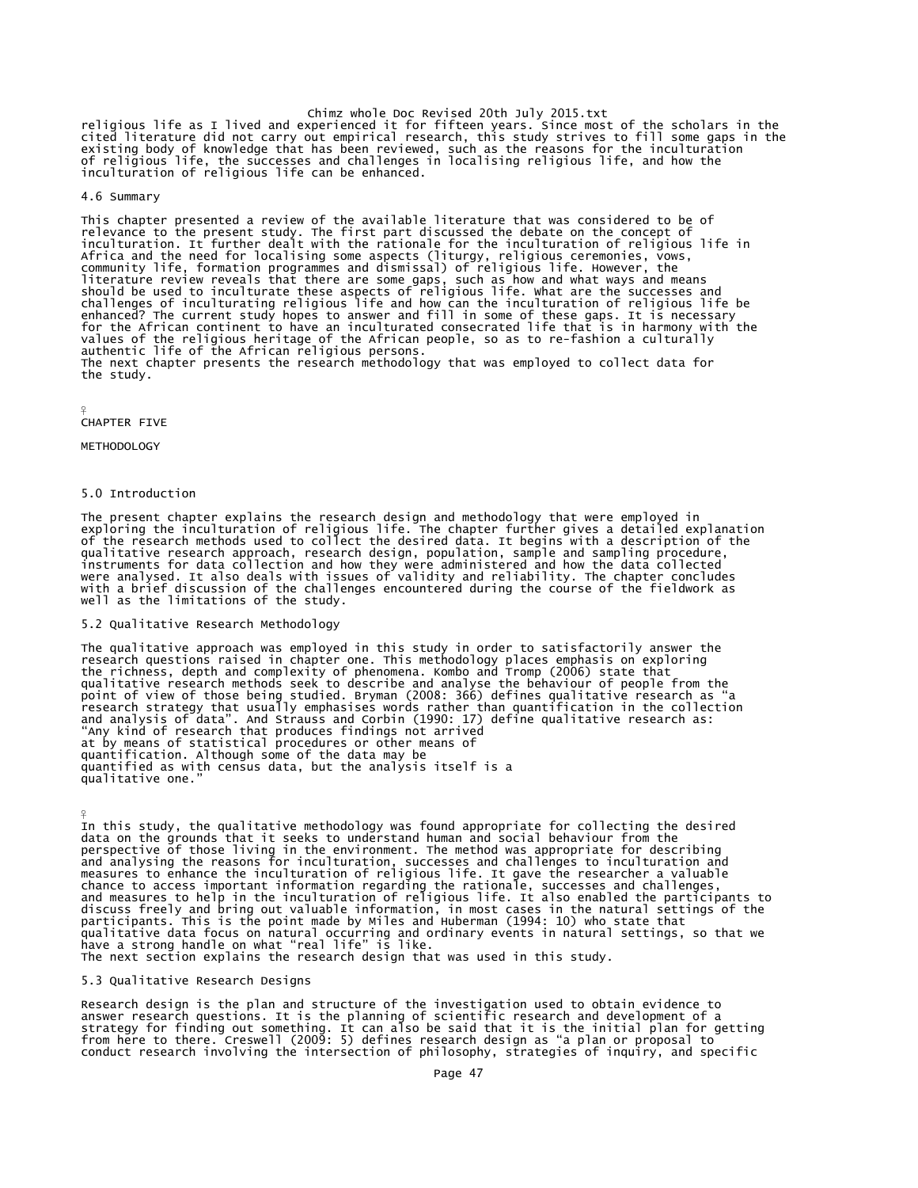religious life as I lived and experienced it for fifteen years. Since most of the scholars in the cited literature did not carry out empirical research, this study strives to fill some gaps in the existing body of knowledge that has been reviewed, such as the reasons for the inculturation of religious life, the successes and challenges in localising religious life, and how the inculturation of religious life can be enhanced.

### 4.6 Summary

This chapter presented a review of the available literature that was considered to be of relevance to the present study. The first part discussed the debate on the concept of inculturation. It further dealt with the rationale for the inculturation of religious life in Africa and the need for localising some aspects (liturgy, religious ceremonies, vows, community life, formation programmes and dismissal) of religious life. However, the literature review reveals that there are some gaps, such as how and what ways and means should be used to inculturate these aspects of religious life. What are the successes and challenges of inculturating religious life and how can the inculturation of religious life be enhanced? The current study hopes to answer and fill in some of these gaps. It is necessary for the African continent to have an inculturated consecrated life that is in harmony with the values of the religious heritage of the African people, so as to re-fashion a culturally authentic life of the African religious persons.
The next chapter presents the research methodology that was employed to collect data for the study.

# CHAPTER FIVE

# METHODOLOGY

### 5.0 Introduction

The present chapter explains the research design and methodology that were employed in exploring the inculturation of religious life. The chapter further gives a detailed explanation of the research methods used to collect the desired data. It begins with a description of the qualitative research approach, research design, population, sample and sampling procedure, instruments for data collection and how they were administered and how the data collected were analysed. It also deals with issues of validity and reliability. The chapter concludes with a brief discussion of the challenges encountered during the course of the fieldwork as well as the limitations of the study.

### 5.2 Qualitative Research Methodology

The qualitative approach was employed in this study in order to satisfactorily answer the research questions raised in chapter one. This methodology places emphasis on exploring the richness, depth and complexity of phenomena. Kombo and Tromp (2006) state that qualitative research methods seek to describe and analyse the behaviour of people from the point of view of those being studied. Bryman (2008: 366) defines qualitative research as "a research strategy that usually emphasises words rather than quantification in the collection and analysis of data". And Strauss and Corbin (1990: 17) define qualitative research as:

> "Any kind of research that produces findings not arrived at by means of statistical procedures or other means of quantification. Although some of the data may be quantified as with census data, but the analysis itself is a qualitative one."

In this study, the qualitative methodology was found appropriate for collecting the desired data on the grounds that it seeks to understand human and social behaviour from the perspective of those living in the environment. The method was appropriate for describing and analysing the reasons for inculturation, successes and challenges to inculturation and measures to enhance the inculturation of religious life. It gave the researcher a valuable chance to access important information regarding the rationale, successes and challenges, and measures to help in the inculturation of religious life. It also enabled the participants to discuss freely and bring out valuable information, in most cases in the natural settings of the participants. This is the point made by Miles and Huberman (1994: 10) who state that qualitative data focus on natural occurring and ordinary events in natural settings, so that we have a strong handle on what "real life" is like.
The next section explains the research design that was used in this study.

### 5.3 Qualitative Research Designs

Research design is the plan and structure of the investigation used to obtain evidence to answer research questions. It is the planning of scientific research and development of a strategy for finding out something. It can also be said that it is the initial plan for getting from here to there. Creswell (2009: 5) defines research design as "a plan or proposal to conduct research involving the intersection of philosophy, strategies of inquiry, and specific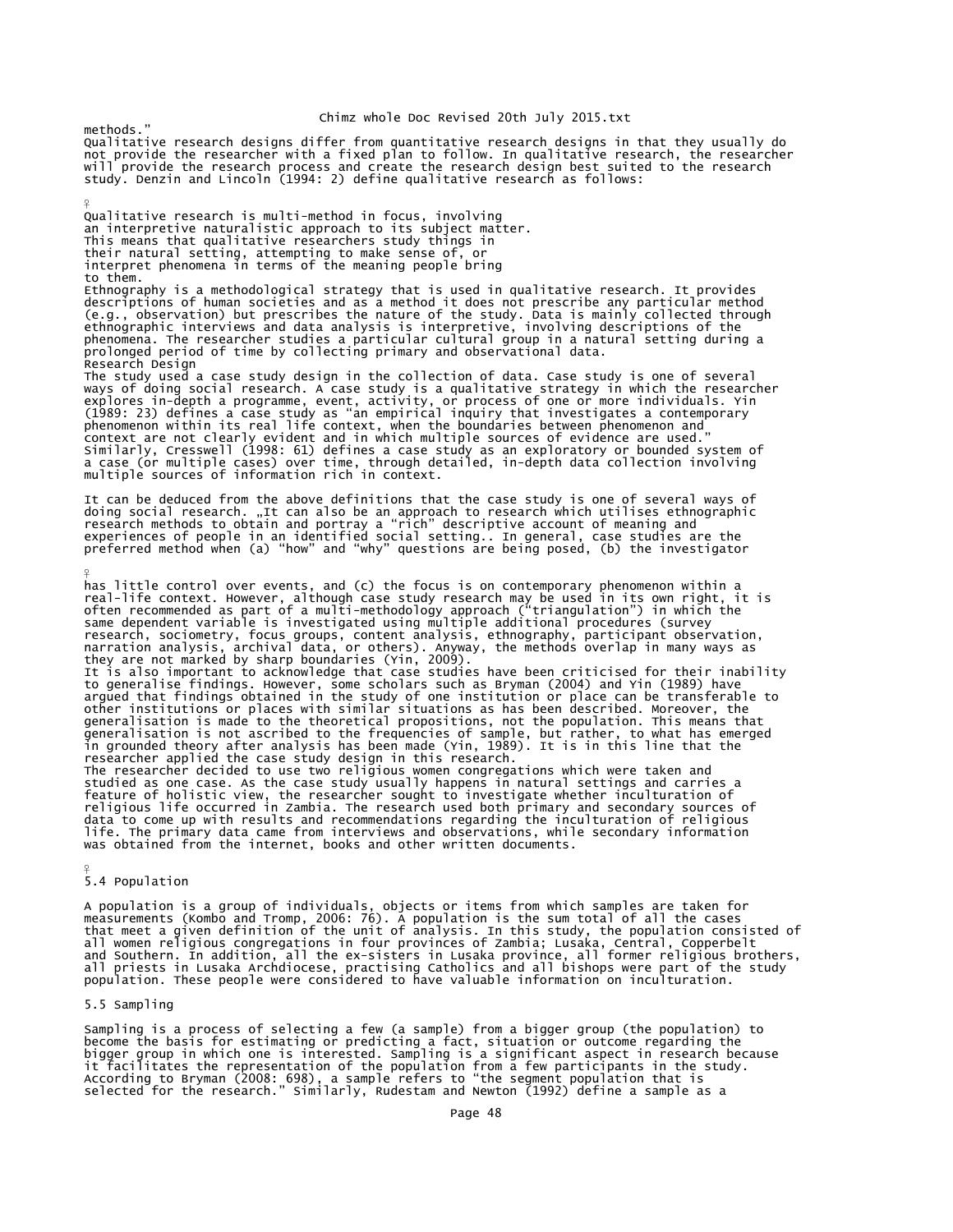methods."

Qualitative research designs differ from quantitative research designs in that they usually do not provide the researcher with a fixed plan to follow. In qualitative research, the researcher will provide the research process and create the research design best suited to the research study. Denzin and Lincoln (1994: 2) define qualitative research as follows:

Qualitative research is multi-method in focus, involving an interpretive naturalistic approach to its subject matter. This means that qualitative researchers study things in their natural setting, attempting to make sense of, or interpret phenomena in terms of the meaning people bring to them.

Ethnography is a methodological strategy that is used in qualitative research. It provides descriptions of human societies and as a method it does not prescribe any particular method (e.g., observation) but prescribes the nature of the study. Data is mainly collected through ethnographic interviews and data analysis is interpretive, involving descriptions of the phenomena. The researcher studies a particular cultural group in a natural setting during a prolonged period of time by collecting primary and observational data.

### Research Design

The study used a case study design in the collection of data. Case study is one of several ways of doing social research. A case study is a qualitative strategy in which the researcher explores in-depth a programme, event, activity, or process of one or more individuals. Yin (1989: 23) defines a case study as "an empirical inquiry that investigates a contemporary phenomenon within its real life context, when the boundaries between phenomenon and context are not clearly evident and in which multiple sources of evidence are used." Similarly, Cresswell (1998: 61) defines a case study as an exploratory or bounded system of a case (or multiple cases) over time, through detailed, in-depth data collection involving multiple sources of information rich in context.

It can be deduced from the above definitions that the case study is one of several ways of doing social research. „It can also be an approach to research which utilises ethnographic research methods to obtain and portray a "rich" descriptive account of meaning and experiences of people in an identified social setting.. In general, case studies are the preferred method when (a) "how" and "why" questions are being posed, (b) the investigator has little control over events, and (c) the focus is on contemporary phenomenon within a real-life context. However, although case study research may be used in its own right, it is often recommended as part of a multi-methodology approach ("triangulation") in which the same dependent variable is investigated using multiple additional procedures (survey research, sociometry, focus groups, content analysis, ethnography, participant observation, narration analysis, archival data, or others). Anyway, the methods overlap in many ways as they are not marked by sharp boundaries (Yin, 2009).

It is also important to acknowledge that case studies have been criticised for their inability to generalise findings. However, some scholars such as Bryman (2004) and Yin (1989) have argued that findings obtained in the study of one institution or place can be transferable to other institutions or places with similar situations as has been described. Moreover, the generalisation is made to the theoretical propositions, not the population. This means that generalisation is not ascribed to the frequencies of sample, but rather, to what has emerged in grounded theory after analysis has been made (Yin, 1989). It is in this line that the researcher applied the case study design in this research.

The researcher decided to use two religious women congregations which were taken and studied as one case. As the case study usually happens in natural settings and carries a feature of holistic view, the researcher sought to investigate whether inculturation of religious life occurred in Zambia. The research used both primary and secondary sources of data to come up with results and recommendations regarding the inculturation of religious life. The primary data came from interviews and observations, while secondary information was obtained from the internet, books and other written documents.

## 5.4 Population

A population is a group of individuals, objects or items from which samples are taken for measurements (Kombo and Tromp, 2006: 76). A population is the sum total of all the cases that meet a given definition of the unit of analysis. In this study, the population consisted of all women religious congregations in four provinces of Zambia; Lusaka, Central, Copperbelt and Southern. In addition, all the ex-sisters in Lusaka province, all former religious brothers, all priests in Lusaka Archdiocese, practising Catholics and all bishops were part of the study population. These people were considered to have valuable information on inculturation.

## 5.5 Sampling

Sampling is a process of selecting a few (a sample) from a bigger group (the population) to become the basis for estimating or predicting a fact, situation or outcome regarding the bigger group in which one is interested. Sampling is a significant aspect in research because it facilitates the representation of the population from a few participants in the study. According to Bryman (2008: 698), a sample refers to "the segment population that is selected for the research." Similarly, Rudestam and Newton (1992) define a sample as a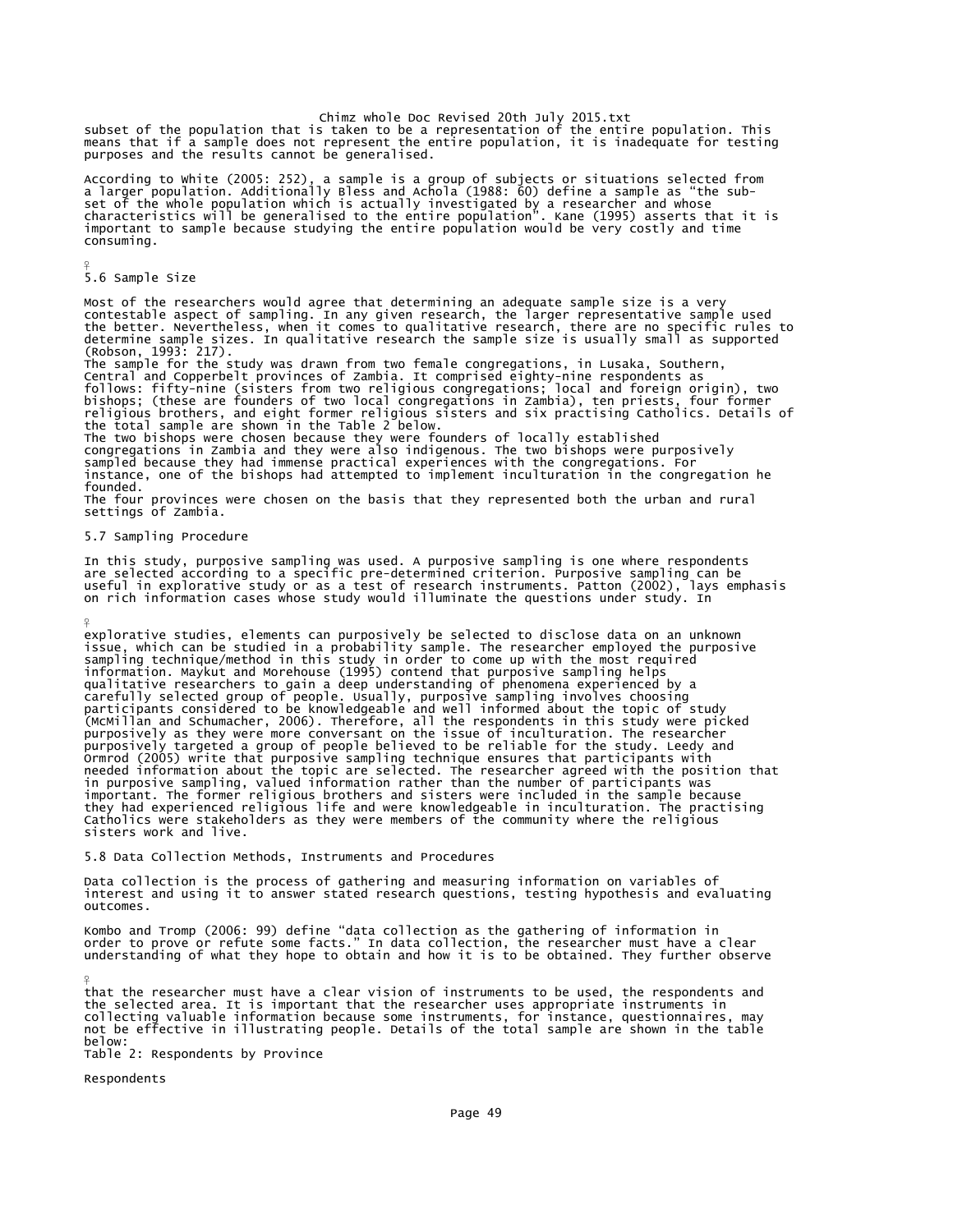subset of the population that is taken to be a representation of the entire population. This means that if a sample does not represent the entire population, it is inadequate for testing purposes and the results cannot be generalised.

According to White (2005: 252), a sample is a group of subjects or situations selected from a larger population. Additionally Bless and Achola (1988: 60) define a sample as "the sub-set of the whole population which is actually investigated by a researcher and whose characteristics will be generalised to the entire population". Kane (1995) asserts that it is important to sample because studying the entire population would be very costly and time consuming.

## 5.6 Sample Size

Most of the researchers would agree that determining an adequate sample size is a very contestable aspect of sampling. In any given research, the larger representative sample used the better. Nevertheless, when it comes to qualitative research, there are no specific rules to determine sample sizes. In qualitative research the sample size is usually small as supported (Robson, 1993: 217).
The sample for the study was drawn from two female congregations, in Lusaka, Southern, Central and Copperbelt provinces of Zambia. It comprised eighty-nine respondents as follows: fifty-nine (sisters from two religious congregations; local and foreign origin), two bishops; (these are founders of two local congregations in Zambia), ten priests, four former religious brothers, and eight former religious sisters and six practising Catholics. Details of the total sample are shown in the Table 2 below.
The two bishops were chosen because they were founders of locally established congregations in Zambia and they were also indigenous. The two bishops were purposively sampled because they had immense practical experiences with the congregations. For instance, one of the bishops had attempted to implement inculturation in the congregation he founded.
The four provinces were chosen on the basis that they represented both the urban and rural settings of Zambia.

## 5.7 Sampling Procedure

In this study, purposive sampling was used. A purposive sampling is one where respondents are selected according to a specific pre-determined criterion. Purposive sampling can be useful in explorative study or as a test of research instruments. Patton (2002), lays emphasis on rich information cases whose study would illuminate the questions under study. In explorative studies, elements can purposively be selected to disclose data on an unknown issue, which can be studied in a probability sample. The researcher employed the purposive sampling technique/method in this study in order to come up with the most required information. Maykut and Morehouse (1995) contend that purposive sampling helps qualitative researchers to gain a deep understanding of phenomena experienced by a carefully selected group of people. Usually, purposive sampling involves choosing participants considered to be knowledgeable and well informed about the topic of study (McMillan and Schumacher, 2006). Therefore, all the respondents in this study were picked purposively as they were more conversant on the issue of inculturation. The researcher purposively targeted a group of people believed to be reliable for the study. Leedy and Ormrod (2005) write that purposive sampling technique ensures that participants with needed information about the topic are selected. The researcher agreed with the position that in purposive sampling, valued information rather than the number of participants was important. The former religious brothers and sisters were included in the sample because they had experienced religious life and were knowledgeable in inculturation. The practising Catholics were stakeholders as they were members of the community where the religious sisters work and live.

## 5.8 Data Collection Methods, Instruments and Procedures

Data collection is the process of gathering and measuring information on variables of interest and using it to answer stated research questions, testing hypothesis and evaluating outcomes.

Kombo and Tromp (2006: 99) define "data collection as the gathering of information in order to prove or refute some facts." In data collection, the researcher must have a clear understanding of what they hope to obtain and how it is to be obtained. They further observe that the researcher must have a clear vision of instruments to be used, the respondents and the selected area. It is important that the researcher uses appropriate instruments in collecting valuable information because some instruments, for instance, questionnaires, may not be effective in illustrating people. Details of the total sample are shown in the table below:

Table 2: Respondents by Province

Respondents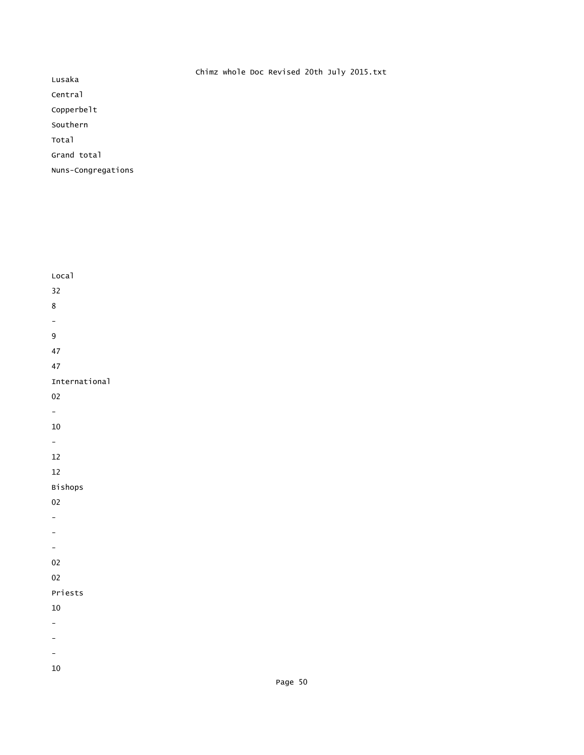Lusaka

Central

Copperbelt

Southern

Total

Grand total

Nuns-Congregations

Local

32

8

-

9

47

47

International

02

-

10

-

12

12

Bishops

02

-

-

-

02

02

Priests

10

-

-

-

10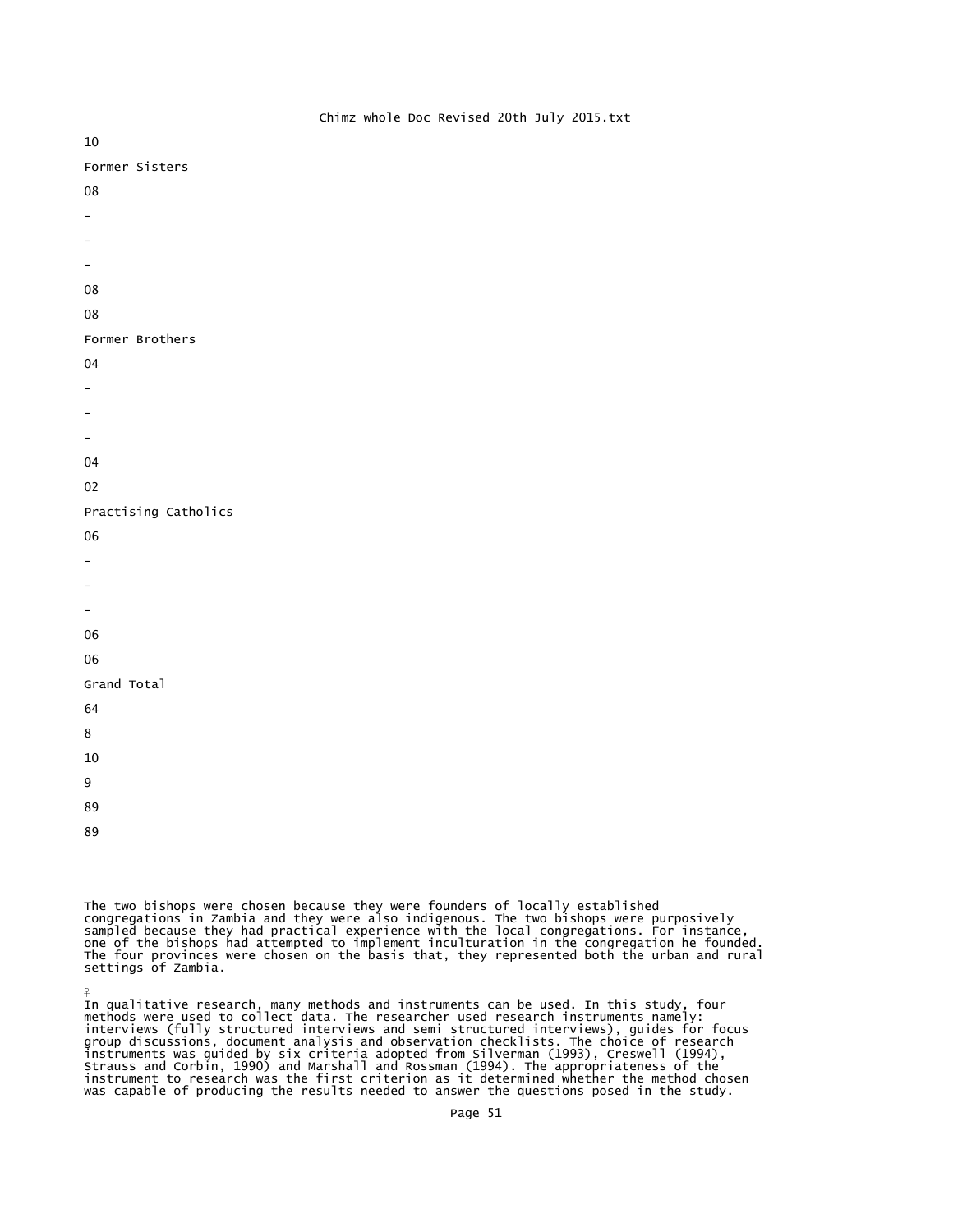| | | | | | | |
|---|---|---|---|---|---|---|
| | 10 | | | | | |
| Former Sisters | 08 | - | - | - | 08 | 08 |
| Former Brothers | 04 | - | - | - | 04 | 02 |
| Practising Catholics | 06 | - | - | - | 06 | 06 |
| Grand Total | 64 | 8 | 10 | 9 | 89 | 89 |

The two bishops were chosen because they were founders of locally established congregations in Zambia and they were also indigenous. The two bishops were purposively sampled because they had practical experience with the local congregations. For instance, one of the bishops had attempted to implement inculturation in the congregation he founded. The four provinces were chosen on the basis that, they represented both the urban and rural settings of Zambia.

♀
In qualitative research, many methods and instruments can be used. In this study, four methods were used to collect data. The researcher used research instruments namely: interviews (fully structured interviews and semi structured interviews), guides for focus group discussions, document analysis and observation checklists. The choice of research instruments was guided by six criteria adopted from Silverman (1993), Creswell (1994), Strauss and Corbin, 1990) and Marshall and Rossman (1994). The appropriateness of the instrument to research was the first criterion as it determined whether the method chosen was capable of producing the results needed to answer the questions posed in the study.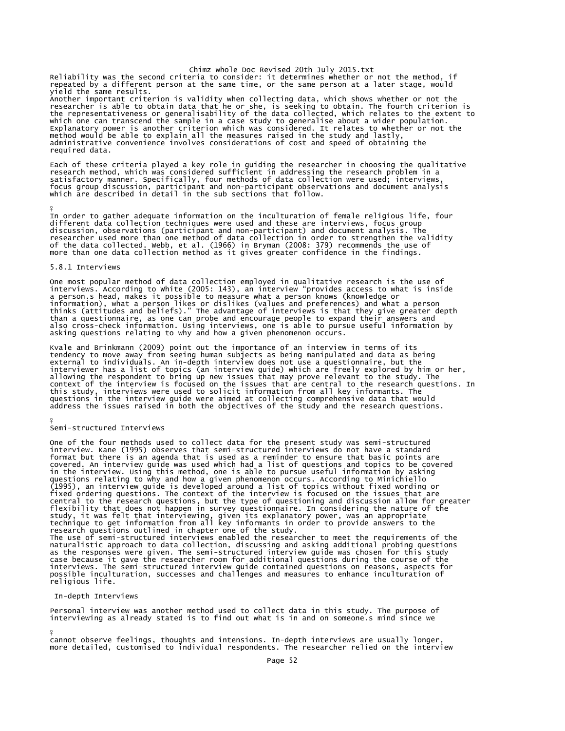Reliability was the second criteria to consider: it determines whether or not the method, if repeated by a different person at the same time, or the same person at a later stage, would yield the same results.
Another important criterion is validity when collecting data, which shows whether or not the researcher is able to obtain data that he or she, is seeking to obtain. The fourth criterion is the representativeness or generalisability of the data collected, which relates to the extent to which one can transcend the sample in a case study to generalise about a wider population. Explanatory power is another criterion which was considered. It relates to whether or not the method would be able to explain all the measures raised in the study and lastly, administrative convenience involves considerations of cost and speed of obtaining the required data.

Each of these criteria played a key role in guiding the researcher in choosing the qualitative research method, which was considered sufficient in addressing the research problem in a satisfactory manner. Specifically, four methods of data collection were used; interviews, focus group discussion, participant and non-participant observations and document analysis which are described in detail in the sub sections that follow.

In order to gather adequate information on the inculturation of female religious life, four different data collection techniques were used and these are interviews, focus group discussion, observations (participant and non-participant) and document analysis. The researcher used more than one method of data collection in order to strengthen the validity of the data collected. Webb, et al. (1966) in Bryman (2008: 379) recommends the use of more than one data collection method as it gives greater confidence in the findings.

## 5.8.1 Interviews

One most popular method of data collection employed in qualitative research is the use of interviews. According to White (2005: 143), an interview "provides access to what is inside a person.s head, makes it possible to measure what a person knows (knowledge or information), what a person likes or dislikes (values and preferences) and what a person thinks (attitudes and beliefs)." The advantage of interviews is that they give greater depth than a questionnaire, as one can probe and encourage people to expand their answers and also cross-check information. Using interviews, one is able to pursue useful information by asking questions relating to why and how a given phenomenon occurs.

Kvale and Brinkmann (2009) point out the importance of an interview in terms of its tendency to move away from seeing human subjects as being manipulated and data as being external to individuals. An in-depth interview does not use a questionnaire, but the interviewer has a list of topics (an interview guide) which are freely explored by him or her, allowing the respondent to bring up new issues that may prove relevant to the study. The context of the interview is focused on the issues that are central to the research questions. In this study, interviews were used to solicit information from all key informants. The questions in the interview guide were aimed at collecting comprehensive data that would address the issues raised in both the objectives of the study and the research questions.

### Semi-structured Interviews

One of the four methods used to collect data for the present study was semi-structured interview. Kane (1995) observes that semi-structured interviews do not have a standard format but there is an agenda that is used as a reminder to ensure that basic points are covered. An interview guide was used which had a list of questions and topics to be covered in the interview. Using this method, one is able to pursue useful information by asking questions relating to why and how a given phenomenon occurs. According to Minichiello (1995), an interview guide is developed around a list of topics without fixed wording or fixed ordering questions. The context of the interview is focused on the issues that are central to the research questions, but the type of questioning and discussion allow for greater flexibility that does not happen in survey questionnaire. In considering the nature of the study, it was felt that interviewing, given its explanatory power, was an appropriate technique to get information from all key informants in order to provide answers to the research questions outlined in chapter one of the study.
The use of semi-structured interviews enabled the researcher to meet the requirements of the naturalistic approach to data collection, discussing and asking additional probing questions as the responses were given. The semi-structured interview guide was chosen for this study case because it gave the researcher room for additional questions during the course of the interviews. The semi-structured interview guide contained questions on reasons, aspects for possible inculturation, successes and challenges and measures to enhance inculturation of religious life.

### In-depth Interviews

Personal interview was another method used to collect data in this study. The purpose of interviewing as already stated is to find out what is in and on someone.s mind since we cannot observe feelings, thoughts and intensions. In-depth interviews are usually longer, more detailed, customised to individual respondents. The researcher relied on the interview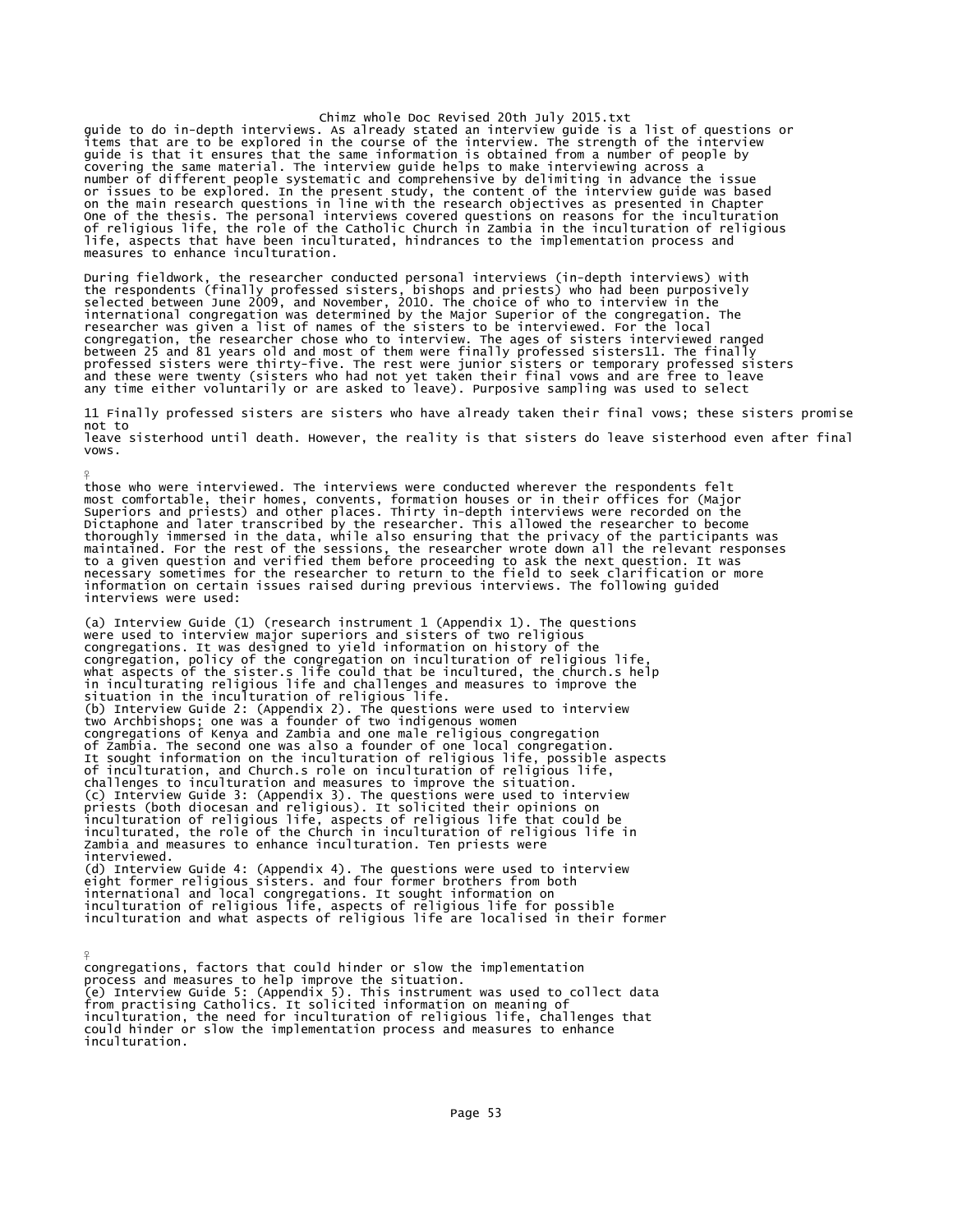guide to do in-depth interviews. As already stated an interview guide is a list of questions or items that are to be explored in the course of the interview. The strength of the interview guide is that it ensures that the same information is obtained from a number of people by covering the same material. The interview guide helps to make interviewing across a number of different people systematic and comprehensive by delimiting in advance the issue or issues to be explored. In the present study, the content of the interview guide was based on the main research questions in line with the research objectives as presented in Chapter One of the thesis. The personal interviews covered questions on reasons for the inculturation of religious life, the role of the Catholic Church in Zambia in the inculturation of religious life, aspects that have been inculturated, hindrances to the implementation process and measures to enhance inculturation.

During fieldwork, the researcher conducted personal interviews (in-depth interviews) with the respondents (finally professed sisters, bishops and priests) who had been purposively selected between June 2009, and November, 2010. The choice of who to interview in the international congregation was determined by the Major Superior of the congregation. The researcher was given a list of names of the sisters to be interviewed. For the local congregation, the researcher chose who to interview. The ages of sisters interviewed ranged between 25 and 81 years old and most of them were finally professed sisters[11]. The finally professed sisters were thirty-five. The rest were junior sisters or temporary professed sisters and these were twenty (sisters who had not yet taken their final vows and are free to leave any time either voluntarily or are asked to leave). Purposive sampling was used to select

[11] Finally professed sisters are sisters who have already taken their final vows; these sisters promise not to leave sisterhood until death. However, the reality is that sisters do leave sisterhood even after final vows.

those who were interviewed. The interviews were conducted wherever the respondents felt most comfortable, their homes, convents, formation houses or in their offices for (Major Superiors and priests) and other places. Thirty in-depth interviews were recorded on the Dictaphone and later transcribed by the researcher. This allowed the researcher to become thoroughly immersed in the data, while also ensuring that the privacy of the participants was maintained. For the rest of the sessions, the researcher wrote down all the relevant responses to a given question and verified them before proceeding to ask the next question. It was necessary sometimes for the researcher to return to the field to seek clarification or more information on certain issues raised during previous interviews. The following guided interviews were used:

(a) Interview Guide (1) (research instrument 1 (Appendix 1). The questions were used to interview major superiors and sisters of two religious congregations. It was designed to yield information on history of the congregation, policy of the congregation on inculturation of religious life, what aspects of the sister.s life could that be incultured, the church.s help in inculturating religious life and challenges and measures to improve the situation in the inculturation of religious life.
(b) Interview Guide 2: (Appendix 2). The questions were used to interview two Archbishops; one was a founder of two indigenous women congregations of Kenya and Zambia and one male religious congregation of Zambia. The second one was also a founder of one local congregation. It sought information on the inculturation of religious life, possible aspects of inculturation, and Church.s role on inculturation of religious life, challenges to inculturation and measures to improve the situation.
(c) Interview Guide 3: (Appendix 3). The questions were used to interview priests (both diocesan and religious). It solicited their opinions on inculturation of religious life, aspects of religious life that could be inculturated, the role of the Church in inculturation of religious life in Zambia and measures to enhance inculturation. Ten priests were interviewed.
(d) Interview Guide 4: (Appendix 4). The questions were used to interview eight former religious sisters. and four former brothers from both international and local congregations. It sought information on inculturation of religious life, aspects of religious life for possible inculturation and what aspects of religious life are localised in their former congregations, factors that could hinder or slow the implementation process and measures to help improve the situation.
(e) Interview Guide 5: (Appendix 5). This instrument was used to collect data from practising Catholics. It solicited information on meaning of inculturation, the need for inculturation of religious life, challenges that could hinder or slow the implementation process and measures to enhance inculturation.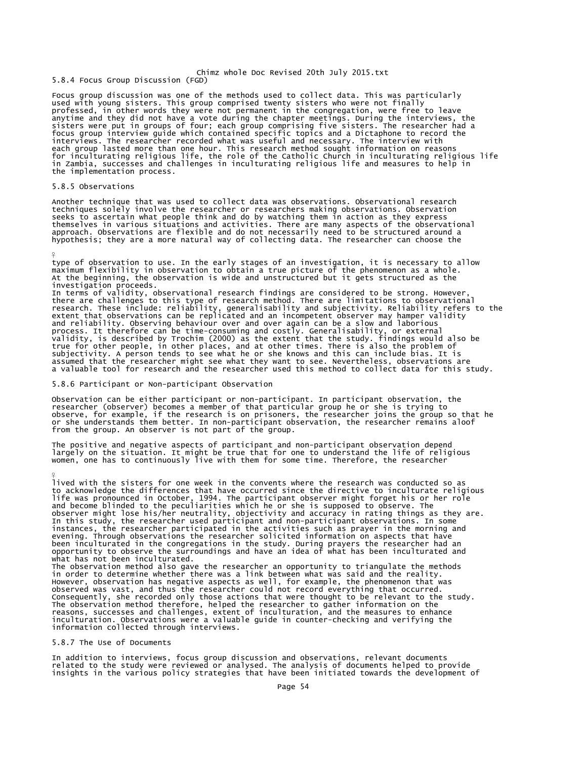### 5.8.4 Focus Group Discussion (FGD)

Focus group discussion was one of the methods used to collect data. This was particularly used with young sisters. This group comprised twenty sisters who were not finally professed, in other words they were not permanent in the congregation, were free to leave anytime and they did not have a vote during the chapter meetings. During the interviews, the sisters were put in groups of four; each group comprising five sisters. The researcher had a focus group interview guide which contained specific topics and a Dictaphone to record the interviews. The researcher recorded what was useful and necessary. The interview with each group lasted more than one hour. This research method sought information on reasons for inculturating religious life, the role of the Catholic Church in inculturating religious life in Zambia, successes and challenges in inculturating religious life and measures to help in the implementation process.

### 5.8.5 Observations

Another technique that was used to collect data was observations. Observational research techniques solely involve the researcher or researchers making observations. Observation seeks to ascertain what people think and do by watching them in action as they express themselves in various situations and activities. There are many aspects of the observational approach. Observations are flexible and do not necessarily need to be structured around a hypothesis; they are a more natural way of collecting data. The researcher can choose the type of observation to use. In the early stages of an investigation, it is necessary to allow maximum flexibility in observation to obtain a true picture of the phenomenon as a whole. At the beginning, the observation is wide and unstructured but it gets structured as the investigation proceeds.

In terms of validity, observational research findings are considered to be strong. However, there are challenges to this type of research method. There are limitations to observational research. These include: reliability, generalisability and subjectivity. Reliability refers to the extent that observations can be replicated and an incompetent observer may hamper validity and reliability. Observing behaviour over and over again can be a slow and laborious process. It therefore can be time-consuming and costly. Generalisability, or external validity, is described by Trochim (2000) as the extent that the study. findings would also be true for other people, in other places, and at other times. There is also the problem of subjectivity. A person tends to see what he or she knows and this can include bias. It is assumed that the researcher might see what they want to see. Nevertheless, observations are a valuable tool for research and the researcher used this method to collect data for this study.

### 5.8.6 Participant or Non-participant Observation

Observation can be either participant or non-participant. In participant observation, the researcher (observer) becomes a member of that particular group he or she is trying to observe, for example, if the research is on prisoners, the researcher joins the group so that he or she understands them better. In non-participant observation, the researcher remains aloof from the group. An observer is not part of the group.

The positive and negative aspects of participant and non-participant observation depend largely on the situation. It might be true that for one to understand the life of religious women, one has to continuously live with them for some time. Therefore, the researcher lived with the sisters for one week in the convents where the research was conducted so as to acknowledge the differences that have occurred since the directive to inculturate religious life was pronounced in October, 1994. The participant observer might forget his or her role and become blinded to the peculiarities which he or she is supposed to observe. The observer might lose his/her neutrality, objectivity and accuracy in rating things as they are. In this study, the researcher used participant and non-participant observations. In some instances, the researcher participated in the activities such as prayer in the morning and evening. Through observations the researcher solicited information on aspects that have been inculturated in the congregations in the study. During prayers the researcher had an opportunity to observe the surroundings and have an idea of what has been inculturated and what has not been inculturated.

The observation method also gave the researcher an opportunity to triangulate the methods in order to determine whether there was a link between what was said and the reality. However, observation has negative aspects as well, for example, the phenomenon that was observed was vast, and thus the researcher could not record everything that occurred. Consequently, she recorded only those actions that were thought to be relevant to the study. The observation method therefore, helped the researcher to gather information on the reasons, successes and challenges, extent of inculturation, and the measures to enhance inculturation. Observations were a valuable guide in counter-checking and verifying the information collected through interviews.

### 5.8.7 The Use of Documents

In addition to interviews, focus group discussion and observations, relevant documents related to the study were reviewed or analysed. The analysis of documents helped to provide insights in the various policy strategies that have been initiated towards the development of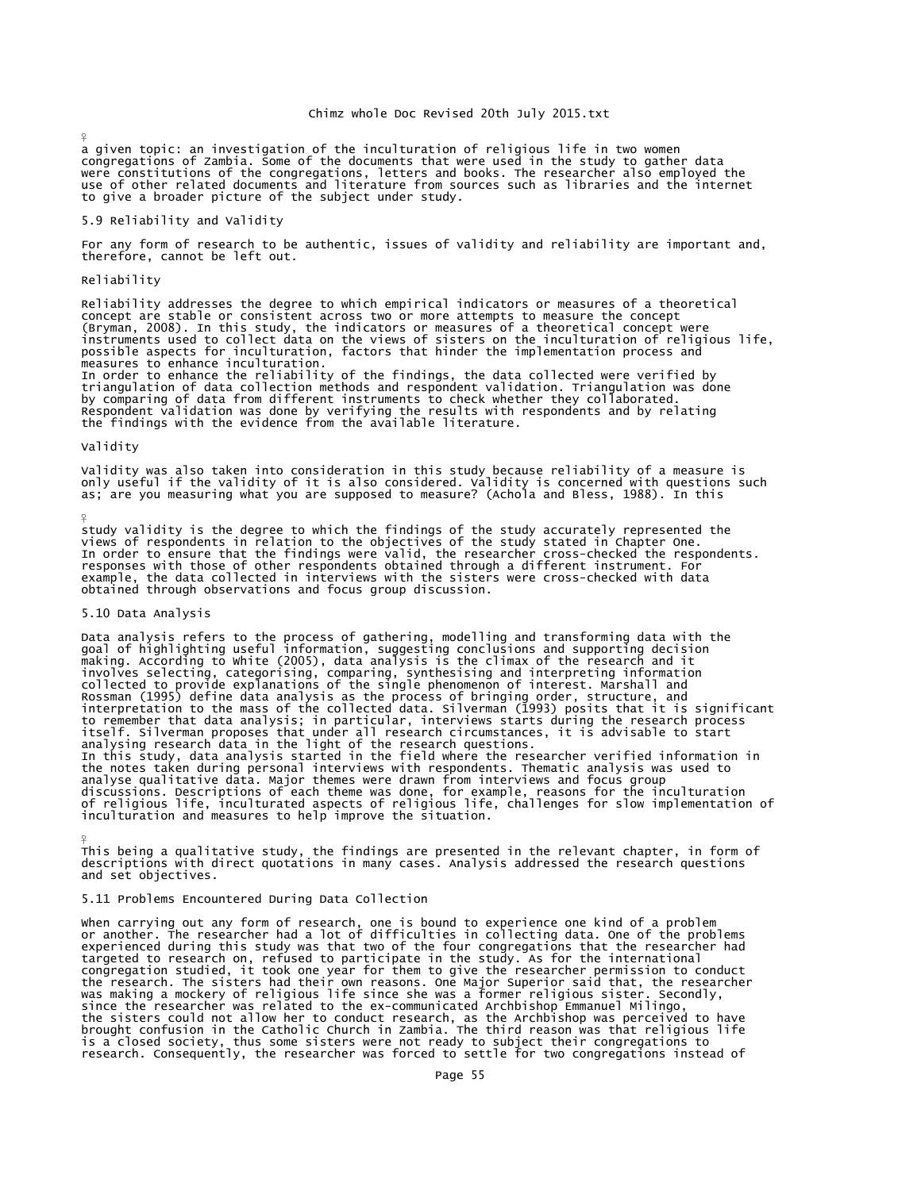a given topic: an investigation of the inculturation of religious life in two women congregations of Zambia. Some of the documents that were used in the study to gather data were constitutions of the congregations, letters and books. The researcher also employed the use of other related documents and literature from sources such as libraries and the internet to give a broader picture of the subject under study.

## 5.9 Reliability and Validity

For any form of research to be authentic, issues of validity and reliability are important and, therefore, cannot be left out.

### Reliability

Reliability addresses the degree to which empirical indicators or measures of a theoretical concept are stable or consistent across two or more attempts to measure the concept (Bryman, 2008). In this study, the indicators or measures of a theoretical concept were instruments used to collect data on the views of sisters on the inculturation of religious life, possible aspects for inculturation, factors that hinder the implementation process and measures to enhance inculturation.

In order to enhance the reliability of the findings, the data collected were verified by triangulation of data collection methods and respondent validation. Triangulation was done by comparing of data from different instruments to check whether they collaborated. Respondent validation was done by verifying the results with respondents and by relating the findings with the evidence from the available literature.

### Validity

Validity was also taken into consideration in this study because reliability of a measure is only useful if the validity of it is also considered. Validity is concerned with questions such as; are you measuring what you are supposed to measure? (Achola and Bless, 1988). In this study validity is the degree to which the findings of the study accurately represented the views of respondents in relation to the objectives of the study stated in Chapter One.

In order to ensure that the findings were valid, the researcher cross-checked the respondents. responses with those of other respondents obtained through a different instrument. For example, the data collected in interviews with the sisters were cross-checked with data obtained through observations and focus group discussion.

## 5.10 Data Analysis

Data analysis refers to the process of gathering, modelling and transforming data with the goal of highlighting useful information, suggesting conclusions and supporting decision making. According to White (2005), data analysis is the climax of the research and it involves selecting, categorising, comparing, synthesising and interpreting information collected to provide explanations of the single phenomenon of interest. Marshall and Rossman (1995) define data analysis as the process of bringing order, structure, and interpretation to the mass of the collected data. Silverman (1993) posits that it is significant to remember that data analysis; in particular, interviews starts during the research process itself. Silverman proposes that under all research circumstances, it is advisable to start analysing research data in the light of the research questions.

In this study, data analysis started in the field where the researcher verified information in the notes taken during personal interviews with respondents. Thematic analysis was used to analyse qualitative data. Major themes were drawn from interviews and focus group discussions. Descriptions of each theme was done, for example, reasons for the inculturation of religious life, inculturated aspects of religious life, challenges for slow implementation of inculturation and measures to help improve the situation.

This being a qualitative study, the findings are presented in the relevant chapter, in form of descriptions with direct quotations in many cases. Analysis addressed the research questions and set objectives.

## 5.11 Problems Encountered During Data Collection

When carrying out any form of research, one is bound to experience one kind of a problem or another. The researcher had a lot of difficulties in collecting data. One of the problems experienced during this study was that two of the four congregations that the researcher had targeted to research on, refused to participate in the study. As for the international congregation studied, it took one year for them to give the researcher permission to conduct the research. The sisters had their own reasons. One Major Superior said that, the researcher was making a mockery of religious life since she was a former religious sister. Secondly, since the researcher was related to the ex-communicated Archbishop Emmanuel Milingo, the sisters could not allow her to conduct research, as the Archbishop was perceived to have brought confusion in the Catholic Church in Zambia. The third reason was that religious life is a closed society, thus some sisters were not ready to subject their congregations to research. Consequently, the researcher was forced to settle for two congregations instead of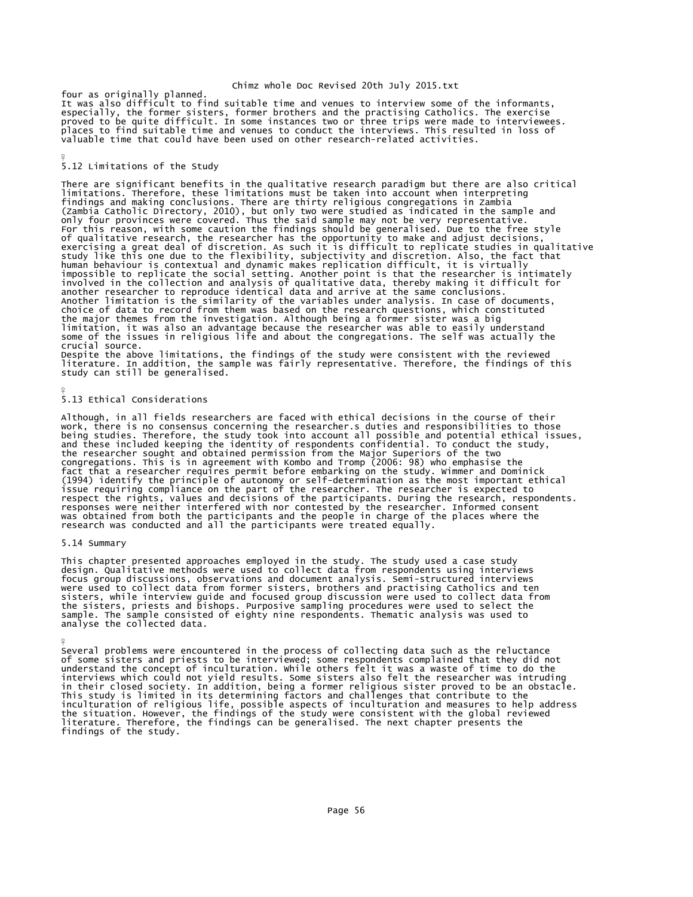four as originally planned.
It was also difficult to find suitable time and venues to interview some of the informants, especially, the former sisters, former brothers and the practising Catholics. The exercise proved to be quite difficult. In some instances two or three trips were made to interviewees. places to find suitable time and venues to conduct the interviews. This resulted in loss of valuable time that could have been used on other research-related activities.

## 5.12 Limitations of the Study

There are significant benefits in the qualitative research paradigm but there are also critical limitations. Therefore, these limitations must be taken into account when interpreting findings and making conclusions. There are thirty religious congregations in Zambia (Zambia Catholic Directory, 2010), but only two were studied as indicated in the sample and only four provinces were covered. Thus the said sample may not be very representative. For this reason, with some caution the findings should be generalised. Due to the free style of qualitative research, the researcher has the opportunity to make and adjust decisions, exercising a great deal of discretion. As such it is difficult to replicate studies in qualitative study like this one due to the flexibility, subjectivity and discretion. Also, the fact that human behaviour is contextual and dynamic makes replication difficult, it is virtually impossible to replicate the social setting. Another point is that the researcher is intimately involved in the collection and analysis of qualitative data, thereby making it difficult for another researcher to reproduce identical data and arrive at the same conclusions.
Another limitation is the similarity of the variables under analysis. In case of documents, choice of data to record from them was based on the research questions, which constituted the major themes from the investigation. Although being a former sister was a big limitation, it was also an advantage because the researcher was able to easily understand some of the issues in religious life and about the congregations. The self was actually the crucial source.
Despite the above limitations, the findings of the study were consistent with the reviewed literature. In addition, the sample was fairly representative. Therefore, the findings of this study can still be generalised.

## 5.13 Ethical Considerations

Although, in all fields researchers are faced with ethical decisions in the course of their work, there is no consensus concerning the researcher.s duties and responsibilities to those being studies. Therefore, the study took into account all possible and potential ethical issues, and these included keeping the identity of respondents confidential. To conduct the study, the researcher sought and obtained permission from the Major Superiors of the two congregations. This is in agreement with Kombo and Tromp (2006: 98) who emphasise the fact that a researcher requires permit before embarking on the study. Wimmer and Dominick (1994) identify the principle of autonomy or self-determination as the most important ethical issue requiring compliance on the part of the researcher. The researcher is expected to respect the rights, values and decisions of the participants. During the research, respondents. responses were neither interfered with nor contested by the researcher. Informed consent was obtained from both the participants and the people in charge of the places where the research was conducted and all the participants were treated equally.

## 5.14 Summary

This chapter presented approaches employed in the study. The study used a case study design. Qualitative methods were used to collect data from respondents using interviews focus group discussions, observations and document analysis. Semi-structured interviews were used to collect data from former sisters, brothers and practising Catholics and ten sisters, while interview guide and focused group discussion were used to collect data from the sisters, priests and bishops. Purposive sampling procedures were used to select the sample. The sample consisted of eighty nine respondents. Thematic analysis was used to analyse the collected data.

Several problems were encountered in the process of collecting data such as the reluctance of some sisters and priests to be interviewed; some respondents complained that they did not understand the concept of inculturation. While others felt it was a waste of time to do the interviews which could not yield results. Some sisters also felt the researcher was intruding in their closed society. In addition, being a former religious sister proved to be an obstacle. This study is limited in its determining factors and challenges that contribute to the inculturation of religious life, possible aspects of inculturation and measures to help address the situation. However, the findings of the study were consistent with the global reviewed literature. Therefore, the findings can be generalised. The next chapter presents the findings of the study.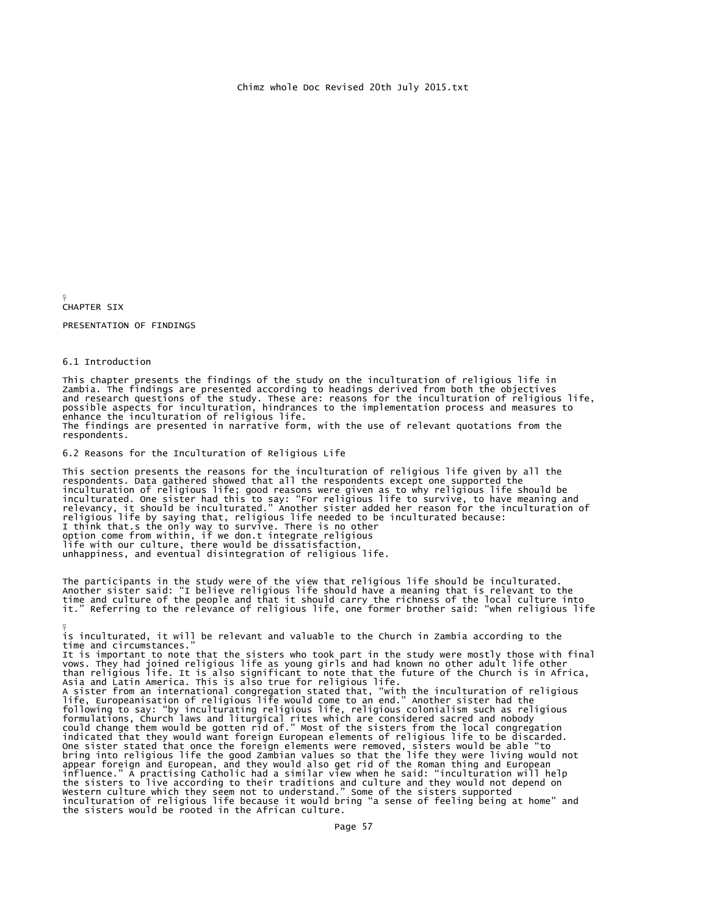# CHAPTER SIX

## PRESENTATION OF FINDINGS

### 6.1 Introduction

This chapter presents the findings of the study on the inculturation of religious life in Zambia. The findings are presented according to headings derived from both the objectives and research questions of the study. These are: reasons for the inculturation of religious life, possible aspects for inculturation, hindrances to the implementation process and measures to enhance the inculturation of religious life.

The findings are presented in narrative form, with the use of relevant quotations from the respondents.

### 6.2 Reasons for the Inculturation of Religious Life

This section presents the reasons for the inculturation of religious life given by all the respondents. Data gathered showed that all the respondents except one supported the inculturation of religious life; good reasons were given as to why religious life should be inculturated. One sister had this to say: "For religious life to survive, to have meaning and relevancy, it should be inculturated." Another sister added her reason for the inculturation of religious life by saying that, religious life needed to be inculturated because:

> I think that.s the only way to survive. There is no other option come from within, if we don.t integrate religious life with our culture, there would be dissatisfaction, unhappiness, and eventual disintegration of religious life.

The participants in the study were of the view that religious life should be inculturated. Another sister said: "I believe religious life should have a meaning that is relevant to the time and culture of the people and that it should carry the richness of the local culture into it." Referring to the relevance of religious life, one former brother said: "when religious life is inculturated, it will be relevant and valuable to the Church in Zambia according to the time and circumstances."

It is important to note that the sisters who took part in the study were mostly those with final vows. They had joined religious life as young girls and had known no other adult life other than religious life. It is also significant to note that the future of the Church is in Africa, Asia and Latin America. This is also true for religious life.

A sister from an international congregation stated that, "with the inculturation of religious life, Europeanisation of religious life would come to an end." Another sister had the following to say: "by inculturating religious life, religious colonialism such as religious formulations, Church laws and liturgical rites which are considered sacred and nobody could change them would be gotten rid of." Most of the sisters from the local congregation indicated that they would want foreign European elements of religious life to be discarded. One sister stated that once the foreign elements were removed, sisters would be able "to bring into religious life the good Zambian values so that the life they were living would not appear foreign and European, and they would also get rid of the Roman thing and European influence." A practising Catholic had a similar view when he said: "inculturation will help the sisters to live according to their traditions and culture and they would not depend on Western culture which they seem not to understand." Some of the sisters supported inculturation of religious life because it would bring "a sense of feeling being at home" and the sisters would be rooted in the African culture.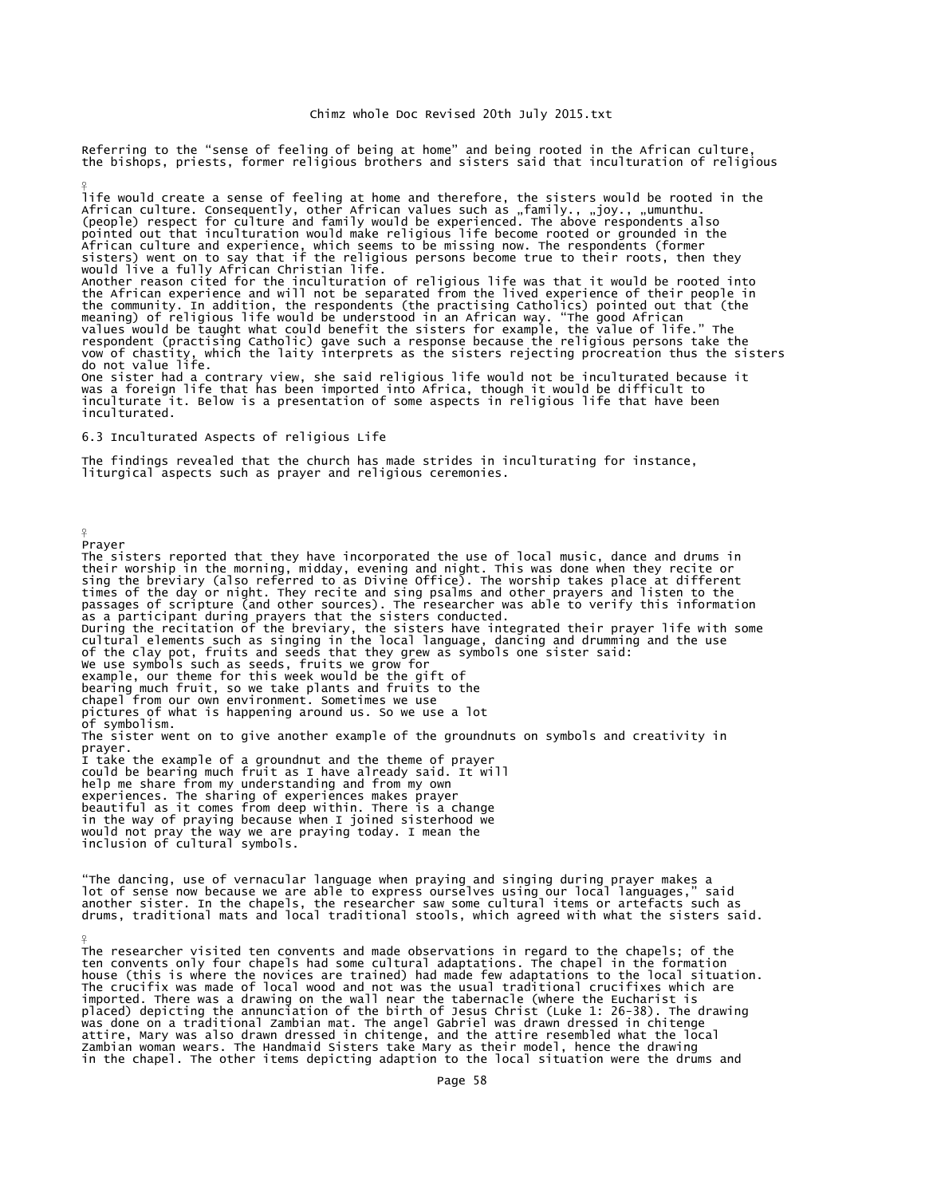Referring to the "sense of feeling of being at home" and being rooted in the African culture, the bishops, priests, former religious brothers and sisters said that inculturation of religious

life would create a sense of feeling at home and therefore, the sisters would be rooted in the African culture. Consequently, other African values such as „family., „joy., „umunthu. (people) respect for culture and family would be experienced. The above respondents also pointed out that inculturation would make religious life become rooted or grounded in the African culture and experience, which seems to be missing now. The respondents (former sisters) went on to say that if the religious persons become true to their roots, then they would live a fully African Christian life.

Another reason cited for the inculturation of religious life was that it would be rooted into the African experience and will not be separated from the lived experience of their people in the community. In addition, the respondents (the practising Catholics) pointed out that (the meaning) of religious life would be understood in an African way. "The good African values would be taught what could benefit the sisters for example, the value of life." The respondent (practising Catholic) gave such a response because the religious persons take the vow of chastity, which the laity interprets as the sisters rejecting procreation thus the sisters do not value life.

One sister had a contrary view, she said religious life would not be inculturated because it was a foreign life that has been imported into Africa, though it would be difficult to inculturate it. Below is a presentation of some aspects in religious life that have been inculturated.

## 6.3 Inculturated Aspects of religious Life

The findings revealed that the church has made strides in inculturating for instance, liturgical aspects such as prayer and religious ceremonies.

### Prayer

The sisters reported that they have incorporated the use of local music, dance and drums in their worship in the morning, midday, evening and night. This was done when they recite or sing the breviary (also referred to as Divine Office). The worship takes place at different times of the day or night. They recite and sing psalms and other prayers and listen to the passages of scripture (and other sources). The researcher was able to verify this information as a participant during prayers that the sisters conducted.

During the recitation of the breviary, the sisters have integrated their prayer life with some cultural elements such as singing in the local language, dancing and drumming and the use of the clay pot, fruits and seeds that they grew as symbols one sister said:

> We use symbols such as seeds, fruits we grow for example, our theme for this week would be the gift of bearing much fruit, so we take plants and fruits to the chapel from our own environment. Sometimes we use pictures of what is happening around us. So we use a lot of symbolism.

The sister went on to give another example of the groundnuts on symbols and creativity in prayer.

> I take the example of a groundnut and the theme of prayer could be bearing much fruit as I have already said. It will help me share from my understanding and from my own experiences. The sharing of experiences makes prayer beautiful as it comes from deep within. There is a change in the way of praying because when I joined sisterhood we would not pray the way we are praying today. I mean the inclusion of cultural symbols.

"The dancing, use of vernacular language when praying and singing during prayer makes a lot of sense now because we are able to express ourselves using our local languages," said another sister. In the chapels, the researcher saw some cultural items or artefacts such as drums, traditional mats and local traditional stools, which agreed with what the sisters said.

The researcher visited ten convents and made observations in regard to the chapels; of the ten convents only four chapels had some cultural adaptations. The chapel in the formation house (this is where the novices are trained) had made few adaptations to the local situation. The crucifix was made of local wood and not was the usual traditional crucifixes which are imported. There was a drawing on the wall near the tabernacle (where the Eucharist is placed) depicting the annunciation of the birth of Jesus Christ (Luke 1: 26-38). The drawing was done on a traditional Zambian mat. The angel Gabriel was drawn dressed in chitenge attire, Mary was also drawn dressed in chitenge, and the attire resembled what the local Zambian woman wears. The Handmaid Sisters take Mary as their model, hence the drawing in the chapel. The other items depicting adaption to the local situation were the drums and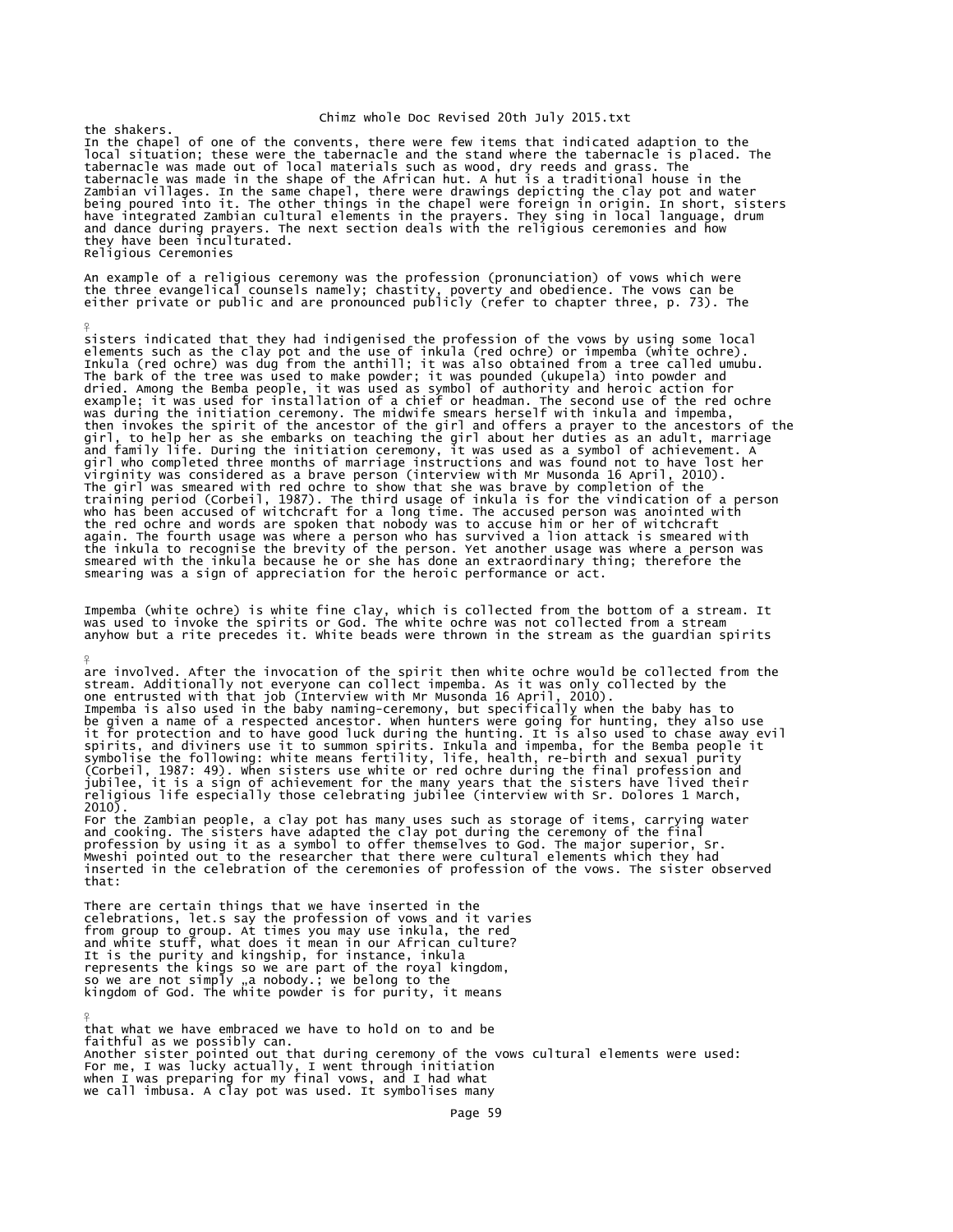the shakers.

In the chapel of one of the convents, there were few items that indicated adaption to the local situation; these were the tabernacle and the stand where the tabernacle is placed. The tabernacle was made out of local materials such as wood, dry reeds and grass. The tabernacle was made in the shape of the African hut. A hut is a traditional house in the Zambian villages. In the same chapel, there were drawings depicting the clay pot and water being poured into it. The other things in the chapel were foreign in origin. In short, sisters have integrated Zambian cultural elements in the prayers. They sing in local language, drum and dance during prayers. The next section deals with the religious ceremonies and how they have been inculturated.

## Religious Ceremonies

An example of a religious ceremony was the profession (pronunciation) of vows which were the three evangelical counsels namely; chastity, poverty and obedience. The vows can be either private or public and are pronounced publicly (refer to chapter three, p. 73). The sisters indicated that they had indigenised the profession of the vows by using some local elements such as the clay pot and the use of inkula (red ochre) or impemba (white ochre). Inkula (red ochre) was dug from the anthill; it was also obtained from a tree called umubu. The bark of the tree was used to make powder; it was pounded (ukupela) into powder and dried. Among the Bemba people, it was used as symbol of authority and heroic action for example; it was used for installation of a chief or headman. The second use of the red ochre was during the initiation ceremony. The midwife smears herself with inkula and impemba, then invokes the spirit of the ancestor of the girl and offers a prayer to the ancestors of the girl, to help her as she embarks on teaching the girl about her duties as an adult, marriage and family life. During the initiation ceremony, it was used as a symbol of achievement. A girl who completed three months of marriage instructions and was found not to have lost her virginity was considered as a brave person (interview with Mr Musonda 16 April, 2010). The girl was smeared with red ochre to show that she was brave by completion of the training period (Corbeil, 1987). The third usage of inkula is for the vindication of a person who has been accused of witchcraft for a long time. The accused person was anointed with the red ochre and words are spoken that nobody was to accuse him or her of witchcraft again. The fourth usage was where a person who has survived a lion attack is smeared with the inkula to recognise the brevity of the person. Yet another usage was where a person was smeared with the inkula because he or she has done an extraordinary thing; therefore the smearing was a sign of appreciation for the heroic performance or act.

Impemba (white ochre) is white fine clay, which is collected from the bottom of a stream. It was used to invoke the spirits or God. The white ochre was not collected from a stream anyhow but a rite precedes it. White beads were thrown in the stream as the guardian spirits are involved. After the invocation of the spirit then white ochre would be collected from the stream. Additionally not everyone can collect impemba. As it was only collected by the one entrusted with that job (Interview with Mr Musonda 16 April, 2010).

Impemba is also used in the baby naming-ceremony, but specifically when the baby has to be given a name of a respected ancestor. When hunters were going for hunting, they also use it for protection and to have good luck during the hunting. It is also used to chase away evil spirits, and diviners use it to summon spirits. Inkula and impemba, for the Bemba people it symbolise the following: white means fertility, life, health, re-birth and sexual purity (Corbeil, 1987: 49). When sisters use white or red ochre during the final profession and jubilee, it is a sign of achievement for the many years that the sisters have lived their religious life especially those celebrating jubilee (interview with Sr. Dolores 1 March, 2010).

For the Zambian people, a clay pot has many uses such as storage of items, carrying water and cooking. The sisters have adapted the clay pot during the ceremony of the final profession by using it as a symbol to offer themselves to God. The major superior, Sr. Mweshi pointed out to the researcher that there were cultural elements which they had inserted in the celebration of the ceremonies of profession of the vows. The sister observed that:

> There are certain things that we have inserted in the celebrations, let.s say the profession of vows and it varies from group to group. At times you may use inkula, the red and white stuff, what does it mean in our African culture? It is the purity and kingship, for instance, inkula represents the kings so we are part of the royal kingdom, so we are not simply „a nobody.; we belong to the kingdom of God. The white powder is for purity, it means that what we have embraced we have to hold on to and be faithful as we possibly can.

Another sister pointed out that during ceremony of the vows cultural elements were used:

> For me, I was lucky actually, I went through initiation when I was preparing for my final vows, and I had what we call imbusa. A clay pot was used. It symbolises many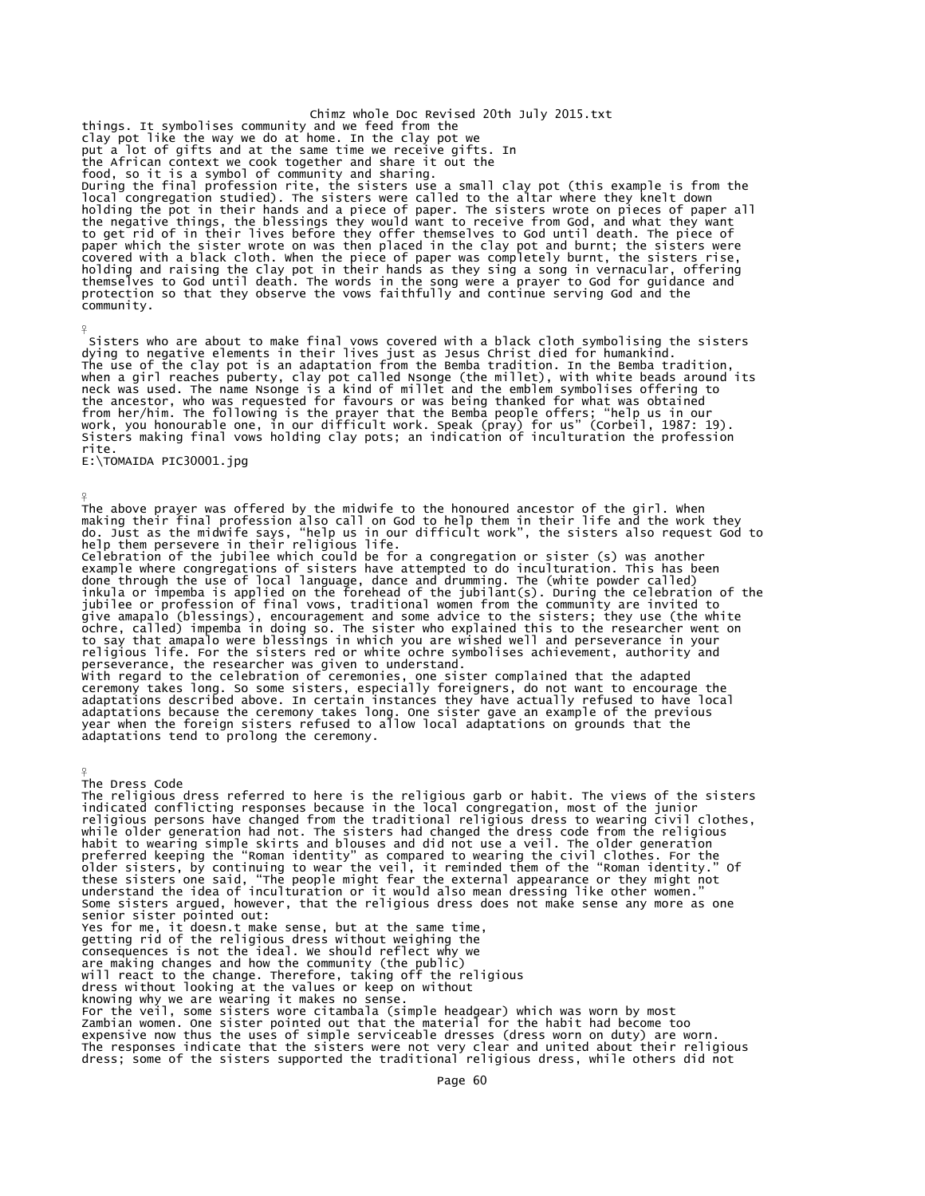things. It symbolises community and we feed from the clay pot like the way we do at home. In the clay pot we put a lot of gifts and at the same time we receive gifts. In the African context we cook together and share it out the food, so it is a symbol of community and sharing.

During the final profession rite, the sisters use a small clay pot (this example is from the local congregation studied). The sisters were called to the altar where they knelt down holding the pot in their hands and a piece of paper. The sisters wrote on pieces of paper all the negative things, the blessings they would want to receive from God, and what they want to get rid of in their lives before they offer themselves to God until death. The piece of paper which the sister wrote on was then placed in the clay pot and burnt; the sisters were covered with a black cloth. When the piece of paper was completely burnt, the sisters rise, holding and raising the clay pot in their hands as they sing a song in vernacular, offering themselves to God until death. The words in the song were a prayer to God for guidance and protection so that they observe the vows faithfully and continue serving God and the community.

Sisters who are about to make final vows covered with a black cloth symbolising the sisters dying to negative elements in their lives just as Jesus Christ died for humankind.

The use of the clay pot is an adaptation from the Bemba tradition. In the Bemba tradition, when a girl reaches puberty, clay pot called Nsonge (the millet), with white beads around its neck was used. The name Nsonge is a kind of millet and the emblem symbolises offering to the ancestor, who was requested for favours or was being thanked for what was obtained from her/him. The following is the prayer that the Bemba people offers; "help us in our work, you honourable one, in our difficult work. Speak (pray) for us" (Corbeil, 1987: 19).

Sisters making final vows holding clay pots; an indication of inculturation the profession rite.

E:\TOMAIDA PIC30001.jpg

The above prayer was offered by the midwife to the honoured ancestor of the girl. When making their final profession also call on God to help them in their life and the work they do. Just as the midwife says, "help us in our difficult work", the sisters also request God to help them persevere in their religious life.

Celebration of the jubilee which could be for a congregation or sister (s) was another example where congregations of sisters have attempted to do inculturation. This has been done through the use of local language, dance and drumming. The (white powder called) inkula or impemba is applied on the forehead of the jubilant(s). During the celebration of the jubilee or profession of final vows, traditional women from the community are invited to give amapalo (blessings), encouragement and some advice to the sisters; they use (the white ochre, called) impemba in doing so. The sister who explained this to the researcher went on to say that amapalo were blessings in which you are wished well and perseverance in your religious life. For the sisters red or white ochre symbolises achievement, authority and perseverance, the researcher was given to understand.

With regard to the celebration of ceremonies, one sister complained that the adapted ceremony takes long. So some sisters, especially foreigners, do not want to encourage the adaptations described above. In certain instances they have actually refused to have local adaptations because the ceremony takes long. One sister gave an example of the previous year when the foreign sisters refused to allow local adaptations on grounds that the adaptations tend to prolong the ceremony.

## The Dress Code

The religious dress referred to here is the religious garb or habit. The views of the sisters indicated conflicting responses because in the local congregation, most of the junior religious persons have changed from the traditional religious dress to wearing civil clothes, while older generation had not. The sisters had changed the dress code from the religious habit to wearing simple skirts and blouses and did not use a veil. The older generation preferred keeping the "Roman identity" as compared to wearing the civil clothes. For the older sisters, by continuing to wear the veil, it reminded them of the "Roman identity." Of these sisters one said, "The people might fear the external appearance or they might not understand the idea of inculturation or it would also mean dressing like other women."

Some sisters argued, however, that the religious dress does not make sense any more as one senior sister pointed out:

Yes for me, it doesn.t make sense, but at the same time, getting rid of the religious dress without weighing the consequences is not the ideal. We should reflect why we are making changes and how the community (the public) will react to the change. Therefore, taking off the religious dress without looking at the values or keep on without knowing why we are wearing it makes no sense.

For the veil, some sisters wore citambala (simple headgear) which was worn by most Zambian women. One sister pointed out that the material for the habit had become too expensive now thus the uses of simple serviceable dresses (dress worn on duty) are worn. The responses indicate that the sisters were not very clear and united about their religious dress; some of the sisters supported the traditional religious dress, while others did not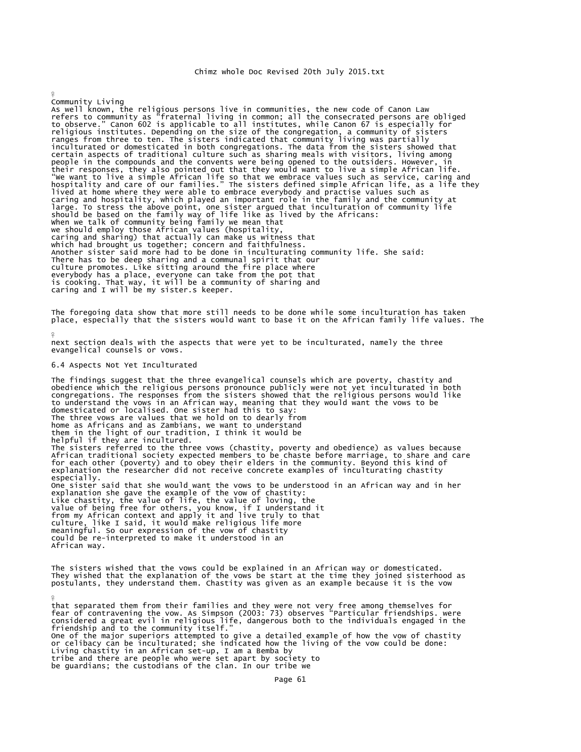## Community Living

As well known, the religious persons live in communities, the new code of Canon Law refers to community as "fraternal living in common; all the consecrated persons are obliged to observe." Canon 602 is applicable to all institutes, while Canon 67 is especially for religious institutes. Depending on the size of the congregation, a community of sisters ranges from three to ten. The sisters indicated that community living was partially inculturated or domesticated in both congregations. The data from the sisters showed that certain aspects of traditional culture such as sharing meals with visitors, living among people in the compounds and the convents were being opened to the outsiders. However, in their responses, they also pointed out that they would want to live a simple African life. "We want to live a simple African life so that we embrace values such as service, caring and hospitality and care of our families." The sisters defined simple African life, as a life they lived at home where they were able to embrace everybody and practise values such as caring and hospitality, which played an important role in the family and the community at large. To stress the above point, one sister argued that inculturation of community life should be based on the family way of life like as lived by the Africans:

> When we talk of community being family we mean that we should employ those African values (hospitality, caring and sharing) that actually can make us witness that which had brought us together; concern and faithfulness.

Another sister said more had to be done in inculturating community life. She said:

> There has to be deep sharing and a communal spirit that our culture promotes. Like sitting around the fire place where everybody has a place, everyone can take from the pot that is cooking. That way, it will be a community of sharing and caring and I will be my sister.s keeper.

The foregoing data show that more still needs to be done while some inculturation has taken place, especially that the sisters would want to base it on the African family life values. The next section deals with the aspects that were yet to be inculturated, namely the three evangelical counsels or vows.

### 6.4 Aspects Not Yet Inculturated

The findings suggest that the three evangelical counsels which are poverty, chastity and obedience which the religious persons pronounce publicly were not yet inculturated in both congregations. The responses from the sisters showed that the religious persons would like to understand the vows in an African way, meaning that they would want the vows to be domesticated or localised. One sister had this to say:

> The three vows are values that we hold on to dearly from home as Africans and as Zambians, we want to understand them in the light of our tradition, I think it would be helpful if they are incultured.

The sisters referred to the three vows (chastity, poverty and obedience) as values because African traditional society expected members to be chaste before marriage, to share and care for each other (poverty) and to obey their elders in the community. Beyond this kind of explanation the researcher did not receive concrete examples of inculturating chastity especially.

One sister said that she would want the vows to be understood in an African way and in her explanation she gave the example of the vow of chastity:

> Like chastity, the value of life, the value of loving, the value of being free for others, you know, if I understand it from my African context and apply it and live truly to that culture, like I said, it would make religious life more meaningful. So our expression of the vow of chastity could be re-interpreted to make it understood in an African way.

The sisters wished that the vows could be explained in an African way or domesticated. They wished that the explanation of the vows be start at the time they joined sisterhood as postulants, they understand them. Chastity was given as an example because it is the vow that separated them from their families and they were not very free among themselves for fear of contravening the vow. As Simpson (2003: 73) observes "Particular friendships. were considered a great evil in religious life, dangerous both to the individuals engaged in the friendship and to the community itself."

One of the major superiors attempted to give a detailed example of how the vow of chastity or celibacy can be inculturated; she indicated how the living of the vow could be done:

> Living chastity in an African set-up, I am a Bemba by tribe and there are people who were set apart by society to be guardians; the custodians of the clan. In our tribe we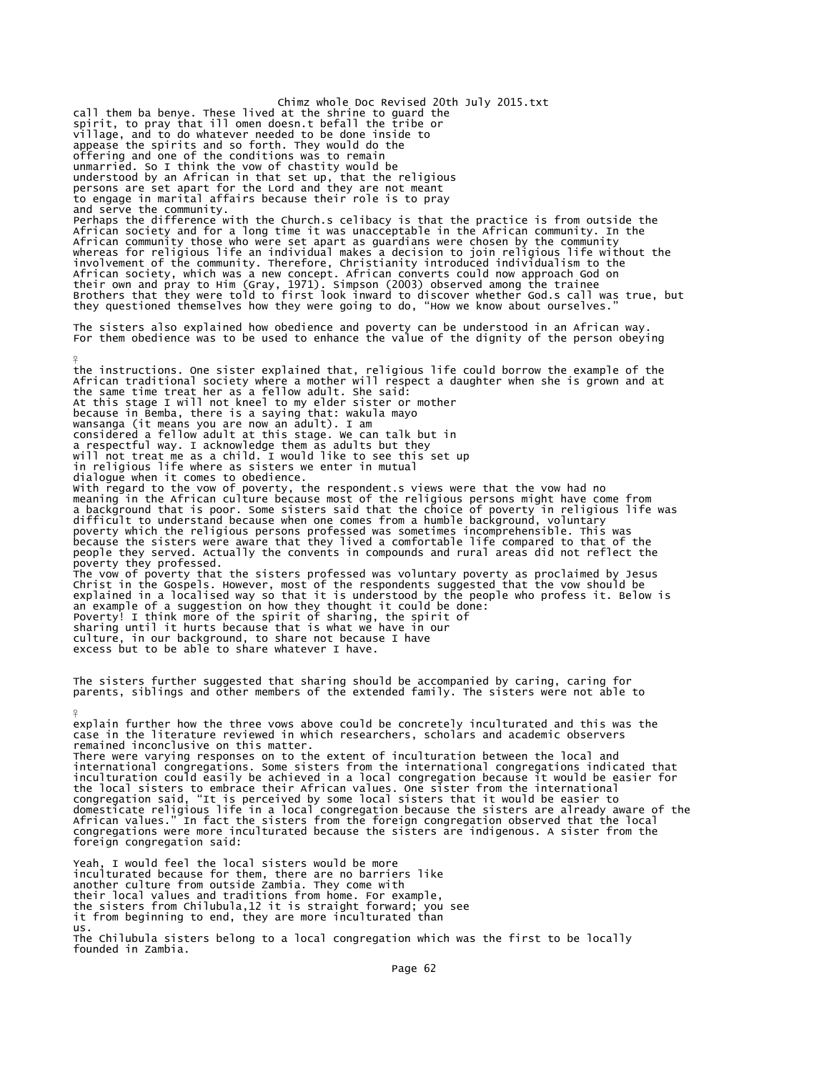call them ba benye. These lived at the shrine to guard the spirit, to pray that ill omen doesn.t befall the tribe or village, and to do whatever needed to be done inside to appease the spirits and so forth. They would do the offering and one of the conditions was to remain unmarried. So I think the vow of chastity would be understood by an African in that set up, that the religious persons are set apart for the Lord and they are not meant to engage in marital affairs because their role is to pray and serve the community.

Perhaps the difference with the Church.s celibacy is that the practice is from outside the African society and for a long time it was unacceptable in the African community. In the African community those who were set apart as guardians were chosen by the community whereas for religious life an individual makes a decision to join religious life without the involvement of the community. Therefore, Christianity introduced individualism to the African society, which was a new concept. African converts could now approach God on their own and pray to Him (Gray, 1971). Simpson (2003) observed among the trainee Brothers that they were told to first look inward to discover whether God.s call was true, but they questioned themselves how they were going to do, "How we know about ourselves."

The sisters also explained how obedience and poverty can be understood in an African way. For them obedience was to be used to enhance the value of the dignity of the person obeying the instructions. One sister explained that, religious life could borrow the example of the African traditional society where a mother will respect a daughter when she is grown and at the same time treat her as a fellow adult. She said:

At this stage I will not kneel to my elder sister or mother because in Bemba, there is a saying that: wakula mayo wansanga (it means you are now an adult). I am considered a fellow adult at this stage. We can talk but in a respectful way. I acknowledge them as adults but they will not treat me as a child. I would like to see this set up in religious life where as sisters we enter in mutual dialogue when it comes to obedience.

With regard to the vow of poverty, the respondent.s views were that the vow had no meaning in the African culture because most of the religious persons might have come from a background that is poor. Some sisters said that the choice of poverty in religious life was difficult to understand because when one comes from a humble background, voluntary poverty which the religious persons professed was sometimes incomprehensible. This was because the sisters were aware that they lived a comfortable life compared to that of the people they served. Actually the convents in compounds and rural areas did not reflect the poverty they professed.

The vow of poverty that the sisters professed was voluntary poverty as proclaimed by Jesus Christ in the Gospels. However, most of the respondents suggested that the vow should be explained in a localised way so that it is understood by the people who profess it. Below is an example of a suggestion on how they thought it could be done:

Poverty! I think more of the spirit of sharing, the spirit of sharing until it hurts because that is what we have in our culture, in our background, to share not because I have excess but to be able to share whatever I have.

The sisters further suggested that sharing should be accompanied by caring, caring for parents, siblings and other members of the extended family. The sisters were not able to explain further how the three vows above could be concretely inculturated and this was the case in the literature reviewed in which researchers, scholars and academic observers remained inconclusive on this matter.

There were varying responses on to the extent of inculturation between the local and international congregations. Some sisters from the international congregations indicated that inculturation could easily be achieved in a local congregation because it would be easier for the local sisters to embrace their African values. One sister from the international congregation said, "It is perceived by some local sisters that it would be easier to domesticate religious life in a local congregation because the sisters are already aware of the African values." In fact the sisters from the foreign congregation observed that the local congregations were more inculturated because the sisters are indigenous. A sister from the foreign congregation said:

Yeah, I would feel the local sisters would be more inculturated because for them, there are no barriers like another culture from outside Zambia. They come with their local values and traditions from home. For example, the sisters from Chilubula,12 it is straight forward; you see it from beginning to end, they are more inculturated than us.

The Chilubula sisters belong to a local congregation which was the first to be locally founded in Zambia.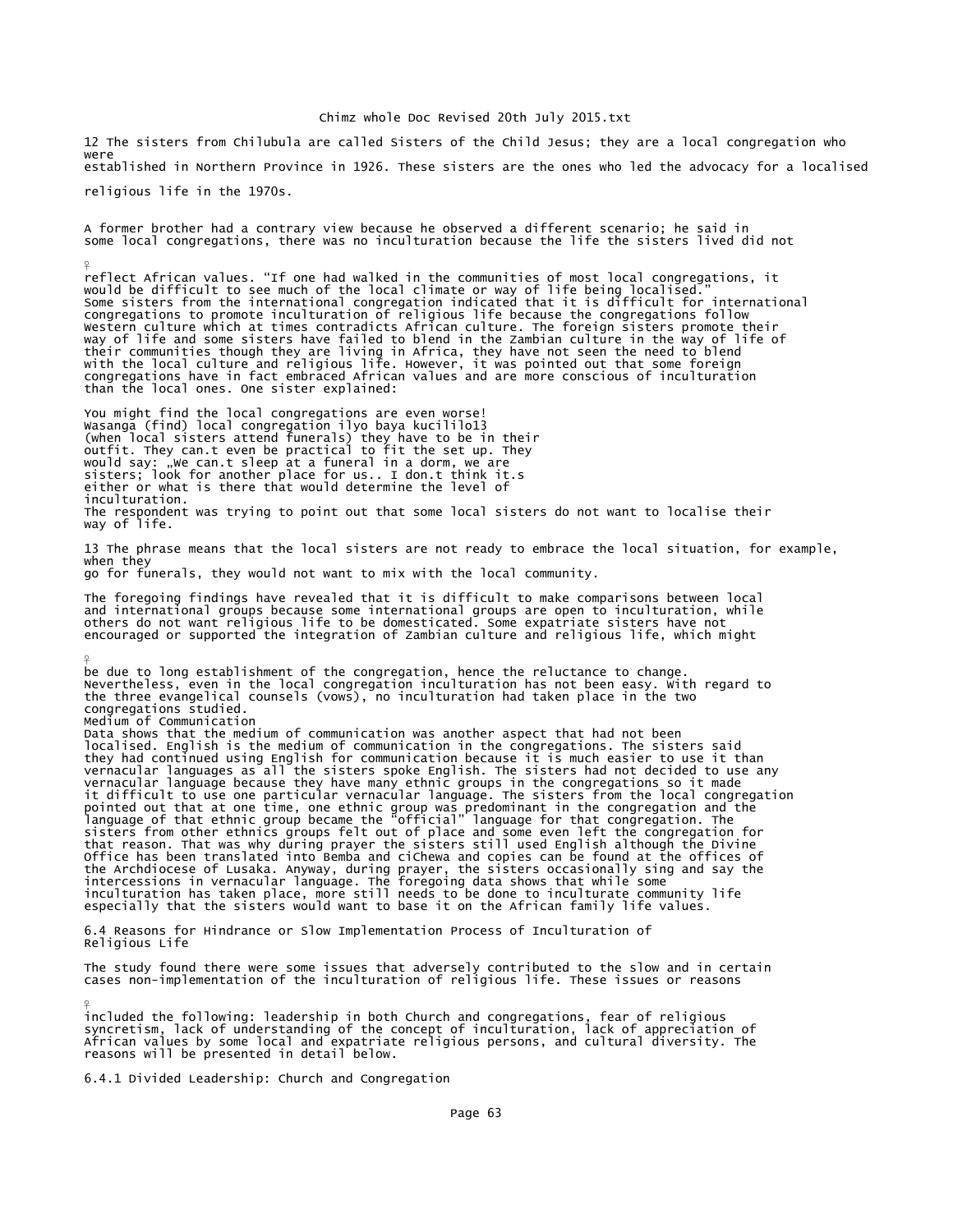12 The sisters from Chilubula are called Sisters of the Child Jesus; they are a local congregation who were established in Northern Province in 1926. These sisters are the ones who led the advocacy for a localised religious life in the 1970s.

A former brother had a contrary view because he observed a different scenario; he said in some local congregations, there was no inculturation because the life the sisters lived did not reflect African values. "If one had walked in the communities of most local congregations, it would be difficult to see much of the local climate or way of life being localised." Some sisters from the international congregation indicated that it is difficult for international congregations to promote inculturation of religious life because the congregations follow Western culture which at times contradicts African culture. The foreign sisters promote their way of life and some sisters have failed to blend in the Zambian culture in the way of life of their communities though they are living in Africa, they have not seen the need to blend with the local culture and religious life. However, it was pointed out that some foreign congregations have in fact embraced African values and are more conscious of inculturation than the local ones. One sister explained:

> You might find the local congregations are even worse! Wasanga (find) local congregation ilyo baya kucililo13 (when local sisters attend funerals) they have to be in their outfit. They can.t even be practical to fit the set up. They would say: „We can.t sleep at a funeral in a dorm, we are sisters; look for another place for us.. I don.t think it.s either or what is there that would determine the level of inculturation.

The respondent was trying to point out that some local sisters do not want to localise their way of life.

13 The phrase means that the local sisters are not ready to embrace the local situation, for example, when they go for funerals, they would not want to mix with the local community.

The foregoing findings have revealed that it is difficult to make comparisons between local and international groups because some international groups are open to inculturation, while others do not want religious life to be domesticated. Some expatriate sisters have not encouraged or supported the integration of Zambian culture and religious life, which might be due to long establishment of the congregation, hence the reluctance to change. Nevertheless, even in the local congregation inculturation has not been easy. With regard to the three evangelical counsels (vows), no inculturation had taken place in the two congregations studied.

### Medium of Communication

Data shows that the medium of communication was another aspect that had not been localised. English is the medium of communication in the congregations. The sisters said they had continued using English for communication because it is much easier to use it than vernacular languages as all the sisters spoke English. The sisters had not decided to use any vernacular language because they have many ethnic groups in the congregations so it made it difficult to use one particular vernacular language. The sisters from the local congregation pointed out that at one time, one ethnic group was predominant in the congregation and the language of that ethnic group became the "official" language for that congregation. The sisters from other ethnics groups felt out of place and some even left the congregation for that reason. That was why during prayer the sisters still used English although the Divine Office has been translated into Bemba and ciChewa and copies can be found at the offices of the Archdiocese of Lusaka. Anyway, during prayer, the sisters occasionally sing and say the intercessions in vernacular language. The foregoing data shows that while some inculturation has taken place, more still needs to be done to inculturate community life especially that the sisters would want to base it on the African family life values.

## 6.4 Reasons for Hindrance or Slow Implementation Process of Inculturation of Religious Life

The study found there were some issues that adversely contributed to the slow and in certain cases non-implementation of the inculturation of religious life. These issues or reasons included the following: leadership in both Church and congregations, fear of religious syncretism, lack of understanding of the concept of inculturation, lack of appreciation of African values by some local and expatriate religious persons, and cultural diversity. The reasons will be presented in detail below.

### 6.4.1 Divided Leadership: Church and Congregation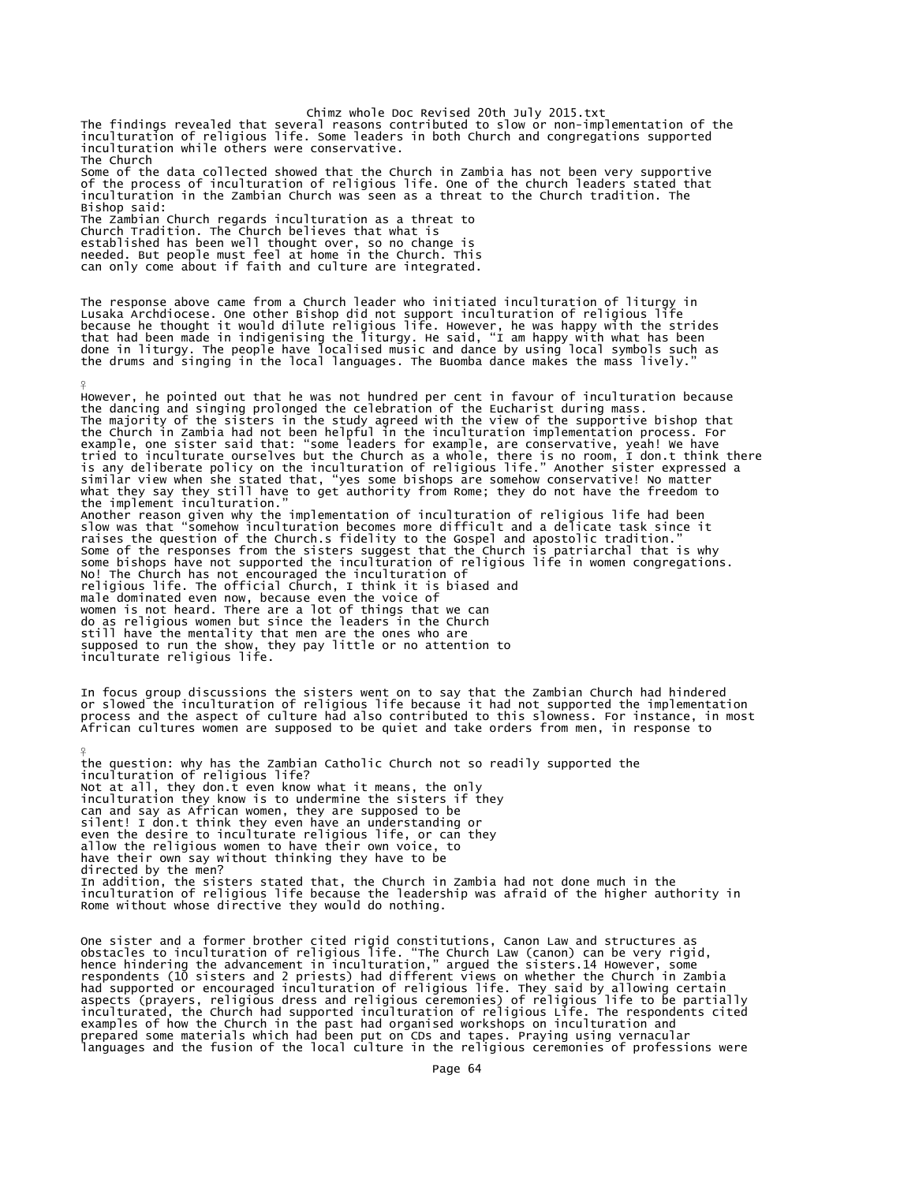The findings revealed that several reasons contributed to slow or non-implementation of the inculturation of religious life. Some leaders in both Church and congregations supported inculturation while others were conservative.

### The Church

Some of the data collected showed that the Church in Zambia has not been very supportive of the process of inculturation of religious life. One of the church leaders stated that inculturation in the Zambian Church was seen as a threat to the Church tradition. The Bishop said:

> The Zambian Church regards inculturation as a threat to Church Tradition. The Church believes that what is established has been well thought over, so no change is needed. But people must feel at home in the Church. This can only come about if faith and culture are integrated.

The response above came from a Church leader who initiated inculturation of liturgy in Lusaka Archdiocese. One other Bishop did not support inculturation of religious life because he thought it would dilute religious life. However, he was happy with the strides that had been made in indigenising the liturgy. He said, "I am happy with what has been done in liturgy. The people have localised music and dance by using local symbols such as the drums and singing in the local languages. The Buomba dance makes the mass lively."

However, he pointed out that he was not hundred per cent in favour of inculturation because the dancing and singing prolonged the celebration of the Eucharist during mass.

The majority of the sisters in the study agreed with the view of the supportive bishop that the Church in Zambia had not been helpful in the inculturation implementation process. For example, one sister said that: "some leaders for example, are conservative, yeah! We have tried to inculturate ourselves but the Church as a whole, there is no room, I don.t think there is any deliberate policy on the inculturation of religious life." Another sister expressed a similar view when she stated that, "yes some bishops are somehow conservative! No matter what they say they still have to get authority from Rome; they do not have the freedom to the implement inculturation."

Another reason given why the implementation of inculturation of religious life had been slow was that "somehow inculturation becomes more difficult and a delicate task since it raises the question of the Church.s fidelity to the Gospel and apostolic tradition."

Some of the responses from the sisters suggest that the Church is patriarchal that is why some bishops have not supported the inculturation of religious life in women congregations.

> No! The Church has not encouraged the inculturation of religious life. The official Church, I think it is biased and male dominated even now, because even the voice of women is not heard. There are a lot of things that we can do as religious women but since the leaders in the Church still have the mentality that men are the ones who are supposed to run the show, they pay little or no attention to inculturate religious life.

In focus group discussions the sisters went on to say that the Zambian Church had hindered or slowed the inculturation of religious life because it had not supported the implementation process and the aspect of culture had also contributed to this slowness. For instance, in most African cultures women are supposed to be quiet and take orders from men, in response to the question: why has the Zambian Catholic Church not so readily supported the inculturation of religious life?

> Not at all, they don.t even know what it means, the only inculturation they know is to undermine the sisters if they can and say as African women, they are supposed to be silent! I don.t think they even have an understanding or even the desire to inculturate religious life, or can they allow the religious women to have their own voice, to have their own say without thinking they have to be directed by the men?

In addition, the sisters stated that, the Church in Zambia had not done much in the inculturation of religious life because the leadership was afraid of the higher authority in Rome without whose directive they would do nothing.

One sister and a former brother cited rigid constitutions, Canon Law and structures as obstacles to inculturation of religious life. "The Church Law (canon) can be very rigid, hence hindering the advancement in inculturation," argued the sisters.14 However, some respondents (10 sisters and 2 priests) had different views on whether the Church in Zambia had supported or encouraged inculturation of religious life. They said by allowing certain aspects (prayers, religious dress and religious ceremonies) of religious life to be partially inculturated, the Church had supported inculturation of religious Life. The respondents cited examples of how the Church in the past had organised workshops on inculturation and prepared some materials which had been put on CDs and tapes. Praying using vernacular languages and the fusion of the local culture in the religious ceremonies of professions were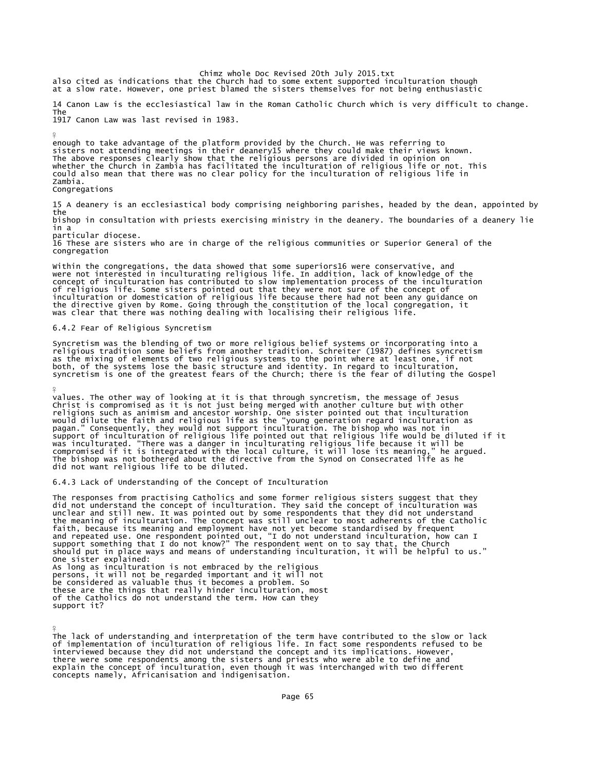also cited as indications that the Church had to some extent supported inculturation though at a slow rate. However, one priest blamed the sisters themselves for not being enthusiastic

14 Canon Law is the ecclesiastical law in the Roman Catholic Church which is very difficult to change. The 1917 Canon Law was last revised in 1983.

enough to take advantage of the platform provided by the Church. He was referring to sisters not attending meetings in their deanery[15] where they could make their views known. The above responses clearly show that the religious persons are divided in opinion on whether the Church in Zambia has facilitated the inculturation of religious life or not. This could also mean that there was no clear policy for the inculturation of religious life in Zambia.

Congregations

15 A deanery is an ecclesiastical body comprising neighboring parishes, headed by the dean, appointed by the bishop in consultation with priests exercising ministry in the deanery. The boundaries of a deanery lie in a particular diocese.

16 These are sisters who are in charge of the religious communities or Superior General of the congregation

Within the congregations, the data showed that some superiors[16] were conservative, and were not interested in inculturating religious life. In addition, lack of knowledge of the concept of inculturation has contributed to slow implementation process of the inculturation of religious life. Some sisters pointed out that they were not sure of the concept of inculturation or domestication of religious life because there had not been any guidance on the directive given by Rome. Going through the constitution of the local congregation, it was clear that there was nothing dealing with localising their religious life.

### 6.4.2 Fear of Religious Syncretism

Syncretism was the blending of two or more religious belief systems or incorporating into a religious tradition some beliefs from another tradition. Schreiter (1987) defines syncretism as the mixing of elements of two religious systems to the point where at least one, if not both, of the systems lose the basic structure and identity. In regard to inculturation, syncretism is one of the greatest fears of the Church; there is the fear of diluting the Gospel

values. The other way of looking at it is that through syncretism, the message of Jesus Christ is compromised as it is not just being merged with another culture but with other religions such as animism and ancestor worship. One sister pointed out that inculturation would dilute the faith and religious life as the "young generation regard inculturation as pagan." Consequently, they would not support inculturation. The bishop who was not in support of inculturation of religious life pointed out that religious life would be diluted if it was inculturated. "There was a danger in inculturating religious life because it will be compromised if it is integrated with the local culture, it will lose its meaning," he argued. The bishop was not bothered about the directive from the Synod on Consecrated life as he did not want religious life to be diluted.

### 6.4.3 Lack of Understanding of the Concept of Inculturation

The responses from practising Catholics and some former religious sisters suggest that they did not understand the concept of inculturation. They said the concept of inculturation was unclear and still new. It was pointed out by some respondents that they did not understand the meaning of inculturation. The concept was still unclear to most adherents of the Catholic faith, because its meaning and employment have not yet become standardised by frequent and repeated use. One respondent pointed out, "I do not understand inculturation, how can I support something that I do not know?" The respondent went on to say that, the Church should put in place ways and means of understanding inculturation, it will be helpful to us."

One sister explained:

> As long as inculturation is not embraced by the religious persons, it will not be regarded important and it will not be considered as valuable thus it becomes a problem. So these are the things that really hinder inculturation, most of the Catholics do not understand the term. How can they support it?

The lack of understanding and interpretation of the term have contributed to the slow or lack of implementation of inculturation of religious life. In fact some respondents refused to be interviewed because they did not understand the concept and its implications. However, there were some respondents among the sisters and priests who were able to define and explain the concept of inculturation, even though it was interchanged with two different concepts namely, Africanisation and indigenisation.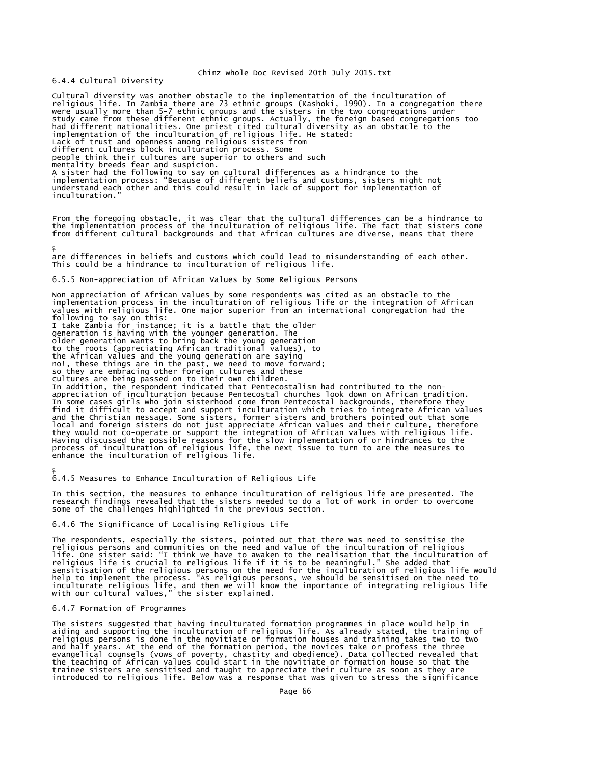### 6.4.4 Cultural Diversity

Cultural diversity was another obstacle to the implementation of the inculturation of religious life. In Zambia there are 73 ethnic groups (Kashoki, 1990). In a congregation there were usually more than 5-7 ethnic groups and the sisters in the two congregations under study came from these different ethnic groups. Actually, the foreign based congregations too had different nationalities. One priest cited cultural diversity as an obstacle to the implementation of the inculturation of religious life. He stated:

> Lack of trust and openness among religious sisters from different cultures block inculturation process. Some people think their cultures are superior to others and such mentality breeds fear and suspicion.

A sister had the following to say on cultural differences as a hindrance to the implementation process: "Because of different beliefs and customs, sisters might not understand each other and this could result in lack of support for implementation of inculturation."

From the foregoing obstacle, it was clear that the cultural differences can be a hindrance to the implementation process of the inculturation of religious life. The fact that sisters come from different cultural backgrounds and that African cultures are diverse, means that there are differences in beliefs and customs which could lead to misunderstanding of each other. This could be a hindrance to inculturation of religious life.

### 6.5.5 Non-appreciation of African Values by Some Religious Persons

Non appreciation of African values by some respondents was cited as an obstacle to the implementation process in the inculturation of religious life or the integration of African values with religious life. One major superior from an international congregation had the following to say on this:

> I take Zambia for instance; it is a battle that the older generation is having with the younger generation. The older generation wants to bring back the young generation to the roots (appreciating African traditional values), to the African values and the young generation are saying no!, these things are in the past, we need to move forward; so they are embracing other foreign cultures and these cultures are being passed on to their own children.

In addition, the respondent indicated that Pentecostalism had contributed to the non-appreciation of inculturation because Pentecostal churches look down on African tradition. In some cases girls who join sisterhood come from Pentecostal backgrounds, therefore they find it difficult to accept and support inculturation which tries to integrate African values and the Christian message. Some sisters, former sisters and brothers pointed out that some local and foreign sisters do not just appreciate African values and their culture, therefore they would not co-operate or support the integration of African values with religious life. Having discussed the possible reasons for the slow implementation of or hindrances to the process of inculturation of religious life, the next issue to turn to are the measures to enhance the inculturation of religious life.

### 6.4.5 Measures to Enhance Inculturation of Religious Life

In this section, the measures to enhance inculturation of religious life are presented. The research findings revealed that the sisters needed to do a lot of work in order to overcome some of the challenges highlighted in the previous section.

### 6.4.6 The Significance of Localising Religious Life

The respondents, especially the sisters, pointed out that there was need to sensitise the religious persons and communities on the need and value of the inculturation of religious life. One sister said: "I think we have to awaken to the realisation that the inculturation of religious life is crucial to religious life if it is to be meaningful." She added that sensitisation of the religious persons on the need for the inculturation of religious life would help to implement the process. "As religious persons, we should be sensitised on the need to inculturate religious life, and then we will know the importance of integrating religious life with our cultural values," the sister explained.

### 6.4.7 Formation of Programmes

The sisters suggested that having inculturated formation programmes in place would help in aiding and supporting the inculturation of religious life. As already stated, the training of religious persons is done in the novitiate or formation houses and training takes two to two and half years. At the end of the formation period, the novices take or profess the three evangelical counsels (vows of poverty, chastity and obedience). Data collected revealed that the teaching of African values could start in the novitiate or formation house so that the trainee sisters are sensitised and taught to appreciate their culture as soon as they are introduced to religious life. Below was a response that was given to stress the significance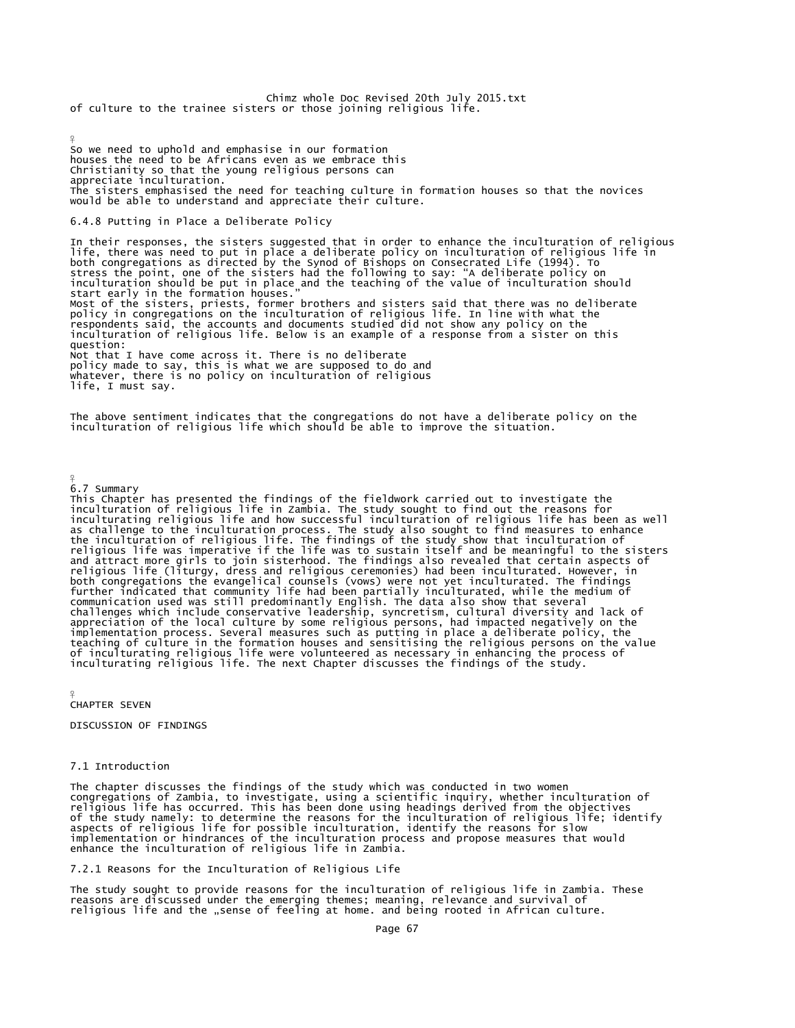of culture to the trainee sisters or those joining religious life.

> So we need to uphold and emphasise in our formation
> houses the need to be Africans even as we embrace this
> Christianity so that the young religious persons can
> appreciate inculturation.

The sisters emphasised the need for teaching culture in formation houses so that the novices would be able to understand and appreciate their culture.

### 6.4.8 Putting in Place a Deliberate Policy

In their responses, the sisters suggested that in order to enhance the inculturation of religious life, there was need to put in place a deliberate policy on inculturation of religious life in both congregations as directed by the Synod of Bishops on Consecrated Life (1994). To stress the point, one of the sisters had the following to say: "A deliberate policy on inculturation should be put in place and the teaching of the value of inculturation should start early in the formation houses."

Most of the sisters, priests, former brothers and sisters said that there was no deliberate policy in congregations on the inculturation of religious life. In line with what the respondents said, the accounts and documents studied did not show any policy on the inculturation of religious life. Below is an example of a response from a sister on this question:

> Not that I have come across it. There is no deliberate
> policy made to say, this is what we are supposed to do and
> whatever, there is no policy on inculturation of religious
> life, I must say.

The above sentiment indicates that the congregations do not have a deliberate policy on the inculturation of religious life which should be able to improve the situation.

### 6.7 Summary

This Chapter has presented the findings of the fieldwork carried out to investigate the inculturation of religious life in Zambia. The study sought to find out the reasons for inculturating religious life and how successful inculturation of religious life has been as well as challenge to the inculturation process. The study also sought to find measures to enhance the inculturation of religious life. The findings of the study show that inculturation of religious life was imperative if the life was to sustain itself and be meaningful to the sisters and attract more girls to join sisterhood. The findings also revealed that certain aspects of religious life (liturgy, dress and religious ceremonies) had been inculturated. However, in both congregations the evangelical counsels (vows) were not yet inculturated. The findings further indicated that community life had been partially inculturated, while the medium of communication used was still predominantly English. The data also show that several challenges which include conservative leadership, syncretism, cultural diversity and lack of appreciation of the local culture by some religious persons, had impacted negatively on the implementation process. Several measures such as putting in place a deliberate policy, the teaching of culture in the formation houses and sensitising the religious persons on the value of inculturating religious life were volunteered as necessary in enhancing the process of inculturating religious life. The next Chapter discusses the findings of the study.

# CHAPTER SEVEN

# DISCUSSION OF FINDINGS

### 7.1 Introduction

The chapter discusses the findings of the study which was conducted in two women congregations of Zambia, to investigate, using a scientific inquiry, whether inculturation of religious life has occurred. This has been done using headings derived from the objectives of the study namely: to determine the reasons for the inculturation of religious life; identify aspects of religious life for possible inculturation, identify the reasons for slow implementation or hindrances of the inculturation process and propose measures that would enhance the inculturation of religious life in Zambia.

### 7.2.1 Reasons for the Inculturation of Religious Life

The study sought to provide reasons for the inculturation of religious life in Zambia. These reasons are discussed under the emerging themes; meaning, relevance and survival of religious life and the „sense of feeling at home. and being rooted in African culture.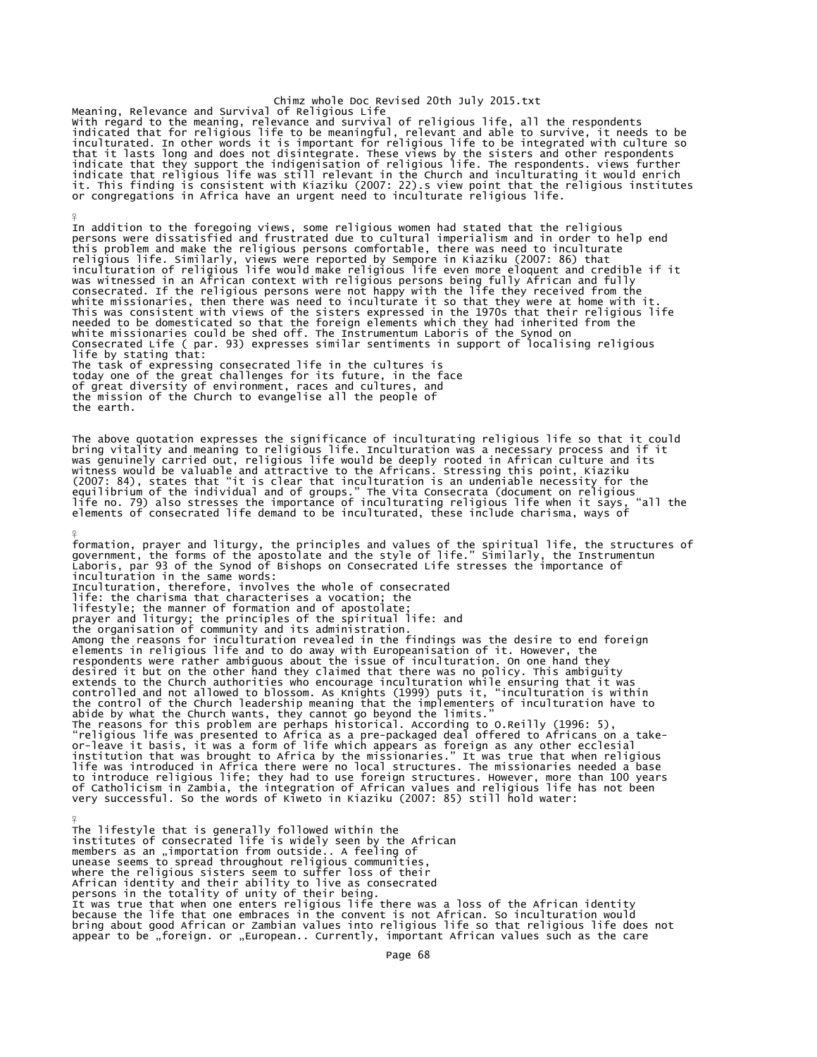## Meaning, Relevance and Survival of Religious Life

With regard to the meaning, relevance and survival of religious life, all the respondents indicated that for religious life to be meaningful, relevant and able to survive, it needs to be inculturated. In other words it is important for religious life to be integrated with culture so that it lasts long and does not disintegrate. These views by the sisters and other respondents indicate that they support the indigenisation of religious life. The respondents. views further indicate that religious life was still relevant in the Church and inculturating it would enrich it. This finding is consistent with Kiaziku (2007: 22).s view point that the religious institutes or congregations in Africa have an urgent need to inculturate religious life.

In addition to the foregoing views, some religious women had stated that the religious persons were dissatisfied and frustrated due to cultural imperialism and in order to help end this problem and make the religious persons comfortable, there was need to inculturate religious life. Similarly, views were reported by Sempore in Kiaziku (2007: 86) that inculturation of religious life would make religious life even more eloquent and credible if it was witnessed in an African context with religious persons being fully African and fully consecrated. If the religious persons were not happy with the life they received from the white missionaries, then there was need to inculturate it so that they were at home with it. This was consistent with views of the sisters expressed in the 1970s that their religious life needed to be domesticated so that the foreign elements which they had inherited from the white missionaries could be shed off. The Instrumentum Laboris of the Synod on Consecrated Life ( par. 93) expresses similar sentiments in support of localising religious life by stating that:

> The task of expressing consecrated life in the cultures is today one of the great challenges for its future, in the face of great diversity of environment, races and cultures, and the mission of the Church to evangelise all the people of the earth.

The above quotation expresses the significance of inculturating religious life so that it could bring vitality and meaning to religious life. Inculturation was a necessary process and if it was genuinely carried out, religious life would be deeply rooted in African culture and its witness would be valuable and attractive to the Africans. Stressing this point, Kiaziku (2007: 84), states that "it is clear that inculturation is an undeniable necessity for the equilibrium of the individual and of groups." The Vita Consecrata (document on religious life no. 79) also stresses the importance of inculturating religious life when it says, "all the elements of consecrated life demand to be inculturated, these include charisma, ways of formation, prayer and liturgy, the principles and values of the spiritual life, the structures of government, the forms of the apostolate and the style of life." Similarly, the Instrumentun Laboris, par 93 of the Synod of Bishops on Consecrated Life stresses the importance of inculturation in the same words:

> Inculturation, therefore, involves the whole of consecrated life: the charisma that characterises a vocation; the lifestyle; the manner of formation and of apostolate; prayer and liturgy; the principles of the spiritual life: and the organisation of community and its administration.

Among the reasons for inculturation revealed in the findings was the desire to end foreign elements in religious life and to do away with Europeanisation of it. However, the respondents were rather ambiguous about the issue of inculturation. On one hand they desired it but on the other hand they claimed that there was no policy. This ambiguity extends to the Church authorities who encourage inculturation while ensuring that it was controlled and not allowed to blossom. As Knights (1999) puts it, "inculturation is within the control of the Church leadership meaning that the implementers of inculturation have to abide by what the Church wants, they cannot go beyond the limits."

The reasons for this problem are perhaps historical. According to O.Reilly (1996: 5), "religious life was presented to Africa as a pre-packaged deal offered to Africans on a take-or-leave it basis, it was a form of life which appears as foreign as any other ecclesial institution that was brought to Africa by the missionaries." It was true that when religious life was introduced in Africa there were no local structures. The missionaries needed a base to introduce religious life; they had to use foreign structures. However, more than 100 years of Catholicism in Zambia, the integration of African values and religious life has not been very successful. So the words of Kiweto in Kiaziku (2007: 85) still hold water:

> The lifestyle that is generally followed within the institutes of consecrated life is widely seen by the African members as an „importation from outside.. A feeling of unease seems to spread throughout religious communities, where the religious sisters seem to suffer loss of their African identity and their ability to live as consecrated persons in the totality of unity of their being.

It was true that when one enters religious life there was a loss of the African identity because the life that one embraces in the convent is not African. So inculturation would bring about good African or Zambian values into religious life so that religious life does not appear to be „foreign. or „European.. Currently, important African values such as the care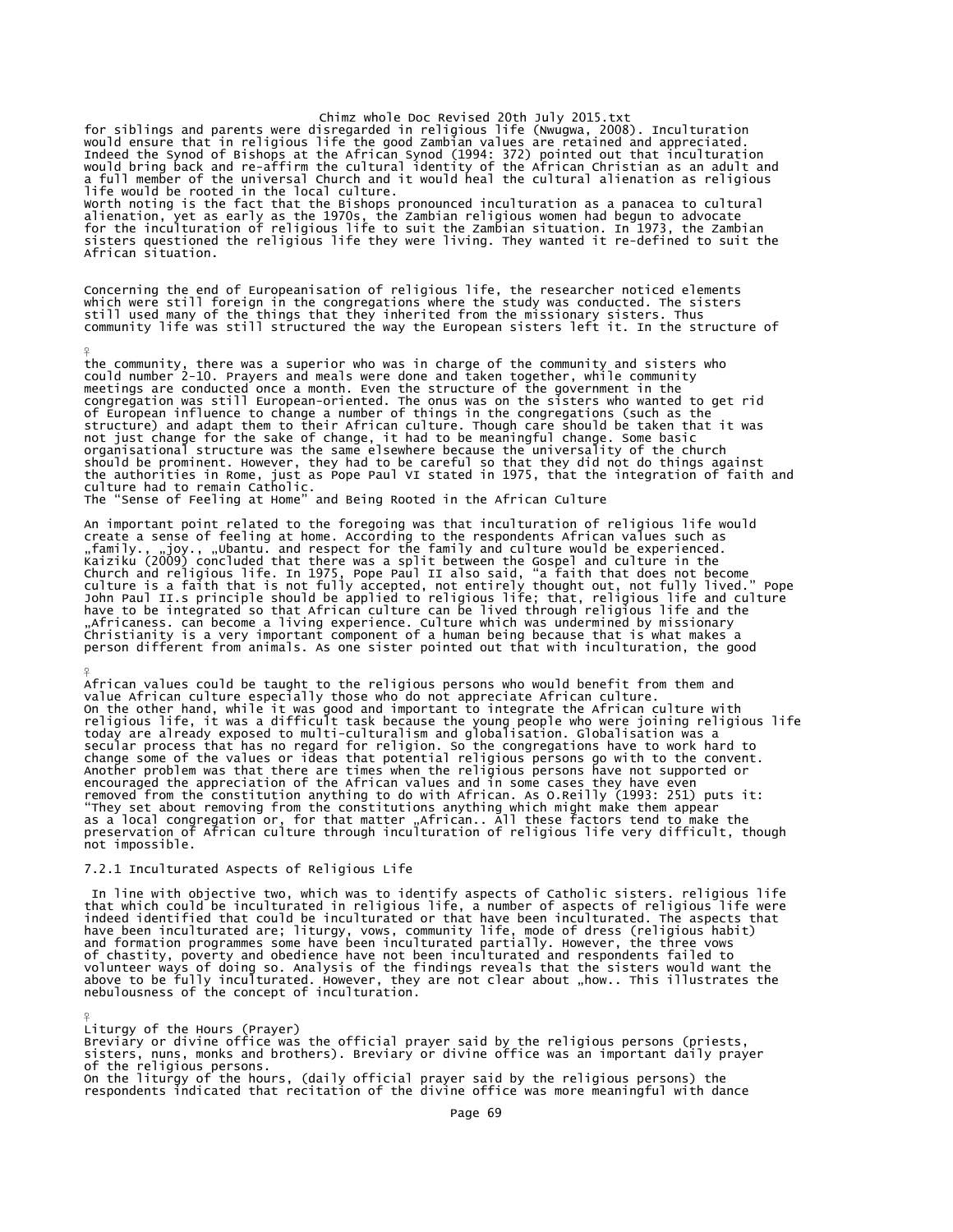for siblings and parents were disregarded in religious life (Nwugwa, 2008). Inculturation would ensure that in religious life the good Zambian values are retained and appreciated. Indeed the Synod of Bishops at the African Synod (1994: 372) pointed out that inculturation would bring back and re-affirm the cultural identity of the African Christian as an adult and a full member of the universal Church and it would heal the cultural alienation as religious life would be rooted in the local culture.

Worth noting is the fact that the Bishops pronounced inculturation as a panacea to cultural alienation, yet as early as the 1970s, the Zambian religious women had begun to advocate for the inculturation of religious life to suit the Zambian situation. In 1973, the Zambian sisters questioned the religious life they were living. They wanted it re-defined to suit the African situation.

Concerning the end of Europeanisation of religious life, the researcher noticed elements which were still foreign in the congregations where the study was conducted. The sisters still used many of the things that they inherited from the missionary sisters. Thus community life was still structured the way the European sisters left it. In the structure of the community, there was a superior who was in charge of the community and sisters who could number 2-10. Prayers and meals were done and taken together, while community meetings are conducted once a month. Even the structure of the government in the congregation was still European-oriented. The onus was on the sisters who wanted to get rid of European influence to change a number of things in the congregations (such as the structure) and adapt them to their African culture. Though care should be taken that it was not just change for the sake of change, it had to be meaningful change. Some basic organisational structure was the same elsewhere because the universality of the church should be prominent. However, they had to be careful so that they did not do things against the authorities in Rome, just as Pope Paul VI stated in 1975, that the integration of faith and culture had to remain Catholic.

## The "Sense of Feeling at Home" and Being Rooted in the African Culture

An important point related to the foregoing was that inculturation of religious life would create a sense of feeling at home. According to the respondents African values such as „family., „joy., „Ubantu. and respect for the family and culture would be experienced. Kaiziku (2009) concluded that there was a split between the Gospel and culture in the Church and religious life. In 1975, Pope Paul II also said, "a faith that does not become culture is a faith that is not fully accepted, not entirely thought out, not fully lived." Pope John Paul II.s principle should be applied to religious life; that, religious life and culture have to be integrated so that African culture can be lived through religious life and the „Africaness. can become a living experience. Culture which was undermined by missionary Christianity is a very important component of a human being because that is what makes a person different from animals. As one sister pointed out that with inculturation, the good African values could be taught to the religious persons who would benefit from them and value African culture especially those who do not appreciate African culture.

On the other hand, while it was good and important to integrate the African culture with religious life, it was a difficult task because the young people who were joining religious life today are already exposed to multi-culturalism and globalisation. Globalisation was a secular process that has no regard for religion. So the congregations have to work hard to change some of the values or ideas that potential religious persons go with to the convent. Another problem was that there are times when the religious persons have not supported or encouraged the appreciation of the African values and in some cases they have even removed from the constitution anything to do with African. As O.Reilly (1993: 251) puts it: "They set about removing from the constitutions anything which might make them appear as a local congregation or, for that matter „African.. All these factors tend to make the preservation of African culture through inculturation of religious life very difficult, though not impossible.

### 7.2.1 Inculturated Aspects of Religious Life

In line with objective two, which was to identify aspects of Catholic sisters. religious life that which could be inculturated in religious life, a number of aspects of religious life were indeed identified that could be inculturated or that have been inculturated. The aspects that have been inculturated are; liturgy, vows, community life, mode of dress (religious habit) and formation programmes some have been inculturated partially. However, the three vows of chastity, poverty and obedience have not been inculturated and respondents failed to volunteer ways of doing so. Analysis of the findings reveals that the sisters would want the above to be fully inculturated. However, they are not clear about „how.. This illustrates the nebulousness of the concept of inculturation.

#### Liturgy of the Hours (Prayer)

Breviary or divine office was the official prayer said by the religious persons (priests, sisters, nuns, monks and brothers). Breviary or divine office was an important daily prayer of the religious persons.

On the liturgy of the hours, (daily official prayer said by the religious persons) the respondents indicated that recitation of the divine office was more meaningful with dance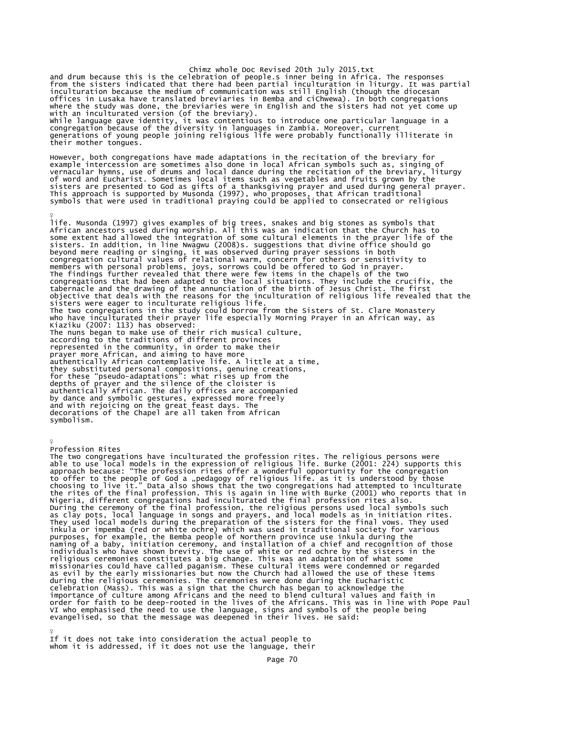and drum because this is the celebration of people.s inner being in Africa. The responses from the sisters indicated that there had been partial inculturation in liturgy. It was partial inculturation because the medium of communication was still English (though the diocesan offices in Lusaka have translated breviaries in Bemba and ciChwewa). In both congregations where the study was done, the breviaries were in English and the sisters had not yet come up with an inculturated version (of the breviary).

While language gave identity, it was contentious to introduce one particular language in a congregation because of the diversity in languages in Zambia. Moreover, current generations of young people joining religious life were probably functionally illiterate in their mother tongues.

However, both congregations have made adaptations in the recitation of the breviary for example intercession are sometimes also done in local African symbols such as, singing of vernacular hymns, use of drums and local dance during the recitation of the breviary, liturgy of word and Eucharist. Sometimes local items such as vegetables and fruits grown by the sisters are presented to God as gifts of a thanksgiving prayer and used during general prayer. This approach is supported by Musonda (1997), who proposes, that African traditional symbols that were used in traditional praying could be applied to consecrated or religious life. Musonda (1997) gives examples of big trees, snakes and big stones as symbols that African ancestors used during worship. All this was an indication that the Church has to some extent had allowed the integration of some cultural elements in the prayer life of the sisters. In addition, in line Nwagwu (2008)s. suggestions that divine office should go beyond mere reading or singing, it was observed during prayer sessions in both congregation cultural values of relational warm, concern for others or sensitivity to members with personal problems, joys, sorrows could be offered to God in prayer.

The findings further revealed that there were few items in the chapels of the two congregations that had been adapted to the local situations. They include the crucifix, the tabernacle and the drawing of the annunciation of the birth of Jesus Christ. The first objective that deals with the reasons for the inculturation of religious life revealed that the sisters were eager to inculturate religious life.

The two congregations in the study could borrow from the Sisters of St. Clare Monastery who have inculturated their prayer life especially Morning Prayer in an African way, as Kiaziku (2007: 113) has observed:

> The nuns began to make use of their rich musical culture, according to the traditions of different provinces represented in the community, in order to make their prayer more African, and aiming to have more authentically African contemplative life. A little at a time, they substituted personal compositions, genuine creations, for these "pseudo-adaptations": what rises up from the depths of prayer and the silence of the cloister is authentically African. The daily offices are accompanied by dance and symbolic gestures, expressed more freely and with rejoicing on the great feast days. The decorations of the Chapel are all taken from African symbolism.

## Profession Rites

The two congregations have inculturated the profession rites. The religious persons were able to use local models in the expression of religious life. Burke (2001: 224) supports this approach because: "The profession rites offer a wonderful opportunity for the congregation to offer to the people of God a „pedagogy of religious life. as it is understood by those choosing to live it." Data also shows that the two congregations had attempted to inculturate the rites of the final profession. This is again in line with Burke (2001) who reports that in Nigeria, different congregations had inculturated the final profession rites also.

During the ceremony of the final profession, the religious persons used local symbols such as clay pots, local language in songs and prayers, and local models as in initiation rites. They used local models during the preparation of the sisters for the final vows. They used inkula or impemba (red or white ochre) which was used in traditional society for various purposes, for example, the Bemba people of Northern province use inkula during the naming of a baby, initiation ceremony, and installation of a chief and recognition of those individuals who have shown brevity. The use of white or red ochre by the sisters in the religious ceremonies constitutes a big change. This was an adaptation of what some missionaries could have called paganism. These cultural items were condemned or regarded as evil by the early missionaries but now the Church had allowed the use of these items during the religious ceremonies. The ceremonies were done during the Eucharistic celebration (Mass). This was a sign that the Church has began to acknowledge the importance of culture among Africans and the need to blend cultural values and faith in order for faith to be deep-rooted in the lives of the Africans. This was in line with Pope Paul VI who emphasised the need to use the language, signs and symbols of the people being evangelised, so that the message was deepened in their lives. He said:

> If it does not take into consideration the actual people to whom it is addressed, if it does not use the language, their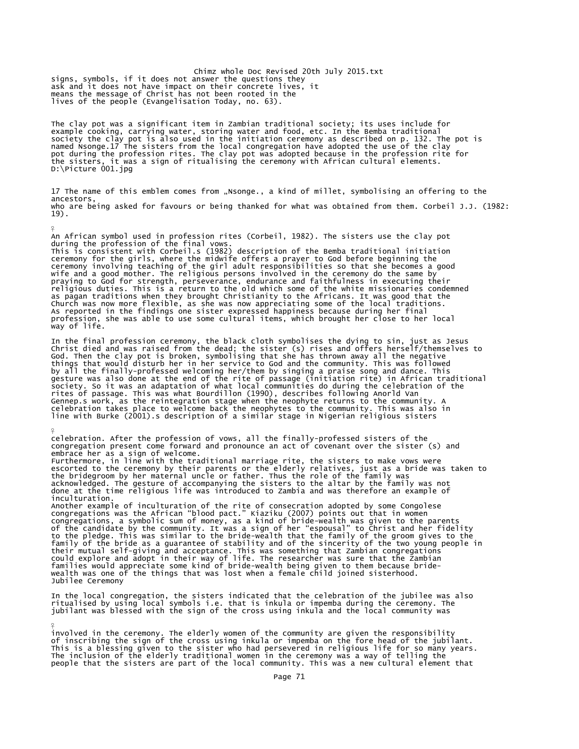signs, symbols, if it does not answer the questions they ask and it does not have impact on their concrete lives, it means the message of Christ has not been rooted in the lives of the people (Evangelisation Today, no. 63).

The clay pot was a significant item in Zambian traditional society; its uses include for example cooking, carrying water, storing water and food, etc. In the Bemba traditional society the clay pot is also used in the initiation ceremony as described on p. 132. The pot is named Nsonge.17 The sisters from the local congregation have adopted the use of the clay pot during the profession rites. The clay pot was adopted because in the profession rite for the sisters, it was a sign of ritualising the ceremony with African cultural elements.
D:\Picture 001.jpg

17 The name of this emblem comes from „Nsonge., a kind of millet, symbolising an offering to the ancestors, who are being asked for favours or being thanked for what was obtained from them. Corbeil J.J. (1982: 19).

An African symbol used in profession rites (Corbeil, 1982). The sisters use the clay pot during the profession of the final vows.
This is consistent with Corbeil.s (1982) description of the Bemba traditional initiation ceremony for the girls, where the midwife offers a prayer to God before beginning the ceremony involving teaching of the girl adult responsibilities so that she becomes a good wife and a good mother. The religious persons involved in the ceremony do the same by praying to God for strength, perseverance, endurance and faithfulness in executing their religious duties. This is a return to the old which some of the white missionaries condemned as pagan traditions when they brought Christianity to the Africans. It was good that the Church was now more flexible, as she was now appreciating some of the local traditions. As reported in the findings one sister expressed happiness because during her final profession, she was able to use some cultural items, which brought her close to her local way of life.

In the final profession ceremony, the black cloth symbolises the dying to sin, just as Jesus Christ died and was raised from the dead; the sister (s) rises and offers herself/themselves to God. Then the clay pot is broken, symbolising that she has thrown away all the negative things that would disturb her in her service to God and the community. This was followed by all the finally-professed welcoming her/them by singing a praise song and dance. This gesture was also done at the end of the rite of passage (initiation rite) in African traditional society. So it was an adaptation of what local communities do during the celebration of the rites of passage. This was what Bourdillon (1990), describes following Anorld Van Gennep.s work, as the reintegration stage when the neophyte returns to the community. A celebration takes place to welcome back the neophytes to the community. This was also in line with Burke (2001).s description of a similar stage in Nigerian religious sisters celebration. After the profession of vows, all the finally-professed sisters of the congregation present come forward and pronounce an act of covenant over the sister (s) and embrace her as a sign of welcome.
Furthermore, in line with the traditional marriage rite, the sisters to make vows were escorted to the ceremony by their parents or the elderly relatives, just as a bride was taken to the bridegroom by her maternal uncle or father. Thus the role of the family was acknowledged. The gesture of accompanying the sisters to the altar by the family was not done at the time religious life was introduced to Zambia and was therefore an example of inculturation.
Another example of inculturation of the rite of consecration adopted by some Congolese congregations was the African "blood pact." Kiaziku (2007) points out that in women congregations, a symbolic sum of money, as a kind of bride-wealth was given to the parents of the candidate by the community. It was a sign of her "espousal" to Christ and her fidelity to the pledge. This was similar to the bride-wealth that the family of the groom gives to the family of the bride as a guarantee of stability and of the sincerity of the two young people in their mutual self-giving and acceptance. This was something that Zambian congregations could explore and adopt in their way of life. The researcher was sure that the Zambian families would appreciate some kind of bride-wealth being given to them because bride-wealth was one of the things that was lost when a female child joined sisterhood.

### Jubilee Ceremony

In the local congregation, the sisters indicated that the celebration of the jubilee was also ritualised by using local symbols i.e. that is inkula or impemba during the ceremony. The jubilant was blessed with the sign of the cross using inkula and the local community was involved in the ceremony. The elderly women of the community are given the responsibility of inscribing the sign of the cross using inkula or impemba on the fore head of the jubilant. This is a blessing given to the sister who had persevered in religious life for so many years. The inclusion of the elderly traditional women in the ceremony was a way of telling the people that the sisters are part of the local community. This was a new cultural element that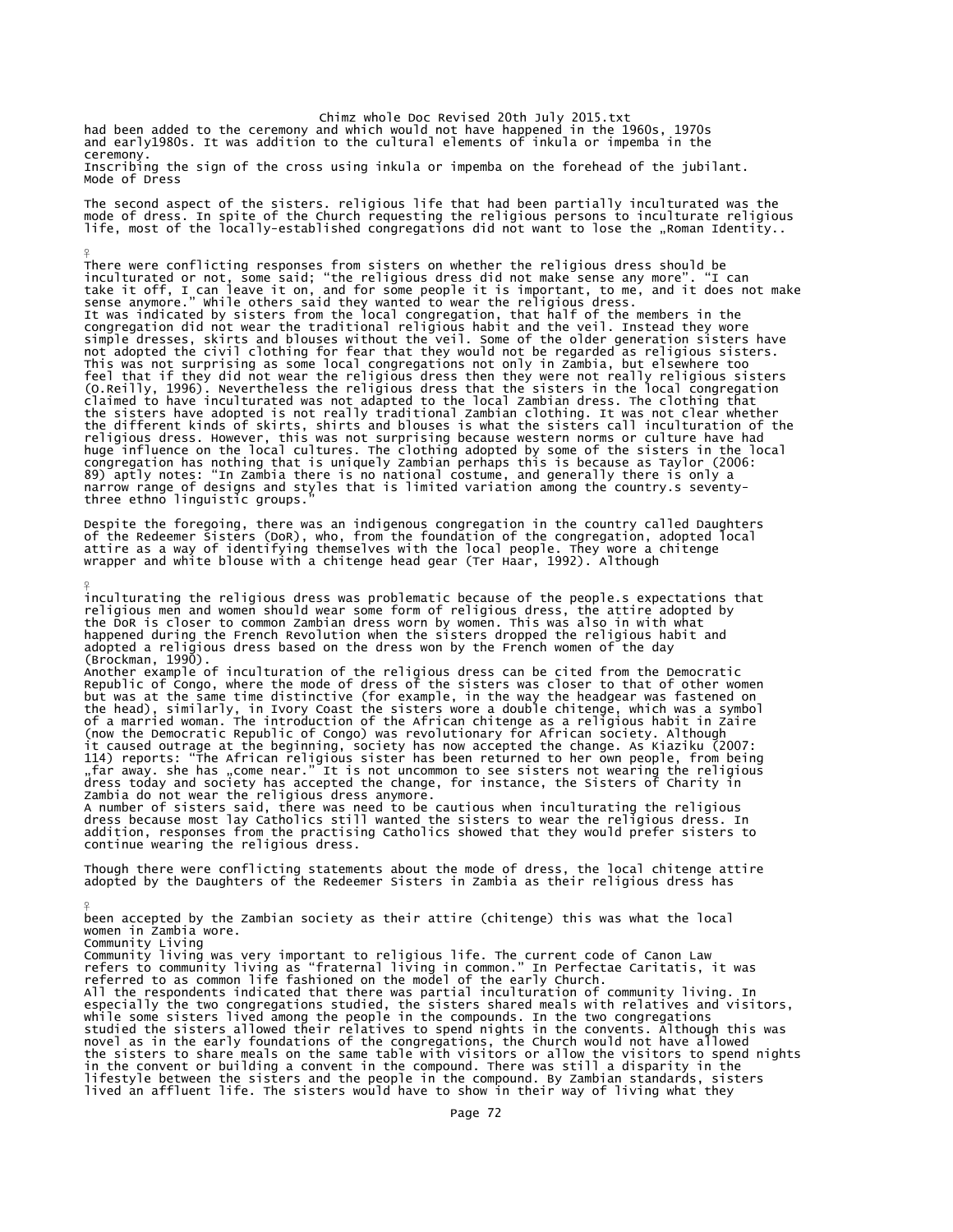had been added to the ceremony and which would not have happened in the 1960s, 1970s and early1980s. It was addition to the cultural elements of inkula or impemba in the ceremony.

Inscribing the sign of the cross using inkula or impemba on the forehead of the jubilant.

## Mode of Dress

The second aspect of the sisters. religious life that had been partially inculturated was the mode of dress. In spite of the Church requesting the religious persons to inculturate religious life, most of the locally-established congregations did not want to lose the „Roman Identity..

There were conflicting responses from sisters on whether the religious dress should be inculturated or not, some said; "the religious dress did not make sense any more". "I can take it off, I can leave it on, and for some people it is important, to me, and it does not make sense anymore." While others said they wanted to wear the religious dress.

It was indicated by sisters from the local congregation, that half of the members in the congregation did not wear the traditional religious habit and the veil. Instead they wore simple dresses, skirts and blouses without the veil. Some of the older generation sisters have not adopted the civil clothing for fear that they would not be regarded as religious sisters. This was not surprising as some local congregations not only in Zambia, but elsewhere too feel that if they did not wear the religious dress then they were not really religious sisters (O.Reilly, 1996). Nevertheless the religious dress that the sisters in the local congregation claimed to have inculturated was not adapted to the local Zambian dress. The clothing that the sisters have adopted is not really traditional Zambian clothing. It was not clear whether the different kinds of skirts, shirts and blouses is what the sisters call inculturation of the religious dress. However, this was not surprising because western norms or culture have had huge influence on the local cultures. The clothing adopted by some of the sisters in the local congregation has nothing that is uniquely Zambian perhaps this is because as Taylor (2006: 89) aptly notes: "In Zambia there is no national costume, and generally there is only a narrow range of designs and styles that is limited variation among the country.s seventy-three ethno linguistic groups."

Despite the foregoing, there was an indigenous congregation in the country called Daughters of the Redeemer Sisters (DoR), who, from the foundation of the congregation, adopted local attire as a way of identifying themselves with the local people. They wore a chitenge wrapper and white blouse with a chitenge head gear (Ter Haar, 1992). Although inculturating the religious dress was problematic because of the people.s expectations that religious men and women should wear some form of religious dress, the attire adopted by the DoR is closer to common Zambian dress worn by women. This was also in with what happened during the French Revolution when the sisters dropped the religious habit and adopted a religious dress based on the dress won by the French women of the day (Brockman, 1990).

Another example of inculturation of the religious dress can be cited from the Democratic Republic of Congo, where the mode of dress of the sisters was closer to that of other women but was at the same time distinctive (for example, in the way the headgear was fastened on the head), similarly, in Ivory Coast the sisters wore a double chitenge, which was a symbol of a married woman. The introduction of the African chitenge as a religious habit in Zaire (now the Democratic Republic of Congo) was revolutionary for African society. Although it caused outrage at the beginning, society has now accepted the change. As Kiaziku (2007: 114) reports: "The African religious sister has been returned to her own people, from being „far away. she has „come near." It is not uncommon to see sisters not wearing the religious dress today and society has accepted the change, for instance, the Sisters of Charity in Zambia do not wear the religious dress anymore.

A number of sisters said, there was need to be cautious when inculturating the religious dress because most lay Catholics still wanted the sisters to wear the religious dress. In addition, responses from the practising Catholics showed that they would prefer sisters to continue wearing the religious dress.

Though there were conflicting statements about the mode of dress, the local chitenge attire adopted by the Daughters of the Redeemer Sisters in Zambia as their religious dress has been accepted by the Zambian society as their attire (chitenge) this was what the local women in Zambia wore.

## Community Living

Community living was very important to religious life. The current code of Canon Law refers to community living as "fraternal living in common." In Perfectae Caritatis, it was referred to as common life fashioned on the model of the early Church.

All the respondents indicated that there was partial inculturation of community living. In especially the two congregations studied, the sisters shared meals with relatives and visitors, while some sisters lived among the people in the compounds. In the two congregations studied the sisters allowed their relatives to spend nights in the convents. Although this was novel as in the early foundations of the congregations, the Church would not have allowed the sisters to share meals on the same table with visitors or allow the visitors to spend nights in the convent or building a convent in the compound. There was still a disparity in the lifestyle between the sisters and the people in the compound. By Zambian standards, sisters lived an affluent life. The sisters would have to show in their way of living what they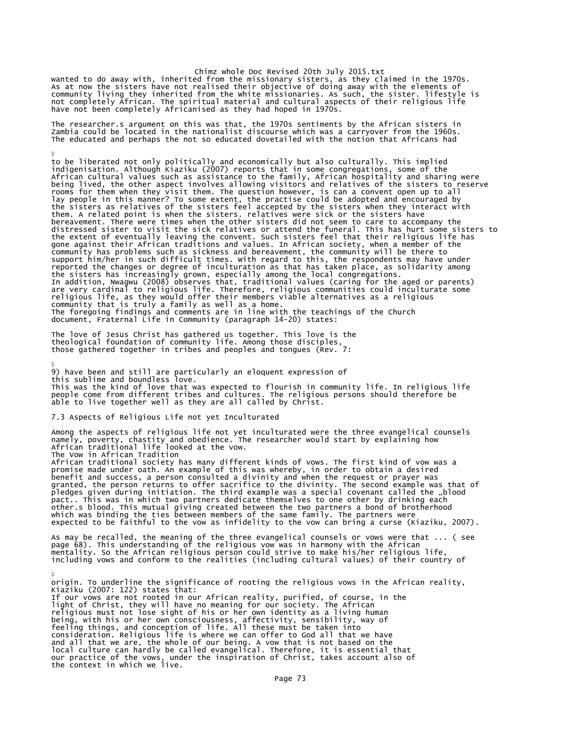wanted to do away with, inherited from the missionary sisters, as they claimed in the 1970s. As at now the sisters have not realised their objective of doing away with the elements of community living they inherited from the white missionaries. As such, the sister. lifestyle is not completely African. The spiritual material and cultural aspects of their religious life have not been completely Africanised as they had hoped in 1970s.

The researcher.s argument on this was that, the 1970s sentiments by the African sisters in Zambia could be located in the nationalist discourse which was a carryover from the 1960s. The educated and perhaps the not so educated dovetailed with the notion that Africans had to be liberated not only politically and economically but also culturally. This implied indigenisation. Although Kiaziku (2007) reports that in some congregations, some of the African cultural values such as assistance to the family, African hospitality and sharing were being lived, the other aspect involves allowing visitors and relatives of the sisters to reserve rooms for them when they visit them. The question however, is can a convent open up to all lay people in this manner? To some extent, the practise could be adopted and encouraged by the sisters as relatives of the sisters feel accepted by the sisters when they interact with them. A related point is when the sisters. relatives were sick or the sisters have bereavement. There were times when the other sisters did not seem to care to accompany the distressed sister to visit the sick relatives or attend the funeral. This has hurt some sisters to the extent of eventually leaving the convent. Such sisters feel that their religious life has gone against their African traditions and values. In African society, when a member of the community has problems such as sickness and bereavement, the community will be there to support him/her in such difficult times. With regard to this, the respondents may have under reported the changes or degree of inculturation as that has taken place, as solidarity among the sisters has increasingly grown, especially among the local congregations.
In addition, Nwagwu (2008) observes that, traditional values (caring for the aged or parents) are very cardinal to religious life. Therefore, religious communities could inculturate some religious life, as they would offer their members viable alternatives as a religious community that is truly a family as well as a home.
The foregoing findings and comments are in line with the teachings of the Church document, Fraternal Life in Community (paragraph 14-20) states:

> The love of Jesus Christ has gathered us together. This love is the theological foundation of community life. Among those disciples, those gathered together in tribes and peoples and tongues (Rev. 7: 9) have been and still are particularly an eloquent expression of this sublime and boundless love.

This was the kind of love that was expected to flourish in community life. In religious life people come from different tribes and cultures. The religious persons should therefore be able to live together well as they are all called by Christ.

## 7.3 Aspects of Religious Life not yet Inculturated

Among the aspects of religious life not yet inculturated were the three evangelical counsels namely, poverty, chastity and obedience. The researcher would start by explaining how African traditional life looked at the vow.

### The Vow in African Tradition

African traditional society has many different kinds of vows. The first kind of vow was a promise made under oath. An example of this was whereby, in order to obtain a desired benefit and success, a person consulted a divinity and when the request or prayer was granted, the person returns to offer sacrifice to the divinity. The second example was that of pledges given during initiation. The third example was a special covenant called the „blood pact.. This was in which two partners dedicate themselves to one other by drinking each other.s blood. This mutual giving created between the two partners a bond of brotherhood which was binding the ties between members of the same family. The partners were expected to be faithful to the vow as infidelity to the vow can bring a curse (Kiaziku, 2007).

As may be recalled, the meaning of the three evangelical counsels or vows were that ... ( see page 68). This understanding of the religious vow was in harmony with the African mentality. So the African religious person could strive to make his/her religious life, including vows and conform to the realities (including cultural values) of their country of origin. To underline the significance of rooting the religious vows in the African reality, Kiaziku (2007: 122) states that:

> If our vows are not rooted in our African reality, purified, of course, in the light of Christ, they will have no meaning for our society. The African religious must not lose sight of his or her own identity as a living human being, with his or her own consciousness, affectivity, sensibility, way of feeling things, and conception of life. All these must be taken into consideration. Religious life is where we can offer to God all that we have and all that we are, the whole of our being. A vow that is not based on the local culture can hardly be called evangelical. Therefore, it is essential that our practice of the vows, under the inspiration of Christ, takes account also of the context in which we live.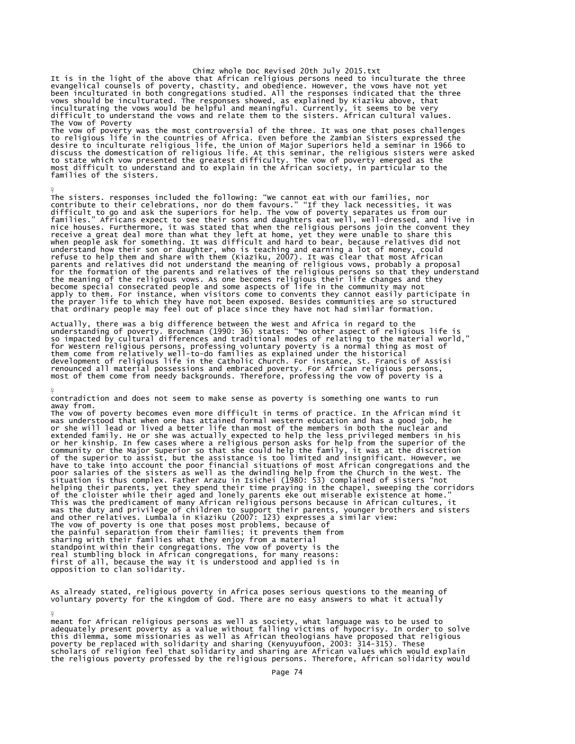It is in the light of the above that African religious persons need to inculturate the three evangelical counsels of poverty, chastity, and obedience. However, the vows have not yet been inculturated in both congregations studied. All the responses indicated that the three vows should be inculturated. The responses showed, as explained by Kiaziku above, that inculturating the vows would be helpful and meaningful. Currently, it seems to be very difficult to understand the vows and relate them to the sisters. African cultural values.

## The Vow of Poverty

The vow of poverty was the most controversial of the three. It was one that poses challenges to religious life in the countries of Africa. Even before the Zambian Sisters expressed the desire to inculturate religious life, the Union of Major Superiors held a seminar in 1966 to discuss the domestication of religious life. At this seminar, the religious sisters were asked to state which vow presented the greatest difficulty. The vow of poverty emerged as the most difficult to understand and to explain in the African society, in particular to the families of the sisters.

The sisters. responses included the following: "We cannot eat with our families, nor contribute to their celebrations, nor do them favours." "If they lack necessities, it was difficult to go and ask the superiors for help. The vow of poverty separates us from our families." Africans expect to see their sons and daughters eat well, well-dressed, and live in nice houses. Furthermore, it was stated that when the religious persons join the convent they receive a great deal more than what they left at home, yet they were unable to share this when people ask for something. It was difficult and hard to bear, because relatives did not understand how their son or daughter, who is teaching and earning a lot of money, could refuse to help them and share with them (Kiaziku, 2007). It was clear that most African parents and relatives did not understand the meaning of religious vows, probably a proposal for the formation of the parents and relatives of the religious persons so that they understand the meaning of the religious vows. As one becomes religious their life changes and they become special consecrated people and some aspects of life in the community may not apply to them. For instance, when visitors come to convents they cannot easily participate in the prayer life to which they have not been exposed. Besides communities are so structured that ordinary people may feel out of place since they have not had similar formation.

Actually, there was a big difference between the West and Africa in regard to the understanding of poverty. Brochman (1990: 36) states: "No other aspect of religious life is so impacted by cultural differences and traditional modes of relating to the material world," for Western religious persons, professing voluntary poverty is a normal thing as most of them come from relatively well-to-do families as explained under the historical development of religious life in the Catholic Church. For instance, St. Francis of Assisi renounced all material possessions and embraced poverty. For African religious persons, most of them come from needy backgrounds. Therefore, professing the vow of poverty is a contradiction and does not seem to make sense as poverty is something one wants to run away from.

The vow of poverty becomes even more difficult in terms of practice. In the African mind it was understood that when one has attained formal western education and has a good job, he or she will lead or lived a better life than most of the members in both the nuclear and extended family. He or she was actually expected to help the less privileged members in his or her kinship. In few cases where a religious person asks for help from the superior of the community or the Major Superior so that she could help the family, it was at the discretion of the superior to assist, but the assistance is too limited and insignificant. However, we have to take into account the poor financial situations of most African congregations and the poor salaries of the sisters as well as the dwindling help from the Church in the West. The situation is thus complex. Father Arazu in Isichei (1980: 53) complained of sisters "not helping their parents, yet they spend their time praying in the chapel, sweeping the corridors of the cloister while their aged and lonely parents eke out miserable existence at home." This was the predicament of many African religious persons because in African cultures, it was the duty and privilege of children to support their parents, younger brothers and sisters and other relatives. Lumbala in Kiaziku (2007: 123) expresses a similar view:

> The vow of poverty is one that poses most problems, because of the painful separation from their families; it prevents them from sharing with their families what they enjoy from a material standpoint within their congregations. The vow of poverty is the real stumbling block in African congregations, for many reasons: first of all, because the way it is understood and applied is in opposition to clan solidarity.

As already stated, religious poverty in Africa poses serious questions to the meaning of voluntary poverty for the Kingdom of God. There are no easy answers to what it actually meant for African religious persons as well as society, what language was to be used to adequately present poverty as a value without falling victims of hypocrisy. In order to solve this dilemma, some missionaries as well as African theologians have proposed that religious poverty be replaced with solidarity and sharing (Kenyuyufoon, 2003: 314-315). These scholars of religion feel that solidarity and sharing are African values which would explain the religious poverty professed by the religious persons. Therefore, African solidarity would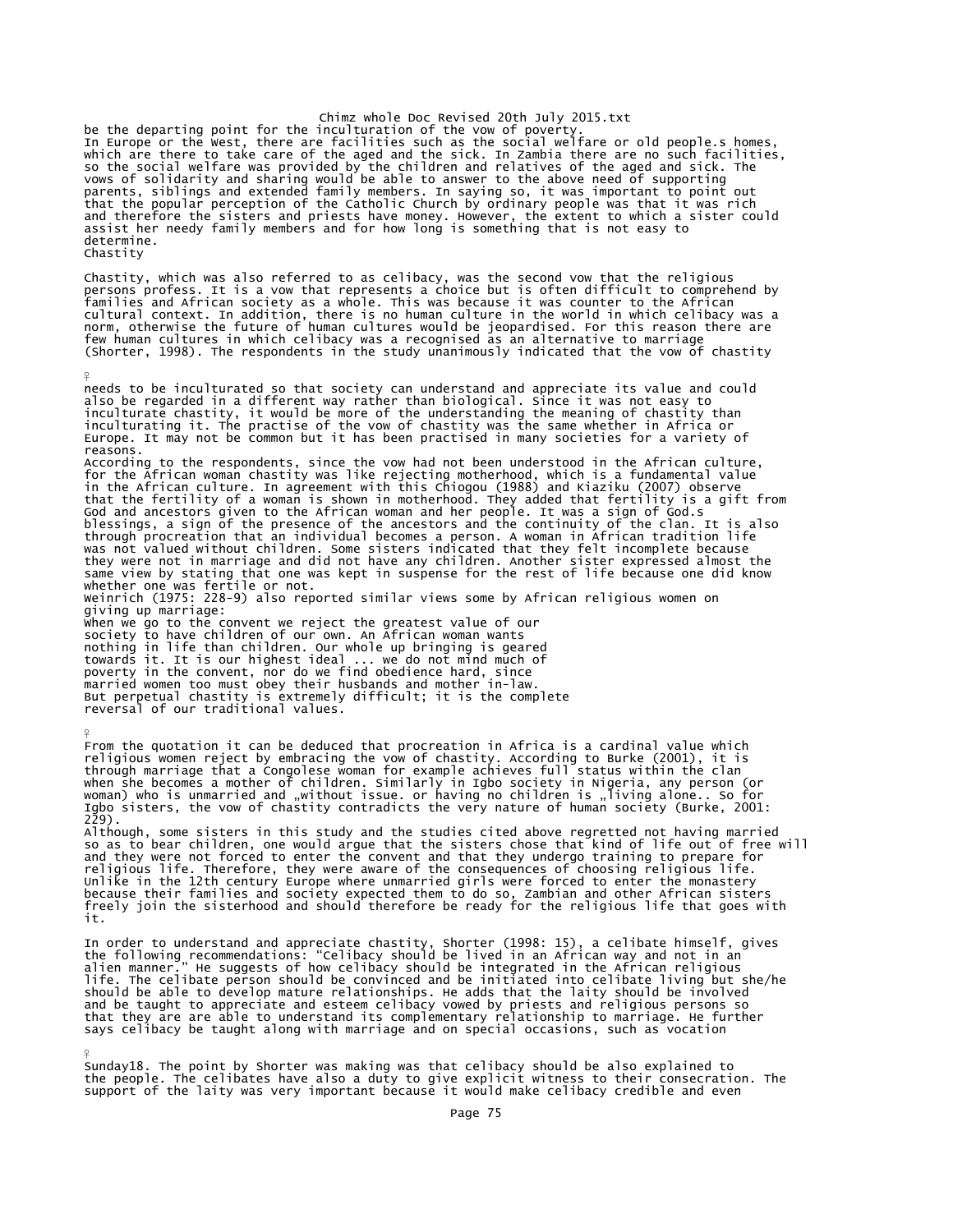be the departing point for the inculturation of the vow of poverty.

In Europe or the West, there are facilities such as the social welfare or old people.s homes, which are there to take care of the aged and the sick. In Zambia there are no such facilities, so the social welfare was provided by the children and relatives of the aged and sick. The vows of solidarity and sharing would be able to answer to the above need of supporting parents, siblings and extended family members. In saying so, it was important to point out that the popular perception of the Catholic Church by ordinary people was that it was rich and therefore the sisters and priests have money. However, the extent to which a sister could assist her needy family members and for how long is something that is not easy to determine.

## Chastity

Chastity, which was also referred to as celibacy, was the second vow that the religious persons profess. It is a vow that represents a choice but is often difficult to comprehend by families and African society as a whole. This was because it was counter to the African cultural context. In addition, there is no human culture in the world in which celibacy was a norm, otherwise the future of human cultures would be jeopardised. For this reason there are few human cultures in which celibacy was a recognised as an alternative to marriage (Shorter, 1998). The respondents in the study unanimously indicated that the vow of chastity needs to be inculturated so that society can understand and appreciate its value and could also be regarded in a different way rather than biological. Since it was not easy to inculturate chastity, it would be more of the understanding the meaning of chastity than inculturating it. The practise of the vow of chastity was the same whether in Africa or Europe. It may not be common but it has been practised in many societies for a variety of reasons.

According to the respondents, since the vow had not been understood in the African culture, for the African woman chastity was like rejecting motherhood, which is a fundamental value in the African culture. In agreement with this Chiogou (1988) and Kiaziku (2007) observe that the fertility of a woman is shown in motherhood. They added that fertility is a gift from God and ancestors given to the African woman and her people. It was a sign of God.s blessings, a sign of the presence of the ancestors and the continuity of the clan. It is also through procreation that an individual becomes a person. A woman in African tradition life was not valued without children. Some sisters indicated that they felt incomplete because they were not in marriage and did not have any children. Another sister expressed almost the same view by stating that one was kept in suspense for the rest of life because one did know whether one was fertile or not.

Weinrich (1975: 228-9) also reported similar views some by African religious women on giving up marriage:

> When we go to the convent we reject the greatest value of our society to have children of our own. An African woman wants nothing in life than children. Our whole up bringing is geared towards it. It is our highest ideal ... we do not mind much of poverty in the convent, nor do we find obedience hard, since married women too must obey their husbands and mother in-law. But perpetual chastity is extremely difficult; it is the complete reversal of our traditional values.

From the quotation it can be deduced that procreation in Africa is a cardinal value which religious women reject by embracing the vow of chastity. According to Burke (2001), it is through marriage that a Congolese woman for example achieves full status within the clan when she becomes a mother of children. Similarly in Igbo society in Nigeria, any person (or woman) who is unmarried and „without issue. or having no children is „living alone.. So for Igbo sisters, the vow of chastity contradicts the very nature of human society (Burke, 2001: 229).

Although, some sisters in this study and the studies cited above regretted not having married so as to bear children, one would argue that the sisters chose that kind of life out of free will and they were not forced to enter the convent and that they undergo training to prepare for religious life. Therefore, they were aware of the consequences of choosing religious life. Unlike in the 12th century Europe where unmarried girls were forced to enter the monastery because their families and society expected them to do so, Zambian and other African sisters freely join the sisterhood and should therefore be ready for the religious life that goes with it.

In order to understand and appreciate chastity, Shorter (1998: 15), a celibate himself, gives the following recommendations: "Celibacy should be lived in an African way and not in an alien manner." He suggests of how celibacy should be integrated in the African religious life. The celibate person should be convinced and be initiated into celibate living but she/he should be able to develop mature relationships. He adds that the laity should be involved and be taught to appreciate and esteem celibacy vowed by priests and religious persons so that they are are able to understand its complementary relationship to marriage. He further says celibacy be taught along with marriage and on special occasions, such as vocation Sunday18. The point by Shorter was making was that celibacy should be also explained to the people. The celibates have also a duty to give explicit witness to their consecration. The support of the laity was very important because it would make celibacy credible and even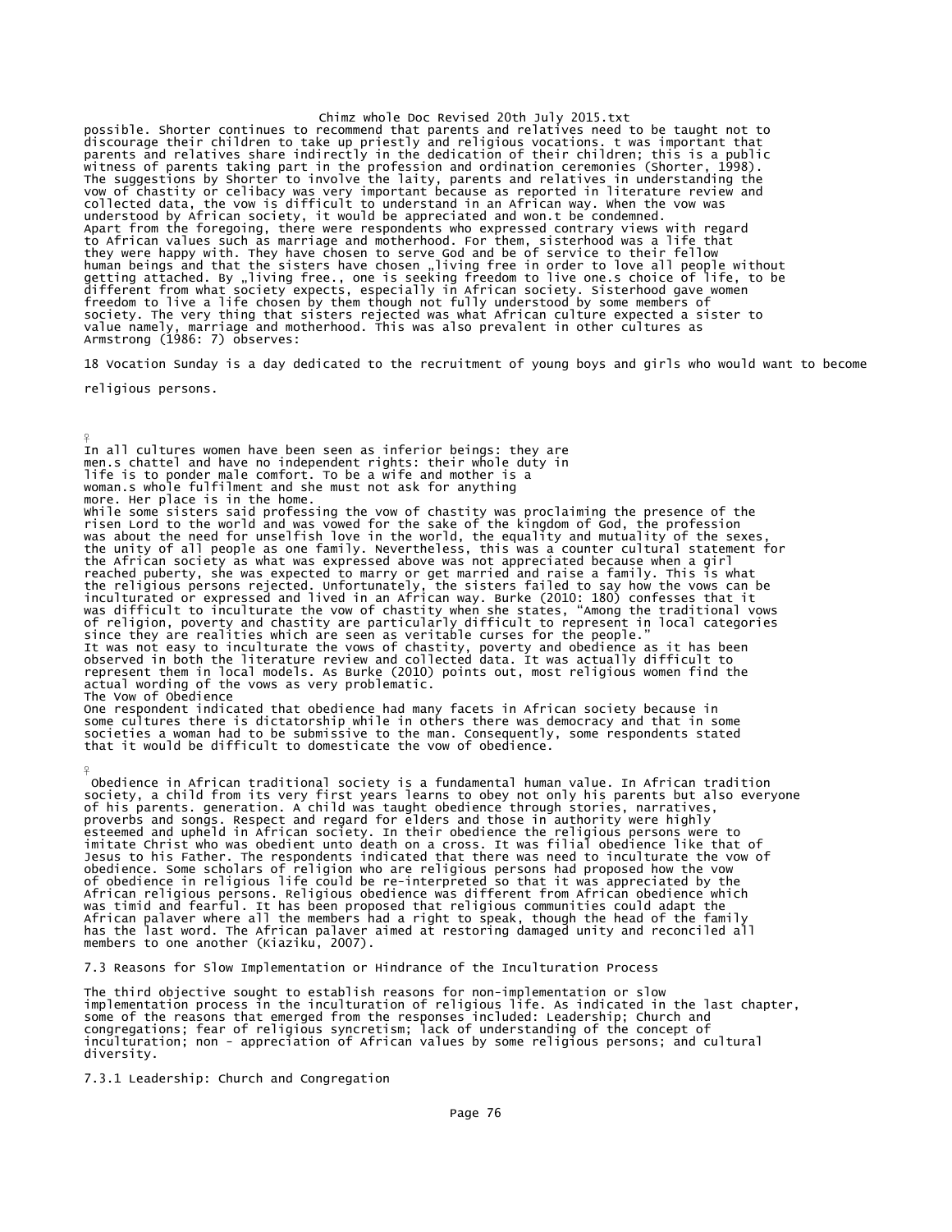possible. Shorter continues to recommend that parents and relatives need to be taught not to discourage their children to take up priestly and religious vocations. t was important that parents and relatives share indirectly in the dedication of their children; this is a public witness of parents taking part in the profession and ordination ceremonies (Shorter, 1998). The suggestions by Shorter to involve the laity, parents and relatives in understanding the vow of chastity or celibacy was very important because as reported in literature review and collected data, the vow is difficult to understand in an African way. When the vow was understood by African society, it would be appreciated and won.t be condemned.

Apart from the foregoing, there were respondents who expressed contrary views with regard to African values such as marriage and motherhood. For them, sisterhood was a life that they were happy with. They have chosen to serve God and be of service to their fellow human beings and that the sisters have chosen „living free in order to love all people without getting attached. By „living free., one is seeking freedom to live one.s choice of life, to be different from what society expects, especially in African society. Sisterhood gave women freedom to live a life chosen by them though not fully understood by some members of society. The very thing that sisters rejected was what African culture expected a sister to value namely, marriage and motherhood. This was also prevalent in other cultures as Armstrong (1986: 7) observes:

18 Vocation Sunday is a day dedicated to the recruitment of young boys and girls who would want to become religious persons.

> In all cultures women have been seen as inferior beings: they are men.s chattel and have no independent rights: their whole duty in life is to ponder male comfort. To be a wife and mother is a woman.s whole fulfilment and she must not ask for anything more. Her place is in the home.

While some sisters said professing the vow of chastity was proclaiming the presence of the risen Lord to the world and was vowed for the sake of the kingdom of God, the profession was about the need for unselfish love in the world, the equality and mutuality of the sexes, the unity of all people as one family. Nevertheless, this was a counter cultural statement for the African society as what was expressed above was not appreciated because when a girl reached puberty, she was expected to marry or get married and raise a family. This is what the religious persons rejected. Unfortunately, the sisters failed to say how the vows can be inculturated or expressed and lived in an African way. Burke (2010: 180) confesses that it was difficult to inculturate the vow of chastity when she states, "Among the traditional vows of religion, poverty and chastity are particularly difficult to represent in local categories since they are realities which are seen as veritable curses for the people."

It was not easy to inculturate the vows of chastity, poverty and obedience as it has been observed in both the literature review and collected data. It was actually difficult to represent them in local models. As Burke (2010) points out, most religious women find the actual wording of the vows as very problematic.

The Vow of Obedience

One respondent indicated that obedience had many facets in African society because in some cultures there is dictatorship while in others there was democracy and that in some societies a woman had to be submissive to the man. Consequently, some respondents stated that it would be difficult to domesticate the vow of obedience.

Obedience in African traditional society is a fundamental human value. In African tradition society, a child from its very first years learns to obey not only his parents but also everyone of his parents. generation. A child was taught obedience through stories, narratives, proverbs and songs. Respect and regard for elders and those in authority were highly esteemed and upheld in African society. In their obedience the religious persons were to imitate Christ who was obedient unto death on a cross. It was filial obedience like that of Jesus to his Father. The respondents indicated that there was need to inculturate the vow of obedience. Some scholars of religion who are religious persons had proposed how the vow of obedience in religious life could be re-interpreted so that it was appreciated by the African religious persons. Religious obedience was different from African obedience which was timid and fearful. It has been proposed that religious communities could adapt the African palaver where all the members had a right to speak, though the head of the family has the last word. The African palaver aimed at restoring damaged unity and reconciled all members to one another (Kiaziku, 2007).

### 7.3 Reasons for Slow Implementation or Hindrance of the Inculturation Process

The third objective sought to establish reasons for non-implementation or slow implementation process in the inculturation of religious life. As indicated in the last chapter, some of the reasons that emerged from the responses included: Leadership; Church and congregations; fear of religious syncretism; lack of understanding of the concept of inculturation; non - appreciation of African values by some religious persons; and cultural diversity.

#### 7.3.1 Leadership: Church and Congregation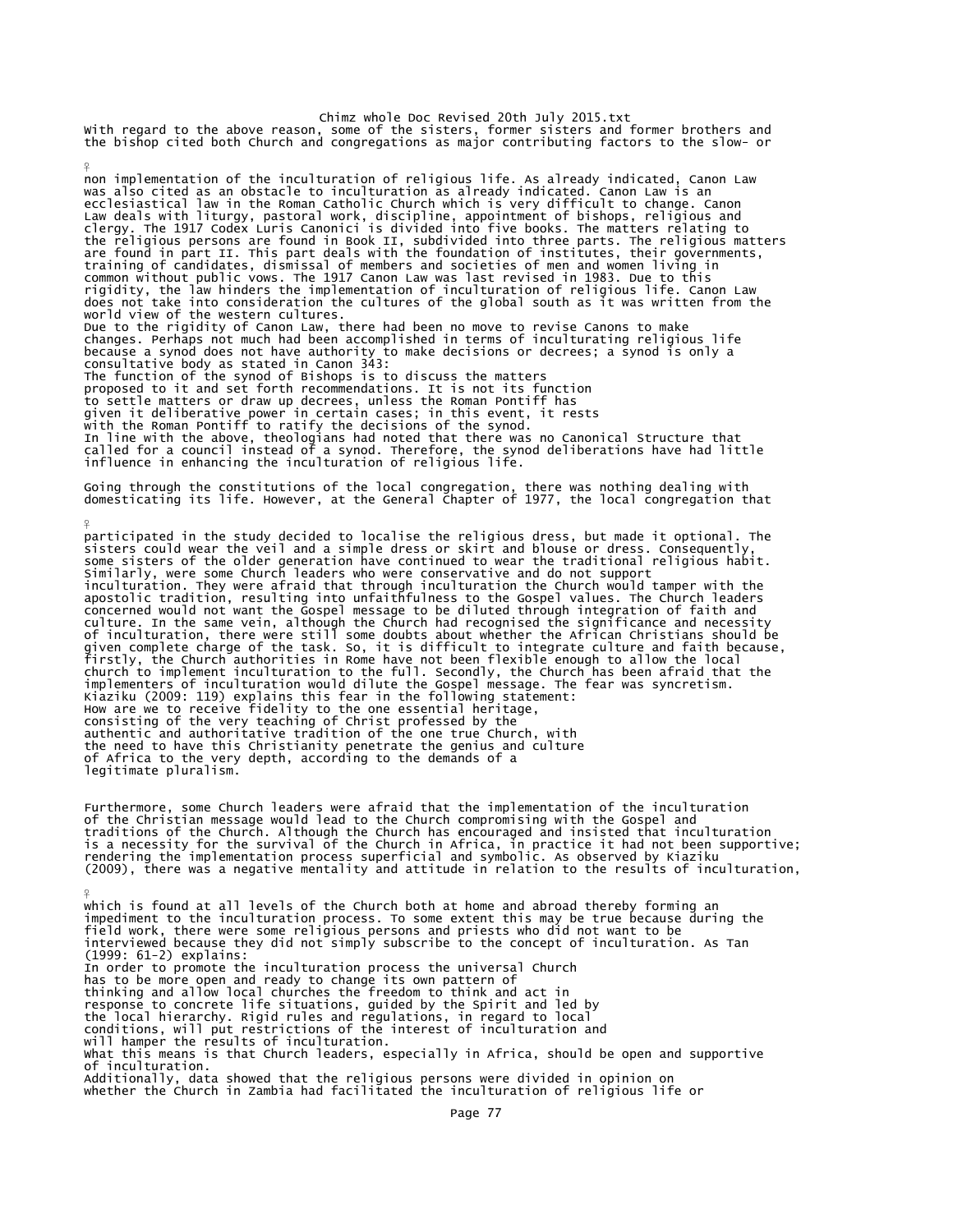With regard to the above reason, some of the sisters, former sisters and former brothers and the bishop cited both Church and congregations as major contributing factors to the slow- or non implementation of the inculturation of religious life. As already indicated, Canon Law was also cited as an obstacle to inculturation as already indicated. Canon Law is an ecclesiastical law in the Roman Catholic Church which is very difficult to change. Canon Law deals with liturgy, pastoral work, discipline, appointment of bishops, religious and clergy. The 1917 Codex Luris Canonici is divided into five books. The matters relating to the religious persons are found in Book II, subdivided into three parts. The religious matters are found in part II. This part deals with the foundation of institutes, their governments, training of candidates, dismissal of members and societies of men and women living in common without public vows. The 1917 Canon Law was last revised in 1983. Due to this rigidity, the law hinders the implementation of inculturation of religious life. Canon Law does not take into consideration the cultures of the global south as it was written from the world view of the western cultures.

Due to the rigidity of Canon Law, there had been no move to revise Canons to make changes. Perhaps not much had been accomplished in terms of inculturating religious life because a synod does not have authority to make decisions or decrees; a synod is only a consultative body as stated in Canon 343:

> The function of the synod of Bishops is to discuss the matters proposed to it and set forth recommendations. It is not its function to settle matters or draw up decrees, unless the Roman Pontiff has given it deliberative power in certain cases; in this event, it rests with the Roman Pontiff to ratify the decisions of the synod.

In line with the above, theologians had noted that there was no Canonical Structure that called for a council instead of a synod. Therefore, the synod deliberations have had little influence in enhancing the inculturation of religious life.

Going through the constitutions of the local congregation, there was nothing dealing with domesticating its life. However, at the General Chapter of 1977, the local congregation that participated in the study decided to localise the religious dress, but made it optional. The sisters could wear the veil and a simple dress or skirt and blouse or dress. Consequently, some sisters of the older generation have continued to wear the traditional religious habit. Similarly, were some Church leaders who were conservative and do not support inculturation. They were afraid that through inculturation the Church would tamper with the apostolic tradition, resulting into unfaithfulness to the Gospel values. The Church leaders concerned would not want the Gospel message to be diluted through integration of faith and culture. In the same vein, although the Church had recognised the significance and necessity of inculturation, there were still some doubts about whether the African Christians should be given complete charge of the task. So, it is difficult to integrate culture and faith because, firstly, the Church authorities in Rome have not been flexible enough to allow the local church to implement inculturation to the full. Secondly, the Church has been afraid that the implementers of inculturation would dilute the Gospel message. The fear was syncretism. Kiaziku (2009: 119) explains this fear in the following statement:

> How are we to receive fidelity to the one essential heritage, consisting of the very teaching of Christ professed by the authentic and authoritative tradition of the one true Church, with the need to have this Christianity penetrate the genius and culture of Africa to the very depth, according to the demands of a legitimate pluralism.

Furthermore, some Church leaders were afraid that the implementation of the inculturation of the Christian message would lead to the Church compromising with the Gospel and traditions of the Church. Although the Church has encouraged and insisted that inculturation is a necessity for the survival of the Church in Africa, in practice it had not been supportive; rendering the implementation process superficial and symbolic. As observed by Kiaziku (2009), there was a negative mentality and attitude in relation to the results of inculturation, which is found at all levels of the Church both at home and abroad thereby forming an impediment to the inculturation process. To some extent this may be true because during the field work, there were some religious persons and priests who did not want to be interviewed because they did not simply subscribe to the concept of inculturation. As Tan (1999: 61-2) explains:

> In order to promote the inculturation process the universal Church has to be more open and ready to change its own pattern of thinking and allow local churches the freedom to think and act in response to concrete life situations, guided by the Spirit and led by the local hierarchy. Rigid rules and regulations, in regard to local conditions, will put restrictions of the interest of inculturation and will hamper the results of inculturation.

What this means is that Church leaders, especially in Africa, should be open and supportive of inculturation.

Additionally, data showed that the religious persons were divided in opinion on whether the Church in Zambia had facilitated the inculturation of religious life or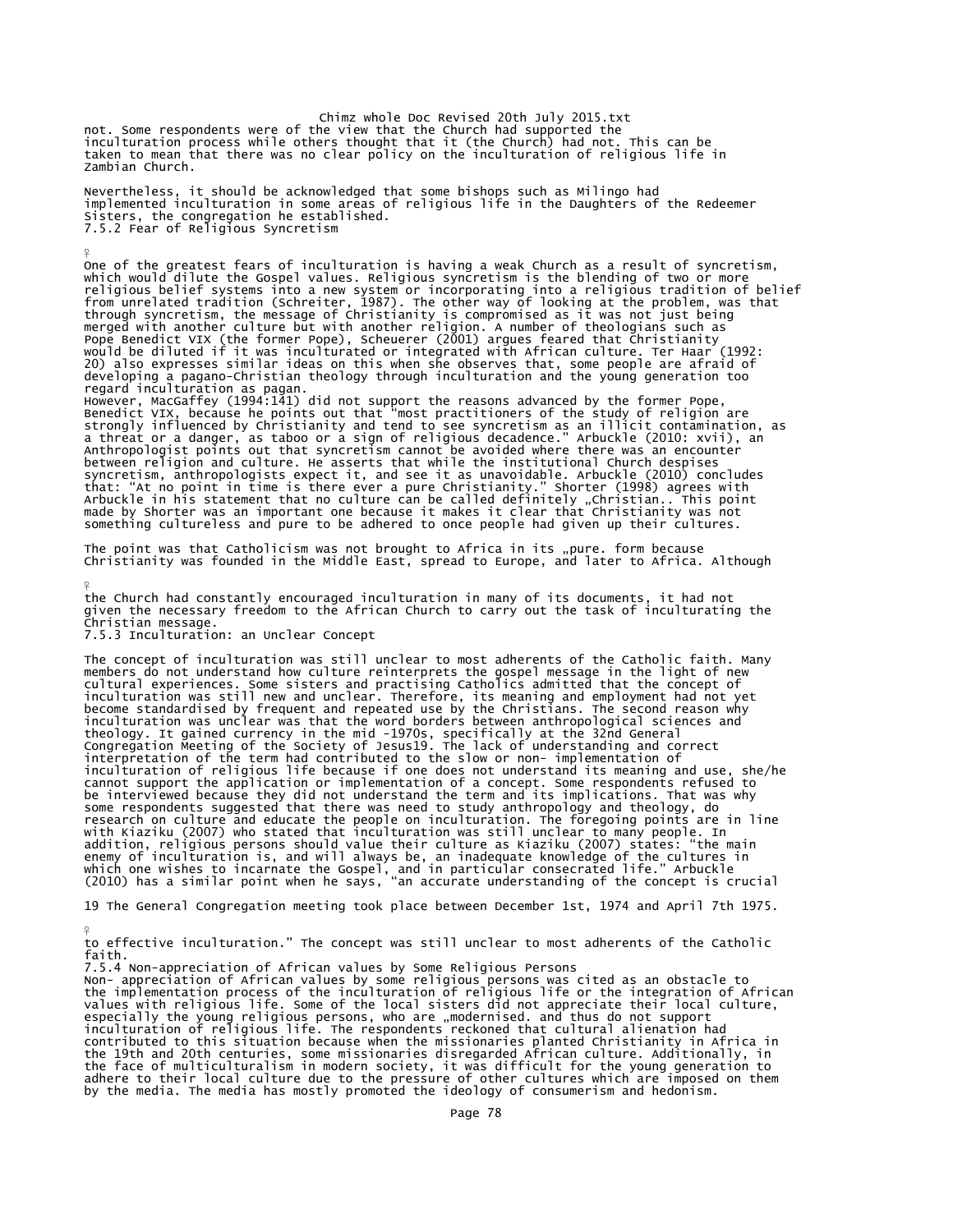not. Some respondents were of the view that the Church had supported the inculturation process while others thought that it (the Church) had not. This can be taken to mean that there was no clear policy on the inculturation of religious life in Zambian Church.

Nevertheless, it should be acknowledged that some bishops such as Milingo had implemented inculturation in some areas of religious life in the Daughters of the Redeemer Sisters, the congregation he established.

### 7.5.2 Fear of Religious Syncretism

One of the greatest fears of inculturation is having a weak Church as a result of syncretism, which would dilute the Gospel values. Religious syncretism is the blending of two or more religious belief systems into a new system or incorporating into a religious tradition of belief from unrelated tradition (Schreiter, 1987). The other way of looking at the problem, was that through syncretism, the message of Christianity is compromised as it was not just being merged with another culture but with another religion. A number of theologians such as Pope Benedict VIX (the former Pope), Scheuerer (2001) argues feared that Christianity would be diluted if it was inculturated or integrated with African culture. Ter Haar (1992: 20) also expresses similar ideas on this when she observes that, some people are afraid of developing a pagano-Christian theology through inculturation and the young generation too regard inculturation as pagan.

However, MacGaffey (1994:141) did not support the reasons advanced by the former Pope, Benedict VIX, because he points out that "most practitioners of the study of religion are strongly influenced by Christianity and tend to see syncretism as an illicit contamination, as a threat or a danger, as taboo or a sign of religious decadence." Arbuckle (2010: xvii), an Anthropologist points out that syncretism cannot be avoided where there was an encounter between religion and culture. He asserts that while the institutional Church despises syncretism, anthropologists expect it, and see it as unavoidable. Arbuckle (2010) concludes that: "At no point in time is there ever a pure Christianity." Shorter (1998) agrees with Arbuckle in his statement that no culture can be called definitely „Christian.. This point made by Shorter was an important one because it makes it clear that Christianity was not something cultureless and pure to be adhered to once people had given up their cultures.

The point was that Catholicism was not brought to Africa in its „pure. form because Christianity was founded in the Middle East, spread to Europe, and later to Africa. Although the Church had constantly encouraged inculturation in many of its documents, it had not given the necessary freedom to the African Church to carry out the task of inculturating the Christian message.

### 7.5.3 Inculturation: an Unclear Concept

The concept of inculturation was still unclear to most adherents of the Catholic faith. Many members do not understand how culture reinterprets the gospel message in the light of new cultural experiences. Some sisters and practising Catholics admitted that the concept of inculturation was still new and unclear. Therefore, its meaning and employment had not yet become standardised by frequent and repeated use by the Christians. The second reason why inculturation was unclear was that the word borders between anthropological sciences and theology. It gained currency in the mid -1970s, specifically at the 32nd General Congregation Meeting of the Society of Jesus[19]. The lack of understanding and correct interpretation of the term had contributed to the slow or non- implementation of inculturation of religious life because if one does not understand its meaning and use, she/he cannot support the application or implementation of a concept. Some respondents refused to be interviewed because they did not understand the term and its implications. That was why some respondents suggested that there was need to study anthropology and theology, do research on culture and educate the people on inculturation. The foregoing points are in line with Kiaziku (2007) who stated that inculturation was still unclear to many people. In addition, religious persons should value their culture as Kiaziku (2007) states: "the main enemy of inculturation is, and will always be, an inadequate knowledge of the cultures in which one wishes to incarnate the Gospel, and in particular consecrated life." Arbuckle (2010) has a similar point when he says, "an accurate understanding of the concept is crucial to effective inculturation." The concept was still unclear to most adherents of the Catholic faith.

[19] The General Congregation meeting took place between December 1st, 1974 and April 7th 1975.

### 7.5.4 Non-appreciation of African values by Some Religious Persons

Non- appreciation of African values by some religious persons was cited as an obstacle to the implementation process of the inculturation of religious life or the integration of African values with religious life. Some of the local sisters did not appreciate their local culture, especially the young religious persons, who are „modernised. and thus do not support inculturation of religious life. The respondents reckoned that cultural alienation had contributed to this situation because when the missionaries planted Christianity in Africa in the 19th and 20th centuries, some missionaries disregarded African culture. Additionally, in the face of multiculturalism in modern society, it was difficult for the young generation to adhere to their local culture due to the pressure of other cultures which are imposed on them by the media. The media has mostly promoted the ideology of consumerism and hedonism.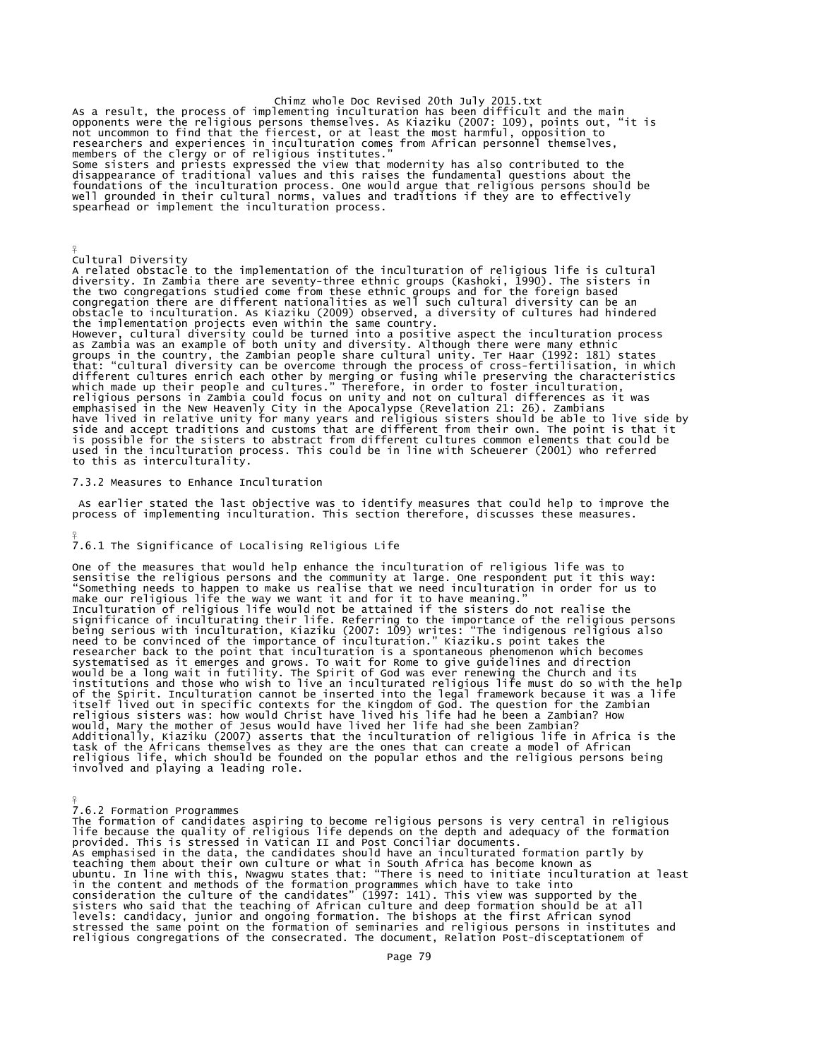As a result, the process of implementing inculturation has been difficult and the main opponents were the religious persons themselves. As Kiaziku (2007: 109), points out, "it is not uncommon to find that the fiercest, or at least the most harmful, opposition to researchers and experiences in inculturation comes from African personnel themselves, members of the clergy or of religious institutes."
Some sisters and priests expressed the view that modernity has also contributed to the disappearance of traditional values and this raises the fundamental questions about the foundations of the inculturation process. One would argue that religious persons should be well grounded in their cultural norms, values and traditions if they are to effectively spearhead or implement the inculturation process.

### Cultural Diversity

A related obstacle to the implementation of the inculturation of religious life is cultural diversity. In Zambia there are seventy-three ethnic groups (Kashoki, 1990). The sisters in the two congregations studied come from these ethnic groups and for the foreign based congregation there are different nationalities as well such cultural diversity can be an obstacle to inculturation. As Kiaziku (2009) observed, a diversity of cultures had hindered the implementation projects even within the same country.
However, cultural diversity could be turned into a positive aspect the inculturation process as Zambia was an example of both unity and diversity. Although there were many ethnic groups in the country, the Zambian people share cultural unity. Ter Haar (1992: 181) states that: "cultural diversity can be overcome through the process of cross-fertilisation, in which different cultures enrich each other by merging or fusing while preserving the characteristics which made up their people and cultures." Therefore, in order to foster inculturation, religious persons in Zambia could focus on unity and not on cultural differences as it was emphasised in the New Heavenly City in the Apocalypse (Revelation 21: 26). Zambians have lived in relative unity for many years and religious sisters should be able to live side by side and accept traditions and customs that are different from their own. The point is that it is possible for the sisters to abstract from different cultures common elements that could be used in the inculturation process. This could be in line with Scheuerer (2001) who referred to this as interculturality.

### 7.3.2 Measures to Enhance Inculturation

As earlier stated the last objective was to identify measures that could help to improve the process of implementing inculturation. This section therefore, discusses these measures.

### 7.6.1 The Significance of Localising Religious Life

One of the measures that would help enhance the inculturation of religious life was to sensitise the religious persons and the community at large. One respondent put it this way: "Something needs to happen to make us realise that we need inculturation in order for us to make our religious life the way we want it and for it to have meaning."
Inculturation of religious life would not be attained if the sisters do not realise the significance of inculturating their life. Referring to the importance of the religious persons being serious with inculturation, Kiaziku (2007: 109) writes: "The indigenous religious also need to be convinced of the importance of inculturation." Kiaziku.s point takes the researcher back to the point that inculturation is a spontaneous phenomenon which becomes systematised as it emerges and grows. To wait for Rome to give guidelines and direction would be a long wait in futility. The Spirit of God was ever renewing the Church and its institutions and those who wish to live an inculturated religious life must do so with the help of the Spirit. Inculturation cannot be inserted into the legal framework because it was a life itself lived out in specific contexts for the Kingdom of God. The question for the Zambian religious sisters was: how would Christ have lived his life had he been a Zambian? How would, Mary the mother of Jesus would have lived her life had she been Zambian? Additionally, Kiaziku (2007) asserts that the inculturation of religious life in Africa is the task of the Africans themselves as they are the ones that can create a model of African religious life, which should be founded on the popular ethos and the religious persons being involved and playing a leading role.

### 7.6.2 Formation Programmes

The formation of candidates aspiring to become religious persons is very central in religious life because the quality of religious life depends on the depth and adequacy of the formation provided. This is stressed in Vatican II and Post Conciliar documents.
As emphasised in the data, the candidates should have an inculturated formation partly by teaching them about their own culture or what in South Africa has become known as ubuntu. In line with this, Nwagwu states that: "There is need to initiate inculturation at least in the content and methods of the formation programmes which have to take into consideration the culture of the candidates" (1997: 141). This view was supported by the sisters who said that the teaching of African culture and deep formation should be at all levels: candidacy, junior and ongoing formation. The bishops at the first African synod stressed the same point on the formation of seminaries and religious persons in institutes and religious congregations of the consecrated. The document, Relation Post-disceptationem of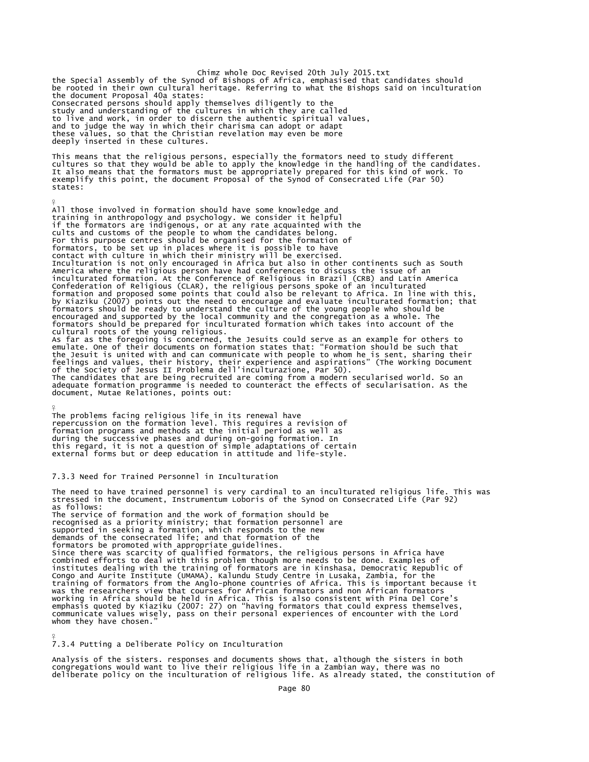the Special Assembly of the Synod of Bishops of Africa, emphasised that candidates should be rooted in their own cultural heritage. Referring to what the Bishops said on inculturation the document Proposal 40a states:

Consecrated persons should apply themselves diligently to the study and understanding of the cultures in which they are called to live and work, in order to discern the authentic spiritual values, and to judge the way in which their charisma can adopt or adapt these values, so that the Christian revelation may even be more deeply inserted in these cultures.

This means that the religious persons, especially the formators need to study different cultures so that they would be able to apply the knowledge in the handling of the candidates. It also means that the formators must be appropriately prepared for this kind of work. To exemplify this point, the document Proposal of the Synod of Consecrated Life (Par 50) states:

All those involved in formation should have some knowledge and training in anthropology and psychology. We consider it helpful if the formators are indigenous, or at any rate acquainted with the cults and customs of the people to whom the candidates belong. For this purpose centres should be organised for the formation of formators, to be set up in places where it is possible to have contact with culture in which their ministry will be exercised.

Inculturation is not only encouraged in Africa but also in other continents such as South America where the religious person have had conferences to discuss the issue of an inculturated formation. At the Conference of Religious in Brazil (CRB) and Latin America Confederation of Religious (CLAR), the religious persons spoke of an inculturated formation and proposed some points that could also be relevant to Africa. In line with this, by Kiaziku (2007) points out the need to encourage and evaluate inculturated formation; that formators should be ready to understand the culture of the young people who should be encouraged and supported by the local community and the congregation as a whole. The formators should be prepared for inculturated formation which takes into account of the cultural roots of the young religious.

As far as the foregoing is concerned, the Jesuits could serve as an example for others to emulate. One of their documents on formation states that: "Formation should be such that the Jesuit is united with and can communicate with people to whom he is sent, sharing their feelings and values, their history, their experience and aspirations" (The Working Document of the Society of Jesus II Problema dell'inculturazione, Par 50).

The candidates that are being recruited are coming from a modern secularised world. So an adequate formation programme is needed to counteract the effects of secularisation. As the document, Mutae Relationes, points out:

The problems facing religious life in its renewal have repercussion on the formation level. This requires a revision of formation programs and methods at the initial period as well as during the successive phases and during on-going formation. In this regard, it is not a question of simple adaptations of certain external forms but or deep education in attitude and life-style.

### 7.3.3 Need for Trained Personnel in Inculturation

The need to have trained personnel is very cardinal to an inculturated religious life. This was stressed in the document, Instrumentum Loboris of the Synod on Consecrated Life (Par 92) as follows:

The service of formation and the work of formation should be recognised as a priority ministry; that formation personnel are supported in seeking a formation, which responds to the new demands of the consecrated life; and that formation of the formators be promoted with appropriate guidelines.

Since there was scarcity of qualified formators, the religious persons in Africa have combined efforts to deal with this problem though more needs to be done. Examples of institutes dealing with the training of formators are in Kinshasa, Democratic Republic of Congo and Aurite Institute (UMAMA). Kalundu Study Centre in Lusaka, Zambia, for the training of formators from the Anglo-phone countries of Africa. This is important because it was the researchers view that courses for African formators and non African formators working in Africa should be held in Africa. This is also consistent with Pina Del Core's emphasis quoted by Kiaziku (2007: 27) on "having formators that could express themselves, communicate values wisely, pass on their personal experiences of encounter with the Lord whom they have chosen."

### 7.3.4 Putting a Deliberate Policy on Inculturation

Analysis of the sisters. responses and documents shows that, although the sisters in both congregations would want to live their religious life in a Zambian way, there was no deliberate policy on the inculturation of religious life. As already stated, the constitution of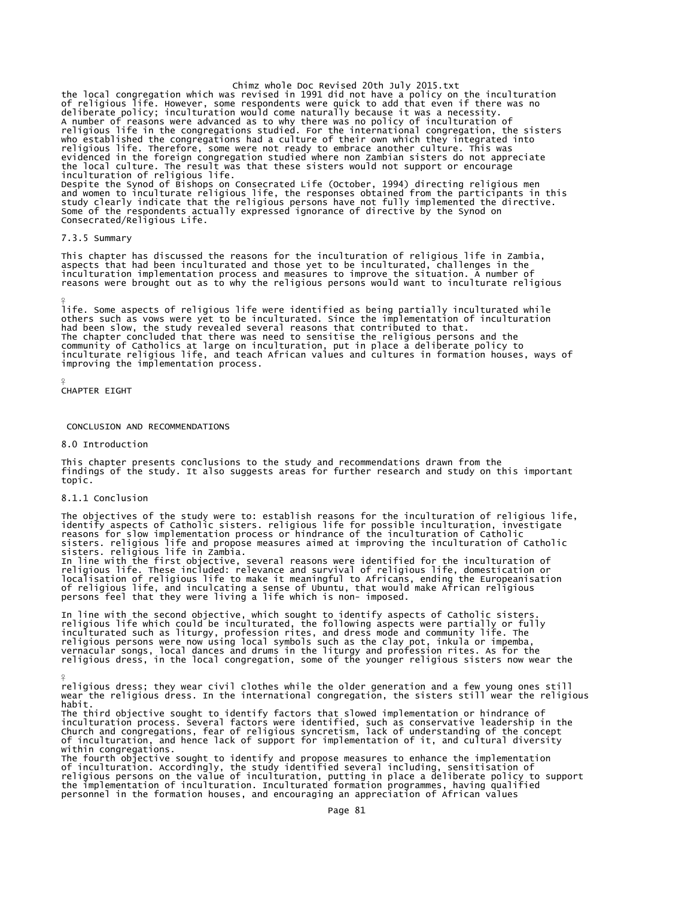the local congregation which was revised in 1991 did not have a policy on the inculturation of religious life. However, some respondents were quick to add that even if there was no deliberate policy; inculturation would come naturally because it was a necessity.
A number of reasons were advanced as to why there was no policy of inculturation of religious life in the congregations studied. For the international congregation, the sisters who established the congregations had a culture of their own which they integrated into religious life. Therefore, some were not ready to embrace another culture. This was evidenced in the foreign congregation studied where non Zambian sisters do not appreciate the local culture. The result was that these sisters would not support or encourage inculturation of religious life.
Despite the Synod of Bishops on Consecrated Life (October, 1994) directing religious men and women to inculturate religious life, the responses obtained from the participants in this study clearly indicate that the religious persons have not fully implemented the directive. Some of the respondents actually expressed ignorance of directive by the Synod on Consecrated/Religious Life.

### 7.3.5 Summary

This chapter has discussed the reasons for the inculturation of religious life in Zambia, aspects that had been inculturated and those yet to be inculturated, challenges in the inculturation implementation process and measures to improve the situation. A number of reasons were brought out as to why the religious persons would want to inculturate religious life. Some aspects of religious life were identified as being partially inculturated while others such as vows were yet to be inculturated. Since the implementation of inculturation had been slow, the study revealed several reasons that contributed to that.
The chapter concluded that there was need to sensitise the religious persons and the community of Catholics at large on inculturation, put in place a deliberate policy to inculturate religious life, and teach African values and cultures in formation houses, ways of improving the implementation process.

# CHAPTER EIGHT

## CONCLUSION AND RECOMMENDATIONS

### 8.0 Introduction

This chapter presents conclusions to the study and recommendations drawn from the findings of the study. It also suggests areas for further research and study on this important topic.

### 8.1.1 Conclusion

The objectives of the study were to: establish reasons for the inculturation of religious life, identify aspects of Catholic sisters. religious life for possible inculturation, investigate reasons for slow implementation process or hindrance of the inculturation of Catholic sisters. religious life and propose measures aimed at improving the inculturation of Catholic sisters. religious life in Zambia.
In line with the first objective, several reasons were identified for the inculturation of religious life. These included: relevance and survival of religious life, domestication or localisation of religious life to make it meaningful to Africans, ending the Europeanisation of religious life, and inculcating a sense of Ubuntu, that would make African religious persons feel that they were living a life which is non- imposed.

In line with the second objective, which sought to identify aspects of Catholic sisters. religious life which could be inculturated, the following aspects were partially or fully inculturated such as liturgy, profession rites, and dress mode and community life. The religious persons were now using local symbols such as the clay pot, inkula or impemba, vernacular songs, local dances and drums in the liturgy and profession rites. As for the religious dress, in the local congregation, some of the younger religious sisters now wear the religious dress; they wear civil clothes while the older generation and a few young ones still wear the religious dress. In the international congregation, the sisters still wear the religious habit.
The third objective sought to identify factors that slowed implementation or hindrance of inculturation process. Several factors were identified, such as conservative leadership in the Church and congregations, fear of religious syncretism, lack of understanding of the concept of inculturation, and hence lack of support for implementation of it, and cultural diversity within congregations.
The fourth objective sought to identify and propose measures to enhance the implementation of inculturation. Accordingly, the study identified several including, sensitisation of religious persons on the value of inculturation, putting in place a deliberate policy to support the implementation of inculturation. Inculturated formation programmes, having qualified personnel in the formation houses, and encouraging an appreciation of African values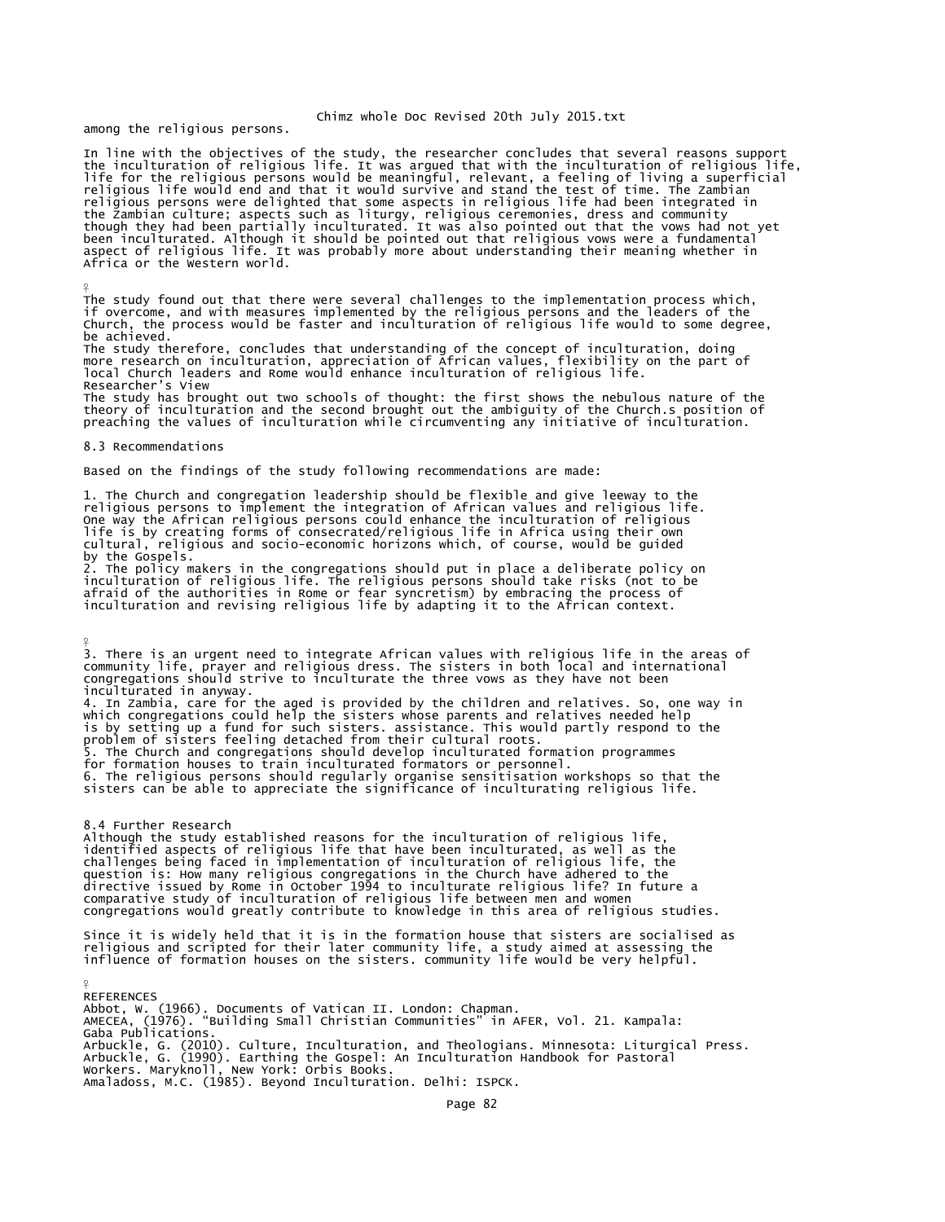among the religious persons.

In line with the objectives of the study, the researcher concludes that several reasons support the inculturation of religious life. It was argued that with the inculturation of religious life, life for the religious persons would be meaningful, relevant, a feeling of living a superficial religious life would end and that it would survive and stand the test of time. The Zambian religious persons were delighted that some aspects in religious life had been integrated in the Zambian culture; aspects such as liturgy, religious ceremonies, dress and community though they had been partially inculturated. It was also pointed out that the vows had not yet been inculturated. Although it should be pointed out that religious vows were a fundamental aspect of religious life. It was probably more about understanding their meaning whether in Africa or the Western world.

The study found out that there were several challenges to the implementation process which, if overcome, and with measures implemented by the religious persons and the leaders of the Church, the process would be faster and inculturation of religious life would to some degree, be achieved.
The study therefore, concludes that understanding of the concept of inculturation, doing more research on inculturation, appreciation of African values, flexibility on the part of local Church leaders and Rome would enhance inculturation of religious life.
Researcher's View
The study has brought out two schools of thought: the first shows the nebulous nature of the theory of inculturation and the second brought out the ambiguity of the Church.s position of preaching the values of inculturation while circumventing any initiative of inculturation.

## 8.3 Recommendations

Based on the findings of the study following recommendations are made:

1. The Church and congregation leadership should be flexible and give leeway to the religious persons to implement the integration of African values and religious life. One way the African religious persons could enhance the inculturation of religious life is by creating forms of consecrated/religious life in Africa using their own cultural, religious and socio-economic horizons which, of course, would be guided by the Gospels.
2. The policy makers in the congregations should put in place a deliberate policy on inculturation of religious life. The religious persons should take risks (not to be afraid of the authorities in Rome or fear syncretism) by embracing the process of inculturation and revising religious life by adapting it to the African context.
3. There is an urgent need to integrate African values with religious life in the areas of community life, prayer and religious dress. The sisters in both local and international congregations should strive to inculturate the three vows as they have not been inculturated in anyway.
4. In Zambia, care for the aged is provided by the children and relatives. So, one way in which congregations could help the sisters whose parents and relatives needed help is by setting up a fund for such sisters. assistance. This would partly respond to the problem of sisters feeling detached from their cultural roots.
5. The Church and congregations should develop inculturated formation programmes for formation houses to train inculturated formators or personnel.
6. The religious persons should regularly organise sensitisation workshops so that the sisters can be able to appreciate the significance of inculturating religious life.

## 8.4 Further Research

Although the study established reasons for the inculturation of religious life, identified aspects of religious life that have been inculturated, as well as the challenges being faced in implementation of inculturation of religious life, the question is: How many religious congregations in the Church have adhered to the directive issued by Rome in October 1994 to inculturate religious life? In future a comparative study of inculturation of religious life between men and women congregations would greatly contribute to knowledge in this area of religious studies.

Since it is widely held that it is in the formation house that sisters are socialised as religious and scripted for their later community life, a study aimed at assessing the influence of formation houses on the sisters. community life would be very helpful.

# REFERENCES

Abbot, W. (1966). Documents of Vatican II. London: Chapman.
AMECEA, (1976). "Building Small Christian Communities" in AFER, Vol. 21. Kampala: Gaba Publications.
Arbuckle, G. (2010). Culture, Inculturation, and Theologians. Minnesota: Liturgical Press.
Arbuckle, G. (1990). Earthing the Gospel: An Inculturation Handbook for Pastoral Workers. Maryknoll, New York: Orbis Books.
Amaladoss, M.C. (1985). Beyond Inculturation. Delhi: ISPCK.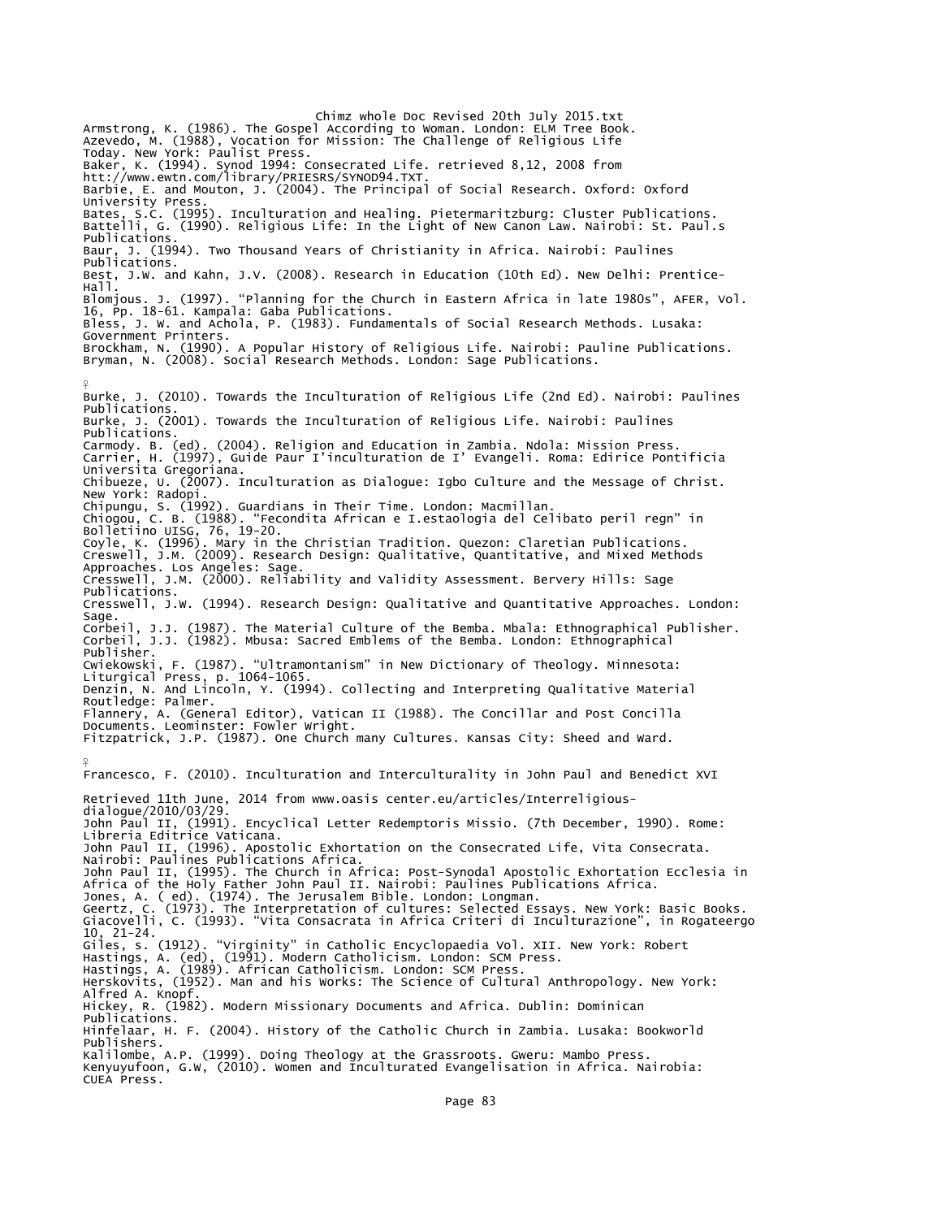Armstrong, K. (1986). The Gospel According to Woman. London: ELM Tree Book.
Azevedo, M. (1988), Vocation for Mission: The Challenge of Religious Life Today. New York: Paulist Press.
Baker, K. (1994). Synod 1994: Consecrated Life. retrieved 8,12, 2008 from htt://www.ewtn.com/library/PRIESRS/SYNOD94.TXT.
Barbie, E. and Mouton, J. (2004). The Principal of Social Research. Oxford: Oxford University Press.
Bates, S.C. (1995). Inculturation and Healing. Pietermaritzburg: Cluster Publications.
Battelli, G. (1990). Religious Life: In the Light of New Canon Law. Nairobi: St. Paul.s Publications.
Baur, J. (1994). Two Thousand Years of Christianity in Africa. Nairobi: Paulines Publications.
Best, J.W. and Kahn, J.V. (2008). Research in Education (10th Ed). New Delhi: Prentice-Hall.
Blomjous. J. (1997). "Planning for the Church in Eastern Africa in late 1980s", AFER, Vol. 16, Pp. 18-61. Kampala: Gaba Publications.
Bless, J. W. and Achola, P. (1983). Fundamentals of Social Research Methods. Lusaka: Government Printers.
Brockham, N. (1990). A Popular History of Religious Life. Nairobi: Pauline Publications.
Bryman, N. (2008). Social Research Methods. London: Sage Publications.

Burke, J. (2010). Towards the Inculturation of Religious Life (2nd Ed). Nairobi: Paulines Publications.
Burke, J. (2001). Towards the Inculturation of Religious Life. Nairobi: Paulines Publications.
Carmody. B. (ed). (2004). Religion and Education in Zambia. Ndola: Mission Press.
Carrier, H. (1997), Guide Paur I'inculturation de I' Evangeli. Roma: Edirice Pontificia Universita Gregoriana.
Chibueze, U. (2007). Inculturation as Dialogue: Igbo Culture and the Message of Christ. New York: Radopi.
Chipungu, S. (1992). Guardians in Their Time. London: Macmillan.
Chiogou, C. B. (1988). "Fecondita African e I.estaologia del Celibato peril regn" in Bolletiino UISG, 76, 19-20.
Coyle, K. (1996). Mary in the Christian Tradition. Quezon: Claretian Publications.
Creswell, J.M. (2009). Research Design: Qualitative, Quantitative, and Mixed Methods Approaches. Los Angeles: Sage.
Cresswell, J.M. (2000). Reliability and Validity Assessment. Bervery Hills: Sage Publications.
Cresswell, J.W. (1994). Research Design: Qualitative and Quantitative Approaches. London: Sage.
Corbeil, J.J. (1987). The Material Culture of the Bemba. Mbala: Ethnographical Publisher.
Corbeil, J.J. (1982). Mbusa: Sacred Emblems of the Bemba. London: Ethnographical Publisher.
Cwiekowski, F. (1987). "Ultramontanism" in New Dictionary of Theology. Minnesota: Liturgical Press, p. 1064-1065.
Denzin, N. And Lincoln, Y. (1994). Collecting and Interpreting Qualitative Material Routledge: Palmer.
Flannery, A. (General Editor), Vatican II (1988). The Concillar and Post Concilla Documents. Leominster: Fowler Wright.
Fitzpatrick, J.P. (1987). One Church many Cultures. Kansas City: Sheed and Ward.

Francesco, F. (2010). Inculturation and Interculturality in John Paul and Benedict XVI

Retrieved 11th June, 2014 from www.oasis center.eu/articles/Interreligious-dialogue/2010/03/29.
John Paul II, (1991). Encyclical Letter Redemptoris Missio. (7th December, 1990). Rome: Libreria Editrice Vaticana.
John Paul II, (1996). Apostolic Exhortation on the Consecrated Life, Vita Consecrata. Nairobi: Paulines Publications Africa.
John Paul II, (1995). The Church in Africa: Post-Synodal Apostolic Exhortation Ecclesia in Africa of the Holy Father John Paul II. Nairobi: Paulines Publications Africa.
Jones, A. ( ed). (1974). The Jerusalem Bible. London: Longman.
Geertz, C. (1973). The Interpretation of cultures: Selected Essays. New York: Basic Books.
Giacovelli, C. (1993). "Vita Consacrata in Africa Criteri di Inculturazione", in Rogateergo 10, 21-24.
Giles, s. (1912). "Virginity" in Catholic Encyclopaedia Vol. XII. New York: Robert
Hastings, A. (ed), (1991). Modern Catholicism. London: SCM Press.
Hastings, A. (1989). African Catholicism. London: SCM Press.
Herskovits, (1952). Man and his Works: The Science of Cultural Anthropology. New York: Alfred A. Knopf.
Hickey, R. (1982). Modern Missionary Documents and Africa. Dublin: Dominican Publications.
Hinfelaar, H. F. (2004). History of the Catholic Church in Zambia. Lusaka: Bookworld Publishers.
Kalilombe, A.P. (1999). Doing Theology at the Grassroots. Gweru: Mambo Press.
Kenyuyufoon, G.W, (2010). Women and Inculturated Evangelisation in Africa. Nairobia: CUEA Press.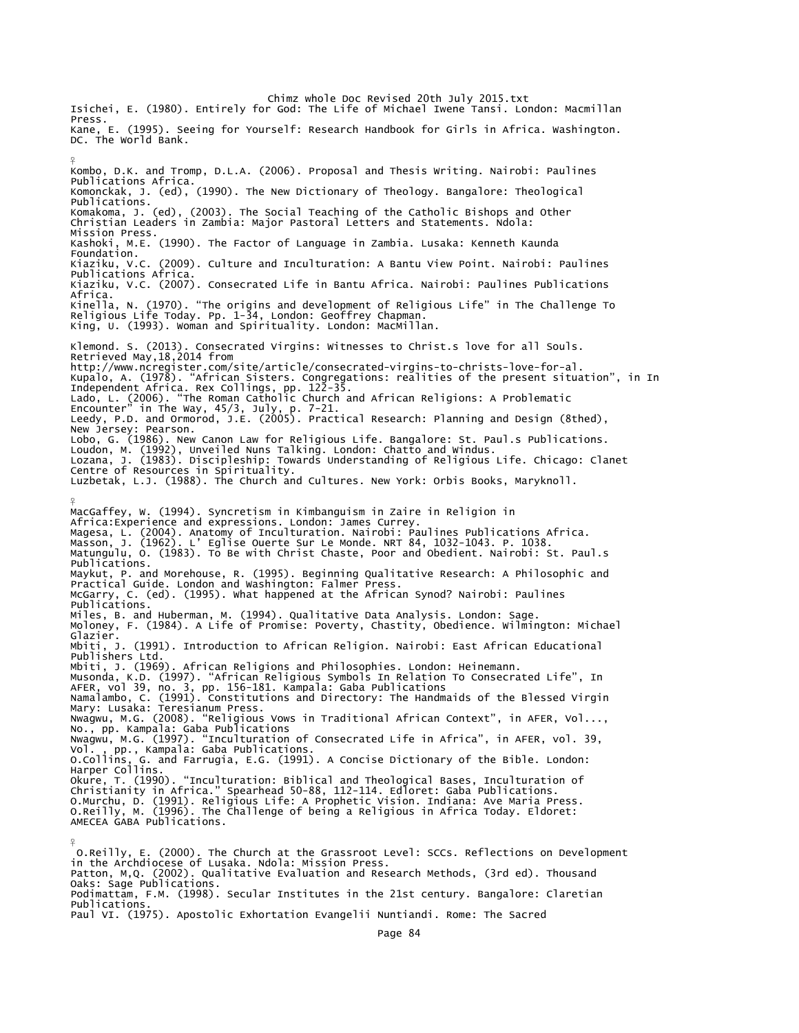Isichei, E. (1980). Entirely for God: The Life of Michael Iwene Tansi. London: Macmillan Press.

Kane, E. (1995). Seeing for Yourself: Research Handbook for Girls in Africa. Washington. DC. The World Bank.

♀

Kombo, D.K. and Tromp, D.L.A. (2006). Proposal and Thesis Writing. Nairobi: Paulines Publications Africa.

Komonckak, J. (ed), (1990). The New Dictionary of Theology. Bangalore: Theological Publications.

Komakoma, J. (ed), (2003). The Social Teaching of the Catholic Bishops and Other Christian Leaders in Zambia: Major Pastoral Letters and Statements. Ndola: Mission Press.

Kashoki, M.E. (1990). The Factor of Language in Zambia. Lusaka: Kenneth Kaunda Foundation.

Kiaziku, V.C. (2009). Culture and Inculturation: A Bantu View Point. Nairobi: Paulines Publications Africa.

Kiaziku, V.C. (2007). Consecrated Life in Bantu Africa. Nairobi: Paulines Publications Africa.

Kinella, N. (1970). "The origins and development of Religious Life" in The Challenge To Religious Life Today. Pp. 1-34, London: Geoffrey Chapman.

King, U. (1993). Woman and Spirituality. London: MacMillan.

Klemond. S. (2013). Consecrated Virgins: Witnesses to Christ.s love for all Souls. Retrieved May,18,2014 from http://www.ncregister.com/site/article/consecrated-virgins-to-christs-love-for-al.

Kupalo, A. (1978). "African Sisters. Congregations: realities of the present situation", in In Independent Africa. Rex Collings, pp. 122-35.

Lado, L. (2006). "The Roman Catholic Church and African Religions: A Problematic Encounter" in The Way, 45/3, July, p. 7-21.

Leedy, P.D. and Ormorod, J.E. (2005). Practical Research: Planning and Design (8thed), New Jersey: Pearson.

Lobo, G. (1986). New Canon Law for Religious Life. Bangalore: St. Paul.s Publications.

Loudon, M. (1992), Unveiled Nuns Talking. London: Chatto and Windus.

Lozana, J. (1983). Discipleship: Towards Understanding of Religious Life. Chicago: Clanet Centre of Resources in Spirituality.

Luzbetak, L.J. (1988). The Church and Cultures. New York: Orbis Books, Maryknoll.

♀

MacGaffey, W. (1994). Syncretism in Kimbanguism in Zaire in Religion in Africa:Experience and expressions. London: James Currey.

Magesa, L. (2004). Anatomy of Inculturation. Nairobi: Paulines Publications Africa.

Masson, J. (1962). L' Eglise Ouerte Sur Le Monde. NRT 84, 1032-1043. P. 1038.

Matungulu, O. (1983). To Be with Christ Chaste, Poor and Obedient. Nairobi: St. Paul.s Publications.

Maykut, P. and Morehouse, R. (1995). Beginning Qualitative Research: A Philosophic and Practical Guide. London and Washington: Falmer Press.

McGarry, C. (ed). (1995). What happened at the African Synod? Nairobi: Paulines Publications.

Miles, B. and Huberman, M. (1994). Qualitative Data Analysis. London: Sage.

Moloney, F. (1984). A Life of Promise: Poverty, Chastity, Obedience. Wilmington: Michael Glazier.

Mbiti, J. (1991). Introduction to African Religion. Nairobi: East African Educational Publishers Ltd.

Mbiti, J. (1969). African Religions and Philosophies. London: Heinemann.

Musonda, K.D. (1997). "African Religious Symbols In Relation To Consecrated Life", In AFER, vol 39, no. 3, pp. 156-181. Kampala: Gaba Publications

Namalambo, C. (1991). Constitutions and Directory: The Handmaids of the Blessed Virgin Mary: Lusaka: Teresianum Press.

Nwagwu, M.G. (2008). "Religious Vows in Traditional African Context", in AFER, Vol..., No., pp. Kampala: Gaba Publications

Nwagwu, M.G. (1997). "Inculturation of Consecrated Life in Africa", in AFER, vol. 39, Vol. , pp., Kampala: Gaba Publications.

O.Collins, G. and Farrugia, E.G. (1991). A Concise Dictionary of the Bible. London: Harper Collins.

Okure, T. (1990). "Inculturation: Biblical and Theological Bases, Inculturation of Christianity in Africa." Spearhead 50-88, 112-114. Edloret: Gaba Publications.

O.Murchu, D. (1991). Religious Life: A Prophetic Vision. Indiana: Ave Maria Press.

O.Reilly, M. (1996). The Challenge of being a Religious in Africa Today. Eldoret: AMECEA GABA Publications.

♀

O.Reilly, E. (2000). The Church at the Grassroot Level: SCCs. Reflections on Development in the Archdiocese of Lusaka. Ndola: Mission Press.

Patton, M,Q. (2002). Qualitative Evaluation and Research Methods, (3rd ed). Thousand Oaks: Sage Publications.

Podimattam, F.M. (1998). Secular Institutes in the 21st century. Bangalore: Claretian Publications.

Paul VI. (1975). Apostolic Exhortation Evangelii Nuntiandi. Rome: The Sacred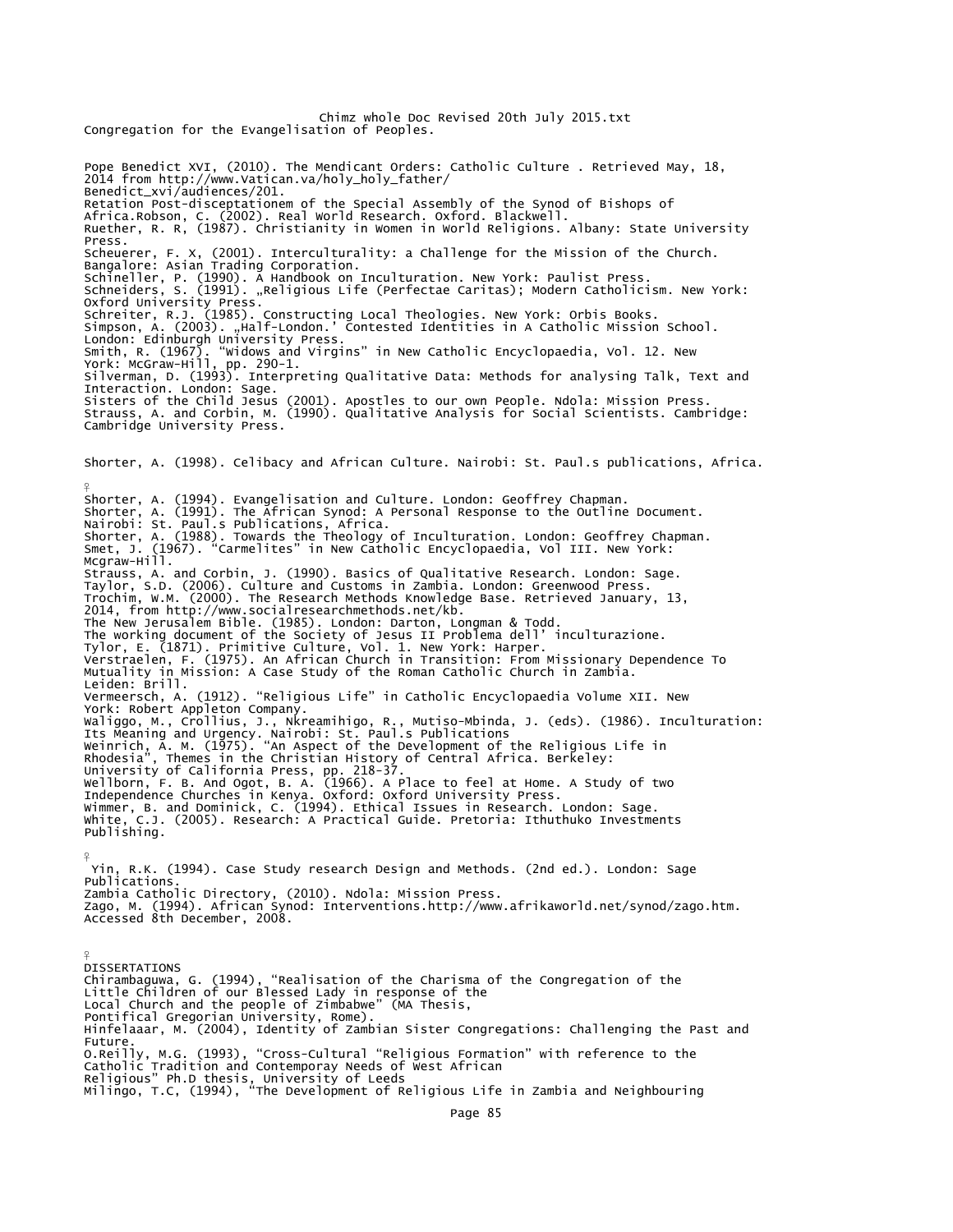Congregation for the Evangelisation of Peoples.

Pope Benedict XVI, (2010). The Mendicant Orders: Catholic Culture . Retrieved May, 18, 2014 from http://www.Vatican.va/holy_holy_father/ Benedict_xvi/audiences/201.
Retation Post-disceptationem of the Special Assembly of the Synod of Bishops of Africa.Robson, C. (2002). Real World Research. Oxford. Blackwell.
Ruether, R. R, (1987). Christianity in Women in World Religions. Albany: State University Press.
Scheuerer, F. X, (2001). Interculturality: a Challenge for the Mission of the Church. Bangalore: Asian Trading Corporation.
Schineller, P. (1990). A Handbook on Inculturation. New York: Paulist Press.
Schneiders, S. (1991). „Religious Life (Perfectae Caritas); Modern Catholicism. New York: Oxford University Press.
Schreiter, R.J. (1985). Constructing Local Theologies. New York: Orbis Books.
Simpson, A. (2003). „Half-London.' Contested Identities in A Catholic Mission School. London: Edinburgh University Press.
Smith, R. (1967). "Widows and Virgins" in New Catholic Encyclopaedia, Vol. 12. New York: McGraw-Hill, pp. 290-1.
Silverman, D. (1993). Interpreting Qualitative Data: Methods for analysing Talk, Text and Interaction. London: Sage.
Sisters of the Child Jesus (2001). Apostles to our own People. Ndola: Mission Press.
Strauss, A. and Corbin, M. (1990). Qualitative Analysis for Social Scientists. Cambridge: Cambridge University Press.

Shorter, A. (1998). Celibacy and African Culture. Nairobi: St. Paul.s publications, Africa.

Shorter, A. (1994). Evangelisation and Culture. London: Geoffrey Chapman.
Shorter, A. (1991). The African Synod: A Personal Response to the Outline Document. Nairobi: St. Paul.s Publications, Africa.
Shorter, A. (1988). Towards the Theology of Inculturation. London: Geoffrey Chapman.
Smet, J. (1967). "Carmelites" in New Catholic Encyclopaedia, Vol III. New York: Mcgraw-Hill.
Strauss, A. and Corbin, J. (1990). Basics of Qualitative Research. London: Sage.
Taylor, S.D. (2006). Culture and Customs in Zambia. London: Greenwood Press.
Trochim, W.M. (2000). The Research Methods Knowledge Base. Retrieved January, 13, 2014, from http://www.socialresearchmethods.net/kb.
The New Jerusalem Bible. (1985). London: Darton, Longman & Todd.
The working document of the Society of Jesus II Problema dell' inculturazione.
Tylor, E. (1871). Primitive Culture, Vol. 1. New York: Harper.
Verstraelen, F. (1975). An African Church in Transition: From Missionary Dependence To Mutuality in Mission: A Case Study of the Roman Catholic Church in Zambia. Leiden: Brill.
Vermeersch, A. (1912). "Religious Life" in Catholic Encyclopaedia Volume XII. New York: Robert Appleton Company.
Waliggo, M., Crollius, J., Nkreamihigo, R., Mutiso-Mbinda, J. (eds). (1986). Inculturation: Its Meaning and Urgency. Nairobi: St. Paul.s Publications
Weinrich, A. M. (1975). "An Aspect of the Development of the Religious Life in Rhodesia", Themes in the Christian History of Central Africa. Berkeley: University of California Press, pp. 218-37.
Wellborn, F. B. And Ogot, B. A. (1966). A Place to feel at Home. A Study of two Independence Churches in Kenya. Oxford: Oxford University Press.
Wimmer, B. and Dominick, C. (1994). Ethical Issues in Research. London: Sage.
White, C.J. (2005). Research: A Practical Guide. Pretoria: Ithuthuko Investments Publishing.

Yin, R.K. (1994). Case Study research Design and Methods. (2nd ed.). London: Sage Publications.
Zambia Catholic Directory, (2010). Ndola: Mission Press.
Zago, M. (1994). African Synod: Interventions.http://www.afrikaworld.net/synod/zago.htm. Accessed 8th December, 2008.

## DISSERTATIONS

Chirambaguwa, G. (1994), "Realisation of the Charisma of the Congregation of the Little Children of our Blessed Lady in response of the Local Church and the people of Zimbabwe" (MA Thesis, Pontifical Gregorian University, Rome).
Hinfelaaar, M. (2004), Identity of Zambian Sister Congregations: Challenging the Past and Future.
O.Reilly, M.G. (1993), "Cross-Cultural "Religious Formation" with reference to the Catholic Tradition and Contemporay Needs of West African Religious" Ph.D thesis, University of Leeds
Milingo, T.C, (1994), "The Development of Religious Life in Zambia and Neighbouring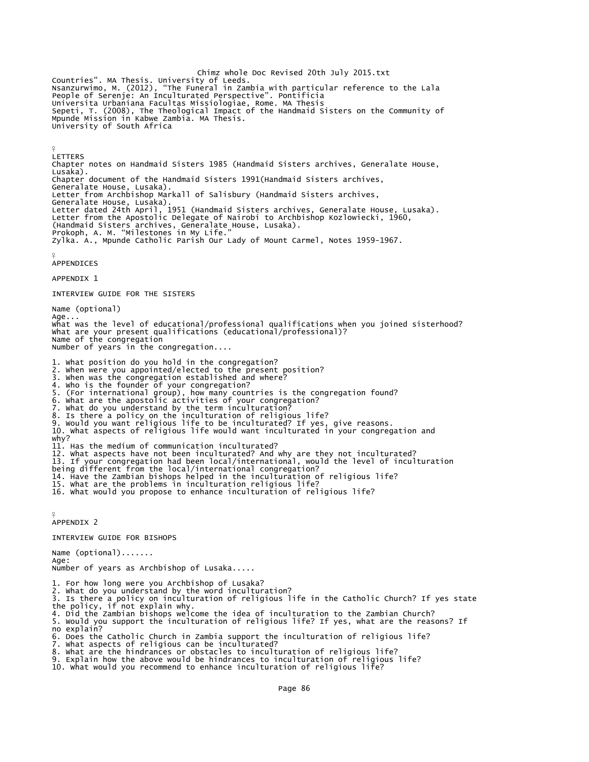Countries". MA Thesis. University of Leeds.
Nsanzurwimo, M. (2012), "The Funeral in Zambia with particular reference to the Lala People of Serenje: An Inculturated Perspective". Pontificia Universita Urbaniana Facultas Missiologiae, Rome. MA Thesis
Sepeti, T. (2008), The Theological Impact of the Handmaid Sisters on the Community of Mpunde Mission in Kabwe Zambia. MA Thesis.
University of South Africa

## LETTERS

Chapter notes on Handmaid Sisters 1985 (Handmaid Sisters archives, Generalate House, Lusaka).
Chapter document of the Handmaid Sisters 1991(Handmaid Sisters archives, Generalate House, Lusaka).
Letter from Archbishop Markall of Salisbury (Handmaid Sisters archives, Generalate House, Lusaka).
Letter dated 24th April, 1951 (Handmaid Sisters archives, Generalate House, Lusaka).
Letter from the Apostolic Delegate of Nairobi to Archbishop Kozlowiecki, 1960, (Handmaid Sisters archives, Generalate House, Lusaka).
Prokoph, A. M. "Milestones in My Life."
Zylka. A., Mpunde Catholic Parish Our Lady of Mount Carmel, Notes 1959-1967.

## APPENDICES

### APPENDIX 1

INTERVIEW GUIDE FOR THE SISTERS

Name (optional)
Age...
What was the level of educational/professional qualifications when you joined sisterhood?
What are your present qualifications (educational/professional)?
Name of the congregation
Number of years in the congregation....

1. What position do you hold in the congregation?
2. When were you appointed/elected to the present position?
3. When was the congregation established and where?
4. Who is the founder of your congregation?
5. (For international group), how many countries is the congregation found?
6. What are the apostolic activities of your congregation?
7. What do you understand by the term inculturation?
8. Is there a policy on the inculturation of religious life?
9. Would you want religious life to be inculturated? If yes, give reasons.
10. What aspects of religious life would want inculturated in your congregation and why?
11. Has the medium of communication inculturated?
12. What aspects have not been inculturated? And why are they not inculturated?
13. If your congregation had been local/international, would the level of inculturation being different from the local/international congregation?
14. Have the Zambian bishops helped in the inculturation of religious life?
15. What are the problems in inculturation religious life?
16. What would you propose to enhance inculturation of religious life?

### APPENDIX 2

INTERVIEW GUIDE FOR BISHOPS

Name (optional).......
Age:
Number of years as Archbishop of Lusaka.....

1. For how long were you Archbishop of Lusaka?
2. What do you understand by the word inculturation?
3. Is there a policy on inculturation of religious life in the Catholic Church? If yes state the policy, if not explain why.
4. Did the Zambian bishops welcome the idea of inculturation to the Zambian Church?
5. Would you support the inculturation of religious life? If yes, what are the reasons? If no explain?
6. Does the Catholic Church in Zambia support the inculturation of religious life?
7. What aspects of religious can be inculturated?
8. What are the hindrances or obstacles to inculturation of religious life?
9. Explain how the above would be hindrances to inculturation of religious life?
10. What would you recommend to enhance inculturation of religious life?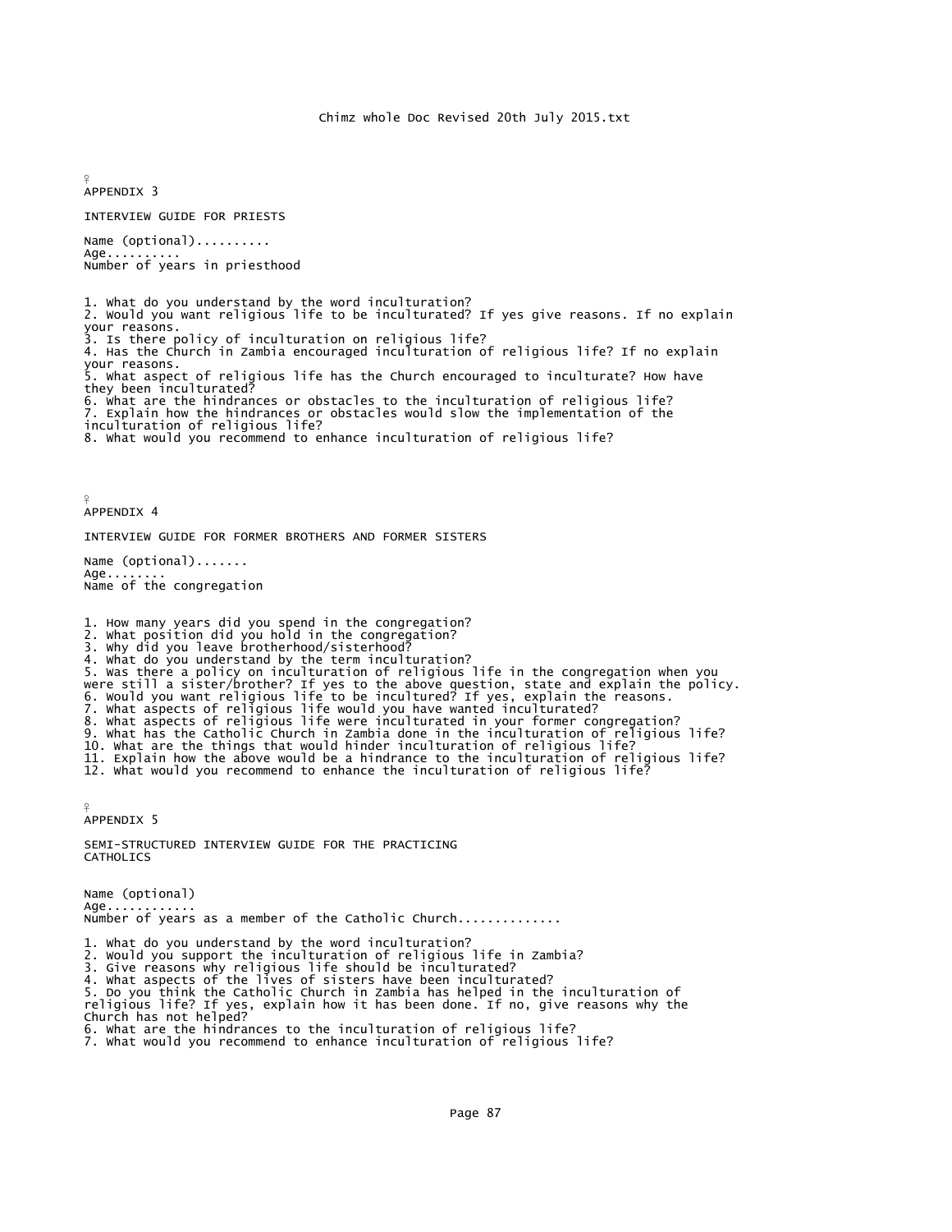## APPENDIX 3

INTERVIEW GUIDE FOR PRIESTS

Name (optional)..........
Age..........
Number of years in priesthood

1. What do you understand by the word inculturation?
2. Would you want religious life to be inculturated? If yes give reasons. If no explain your reasons.
3. Is there policy of inculturation on religious life?
4. Has the Church in Zambia encouraged inculturation of religious life? If no explain your reasons.
5. What aspect of religious life has the Church encouraged to inculturate? How have they been inculturated?
6. What are the hindrances or obstacles to the inculturation of religious life?
7. Explain how the hindrances or obstacles would slow the implementation of the inculturation of religious life?
8. What would you recommend to enhance inculturation of religious life?

## APPENDIX 4

INTERVIEW GUIDE FOR FORMER BROTHERS AND FORMER SISTERS

Name (optional).......
Age........
Name of the congregation

1. How many years did you spend in the congregation?
2. What position did you hold in the congregation?
3. Why did you leave brotherhood/sisterhood?
4. What do you understand by the term inculturation?
5. Was there a policy on inculturation of religious life in the congregation when you were still a sister/brother? If yes to the above question, state and explain the policy.
6. Would you want religious life to be incultured? If yes, explain the reasons.
7. What aspects of religious life would you have wanted inculturated?
8. What aspects of religious life were inculturated in your former congregation?
9. What has the Catholic Church in Zambia done in the inculturation of religious life?
10. What are the things that would hinder inculturation of religious life?
11. Explain how the above would be a hindrance to the inculturation of religious life?
12. What would you recommend to enhance the inculturation of religious life?

## APPENDIX 5

SEMI-STRUCTURED INTERVIEW GUIDE FOR THE PRACTICING CATHOLICS

Name (optional)
Age............
Number of years as a member of the Catholic Church..............

1. What do you understand by the word inculturation?
2. Would you support the inculturation of religious life in Zambia?
3. Give reasons why religious life should be inculturated?
4. What aspects of the lives of sisters have been inculturated?
5. Do you think the Catholic Church in Zambia has helped in the inculturation of religious life? If yes, explain how it has been done. If no, give reasons why the Church has not helped?
6. What are the hindrances to the inculturation of religious life?
7. What would you recommend to enhance inculturation of religious life?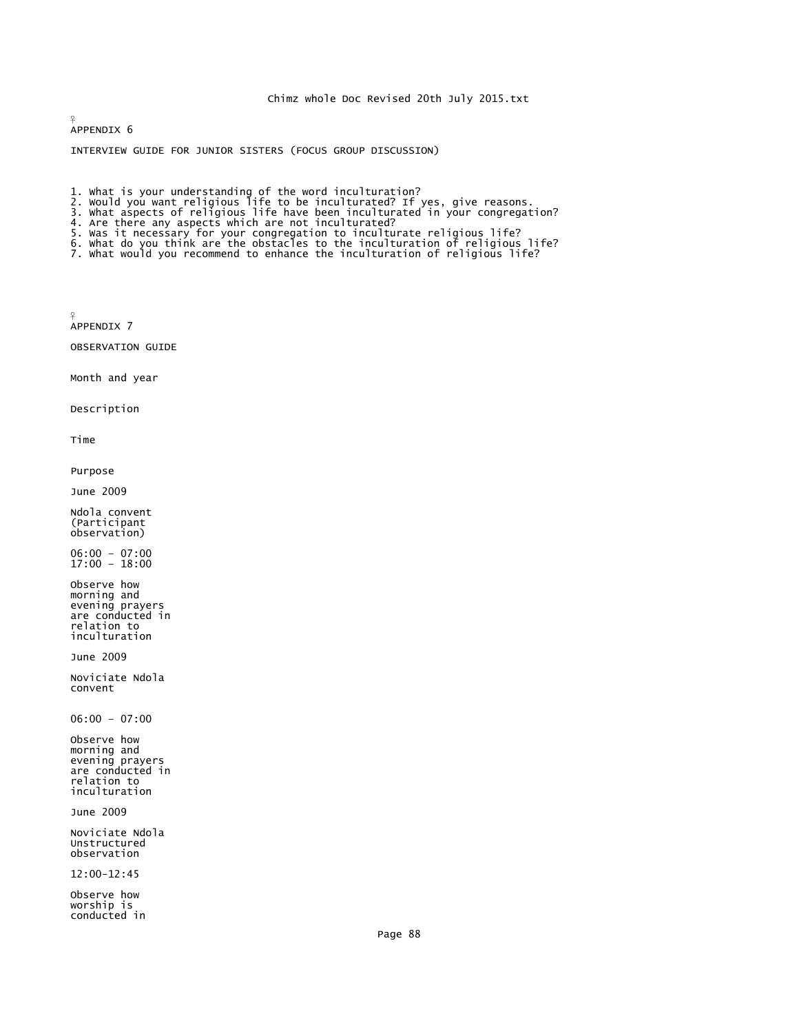# APPENDIX 6

## INTERVIEW GUIDE FOR JUNIOR SISTERS (FOCUS GROUP DISCUSSION)

1. What is your understanding of the word inculturation?
2. Would you want religious life to be inculturated? If yes, give reasons.
3. What aspects of religious life have been inculturated in your congregation?
4. Are there any aspects which are not inculturated?
5. Was it necessary for your congregation to inculturate religious life?
6. What do you think are the obstacles to the inculturation of religious life?
7. What would you recommend to enhance the inculturation of religious life?

# APPENDIX 7

## OBSERVATION GUIDE

| Month and year | Description | Time | Purpose |
|---|---|---|---|
| June 2009 | Ndola convent (Participant observation) | 06:00 – 07:00<br>17:00 – 18:00 | Observe how morning and evening prayers are conducted in relation to inculturation |
| June 2009 | Noviciate Ndola convent | 06:00 – 07:00 | Observe how morning and evening prayers are conducted in relation to inculturation |
| June 2009 | Noviciate Ndola Unstructured observation | 12:00-12:45 | Observe how worship is conducted in |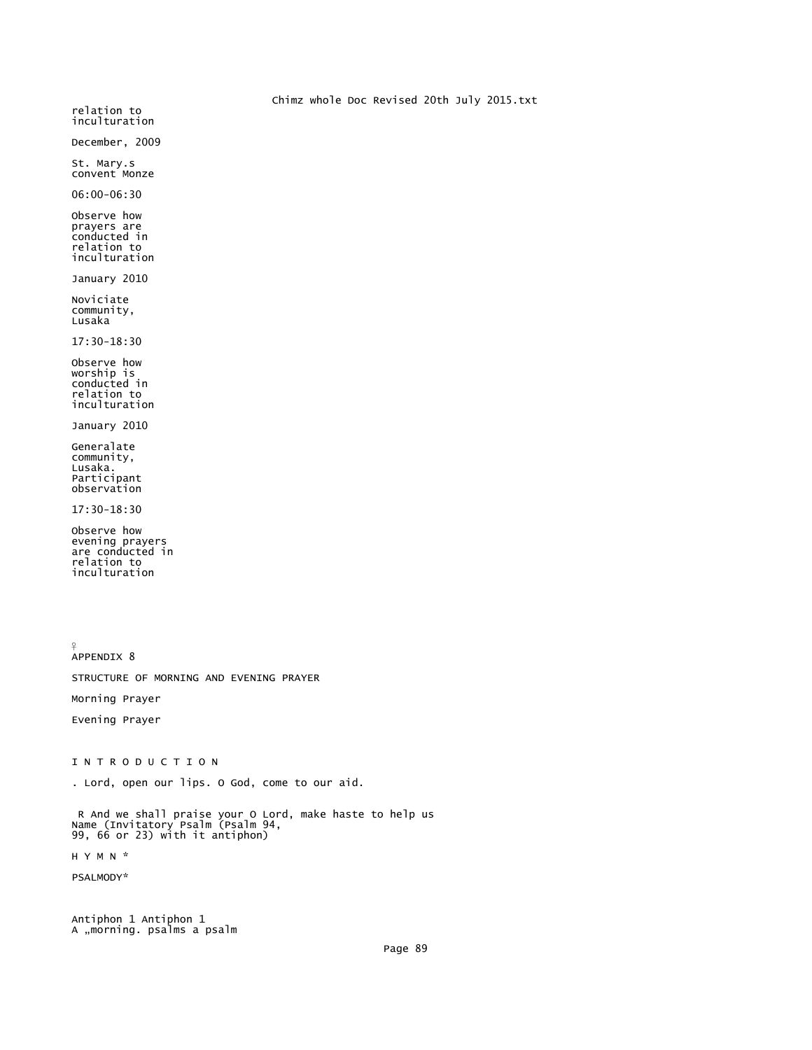relation to inculturation

December, 2009

St. Mary.s convent Monze

06:00-06:30

Observe how prayers are conducted in relation to inculturation

January 2010

Noviciate community, Lusaka

17:30-18:30

Observe how worship is conducted in relation to inculturation

January 2010

Generalate community, Lusaka. Participant observation

17:30-18:30

Observe how evening prayers are conducted in relation to inculturation

# APPENDIX 8

## STRUCTURE OF MORNING AND EVENING PRAYER

Morning Prayer

Evening Prayer

I N T R O D U C T I O N

. Lord, open our lips. O God, come to our aid.

R And we shall praise your O Lord, make haste to help us Name (Invitatory Psalm (Psalm 94, 99, 66 or 23) with it antiphon)

H Y M N *

PSALMODY*

Antiphon 1 Antiphon 1
A „morning. psalms a psalm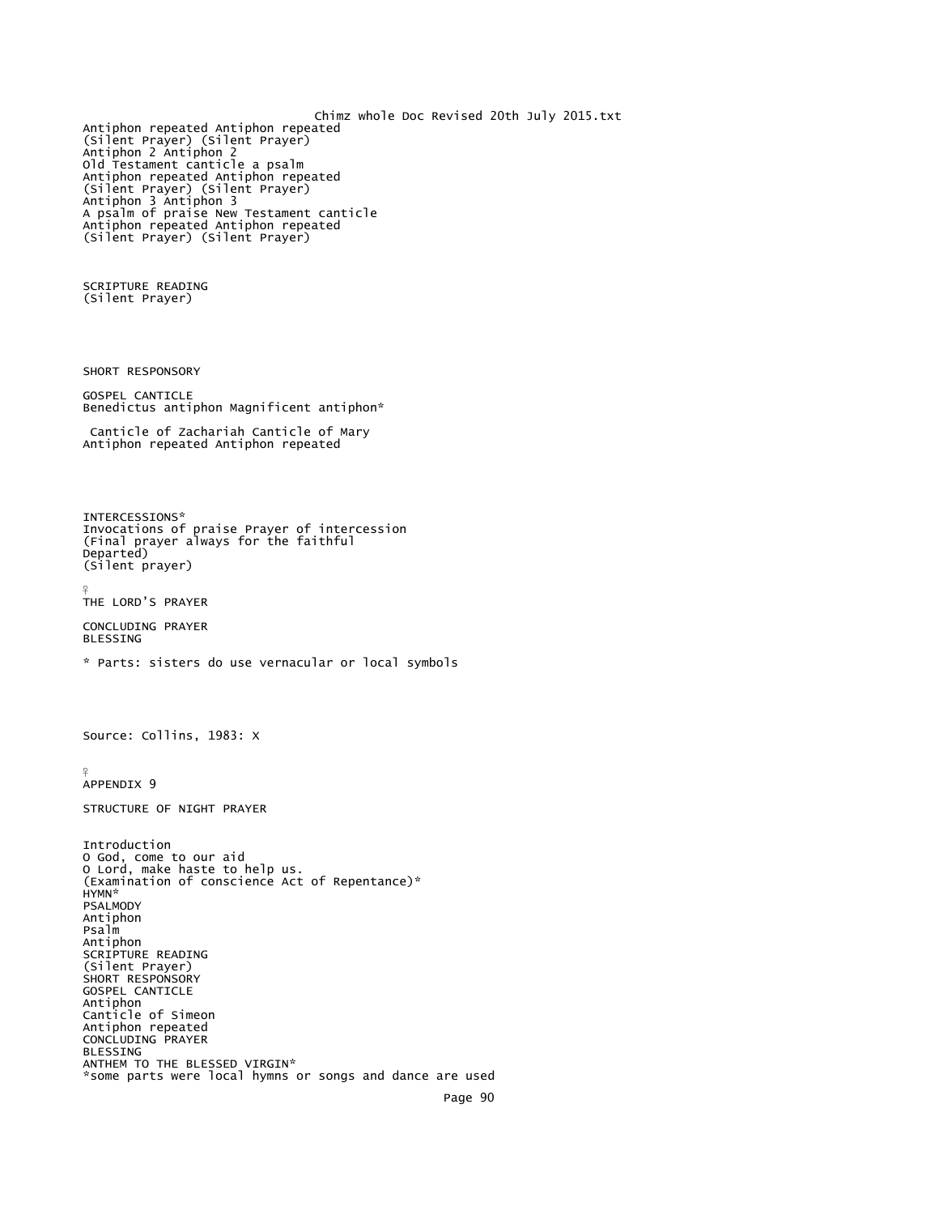Antiphon repeated Antiphon repeated
(Silent Prayer) (Silent Prayer)
Antiphon 2 Antiphon 2
Old Testament canticle a psalm
Antiphon repeated Antiphon repeated
(Silent Prayer) (Silent Prayer)
Antiphon 3 Antiphon 3
A psalm of praise New Testament canticle
Antiphon repeated Antiphon repeated
(Silent Prayer) (Silent Prayer)

SCRIPTURE READING
(Silent Prayer)

SHORT RESPONSORY

GOSPEL CANTICLE
Benedictus antiphon Magnificent antiphon*

Canticle of Zachariah Canticle of Mary
Antiphon repeated Antiphon repeated

INTERCESSIONS*
Invocations of praise Prayer of intercession
(Final prayer always for the faithful
Departed)
(Silent prayer)

♀
THE LORD'S PRAYER

CONCLUDING PRAYER
BLESSING

* Parts: sisters do use vernacular or local symbols

Source: Collins, 1983: X

♀
APPENDIX 9

STRUCTURE OF NIGHT PRAYER

Introduction
O God, come to our aid
O Lord, make haste to help us.
(Examination of conscience Act of Repentance)*
HYMN*
PSALMODY
Antiphon
Psalm
Antiphon
SCRIPTURE READING
(Silent Prayer)
SHORT RESPONSORY
GOSPEL CANTICLE
Antiphon
Canticle of Simeon
Antiphon repeated
CONCLUDING PRAYER
BLESSING
ANTHEM TO THE BLESSED VIRGIN*
*some parts were local hymns or songs and dance are used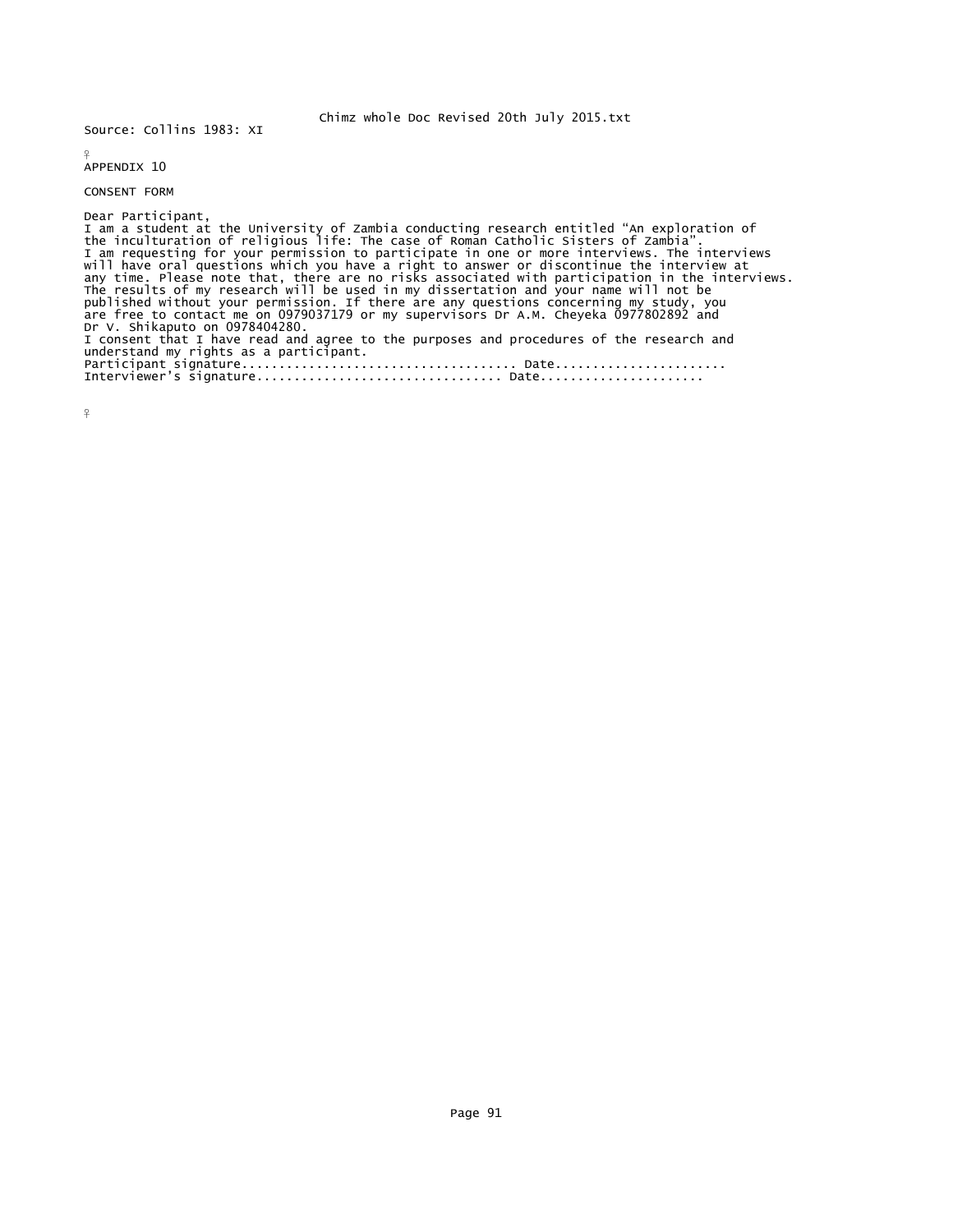Source: Collins 1983: XI

♀

## APPENDIX 10

### CONSENT FORM

Dear Participant,
I am a student at the University of Zambia conducting research entitled "An exploration of the inculturation of religious life: The case of Roman Catholic Sisters of Zambia".
I am requesting for your permission to participate in one or more interviews. The interviews will have oral questions which you have a right to answer or discontinue the interview at any time. Please note that, there are no risks associated with participation in the interviews.
The results of my research will be used in my dissertation and your name will not be published without your permission. If there are any questions concerning my study, you are free to contact me on 0979037179 or my supervisors Dr A.M. Cheyeka 0977802892 and Dr V. Shikaputo on 0978404280.
I consent that I have read and agree to the purposes and procedures of the research and understand my rights as a participant.
Participant signature.................................... Date......................
Interviewer's signature................................ Date.....................

♀